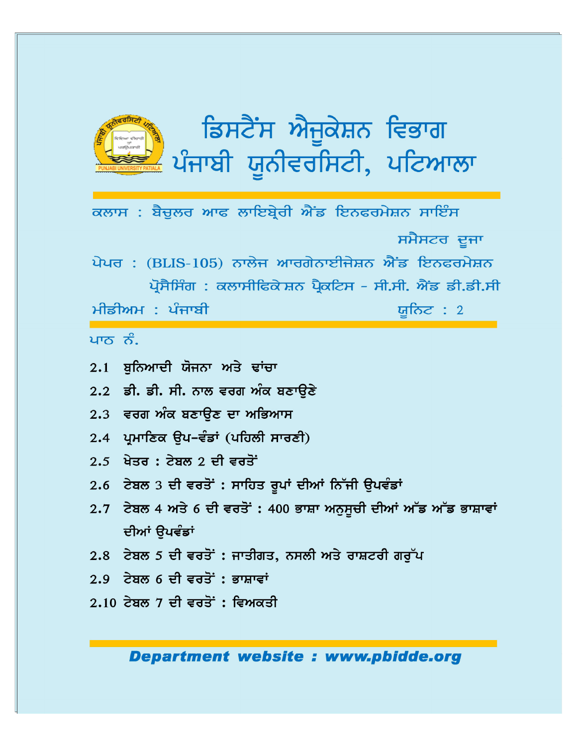# ਡਿਸਟੈਂਸ ਐਜੂਕੇਸ਼ਨ ਵਿਭਾਗ
# ਪੰਜਾਬੀ ਯੂਨੀਵਰਸਿਟੀ, ਪਟਿਆਲਾ

ਕਲਾਸ : ਬੈਚੁਲਰ ਆਫ ਲਾਇਬ੍ਰੇਰੀ ਐਂਡ ਇਨਫਰਮੇਸ਼ਨ ਸਾਇੰਸ

ਸਮੈਸਟਰ ਦੂਜਾ

ਪੇਪਰ : (BLIS-105) ਨਾਲੇਜ ਆਰਗੇਨਾਈਜੇਸ਼ਨ ਐਂਡ ਇਨਫਰਮੇਸ਼ਨ ਪ੍ਰੋਸੈਸਿੰਗ : ਕਲਾਸੀਫਿਕੇਸ਼ਨ ਪ੍ਰੈਕਟਿਸ - ਸੀ.ਸੀ. ਐਂਡ ਡੀ.ਡੀ.ਸੀ

ਮੀਡੀਅਮ : ਪੰਜਾਬੀ

ਯੂਨਿਟ : 2

ਪਾਠ ਨੰ.

2.1 ਬੁਨਿਆਦੀ ਯੋਜਨਾ ਅਤੇ ਢਾਂਚਾ

2.2 ਡੀ. ਡੀ. ਸੀ. ਨਾਲ ਵਰਗ ਅੰਕ ਬਣਾਉਣੇ

2.3 ਵਰਗ ਅੰਕ ਬਣਾਉਣ ਦਾ ਅਭਿਆਸ

2.4 ਪ੍ਰਮਾਣਿਕ ਉਪ-ਵੰਡਾਂ (ਪਹਿਲੀ ਸਾਰਣੀ)

2.5 ਖੇਤਰ : ਟੇਬਲ 2 ਦੀ ਵਰਤੋਂ

2.6 ਟੇਬਲ 3 ਦੀ ਵਰਤੋਂ : ਸਾਹਿਤ ਰੂਪਾਂ ਦੀਆਂ ਨਿੱਜੀ ਉਪਵੰਡਾਂ

2.7 ਟੇਬਲ 4 ਅਤੇ 6 ਦੀ ਵਰਤੋਂ : 400 ਭਾਸ਼ਾ ਅਨੁਸੂਚੀ ਦੀਆਂ ਅੱਡ ਅੱਡ ਭਾਸ਼ਾਵਾਂ ਦੀਆਂ ਉਪਵੰਡਾਂ

2.8 ਟੇਬਲ 5 ਦੀ ਵਰਤੋਂ : ਜਾਤੀਗਤ, ਨਸਲੀ ਅਤੇ ਰਾਸ਼ਟਰੀ ਗਰੁੱਪ

2.9 ਟੇਬਲ 6 ਦੀ ਵਰਤੋਂ : ਭਾਸ਼ਾਵਾਂ

2.10 ਟੇਬਲ 7 ਦੀ ਵਰਤੋਂ : ਵਿਅਕਤੀ

***Department website : www.pbidde.org***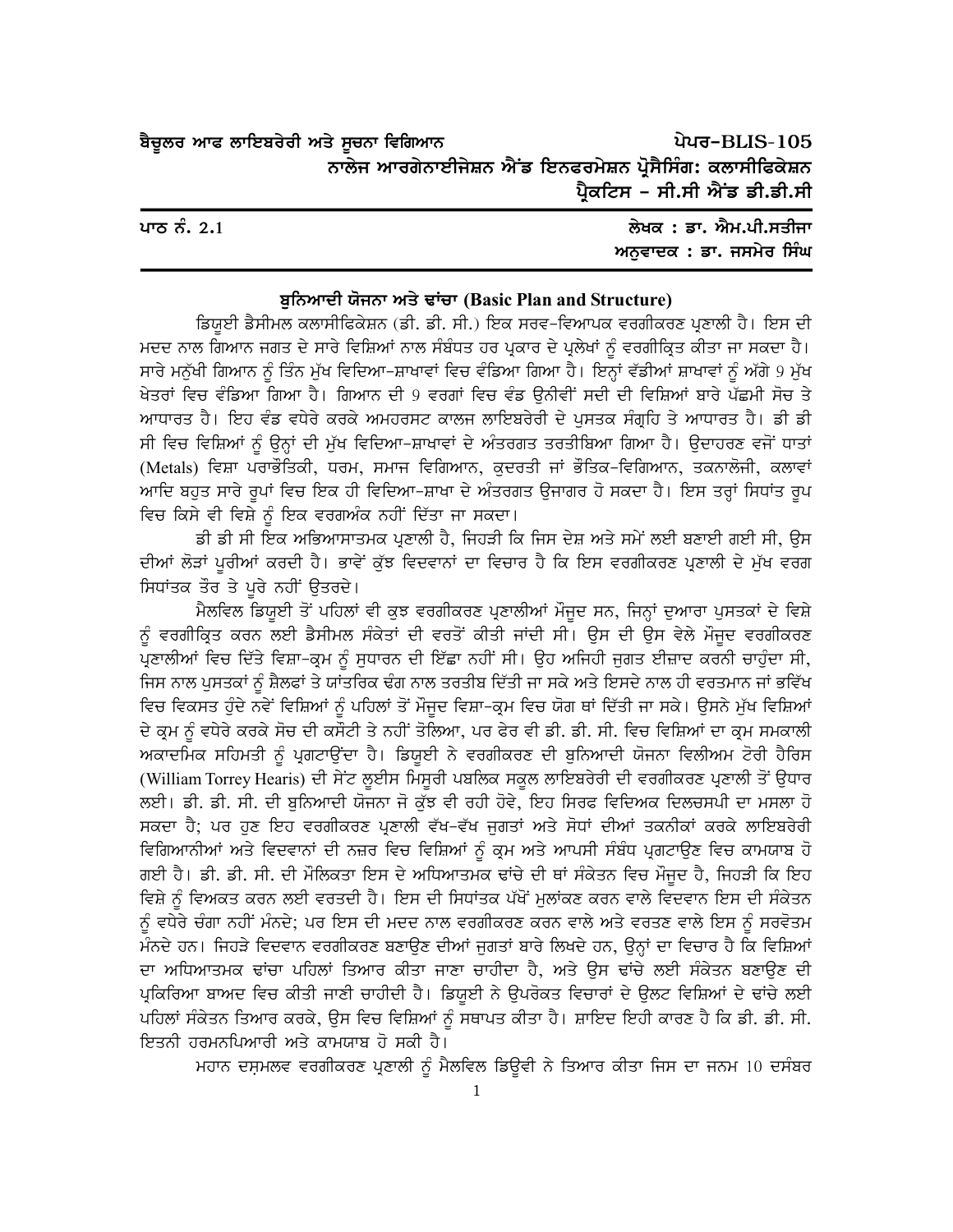ਬੈਚੂਲਰ ਆਫ ਲਾਇਬਰੇਰੀ ਅਤੇ ਸੂਚਨਾ ਵਿਗਿਆਨ — ਪੇਪਰ-BLIS-105

ਨਾਲੇਜ ਆਰਗੇਨਾਈਜੇਸ਼ਨ ਐਂਡ ਇਨਫਰਮੇਸ਼ਨ ਪ੍ਰੋਸੈਸਿੰਗ: ਕਲਾਸੀਫਿਕੇਸ਼ਨ ਪ੍ਰੈਕਟਿਸ – ਸੀ.ਸੀ ਐਂਡ ਡੀ.ਡੀ.ਸੀ

ਪਾਠ ਨੰ. 2.1

ਲੇਖਕ : ਡਾ. ਐਮ.ਪੀ.ਸਤੀਜਾ
ਅਨੁਵਾਦਕ : ਡਾ. ਜਸਮੇਰ ਸਿੰਘ

## ਬੁਨਿਆਦੀ ਯੋਜਨਾ ਅਤੇ ਢਾਂਚਾ (Basic Plan and Structure)

ਡਿਯੂਈ ਡੈਸੀਮਲ ਕਲਾਸੀਫਿਕੇਸ਼ਨ (ਡੀ. ਡੀ. ਸੀ.) ਇਕ ਸਰਵ-ਵਿਆਪਕ ਵਰਗੀਕਰਣ ਪ੍ਰਣਾਲੀ ਹੈ। ਇਸ ਦੀ ਮਦਦ ਨਾਲ ਗਿਆਨ ਜਗਤ ਦੇ ਸਾਰੇ ਵਿਸ਼ਿਆਂ ਨਾਲ ਸੰਬੰਧਤ ਹਰ ਪ੍ਰਕਾਰ ਦੇ ਪ੍ਰਲੇਖਾਂ ਨੂੰ ਵਰਗੀਕ੍ਰਿਤ ਕੀਤਾ ਜਾ ਸਕਦਾ ਹੈ। ਸਾਰੇ ਮਨੁੱਖੀ ਗਿਆਨ ਨੂੰ ਤਿੰਨ ਮੁੱਖ ਵਿਦਿਆ-ਸ਼ਾਖਾਵਾਂ ਵਿਚ ਵੰਡਿਆ ਗਿਆ ਹੈ। ਇਨ੍ਹਾਂ ਵੱਡੀਆਂ ਸ਼ਾਖਾਵਾਂ ਨੂੰ ਅੱਗੇ 9 ਮੁੱਖ ਖੇਤਰਾਂ ਵਿਚ ਵੰਡਿਆ ਗਿਆ ਹੈ। ਗਿਆਨ ਦੀ 9 ਵਰਗਾਂ ਵਿਚ ਵੰਡ ਉਨੀਵੀਂ ਸਦੀ ਦੀ ਵਿਸ਼ਿਆਂ ਬਾਰੇ ਪੱਛਮੀ ਸੋਚ ਤੇ ਆਧਾਰਤ ਹੈ। ਇਹ ਵੰਡ ਵਧੇਰੇ ਕਰਕੇ ਅਮਹਰਸਟ ਕਾਲਜ ਲਾਇਬਰੇਰੀ ਦੇ ਪੁਸਤਕ ਸੰਗ੍ਰਹਿ ਤੇ ਆਧਾਰਤ ਹੈ। ਡੀ ਡੀ ਸੀ ਵਿਚ ਵਿਸ਼ਿਆਂ ਨੂੰ ਉਨ੍ਹਾਂ ਦੀ ਮੁੱਖ ਵਿਦਿਆ-ਸ਼ਾਖਾਵਾਂ ਦੇ ਅੰਤਰਗਤ ਤਰਤੀਬਿਆ ਗਿਆ ਹੈ। ਉਦਾਹਰਣ ਵਜੋਂ ਧਾਤਾਂ (Metals) ਵਿਸ਼ਾ ਪਰਾਭੌਤਿਕੀ, ਧਰਮ, ਸਮਾਜ ਵਿਗਿਆਨ, ਕੁਦਰਤੀ ਜਾਂ ਭੌਤਿਕ-ਵਿਗਿਆਨ, ਤਕਨਾਲੋਜੀ, ਕਲਾਵਾਂ ਆਦਿ ਬਹੁਤ ਸਾਰੇ ਰੂਪਾਂ ਵਿਚ ਇਕ ਹੀ ਵਿਦਿਆ-ਸ਼ਾਖਾ ਦੇ ਅੰਤਰਗਤ ਉਜਾਗਰ ਹੋ ਸਕਦਾ ਹੈ। ਇਸ ਤਰ੍ਹਾਂ ਸਿਧਾਂਤ ਰੂਪ ਵਿਚ ਕਿਸੇ ਵੀ ਵਿਸ਼ੇ ਨੂੰ ਇਕ ਵਰਗਅੰਕ ਨਹੀਂ ਦਿੱਤਾ ਜਾ ਸਕਦਾ।

ਡੀ ਡੀ ਸੀ ਇਕ ਅਭਿਆਸਾਤਮਕ ਪ੍ਰਣਾਲੀ ਹੈ, ਜਿਹੜੀ ਕਿ ਜਿਸ ਦੇਸ਼ ਅਤੇ ਸਮੇਂ ਲਈ ਬਣਾਈ ਗਈ ਸੀ, ਉਸ ਦੀਆਂ ਲੋੜਾਂ ਪੂਰੀਆਂ ਕਰਦੀ ਹੈ। ਭਾਵੇਂ ਕੁੱਝ ਵਿਦਵਾਨਾਂ ਦਾ ਵਿਚਾਰ ਹੈ ਕਿ ਇਸ ਵਰਗੀਕਰਣ ਪ੍ਰਣਾਲੀ ਦੇ ਮੁੱਖ ਵਰਗ ਸਿਧਾਂਤਕ ਤੌਰ ਤੇ ਪੂਰੇ ਨਹੀਂ ਉਤਰਦੇ।

ਮੈਲਵਿਲ ਡਿਯੂਈ ਤੋਂ ਪਹਿਲਾਂ ਵੀ ਕੁਝ ਵਰਗੀਕਰਣ ਪ੍ਰਣਾਲੀਆਂ ਮੌਜੂਦ ਸਨ, ਜਿਨ੍ਹਾਂ ਦੁਆਰਾ ਪੁਸਤਕਾਂ ਦੇ ਵਿਸ਼ੇ ਨੂੰ ਵਰਗੀਕ੍ਰਿਤ ਕਰਨ ਲਈ ਡੈਸੀਮਲ ਸੰਕੇਤਾਂ ਦੀ ਵਰਤੋਂ ਕੀਤੀ ਜਾਂਦੀ ਸੀ। ਉਸ ਦੀ ਉਸ ਵੇਲੇ ਮੌਜੂਦ ਵਰਗੀਕਰਣ ਪ੍ਰਣਾਲੀਆਂ ਵਿਚ ਦਿੱਤੇ ਵਿਸ਼ਾ-ਕ੍ਰਮ ਨੂੰ ਸੁਧਾਰਨ ਦੀ ਇੱਛਾ ਨਹੀਂ ਸੀ। ਉਹ ਅਜਿਹੀ ਜੁਗਤ ਈਜ਼ਾਦ ਕਰਨੀ ਚਾਹੁੰਦਾ ਸੀ, ਜਿਸ ਨਾਲ ਪੁਸਤਕਾਂ ਨੂੰ ਸ਼ੈਲਫਾਂ ਤੇ ਯਾਂਤਰਿਕ ਢੰਗ ਨਾਲ ਤਰਤੀਬ ਦਿੱਤੀ ਜਾ ਸਕੇ ਅਤੇ ਇਸਦੇ ਨਾਲ ਹੀ ਵਰਤਮਾਨ ਜਾਂ ਭਵਿੱਖ ਵਿਚ ਵਿਕਸਤ ਹੁੰਦੇ ਨਵੇਂ ਵਿਸ਼ਿਆਂ ਨੂੰ ਪਹਿਲਾਂ ਤੋਂ ਮੌਜੂਦ ਵਿਸ਼ਾ-ਕ੍ਰਮ ਵਿਚ ਯੋਗ ਥਾਂ ਦਿੱਤੀ ਜਾ ਸਕੇ। ਉਸਨੇ ਮੁੱਖ ਵਿਸ਼ਿਆਂ ਦੇ ਕ੍ਰਮ ਨੂੰ ਵਧੇਰੇ ਕਰਕੇ ਸੋਚ ਦੀ ਕਸੌਟੀ ਤੇ ਨਹੀਂ ਤੋਲਿਆ, ਪਰ ਫੇਰ ਵੀ ਡੀ. ਡੀ. ਸੀ. ਵਿਚ ਵਿਸ਼ਿਆਂ ਦਾ ਕ੍ਰਮ ਸਮਕਾਲੀ ਅਕਾਦਮਿਕ ਸਹਿਮਤੀ ਨੂੰ ਪ੍ਰਗਟਾਉਂਦਾ ਹੈ। ਡਿਯੂਈ ਨੇ ਵਰਗੀਕਰਣ ਦੀ ਬੁਨਿਆਦੀ ਯੋਜਨਾ ਵਿਲੀਅਮ ਟੋਰੀ ਹੈਰਿਸ (William Torrey Hearis) ਦੀ ਸੇਂਟ ਲੂਈਸ ਮਿਸੂਰੀ ਪਬਲਿਕ ਸਕੂਲ ਲਾਇਬਰੇਰੀ ਦੀ ਵਰਗੀਕਰਣ ਪ੍ਰਣਾਲੀ ਤੋਂ ਉਧਾਰ ਲਈ। ਡੀ. ਡੀ. ਸੀ. ਦੀ ਬੁਨਿਆਦੀ ਯੋਜਨਾ ਜੋ ਕੁੱਝ ਵੀ ਰਹੀ ਹੋਵੇ, ਇਹ ਸਿਰਫ ਵਿਦਿਅਕ ਦਿਲਚਸਪੀ ਦਾ ਮਸਲਾ ਹੋ ਸਕਦਾ ਹੈ; ਪਰ ਹੁਣ ਇਹ ਵਰਗੀਕਰਣ ਪ੍ਰਣਾਲੀ ਵੱਖ-ਵੱਖ ਜੁਗਤਾਂ ਅਤੇ ਸੋਧਾਂ ਦੀਆਂ ਤਕਨੀਕਾਂ ਕਰਕੇ ਲਾਇਬਰੇਰੀ ਵਿਗਿਆਨੀਆਂ ਅਤੇ ਵਿਦਵਾਨਾਂ ਦੀ ਨਜ਼ਰ ਵਿਚ ਵਿਸ਼ਿਆਂ ਨੂੰ ਕ੍ਰਮ ਅਤੇ ਆਪਸੀ ਸੰਬੰਧ ਪ੍ਰਗਟਾਉਣ ਵਿਚ ਕਾਮਯਾਬ ਹੋ ਗਈ ਹੈ। ਡੀ. ਡੀ. ਸੀ. ਦੀ ਮੌਲਿਕਤਾ ਇਸ ਦੇ ਅਧਿਆਤਮਕ ਢਾਂਚੇ ਦੀ ਥਾਂ ਸੰਕੇਤਨ ਵਿਚ ਮੌਜੂਦ ਹੈ, ਜਿਹੜੀ ਕਿ ਇਹ ਵਿਸ਼ੇ ਨੂੰ ਵਿਅਕਤ ਕਰਨ ਲਈ ਵਰਤਦੀ ਹੈ। ਇਸ ਦੀ ਸਿਧਾਂਤਕ ਪੱਖੋਂ ਮੁਲਾਂਕਣ ਕਰਨ ਵਾਲੇ ਵਿਦਵਾਨ ਇਸ ਦੀ ਸੰਕੇਤਨ ਨੂੰ ਵਧੇਰੇ ਚੰਗਾ ਨਹੀਂ ਮੰਨਦੇ; ਪਰ ਇਸ ਦੀ ਮਦਦ ਨਾਲ ਵਰਗੀਕਰਣ ਕਰਨ ਵਾਲੇ ਅਤੇ ਵਰਤਣ ਵਾਲੇ ਇਸ ਨੂੰ ਸਰਵੋਤਮ ਮੰਨਦੇ ਹਨ। ਜਿਹੜੇ ਵਿਦਵਾਨ ਵਰਗੀਕਰਣ ਬਣਾਉਣ ਦੀਆਂ ਜੁਗਤਾਂ ਬਾਰੇ ਲਿਖਦੇ ਹਨ, ਉਨ੍ਹਾਂ ਦਾ ਵਿਚਾਰ ਹੈ ਕਿ ਵਿਸ਼ਿਆਂ ਦਾ ਅਧਿਆਤਮਕ ਢਾਂਚਾ ਪਹਿਲਾਂ ਤਿਆਰ ਕੀਤਾ ਜਾਣਾ ਚਾਹੀਦਾ ਹੈ, ਅਤੇ ਉਸ ਢਾਂਚੇ ਲਈ ਸੰਕੇਤਨ ਬਣਾਉਣ ਦੀ ਪ੍ਰਕਿਰਿਆ ਬਾਅਦ ਵਿਚ ਕੀਤੀ ਜਾਣੀ ਚਾਹੀਦੀ ਹੈ। ਡਿਯੂਈ ਨੇ ਉਪਰੋਕਤ ਵਿਚਾਰਾਂ ਦੇ ਉਲਟ ਵਿਸ਼ਿਆਂ ਦੇ ਢਾਂਚੇ ਲਈ ਪਹਿਲਾਂ ਸੰਕੇਤਨ ਤਿਆਰ ਕਰਕੇ, ਉਸ ਵਿਚ ਵਿਸ਼ਿਆਂ ਨੂੰ ਸਥਾਪਤ ਕੀਤਾ ਹੈ। ਸ਼ਾਇਦ ਇਹੀ ਕਾਰਣ ਹੈ ਕਿ ਡੀ. ਡੀ. ਸੀ. ਇਤਨੀ ਹਰਮਨਪਿਆਰੀ ਅਤੇ ਕਾਮਯਾਬ ਹੋ ਸਕੀ ਹੈ।

ਮਹਾਨ ਦਸ਼ਮਲਵ ਵਰਗੀਕਰਣ ਪ੍ਰਣਾਲੀ ਨੂੰ ਮੈਲਵਿਲ ਡਿਊਵੀ ਨੇ ਤਿਆਰ ਕੀਤਾ ਜਿਸ ਦਾ ਜਨਮ 10 ਦਸੰਬਰ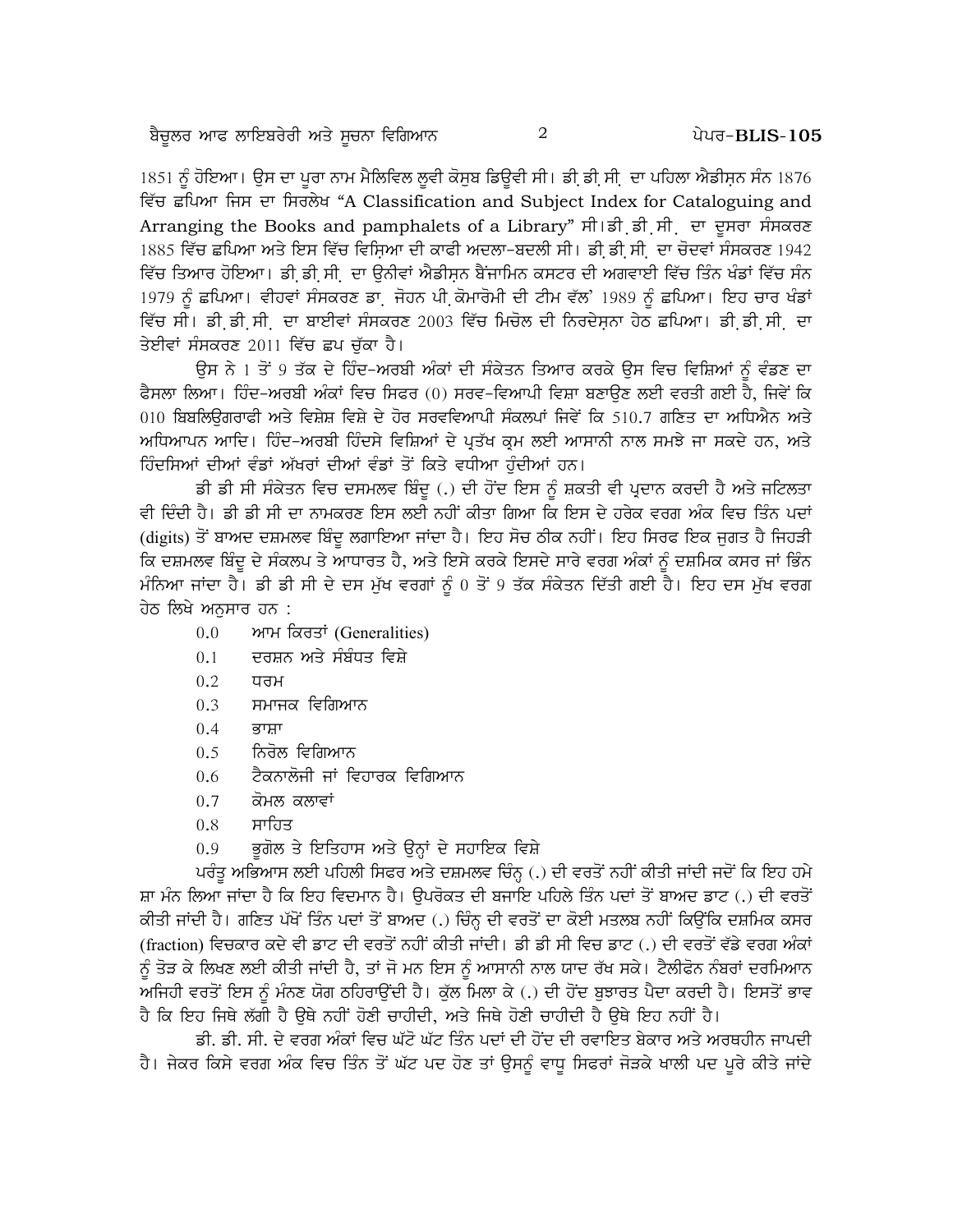1851 ਨੂੰ ਹੋਇਆ। ਉਸ ਦਾ ਪੂਰਾ ਨਾਮ ਮੈਲਿਵਿਲ ਲੂਵੀ ਕੋਸੁਬ ਡਿਊਵੀ ਸੀ। ਡੀ.ਡੀ.ਸੀ. ਦਾ ਪਹਿਲਾ ਐਡੀਸ਼ਨ ਸੰਨ 1876 ਵਿੱਚ ਛਪਿਆ ਜਿਸ ਦਾ ਸਿਰਲੇਖ "A Classification and Subject Index for Cataloguing and Arranging the Books and pamphalets of a Library" ਸੀ।ਡੀ.ਡੀ.ਸੀ. ਦਾ ਦੂਸਰਾ ਸੰਸਕਰਣ 1885 ਵਿੱਚ ਛਪਿਆ ਅਤੇ ਇਸ ਵਿੱਚ ਵਿਸ਼ਿਆ ਦੀ ਕਾਫੀ ਅਦਲਾ-ਬਦਲੀ ਸੀ। ਡੀ.ਡੀ.ਸੀ. ਦਾ ਚੋਦਵਾਂ ਸੰਸਕਰਣ 1942 ਵਿੱਚ ਤਿਆਰ ਹੋਇਆ। ਡੀ.ਡੀ.ਸੀ. ਦਾ ਉਨੀਵਾਂ ਐਡੀਸ਼ਨ ਬੈਂਜਾਮਿਨ ਕਸਟਰ ਦੀ ਅਗਵਾਈ ਵਿੱਚ ਤਿੰਨ ਖੰਡਾਂ ਵਿੱਚ ਸੰਨ 1979 ਨੂੰ ਛਪਿਆ। ਵੀਹਵਾਂ ਸੰਸਕਰਣ ਡਾ. ਜੋਹਨ ਪੀ.ਕੋਮਾਰੋਮੀ ਦੀ ਟੀਮ ਵੱਲ' 1989 ਨੂੰ ਛਪਿਆ। ਇਹ ਚਾਰ ਖੰਡਾਂ ਵਿੱਚ ਸੀ। ਡੀ.ਡੀ.ਸੀ. ਦਾ ਬਾਈਵਾਂ ਸੰਸਕਰਣ 2003 ਵਿੱਚ ਮਿਚੇਲ ਦੀ ਨਿਰਦੇਸ਼ਨਾ ਹੇਠ ਛਪਿਆ। ਡੀ.ਡੀ.ਸੀ. ਦਾ ਤੇਈਵਾਂ ਸੰਸਕਰਣ 2011 ਵਿੱਚ ਛਪ ਚੁੱਕਾ ਹੈ।

ਉਸ ਨੇ 1 ਤੋਂ 9 ਤੱਕ ਦੇ ਹਿੰਦ-ਅਰਬੀ ਅੰਕਾਂ ਦੀ ਸੰਕੇਤਨ ਤਿਆਰ ਕਰਕੇ ਉਸ ਵਿਚ ਵਿਸ਼ਿਆਂ ਨੂੰ ਵੰਡਣ ਦਾ ਫੈਸਲਾ ਲਿਆ। ਹਿੰਦ-ਅਰਬੀ ਅੰਕਾਂ ਵਿਚ ਸਿਫਰ (0) ਸਰਵ-ਵਿਆਪੀ ਵਿਸ਼ਾ ਬਣਾਉਣ ਲਈ ਵਰਤੀ ਗਈ ਹੈ, ਜਿਵੇਂ ਕਿ 010 ਬਿਬਲਿਓਗਰਾਫੀ ਅਤੇ ਵਿਸ਼ੇਸ਼ ਵਿਸ਼ੇ ਦੇ ਹੋਰ ਸਰਵਵਿਆਪੀ ਸੰਕਲਪਾਂ ਜਿਵੇਂ ਕਿ 510.7 ਗਣਿਤ ਦਾ ਅਧਿਐਨ ਅਤੇ ਅਧਿਆਪਨ ਆਦਿ। ਹਿੰਦ-ਅਰਬੀ ਹਿੰਦਸੇ ਵਿਸ਼ਿਆਂ ਦੇ ਪ੍ਰਤੱਖ ਕ੍ਰਮ ਲਈ ਆਸਾਨੀ ਨਾਲ ਸਮਝੇ ਜਾ ਸਕਦੇ ਹਨ, ਅਤੇ ਹਿੰਦਸਿਆਂ ਦੀਆਂ ਵੰਡਾਂ ਅੱਖਰਾਂ ਦੀਆਂ ਵੰਡਾਂ ਤੋਂ ਕਿਤੇ ਵਧੀਆ ਹੁੰਦੀਆਂ ਹਨ।

ਡੀ ਡੀ ਸੀ ਸੰਕੇਤਨ ਵਿਚ ਦਸਮਲਵ ਬਿੰਦੂ (.) ਦੀ ਹੋਂਦ ਇਸ ਨੂੰ ਸ਼ਕਤੀ ਵੀ ਪ੍ਰਦਾਨ ਕਰਦੀ ਹੈ ਅਤੇ ਜਟਿਲਤਾ ਵੀ ਦਿੰਦੀ ਹੈ। ਡੀ ਡੀ ਸੀ ਦਾ ਨਾਮਕਰਣ ਇਸ ਲਈ ਨਹੀਂ ਕੀਤਾ ਗਿਆ ਕਿ ਇਸ ਦੇ ਹਰੇਕ ਵਰਗ ਅੰਕ ਵਿਚ ਤਿੰਨ ਪਦਾਂ (digits) ਤੋਂ ਬਾਅਦ ਦਸ਼ਮਲਵ ਬਿੰਦੂ ਲਗਾਇਆ ਜਾਂਦਾ ਹੈ। ਇਹ ਸੋਚ ਠੀਕ ਨਹੀਂ। ਇਹ ਸਿਰਫ ਇਕ ਜੁਗਤ ਹੈ ਜਿਹੜੀ ਕਿ ਦਸ਼ਮਲਵ ਬਿੰਦੂ ਦੇ ਸੰਕਲਪ ਤੇ ਆਧਾਰਤ ਹੈ, ਅਤੇ ਇਸੇ ਕਰਕੇ ਇਸਦੇ ਸਾਰੇ ਵਰਗ ਅੰਕਾਂ ਨੂੰ ਦਸ਼ਮਿਕ ਕਸਰ ਜਾਂ ਭਿੰਨ ਮੰਨਿਆ ਜਾਂਦਾ ਹੈ। ਡੀ ਡੀ ਸੀ ਦੇ ਦਸ ਮੁੱਖ ਵਰਗਾਂ ਨੂੰ 0 ਤੋਂ 9 ਤੱਕ ਸੰਕੇਤਨ ਦਿੱਤੀ ਗਈ ਹੈ। ਇਹ ਦਸ ਮੁੱਖ ਵਰਗ ਹੇਠ ਲਿਖੇ ਅਨੁਸਾਰ ਹਨ :

- 0.0 ਆਮ ਕਿਰਤਾਂ (Generalities)
- 0.1 ਦਰਸ਼ਨ ਅਤੇ ਸੰਬੰਧਤ ਵਿਸ਼ੇ
- 0.2 ਧਰਮ
- 0.3 ਸਮਾਜਕ ਵਿਗਿਆਨ
- 0.4 ਭਾਸ਼ਾ
- 0.5 ਨਿਰੋਲ ਵਿਗਿਆਨ
- 0.6 ਟੈਕਨਾਲੋਜੀ ਜਾਂ ਵਿਹਾਰਕ ਵਿਗਿਆਨ
- 0.7 ਕੋਮਲ ਕਲਾਵਾਂ
- 0.8 ਸਾਹਿਤ
- 0.9 ਭੂਗੋਲ ਤੇ ਇਤਿਹਾਸ ਅਤੇ ਉਨ੍ਹਾਂ ਦੇ ਸਹਾਇਕ ਵਿਸ਼ੇ

ਪਰੰਤੂ ਅਭਿਆਸ ਲਈ ਪਹਿਲੀ ਸਿਫਰ ਅਤੇ ਦਸ਼ਮਲਵ ਚਿੰਨ੍ਹ (.) ਦੀ ਵਰਤੋਂ ਨਹੀਂ ਕੀਤੀ ਜਾਂਦੀ ਜਦੋਂ ਕਿ ਇਹ ਹਮੇਸ਼ਾ ਮੰਨ ਲਿਆ ਜਾਂਦਾ ਹੈ ਕਿ ਇਹ ਵਿਦਮਾਨ ਹੈ। ਉਪਰੋਕਤ ਦੀ ਬਜਾਇ ਪਹਿਲੇ ਤਿੰਨ ਪਦਾਂ ਤੋਂ ਬਾਅਦ ਡਾਟ (.) ਦੀ ਵਰਤੋਂ ਕੀਤੀ ਜਾਂਦੀ ਹੈ। ਗਣਿਤ ਪੱਖੋਂ ਤਿੰਨ ਪਦਾਂ ਤੋਂ ਬਾਅਦ (.) ਚਿੰਨ੍ਹ ਦੀ ਵਰਤੋਂ ਦਾ ਕੋਈ ਮਤਲਬ ਨਹੀਂ ਕਿਉਂਕਿ ਦਸ਼ਮਿਕ ਕਸਰ (fraction) ਵਿਚਕਾਰ ਕਦੇ ਵੀ ਡਾਟ ਦੀ ਵਰਤੋਂ ਨਹੀਂ ਕੀਤੀ ਜਾਂਦੀ। ਡੀ ਡੀ ਸੀ ਵਿਚ ਡਾਟ (.) ਦੀ ਵਰਤੋਂ ਵੱਡੇ ਵਰਗ ਅੰਕਾਂ ਨੂੰ ਤੋੜ ਕੇ ਲਿਖਣ ਲਈ ਕੀਤੀ ਜਾਂਦੀ ਹੈ, ਤਾਂ ਜੋ ਮਨ ਇਸ ਨੂੰ ਆਸਾਨੀ ਨਾਲ ਯਾਦ ਰੱਖ ਸਕੇ। ਟੈਲੀਫੋਨ ਨੰਬਰਾਂ ਦਰਮਿਆਨ ਅਜਿਹੀ ਵਰਤੋਂ ਇਸ ਨੂੰ ਮੰਨਣ ਯੋਗ ਠਹਿਰਾਉਂਦੀ ਹੈ। ਕੁੱਲ ਮਿਲਾ ਕੇ (.) ਦੀ ਹੋਂਦ ਬੁਝਾਰਤ ਪੈਦਾ ਕਰਦੀ ਹੈ। ਇਸਤੋਂ ਭਾਵ ਹੈ ਕਿ ਇਹ ਜਿਥੇ ਲੱਗੀ ਹੈ ਉਥੇ ਨਹੀਂ ਹੋਣੀ ਚਾਹੀਦੀ, ਅਤੇ ਜਿਥੇ ਹੋਣੀ ਚਾਹੀਦੀ ਹੈ ਉਥੇ ਇਹ ਨਹੀਂ ਹੈ।

ਡੀ. ਡੀ. ਸੀ. ਦੇ ਵਰਗ ਅੰਕਾਂ ਵਿਚ ਘੱਟੋ ਘੱਟ ਤਿੰਨ ਪਦਾਂ ਦੀ ਹੋਂਦ ਦੀ ਰਵਾਇਤ ਬੇਕਾਰ ਅਤੇ ਅਰਥਹੀਨ ਜਾਪਦੀ ਹੈ। ਜੇਕਰ ਕਿਸੇ ਵਰਗ ਅੰਕ ਵਿਚ ਤਿੰਨ ਤੋਂ ਘੱਟ ਪਦ ਹੋਣ ਤਾਂ ਉਸਨੂੰ ਵਾਧੂ ਸਿਫਰਾਂ ਜੋੜਕੇ ਖਾਲੀ ਪਦ ਪੂਰੇ ਕੀਤੇ ਜਾਂਦੇ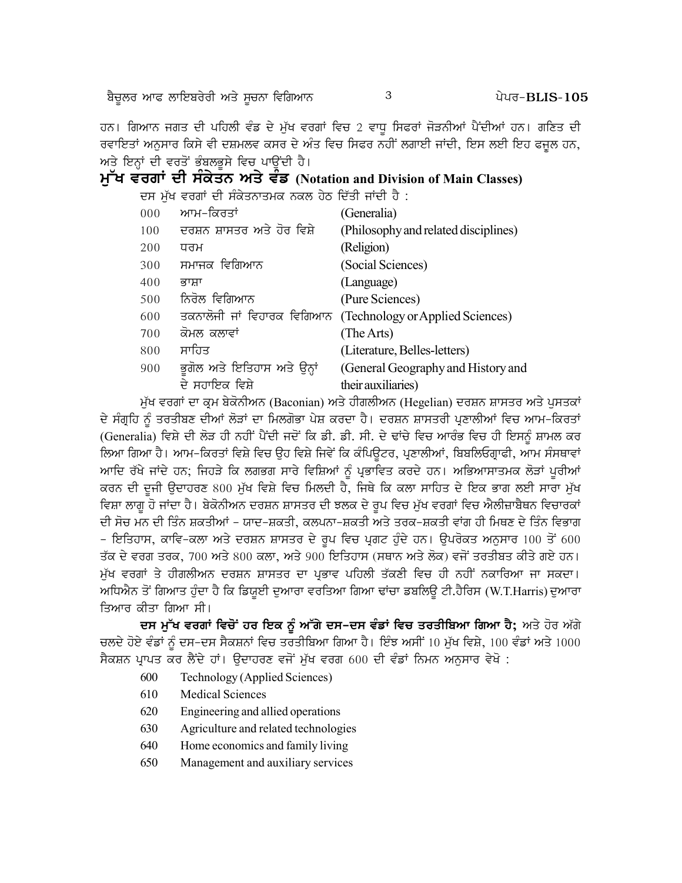ਹਨ। ਗਿਆਨ ਜਗਤ ਦੀ ਪਹਿਲੀ ਵੰਡ ਦੇ ਮੁੱਖ ਵਰਗਾਂ ਵਿਚ 2 ਵਾਧੂ ਸਿਫਰਾਂ ਜੋੜਨੀਆਂ ਪੈਂਦੀਆਂ ਹਨ। ਗਣਿਤ ਦੀ ਰਵਾਇਤਾਂ ਅਨੁਸਾਰ ਕਿਸੇ ਵੀ ਦਸ਼ਮਲਵ ਕਸਰ ਦੇ ਅੰਤ ਵਿਚ ਸਿਫਰ ਨਹੀਂ ਲਗਾਈ ਜਾਂਦੀ, ਇਸ ਲਈ ਇਹ ਫਜ਼ੂਲ ਹਨ, ਅਤੇ ਇਨ੍ਹਾਂ ਦੀ ਵਰਤੋਂ ਭੰਬਲਭੂਸੇ ਵਿਚ ਪਾਉਂਦੀ ਹੈ।

## ਮੁੱਖ ਵਰਗਾਂ ਦੀ ਸੰਕੇਤਨ ਅਤੇ ਵੰਡ (Notation and Division of Main Classes)

ਦਸ ਮੁੱਖ ਵਰਗਾਂ ਦੀ ਸੰਕੇਤਨਾਤਮਕ ਨਕਲ ਹੇਠ ਦਿੱਤੀ ਜਾਂਦੀ ਹੈ :

| | | |
|---|---|---|
| 000 | ਆਮ-ਕਿਰਤਾਂ | (Generalia) |
| 100 | ਦਰਸ਼ਨ ਸ਼ਾਸਤਰ ਅਤੇ ਹੋਰ ਵਿਸ਼ੇ | (Philosophy and related disciplines) |
| 200 | ਧਰਮ | (Religion) |
| 300 | ਸਮਾਜਕ ਵਿਗਿਆਨ | (Social Sciences) |
| 400 | ਭਾਸ਼ਾ | (Language) |
| 500 | ਨਿਰੋਲ ਵਿਗਿਆਨ | (Pure Sciences) |
| 600 | ਤਕਨਾਲੋਜੀ ਜਾਂ ਵਿਹਾਰਕ ਵਿਗਿਆਨ | (Technology or Applied Sciences) |
| 700 | ਕੋਮਲ ਕਲਾਵਾਂ | (The Arts) |
| 800 | ਸਾਹਿਤ | (Literature, Belles-letters) |
| 900 | ਭੂਗੋਲ ਅਤੇ ਇਤਿਹਾਸ ਅਤੇ ਉਨ੍ਹਾਂ ਦੇ ਸਹਾਇਕ ਵਿਸ਼ੇ | (General Geography and History and their auxiliaries) |

ਮੁੱਖ ਵਰਗਾਂ ਦਾ ਕ੍ਰਮ ਬੇਕੋਨੀਅਨ (Baconian) ਅਤੇ ਹੀਗਲੀਅਨ (Hegelian) ਦਰਸ਼ਨ ਸ਼ਾਸਤਰ ਅਤੇ ਪੁਸਤਕਾਂ ਦੇ ਸੰਗ੍ਰਹਿ ਨੂੰ ਤਰਤੀਬਣ ਦੀਆਂ ਲੋੜਾਂ ਦਾ ਮਿਲਗੋਭਾ ਪੇਸ਼ ਕਰਦਾ ਹੈ। ਦਰਸ਼ਨ ਸ਼ਾਸਤਰੀ ਪ੍ਰਣਾਲੀਆਂ ਵਿਚ ਆਮ-ਕਿਰਤਾਂ (Generalia) ਵਿਸ਼ੇ ਦੀ ਲੋੜ ਹੀ ਨਹੀਂ ਪੈਂਦੀ ਜਦੋਂ ਕਿ ਡੀ. ਡੀ. ਸੀ. ਦੇ ਢਾਂਚੇ ਵਿਚ ਆਰੰਭ ਵਿਚ ਹੀ ਇਸਨੂੰ ਸ਼ਾਮਲ ਕਰ ਲਿਆ ਗਿਆ ਹੈ। ਆਮ-ਕਿਰਤਾਂ ਵਿਸ਼ੇ ਵਿਚ ਉਹ ਵਿਸ਼ੇ ਜਿਵੇਂ ਕਿ ਕੰਪਿਊਟਰ, ਪ੍ਰਣਾਲੀਆਂ, ਬਿਬਲਿਓਗ੍ਰਾਫੀ, ਆਮ ਸੰਸਥਾਵਾਂ ਆਦਿ ਰੱਖੇ ਜਾਂਦੇ ਹਨ; ਜਿਹੜੇ ਕਿ ਲਗਭਗ ਸਾਰੇ ਵਿਸ਼ਿਆਂ ਨੂੰ ਪ੍ਰਭਾਵਿਤ ਕਰਦੇ ਹਨ। ਅਭਿਆਸਾਤਮਕ ਲੋੜਾਂ ਪੂਰੀਆਂ ਕਰਨ ਦੀ ਦੂਜੀ ਉਦਾਹਰਣ 800 ਮੁੱਖ ਵਿਸ਼ੇ ਵਿਚ ਮਿਲਦੀ ਹੈ, ਜਿਥੇ ਕਿ ਕਲਾ ਸਾਹਿਤ ਦੇ ਇਕ ਭਾਗ ਲਈ ਸਾਰਾ ਮੁੱਖ ਵਿਸ਼ਾ ਲਾਗੂ ਹੋ ਜਾਂਦਾ ਹੈ। ਬੇਕੋਨੀਅਨ ਦਰਸ਼ਨ ਸ਼ਾਸਤਰ ਦੀ ਝਲਕ ਦੇ ਰੂਪ ਵਿਚ ਮੁੱਖ ਵਰਗਾਂ ਵਿਚ ਐਲੀਜ਼ਾਬੈਥਨ ਵਿਚਾਰਕਾਂ ਦੀ ਸੋਚ ਮਨ ਦੀ ਤਿੰਨ ਸ਼ਕਤੀਆਂ - ਯਾਦ-ਸ਼ਕਤੀ, ਕਲਪਨਾ-ਸ਼ਕਤੀ ਅਤੇ ਤਰਕ-ਸ਼ਕਤੀ ਵਾਂਗ ਹੀ ਮਿਥਣ ਦੇ ਤਿੰਨ ਵਿਭਾਗ - ਇਤਿਹਾਸ, ਕਾਵਿ-ਕਲਾ ਅਤੇ ਦਰਸ਼ਨ ਸ਼ਾਸਤਰ ਦੇ ਰੂਪ ਵਿਚ ਪ੍ਰਗਟ ਹੁੰਦੇ ਹਨ। ਉਪਰੋਕਤ ਅਨੁਸਾਰ 100 ਤੋਂ 600 ਤੱਕ ਦੇ ਵਰਗ ਤਰਕ, 700 ਅਤੇ 800 ਕਲਾ, ਅਤੇ 900 ਇਤਿਹਾਸ (ਸਥਾਨ ਅਤੇ ਲੋਕ) ਵਜੋਂ ਤਰਤੀਬਤ ਕੀਤੇ ਗਏ ਹਨ। ਮੁੱਖ ਵਰਗਾਂ ਤੇ ਹੀਗਲੀਅਨ ਦਰਸ਼ਨ ਸ਼ਾਸਤਰ ਦਾ ਪ੍ਰਭਾਵ ਪਹਿਲੀ ਤੱਕਣੀ ਵਿਚ ਹੀ ਨਹੀਂ ਨਕਾਰਿਆ ਜਾ ਸਕਦਾ। ਅਧਿਐਨ ਤੋਂ ਗਿਆਤ ਹੁੰਦਾ ਹੈ ਕਿ ਡਿਯੂਈ ਦੁਆਰਾ ਵਰਤਿਆ ਗਿਆ ਢਾਂਚਾ ਡਬਲਿਊ ਟੀ.ਹੈਰਿਸ (W.T.Harris) ਦੁਆਰਾ ਤਿਆਰ ਕੀਤਾ ਗਿਆ ਸੀ।

**ਦਸ ਮੁੱਖ ਵਰਗਾਂ ਵਿਚੋਂ ਹਰ ਇਕ ਨੂੰ ਅੱਗੇ ਦਸ-ਦਸ ਵੰਡਾਂ ਵਿਚ ਤਰਤੀਬਿਆ ਗਿਆ ਹੈ;** ਅਤੇ ਹੋਰ ਅੱਗੇ ਚਲਦੇ ਹੋਏ ਵੰਡਾਂ ਨੂੰ ਦਸ-ਦਸ ਸੈਕਸ਼ਨਾਂ ਵਿਚ ਤਰਤੀਬਿਆ ਗਿਆ ਹੈ। ਇੰਝ ਅਸੀਂ 10 ਮੁੱਖ ਵਿਸ਼ੇ, 100 ਵੰਡਾਂ ਅਤੇ 1000 ਸੈਕਸ਼ਨ ਪ੍ਰਾਪਤ ਕਰ ਲੈਂਦੇ ਹਾਂ। ਉਦਾਹਰਣ ਵਜੋਂ ਮੁੱਖ ਵਰਗ 600 ਦੀ ਵੰਡਾਂ ਨਿਮਨ ਅਨੁਸਾਰ ਵੇਖੋ :

| | |
|---|---|
| 600 | Technology (Applied Sciences) |
| 610 | Medical Sciences |
| 620 | Engineering and allied operations |
| 630 | Agriculture and related technologies |
| 640 | Home economics and family living |
| 650 | Management and auxiliary services |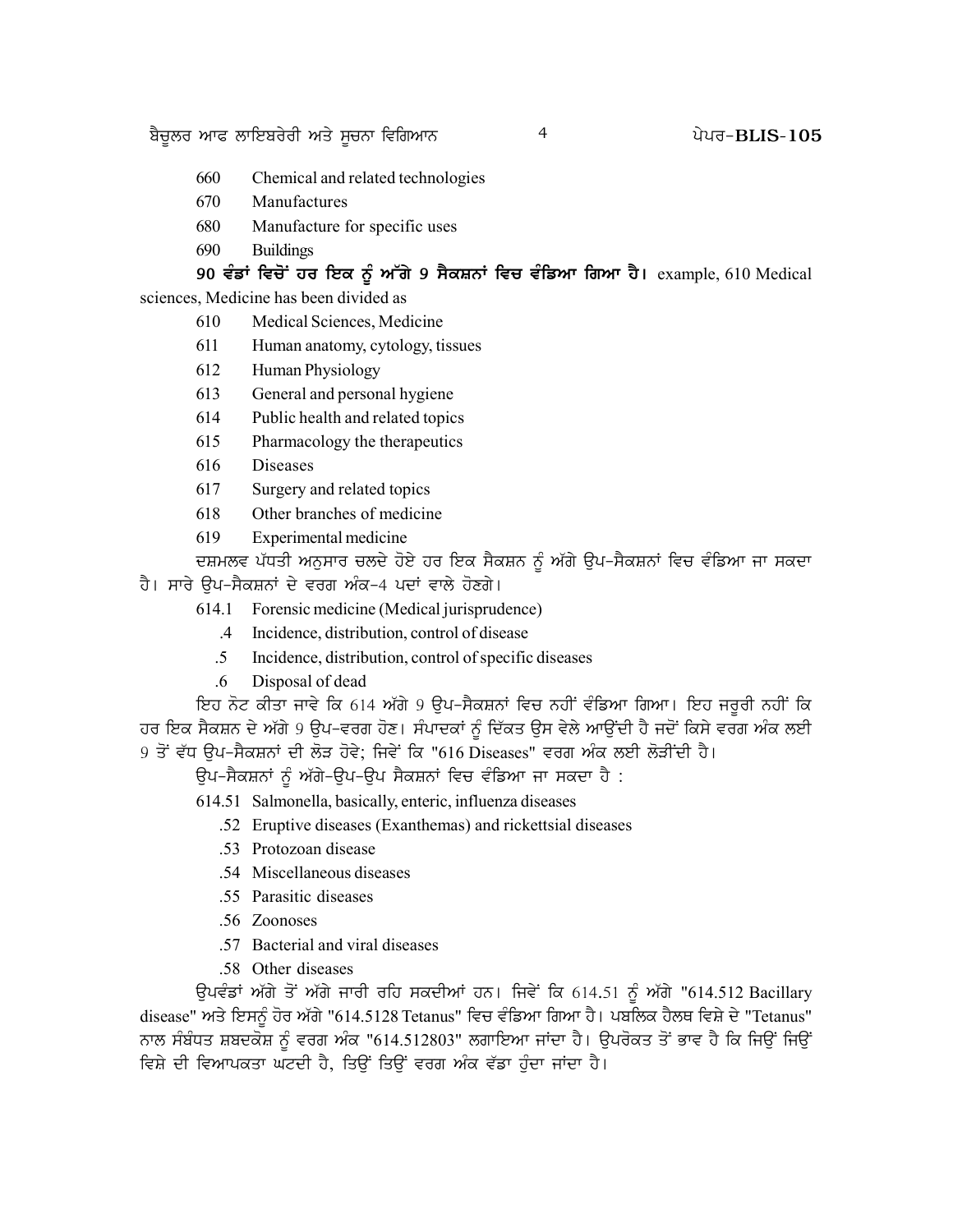660 Chemical and related technologies

670 Manufactures

680 Manufacture for specific uses

690 Buildings

**90 ਵੰਡਾਂ ਵਿਚੋਂ ਹਰ ਇਕ ਨੂੰ ਅੱਗੇ 9 ਸੈਕਸ਼ਨਾਂ ਵਿਚ ਵੰਡਿਆ ਗਿਆ ਹੈ।** example, 610 Medical sciences, Medicine has been divided as

610 Medical Sciences, Medicine

611 Human anatomy, cytology, tissues

612 Human Physiology

613 General and personal hygiene

614 Public health and related topics

615 Pharmacology the therapeutics

616 Diseases

617 Surgery and related topics

618 Other branches of medicine

619 Experimental medicine

ਦਸ਼ਮਲਵ ਪੱਧਤੀ ਅਨੁਸਾਰ ਚਲਦੇ ਹੋਏ ਹਰ ਇਕ ਸੈਕਸ਼ਨ ਨੂੰ ਅੱਗੇ ਉਪ-ਸੈਕਸ਼ਨਾਂ ਵਿਚ ਵੰਡਿਆ ਜਾ ਸਕਦਾ ਹੈ। ਸਾਰੇ ਉਪ-ਸੈਕਸ਼ਨਾਂ ਦੇ ਵਰਗ ਅੰਕ-4 ਪਦਾਂ ਵਾਲੇ ਹੋਣਗੇ।

614.1 Forensic medicine (Medical jurisprudence)

.4 Incidence, distribution, control of disease

.5 Incidence, distribution, control of specific diseases

.6 Disposal of dead

ਇਹ ਨੋਟ ਕੀਤਾ ਜਾਵੇ ਕਿ 614 ਅੱਗੇ 9 ਉਪ-ਸੈਕਸ਼ਨਾਂ ਵਿਚ ਨਹੀਂ ਵੰਡਿਆ ਗਿਆ। ਇਹ ਜਰੂਰੀ ਨਹੀਂ ਕਿ ਹਰ ਇਕ ਸੈਕਸ਼ਨ ਦੇ ਅੱਗੇ 9 ਉਪ-ਵਰਗ ਹੋਣ। ਸੰਪਾਦਕਾਂ ਨੂੰ ਦਿੱਕਤ ਉਸ ਵੇਲੇ ਆਉਂਦੀ ਹੈ ਜਦੋਂ ਕਿਸੇ ਵਰਗ ਅੰਕ ਲਈ 9 ਤੋਂ ਵੱਧ ਉਪ-ਸੈਕਸ਼ਨਾਂ ਦੀ ਲੋੜ ਹੋਵੇ; ਜਿਵੇਂ ਕਿ "616 Diseases" ਵਰਗ ਅੰਕ ਲਈ ਲੋੜੀਂਦੀ ਹੈ।

ਉਪ-ਸੈਕਸ਼ਨਾਂ ਨੂੰ ਅੱਗੇ-ਉਪ-ਉਪ ਸੈਕਸ਼ਨਾਂ ਵਿਚ ਵੰਡਿਆ ਜਾ ਸਕਦਾ ਹੈ :

614.51 Salmonella, basically, enteric, influenza diseases

.52 Eruptive diseases (Exanthemas) and rickettsial diseases

.53 Protozoan disease

.54 Miscellaneous diseases

.55 Parasitic diseases

.56 Zoonoses

.57 Bacterial and viral diseases

.58 Other diseases

ਉਪਵੰਡਾਂ ਅੱਗੇ ਤੋਂ ਅੱਗੇ ਜਾਰੀ ਰਹਿ ਸਕਦੀਆਂ ਹਨ। ਜਿਵੇਂ ਕਿ 614.51 ਨੂੰ ਅੱਗੇ "614.512 Bacillary disease" ਅਤੇ ਇਸਨੂੰ ਹੋਰ ਅੱਗੇ "614.5128 Tetanus" ਵਿਚ ਵੰਡਿਆ ਗਿਆ ਹੈ। ਪਬਲਿਕ ਹੈਲਥ ਵਿਸ਼ੇ ਦੇ "Tetanus" ਨਾਲ ਸੰਬੰਧਤ ਸ਼ਬਦਕੋਸ਼ ਨੂੰ ਵਰਗ ਅੰਕ "614.512803" ਲਗਾਇਆ ਜਾਂਦਾ ਹੈ। ਉਪਰੋਕਤ ਤੋਂ ਭਾਵ ਹੈ ਕਿ ਜਿਉਂ ਜਿਉਂ ਵਿਸ਼ੇ ਦੀ ਵਿਆਪਕਤਾ ਘਟਦੀ ਹੈ, ਤਿਉਂ ਤਿਉਂ ਵਰਗ ਅੰਕ ਵੱਡਾ ਹੁੰਦਾ ਜਾਂਦਾ ਹੈ।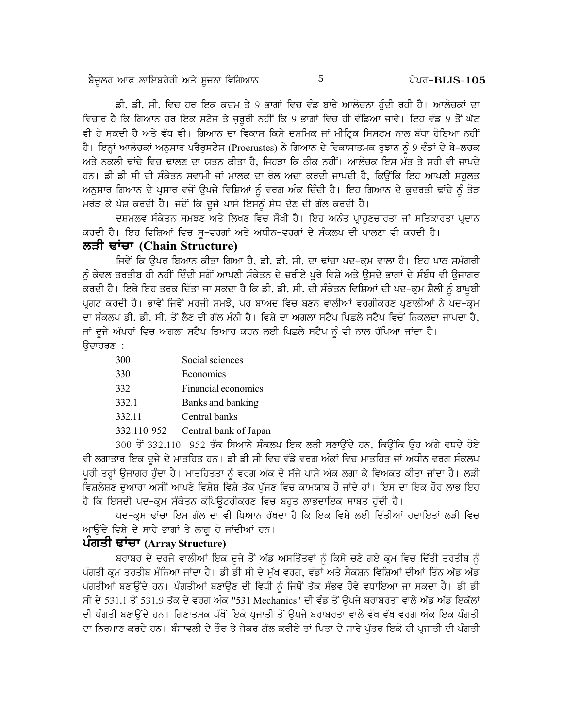ਡੀ. ਡੀ. ਸੀ. ਵਿਚ ਹਰ ਇਕ ਕਦਮ ਤੇ 9 ਭਾਗਾਂ ਵਿਚ ਵੰਡ ਬਾਰੇ ਆਲੋਚਨਾ ਹੁੰਦੀ ਰਹੀ ਹੈ। ਆਲੋਚਕਾਂ ਦਾ ਵਿਚਾਰ ਹੈ ਕਿ ਗਿਆਨ ਹਰ ਇਕ ਸਟੇਜ ਤੇ ਜ਼ਰੂਰੀ ਨਹੀਂ ਕਿ 9 ਭਾਗਾਂ ਵਿਚ ਹੀ ਵੰਡਿਆ ਜਾਵੇ। ਇਹ ਵੰਡ 9 ਤੋਂ ਘੱਟ ਵੀ ਹੋ ਸਕਦੀ ਹੈ ਅਤੇ ਵੱਧ ਵੀ। ਗਿਆਨ ਦਾ ਵਿਕਾਸ ਕਿਸੇ ਦਸ਼ਮਿਕ ਜਾਂ ਮੀਟ੍ਰਿਕ ਸਿਸਟਮ ਨਾਲ ਬੱਧਾ ਹੋਇਆ ਨਹੀਂ ਹੈ। ਇਨ੍ਹਾਂ ਆਲੋਚਕਾਂ ਅਨੁਸਾਰ ਪਰੈਰੁਸਟੇਸ (Proerustes) ਨੇ ਗਿਆਨ ਦੇ ਵਿਕਾਸਾਤਮਕ ਰੁਝਾਨ ਨੂੰ 9 ਵੰਡਾਂ ਦੇ ਬੇ-ਲਚਕ ਅਤੇ ਨਕਲੀ ਢਾਂਚੇ ਵਿਚ ਢਾਲਣ ਦਾ ਯਤਨ ਕੀਤਾ ਹੈ, ਜਿਹੜਾ ਕਿ ਠੀਕ ਨਹੀਂ। ਆਲੋਚਕ ਇਸ ਮੱਤ ਤੇ ਸਹੀ ਵੀ ਜਾਪਦੇ ਹਨ। ਡੀ ਡੀ ਸੀ ਦੀ ਸੰਕੇਤਨ ਸਵਾਮੀ ਜਾਂ ਮਾਲਕ ਦਾ ਰੋਲ ਅਦਾ ਕਰਦੀ ਜਾਪਦੀ ਹੈ, ਕਿਉਂਕਿ ਇਹ ਆਪਣੀ ਸਹੂਲਤ ਅਨੁਸਾਰ ਗਿਆਨ ਦੇ ਪ੍ਰਸਾਰ ਵਜੋਂ ਉਪਜੇ ਵਿਸ਼ਿਆਂ ਨੂੰ ਵਰਗ ਅੰਕ ਦਿੰਦੀ ਹੈ। ਇਹ ਗਿਆਨ ਦੇ ਕੁਦਰਤੀ ਢਾਂਚੇ ਨੂੰ ਤੋੜ ਮਰੋੜ ਕੇ ਪੇਸ਼ ਕਰਦੀ ਹੈ। ਜਦੋਂ ਕਿ ਦੂਜੇ ਪਾਸੇ ਇਸਨੂੰ ਸੇਧ ਦੇਣ ਦੀ ਗੱਲ ਕਰਦੀ ਹੈ।

ਦਸ਼ਮਲਵ ਸੰਕੇਤਨ ਸਮਝਣ ਅਤੇ ਲਿਖਣ ਵਿਚ ਸੌਖੀ ਹੈ। ਇਹ ਅਨੰਤ ਪ੍ਰਾਹੁਣਚਾਰਤਾ ਜਾਂ ਸਤਿਕਾਰਤਾ ਪ੍ਰਦਾਨ ਕਰਦੀ ਹੈ। ਇਹ ਵਿਸ਼ਿਆਂ ਵਿਚ ਸੁ-ਵਰਗਾਂ ਅਤੇ ਅਧੀਨ-ਵਰਗਾਂ ਦੇ ਸੰਕਲਪ ਦੀ ਪਾਲਣਾ ਵੀ ਕਰਦੀ ਹੈ।

## ਲੜੀ ਢਾਂਚਾ (Chain Structure)

ਜਿਵੇਂ ਕਿ ਉਪਰ ਬਿਆਨ ਕੀਤਾ ਗਿਆ ਹੈ, ਡੀ. ਡੀ. ਸੀ. ਦਾ ਢਾਂਚਾ ਪਦ-ਕ੍ਰਮ ਵਾਲਾ ਹੈ। ਇਹ ਪਾਠ ਸਮੱਗਰੀ ਨੂੰ ਕੇਵਲ ਤਰਤੀਬ ਹੀ ਨਹੀਂ ਦਿੰਦੀ ਸਗੋਂ ਆਪਣੀ ਸੰਕੇਤਨ ਦੇ ਜ਼ਰੀਏ ਪੂਰੇ ਵਿਸ਼ੇ ਅਤੇ ਉਸਦੇ ਭਾਗਾਂ ਦੇ ਸੰਬੰਧ ਵੀ ਉਜਾਗਰ ਕਰਦੀ ਹੈ। ਇਥੇ ਇਹ ਤਰਕ ਦਿੱਤਾ ਜਾ ਸਕਦਾ ਹੈ ਕਿ ਡੀ. ਡੀ. ਸੀ. ਦੀ ਸੰਕੇਤਨ ਵਿਸ਼ਿਆਂ ਦੀ ਪਦ-ਕ੍ਰਮ ਸ਼ੈਲੀ ਨੂੰ ਬਾਖੂਬੀ ਪ੍ਰਗਟ ਕਰਦੀ ਹੈ। ਭਾਵੇਂ ਜਿਵੇਂ ਮਰਜੀ ਸਮਝੋ, ਪਰ ਬਾਅਦ ਵਿਚ ਬਣਨ ਵਾਲੀਆਂ ਵਰਗੀਕਰਣ ਪ੍ਰਣਾਲੀਆਂ ਨੇ ਪਦ-ਕ੍ਰਮ ਦਾ ਸੰਕਲਪ ਡੀ. ਡੀ. ਸੀ. ਤੋਂ ਲੈਣ ਦੀ ਗੱਲ ਮੰਨੀ ਹੈ। ਵਿਸ਼ੇ ਦਾ ਅਗਲਾ ਸਟੈਪ ਪਿਛਲੇ ਸਟੈਪ ਵਿਚੋਂ ਨਿਕਲਦਾ ਜਾਪਦਾ ਹੈ, ਜਾਂ ਦੂਜੇ ਅੱਖਰਾਂ ਵਿਚ ਅਗਲਾ ਸਟੈਪ ਤਿਆਰ ਕਰਨ ਲਈ ਪਿਛਲੇ ਸਟੈਪ ਨੂੰ ਵੀ ਨਾਲ ਰੱਖਿਆ ਜਾਂਦਾ ਹੈ।

ਉਦਾਹਰਣ :

| | |
|---|---|
| 300 | Social sciences |
| 330 | Economics |
| 332 | Financial economics |
| 332.1 | Banks and banking |
| 332.11 | Central banks |
| 332.110 952 | Central bank of Japan |

300 ਤੋਂ 332.110 952 ਤੱਕ ਬਿਆਨੇ ਸੰਕਲਪ ਇਕ ਲੜੀ ਬਣਾਉਂਦੇ ਹਨ, ਕਿਉਂਕਿ ਉਹ ਅੱਗੇ ਵਧਦੇ ਹੋਏ ਵੀ ਲਗਾਤਾਰ ਇਕ ਦੂਜੇ ਦੇ ਮਾਤਹਿਤ ਹਨ। ਡੀ ਡੀ ਸੀ ਵਿਚ ਵੱਡੇ ਵਰਗ ਅੰਕਾਂ ਵਿਚ ਮਾਤਹਿਤ ਜਾਂ ਅਧੀਨ ਵਰਗ ਸੰਕਲਪ ਪੂਰੀ ਤਰ੍ਹਾਂ ਉਜਾਗਰ ਹੁੰਦਾ ਹੈ। ਮਾਤਹਿਤਤਾ ਨੂੰ ਵਰਗ ਅੰਕ ਦੇ ਸੱਜੇ ਪਾਸੇ ਅੰਕ ਲਗਾ ਕੇ ਵਿਅਕਤ ਕੀਤਾ ਜਾਂਦਾ ਹੈ। ਲੜੀ ਵਿਸ਼ਲੇਸ਼ਣ ਦੁਆਰਾ ਅਸੀਂ ਆਪਣੇ ਵਿਸ਼ੇਸ਼ ਵਿਸ਼ੇ ਤੱਕ ਪੁੱਜਣ ਵਿਚ ਕਾਮਯਾਬ ਹੋ ਜਾਂਦੇ ਹਾਂ। ਇਸ ਦਾ ਇਕ ਹੋਰ ਲਾਭ ਇਹ ਹੈ ਕਿ ਇਸਦੀ ਪਦ-ਕ੍ਰਮ ਸੰਕੇਤਨ ਕੰਪਿਊਟਰੀਕਰਣ ਵਿਚ ਬਹੁਤ ਲਾਭਦਾਇਕ ਸਾਬਤ ਹੁੰਦੀ ਹੈ।

ਪਦ-ਕ੍ਰਮ ਢਾਂਚਾ ਇਸ ਗੱਲ ਦਾ ਵੀ ਧਿਆਨ ਰੱਖਦਾ ਹੈ ਕਿ ਇਕ ਵਿਸ਼ੇ ਲਈ ਦਿੱਤੀਆਂ ਹਦਾਇਤਾਂ ਲੜੀ ਵਿਚ ਆਉਂਦੇ ਵਿਸ਼ੇ ਦੇ ਸਾਰੇ ਭਾਗਾਂ ਤੇ ਲਾਗੂ ਹੋ ਜਾਂਦੀਆਂ ਹਨ।

## ਪੰਗਤੀ ਢਾਂਚਾ (Array Structure)

ਬਰਾਬਰ ਦੇ ਦਰਜੇ ਵਾਲੀਆਂ ਇਕ ਦੂਜੇ ਤੋਂ ਅੱਡ ਅਸਤਿੱਤਵਾਂ ਨੂੰ ਕਿਸੇ ਚੁਣੇ ਗਏ ਕ੍ਰਮ ਵਿਚ ਦਿੱਤੀ ਤਰਤੀਬ ਨੂੰ ਪੰਗਤੀ ਕ੍ਰਮ ਤਰਤੀਬ ਮੰਨਿਆ ਜਾਂਦਾ ਹੈ। ਡੀ ਡੀ ਸੀ ਦੇ ਮੁੱਖ ਵਰਗ, ਵੰਡਾਂ ਅਤੇ ਸੈਕਸ਼ਨ ਵਿਸ਼ਿਆਂ ਦੀਆਂ ਤਿੰਨ ਅੱਡ ਅੱਡ ਪੰਗਤੀਆਂ ਬਣਾਉਂਦੇ ਹਨ। ਪੰਗਤੀਆਂ ਬਣਾਉਣ ਦੀ ਵਿਧੀ ਨੂੰ ਜਿਥੋਂ ਤੱਕ ਸੰਭਵ ਹੋਵੇ ਵਧਾਇਆ ਜਾ ਸਕਦਾ ਹੈ। ਡੀ ਡੀ ਸੀ ਦੇ 531.1 ਤੋਂ 531.9 ਤੱਕ ਦੇ ਵਰਗ ਅੰਕ "531 Mechanics" ਦੀ ਵੰਡ ਤੋਂ ਉਪਜੇ ਬਰਾਬਰਤਾ ਵਾਲੇ ਅੱਡ ਅੱਡ ਇਕੱਲਾਂ ਦੀ ਪੰਗਤੀ ਬਣਾਉਂਦੇ ਹਨ। ਗਿਣਾਤਮਕ ਪੱਖੋਂ ਇਕੋ ਪ੍ਰਜਾਤੀ ਤੋਂ ਉਪਜੇ ਬਰਾਬਰਤਾ ਵਾਲੇ ਵੱਖ ਵੱਖ ਵਰਗ ਅੰਕ ਇਕ ਪੰਗਤੀ ਦਾ ਨਿਰਮਾਣ ਕਰਦੇ ਹਨ। ਬੰਸਾਵਲੀ ਦੇ ਤੌਰ ਤੇ ਜੇਕਰ ਗੱਲ ਕਰੀਏ ਤਾਂ ਪਿਤਾ ਦੇ ਸਾਰੇ ਪੁੱਤਰ ਇਕੋ ਹੀ ਪ੍ਰਜਾਤੀ ਦੀ ਪੰਗਤੀ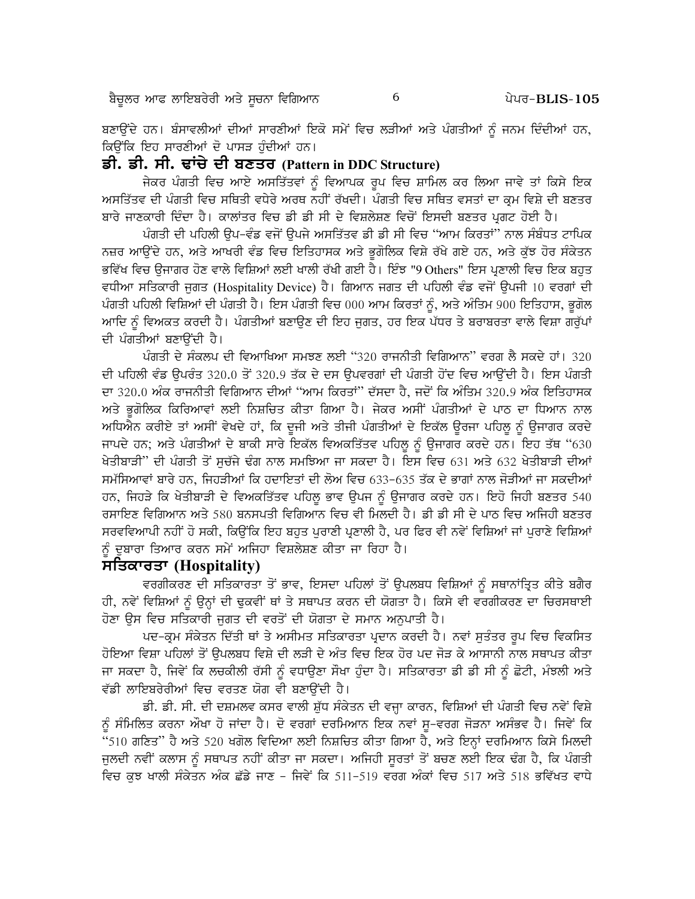ਬਣਾਉਂਦੇ ਹਨ। ਬੰਸਾਵਲੀਆਂ ਦੀਆਂ ਸਾਰਣੀਆਂ ਇਕੋ ਸਮੇਂ ਵਿਚ ਲੜੀਆਂ ਅਤੇ ਪੰਗਤੀਆਂ ਨੂੰ ਜਨਮ ਦਿੰਦੀਆਂ ਹਨ, ਕਿਉਂਕਿ ਇਹ ਸਾਰਣੀਆਂ ਦੋ ਪਾਸੜ ਹੁੰਦੀਆਂ ਹਨ।

## ਡੀ. ਡੀ. ਸੀ. ਢਾਂਚੇ ਦੀ ਬਣਤਰ (Pattern in DDC Structure)

ਜੇਕਰ ਪੰਗਤੀ ਵਿਚ ਆਏ ਅਸਤਿੱਤਵਾਂ ਨੂੰ ਵਿਆਪਕ ਰੂਪ ਵਿਚ ਸ਼ਾਮਿਲ ਕਰ ਲਿਆ ਜਾਵੇ ਤਾਂ ਕਿਸੇ ਇਕ ਅਸਤਿੱਤਵ ਦੀ ਪੰਗਤੀ ਵਿਚ ਸਥਿਤੀ ਵਧੇਰੇ ਅਰਥ ਨਹੀਂ ਰੱਖਦੀ। ਪੰਗਤੀ ਵਿਚ ਸਥਿਤ ਵਸਤਾਂ ਦਾ ਕ੍ਰਮ ਵਿਸ਼ੇ ਦੀ ਬਣਤਰ ਬਾਰੇ ਜਾਣਕਾਰੀ ਦਿੰਦਾ ਹੈ। ਕਾਲਾਂਤਰ ਵਿਚ ਡੀ ਡੀ ਸੀ ਦੇ ਵਿਸ਼ਲੇਸ਼ਣ ਵਿਚੋਂ ਇਸਦੀ ਬਣਤਰ ਪ੍ਰਗਟ ਹੋਈ ਹੈ।

ਪੰਗਤੀ ਦੀ ਪਹਿਲੀ ਉਪ-ਵੰਡ ਵਜੋਂ ਉਪਜੇ ਅਸਤਿੱਤਵ ਡੀ ਡੀ ਸੀ ਵਿਚ "ਆਮ ਕਿਰਤਾਂ" ਨਾਲ ਸੰਬੰਧਤ ਟਾਪਿਕ ਨਜ਼ਰ ਆਉਂਦੇ ਹਨ, ਅਤੇ ਆਖਰੀ ਵੰਡ ਵਿਚ ਇਤਿਹਾਸਕ ਅਤੇ ਭੂਗੋਲਿਕ ਵਿਸ਼ੇ ਰੱਖੇ ਗਏ ਹਨ, ਅਤੇ ਕੁੱਝ ਹੋਰ ਸੰਕੇਤਨ ਭਵਿੱਖ ਵਿਚ ਉਜਾਗਰ ਹੋਣ ਵਾਲੇ ਵਿਸ਼ਿਆਂ ਲਈ ਖਾਲੀ ਰੱਖੀ ਗਈ ਹੈ। ਇੰਝ "9 Others" ਇਸ ਪ੍ਰਣਾਲੀ ਵਿਚ ਇਕ ਬਹੁਤ ਵਧੀਆ ਸਤਿਕਾਰੀ ਜੁਗਤ (Hospitality Device) ਹੈ। ਗਿਆਨ ਜਗਤ ਦੀ ਪਹਿਲੀ ਵੰਡ ਵਜੋਂ ਉਪਜੀ 10 ਵਰਗਾਂ ਦੀ ਪੰਗਤੀ ਪਹਿਲੀ ਵਿਸ਼ਿਆਂ ਦੀ ਪੰਗਤੀ ਹੈ। ਇਸ ਪੰਗਤੀ ਵਿਚ 000 ਆਮ ਕਿਰਤਾਂ ਨੂੰ, ਅਤੇ ਅੰਤਿਮ 900 ਇਤਿਹਾਸ, ਭੂਗੋਲ ਆਦਿ ਨੂੰ ਵਿਅਕਤ ਕਰਦੀ ਹੈ। ਪੰਗਤੀਆਂ ਬਣਾਉਣ ਦੀ ਇਹ ਜੁਗਤ, ਹਰ ਇਕ ਪੱਧਰ ਤੇ ਬਰਾਬਰਤਾ ਵਾਲੇ ਵਿਸ਼ਾ ਗਰੁੱਪਾਂ ਦੀ ਪੰਗਤੀਆਂ ਬਣਾਉਂਦੀ ਹੈ।

ਪੰਗਤੀ ਦੇ ਸੰਕਲਪ ਦੀ ਵਿਆਖਿਆ ਸਮਝਣ ਲਈ "320 ਰਾਜਨੀਤੀ ਵਿਗਿਆਨ" ਵਰਗ ਲੈ ਸਕਦੇ ਹਾਂ। 320 ਦੀ ਪਹਿਲੀ ਵੰਡ ਉਪਰੰਤ 320.0 ਤੋਂ 320.9 ਤੱਕ ਦੇ ਦਸ ਉਪਵਰਗਾਂ ਦੀ ਪੰਗਤੀ ਹੋਂਦ ਵਿਚ ਆਉਂਦੀ ਹੈ। ਇਸ ਪੰਗਤੀ ਦਾ 320.0 ਅੰਕ ਰਾਜਨੀਤੀ ਵਿਗਿਆਨ ਦੀਆਂ "ਆਮ ਕਿਰਤਾਂ" ਦੱਸਦਾ ਹੈ, ਜਦੋਂ ਕਿ ਅੰਤਿਮ 320.9 ਅੰਕ ਇਤਿਹਾਸਕ ਅਤੇ ਭੂਗੋਲਿਕ ਕਿਰਿਆਵਾਂ ਲਈ ਨਿਸ਼ਚਿਤ ਕੀਤਾ ਗਿਆ ਹੈ। ਜੇਕਰ ਅਸੀਂ ਪੰਗਤੀਆਂ ਦੇ ਪਾਠ ਦਾ ਧਿਆਨ ਨਾਲ ਅਧਿਐਨ ਕਰੀਏ ਤਾਂ ਅਸੀਂ ਵੇਖਦੇ ਹਾਂ, ਕਿ ਦੂਜੀ ਅਤੇ ਤੀਜੀ ਪੰਗਤੀਆਂ ਦੇ ਇਕੱਲ ਉਰਜਾ ਪਹਿਲੂ ਨੂੰ ਉਜਾਗਰ ਕਰਦੇ ਜਾਪਦੇ ਹਨ; ਅਤੇ ਪੰਗਤੀਆਂ ਦੇ ਬਾਕੀ ਸਾਰੇ ਇਕੱਲ ਵਿਅਕਤਿੱਤਵ ਪਹਿਲੂ ਨੂੰ ਉਜਾਗਰ ਕਰਦੇ ਹਨ। ਇਹ ਤੱਥ "630 ਖੇਤੀਬਾੜੀ" ਦੀ ਪੰਗਤੀ ਤੋਂ ਸੁਚੱਜੇ ਢੰਗ ਨਾਲ ਸਮਝਿਆ ਜਾ ਸਕਦਾ ਹੈ। ਇਸ ਵਿਚ 631 ਅਤੇ 632 ਖੇਤੀਬਾੜੀ ਦੀਆਂ ਸਮੱਸਿਆਵਾਂ ਬਾਰੇ ਹਨ, ਜਿਹੜੀਆਂ ਕਿ ਹਦਾਇਤਾਂ ਦੀ ਲੋਅ ਵਿਚ 633-635 ਤੱਕ ਦੇ ਭਾਗਾਂ ਨਾਲ ਜੋੜੀਆਂ ਜਾ ਸਕਦੀਆਂ ਹਨ, ਜਿਹੜੇ ਕਿ ਖੇਤੀਬਾੜੀ ਦੇ ਵਿਅਕਤਿੱਤਵ ਪਹਿਲੂ ਭਾਵ ਉਪਜ ਨੂੰ ਉਜਾਗਰ ਕਰਦੇ ਹਨ। ਇਹੋ ਜਿਹੀ ਬਣਤਰ 540 ਰਸਾਇਣ ਵਿਗਿਆਨ ਅਤੇ 580 ਬਨਸਪਤੀ ਵਿਗਿਆਨ ਵਿਚ ਵੀ ਮਿਲਦੀ ਹੈ। ਡੀ ਡੀ ਸੀ ਦੇ ਪਾਠ ਵਿਚ ਅਜਿਹੀ ਬਣਤਰ ਸਰਵਵਿਆਪੀ ਨਹੀਂ ਹੋ ਸਕੀ, ਕਿਉਂਕਿ ਇਹ ਬਹੁਤ ਪੁਰਾਣੀ ਪ੍ਰਣਾਲੀ ਹੈ, ਪਰ ਫਿਰ ਵੀ ਨਵੇਂ ਵਿਸ਼ਿਆਂ ਜਾਂ ਪੁਰਾਣੇ ਵਿਸ਼ਿਆਂ ਨੂੰ ਦੁਬਾਰਾ ਤਿਆਰ ਕਰਨ ਸਮੇਂ ਅਜਿਹਾ ਵਿਸ਼ਲੇਸ਼ਣ ਕੀਤਾ ਜਾ ਰਿਹਾ ਹੈ।

## ਸਤਿਕਾਰਤਾ (Hospitality)

ਵਰਗੀਕਰਣ ਦੀ ਸਤਿਕਾਰਤਾ ਤੋਂ ਭਾਵ, ਇਸਦਾ ਪਹਿਲਾਂ ਤੋਂ ਉਪਲਬਧ ਵਿਸ਼ਿਆਂ ਨੂੰ ਸਥਾਨਾਂਤ੍ਰਿਤ ਕੀਤੇ ਬਗੈਰ ਹੀ, ਨਵੇਂ ਵਿਸ਼ਿਆਂ ਨੂੰ ਉਨ੍ਹਾਂ ਦੀ ਢੁਕਵੀਂ ਥਾਂ ਤੇ ਸਥਾਪਤ ਕਰਨ ਦੀ ਯੋਗਤਾ ਹੈ। ਕਿਸੇ ਵੀ ਵਰਗੀਕਰਣ ਦਾ ਚਿਰਸਥਾਈ ਹੋਣਾ ਉਸ ਵਿਚ ਸਤਿਕਾਰੀ ਜੁਗਤ ਦੀ ਵਰਤੋਂ ਦੀ ਯੋਗਤਾ ਦੇ ਸਮਾਨ ਅਨੁਪਾਤੀ ਹੈ।

ਪਦ-ਕ੍ਰਮ ਸੰਕੇਤਨ ਦਿੱਤੀ ਥਾਂ ਤੇ ਅਸੀਮਤ ਸਤਿਕਾਰਤਾ ਪ੍ਰਦਾਨ ਕਰਦੀ ਹੈ। ਨਵਾਂ ਸੁਤੰਤਰ ਰੂਪ ਵਿਚ ਵਿਕਸਿਤ ਹੋਇਆ ਵਿਸ਼ਾ ਪਹਿਲਾਂ ਤੋਂ ਉਪਲਬਧ ਵਿਸ਼ੇ ਦੀ ਲੜੀ ਦੇ ਅੰਤ ਵਿਚ ਇਕ ਹੋਰ ਪਦ ਜੋੜ ਕੇ ਆਸਾਨੀ ਨਾਲ ਸਥਾਪਤ ਕੀਤਾ ਜਾ ਸਕਦਾ ਹੈ, ਜਿਵੇਂ ਕਿ ਲਚਕੀਲੀ ਰੱਸੀ ਨੂੰ ਵਧਾਉਣਾ ਸੌਖਾ ਹੁੰਦਾ ਹੈ। ਸਤਿਕਾਰਤਾ ਡੀ ਡੀ ਸੀ ਨੂੰ ਛੋਟੀ, ਮੰਝਲੀ ਅਤੇ ਵੱਡੀ ਲਾਇਬਰੇਰੀਆਂ ਵਿਚ ਵਰਤਣ ਯੋਗ ਵੀ ਬਣਾਉਂਦੀ ਹੈ।

ਡੀ. ਡੀ. ਸੀ. ਦੀ ਦਸ਼ਮਲਵ ਕਸਰ ਵਾਲੀ ਸ਼ੁੱਧ ਸੰਕੇਤਨ ਦੀ ਵਜ੍ਹਾ ਕਾਰਨ, ਵਿਸ਼ਿਆਂ ਦੀ ਪੰਗਤੀ ਵਿਚ ਨਵੇਂ ਵਿਸ਼ੇ ਨੂੰ ਸੰਮਿਲਿਤ ਕਰਨਾ ਔਖਾ ਹੋ ਜਾਂਦਾ ਹੈ। ਦੋ ਵਰਗਾਂ ਦਰਮਿਆਨ ਇਕ ਨਵਾਂ ਸੁ-ਵਰਗ ਜੋੜਨਾ ਅਸੰਭਵ ਹੈ। ਜਿਵੇਂ ਕਿ "510 ਗਣਿਤ" ਹੈ ਅਤੇ 520 ਖਗੋਲ ਵਿਦਿਆ ਲਈ ਨਿਸ਼ਚਿਤ ਕੀਤਾ ਗਿਆ ਹੈ, ਅਤੇ ਇਨ੍ਹਾਂ ਦਰਮਿਆਨ ਕਿਸੇ ਮਿਲਦੀ ਜੁਲਦੀ ਨਵੀਂ ਕਲਾਸ ਨੂੰ ਸਥਾਪਤ ਨਹੀਂ ਕੀਤਾ ਜਾ ਸਕਦਾ। ਅਜਿਹੀ ਸੂਰਤਾਂ ਤੋਂ ਬਚਣ ਲਈ ਇਕ ਢੰਗ ਹੈ, ਕਿ ਪੰਗਤੀ ਵਿਚ ਕੁਝ ਖਾਲੀ ਸੰਕੇਤਨ ਅੰਕ ਛੱਡੇ ਜਾਣ - ਜਿਵੇਂ ਕਿ 511-519 ਵਰਗ ਅੰਕਾਂ ਵਿਚ 517 ਅਤੇ 518 ਭਵਿੱਖਤ ਵਾਧੇ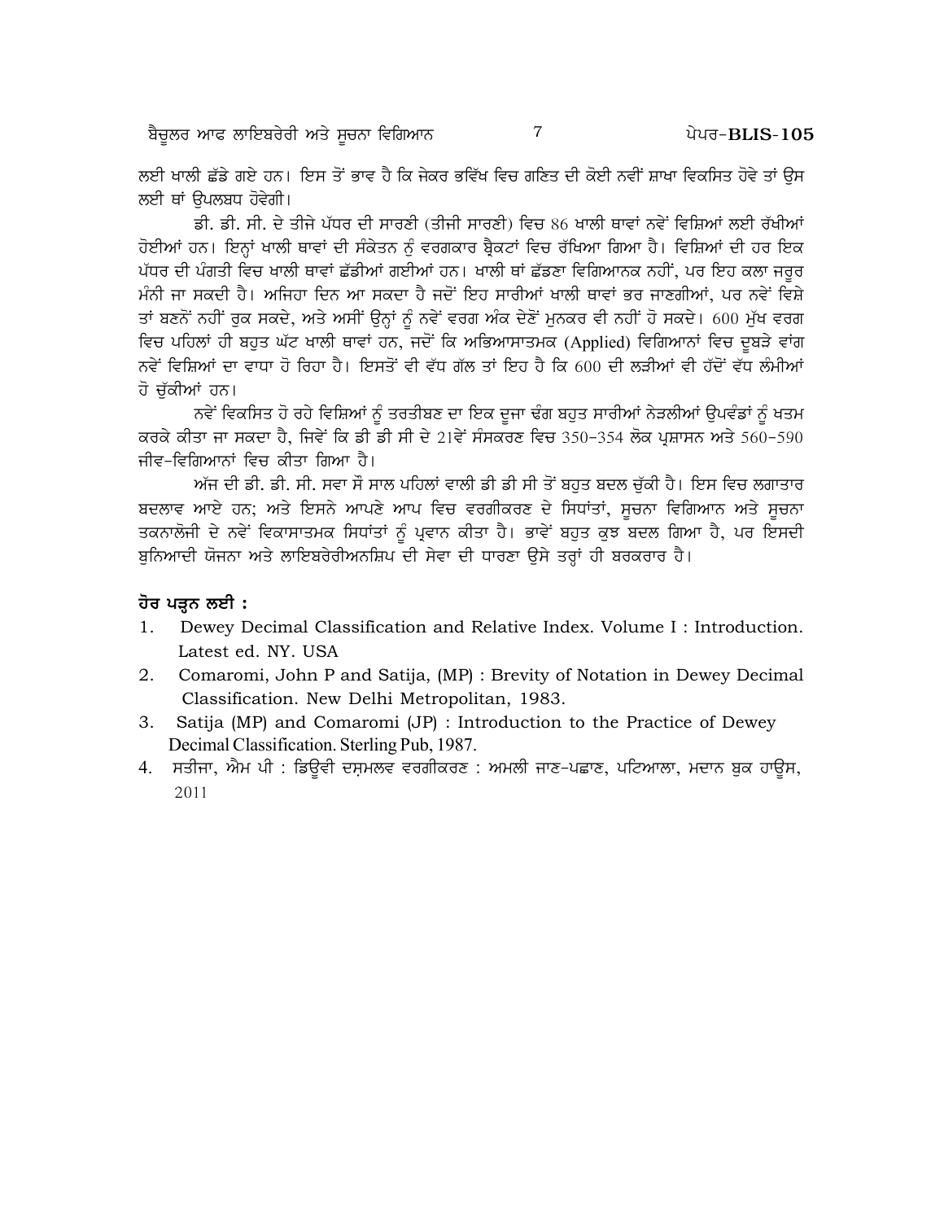ਲਈ ਖਾਲੀ ਛੱਡੇ ਗਏ ਹਨ। ਇਸ ਤੋਂ ਭਾਵ ਹੈ ਕਿ ਜੇਕਰ ਭਵਿੱਖ ਵਿਚ ਗਣਿਤ ਦੀ ਕੋਈ ਨਵੀਂ ਸ਼ਾਖਾ ਵਿਕਸਿਤ ਹੋਵੇ ਤਾਂ ਉਸ ਲਈ ਥਾਂ ਉਪਲਬਧ ਹੋਵੇਗੀ।

ਡੀ. ਡੀ. ਸੀ. ਦੇ ਤੀਜੇ ਪੱਧਰ ਦੀ ਸਾਰਣੀ (ਤੀਜੀ ਸਾਰਣੀ) ਵਿਚ 86 ਖਾਲੀ ਥਾਵਾਂ ਨਵੇਂ ਵਿਸ਼ਿਆਂ ਲਈ ਰੱਖੀਆਂ ਹੋਈਆਂ ਹਨ। ਇਨ੍ਹਾਂ ਖਾਲੀ ਥਾਵਾਂ ਦੀ ਸੰਕੇਤਨ ਨੂੰ ਵਰਗਕਾਰ ਬ੍ਰੈਕਟਾਂ ਵਿਚ ਰੱਖਿਆ ਗਿਆ ਹੈ। ਵਿਸ਼ਿਆਂ ਦੀ ਹਰ ਇਕ ਪੱਧਰ ਦੀ ਪੰਗਤੀ ਵਿਚ ਖਾਲੀ ਥਾਵਾਂ ਛੱਡੀਆਂ ਗਈਆਂ ਹਨ। ਖਾਲੀ ਥਾਂ ਛੱਡਣਾ ਵਿਗਿਆਨਕ ਨਹੀਂ, ਪਰ ਇਹ ਕਲਾ ਜਰੂਰ ਮੰਨੀ ਜਾ ਸਕਦੀ ਹੈ। ਅਜਿਹਾ ਦਿਨ ਆ ਸਕਦਾ ਹੈ ਜਦੋਂ ਇਹ ਸਾਰੀਆਂ ਖਾਲੀ ਥਾਵਾਂ ਭਰ ਜਾਣਗੀਆਂ, ਪਰ ਨਵੇਂ ਵਿਸ਼ੇ ਤਾਂ ਬਣਨੋਂ ਨਹੀਂ ਰੁਕ ਸਕਦੇ, ਅਤੇ ਅਸੀਂ ਉਨ੍ਹਾਂ ਨੂੰ ਨਵੇਂ ਵਰਗ ਅੰਕ ਦੇਣੋਂ ਮੁਨਕਰ ਵੀ ਨਹੀਂ ਹੋ ਸਕਦੇ। 600 ਮੁੱਖ ਵਰਗ ਵਿਚ ਪਹਿਲਾਂ ਹੀ ਬਹੁਤ ਘੱਟ ਖਾਲੀ ਥਾਵਾਂ ਹਨ, ਜਦੋਂ ਕਿ ਅਭਿਆਸਾਤਮਕ (Applied) ਵਿਗਿਆਨਾਂ ਵਿਚ ਦੂਬੜੇ ਵਾਂਗ ਨਵੇਂ ਵਿਸ਼ਿਆਂ ਦਾ ਵਾਧਾ ਹੋ ਰਿਹਾ ਹੈ। ਇਸਤੋਂ ਵੀ ਵੱਧ ਗੱਲ ਤਾਂ ਇਹ ਹੈ ਕਿ 600 ਦੀ ਲੜੀਆਂ ਵੀ ਹੱਦੋਂ ਵੱਧ ਲੰਮੀਆਂ ਹੋ ਚੁੱਕੀਆਂ ਹਨ।

ਨਵੇਂ ਵਿਕਸਿਤ ਹੋ ਰਹੇ ਵਿਸ਼ਿਆਂ ਨੂੰ ਤਰਤੀਬਣ ਦਾ ਇਕ ਦੂਜਾ ਢੰਗ ਬਹੁਤ ਸਾਰੀਆਂ ਨੇੜਲੀਆਂ ਉਪਵੰਡਾਂ ਨੂੰ ਖਤਮ ਕਰਕੇ ਕੀਤਾ ਜਾ ਸਕਦਾ ਹੈ, ਜਿਵੇਂ ਕਿ ਡੀ ਡੀ ਸੀ ਦੇ 21ਵੇਂ ਸੰਸਕਰਣ ਵਿਚ 350-354 ਲੋਕ ਪ੍ਰਸ਼ਾਸਨ ਅਤੇ 560-590 ਜੀਵ-ਵਿਗਿਆਨਾਂ ਵਿਚ ਕੀਤਾ ਗਿਆ ਹੈ।

ਅੱਜ ਦੀ ਡੀ. ਡੀ. ਸੀ. ਸਵਾ ਸੌ ਸਾਲ ਪਹਿਲਾਂ ਵਾਲੀ ਡੀ ਡੀ ਸੀ ਤੋਂ ਬਹੁਤ ਬਦਲ ਚੁੱਕੀ ਹੈ। ਇਸ ਵਿਚ ਲਗਾਤਾਰ ਬਦਲਾਵ ਆਏ ਹਨ; ਅਤੇ ਇਸਨੇ ਆਪਣੇ ਆਪ ਵਿਚ ਵਰਗੀਕਰਣ ਦੇ ਸਿਧਾਂਤਾਂ, ਸੂਚਨਾ ਵਿਗਿਆਨ ਅਤੇ ਸੂਚਨਾ ਤਕਨਾਲੋਜੀ ਦੇ ਨਵੇਂ ਵਿਕਾਸਾਤਮਕ ਸਿਧਾਂਤਾਂ ਨੂੰ ਪ੍ਰਵਾਨ ਕੀਤਾ ਹੈ। ਭਾਵੇਂ ਬਹੁਤ ਕੁਝ ਬਦਲ ਗਿਆ ਹੈ, ਪਰ ਇਸਦੀ ਬੁਨਿਆਦੀ ਯੋਜਨਾ ਅਤੇ ਲਾਇਬਰੇਰੀਅਨਸ਼ਿਪ ਦੀ ਸੇਵਾ ਦੀ ਧਾਰਣਾ ਉਸੇ ਤਰ੍ਹਾਂ ਹੀ ਬਰਕਰਾਰ ਹੈ।

## ਹੋਰ ਪੜ੍ਹਨ ਲਈ :

1. Dewey Decimal Classification and Relative Index. Volume I : Introduction. Latest ed. NY. USA
2. Comaromi, John P and Satija, (MP) : Brevity of Notation in Dewey Decimal Classification. New Delhi Metropolitan, 1983.
3. Satija (MP) and Comaromi (JP) : Introduction to the Practice of Dewey Decimal Classification. Sterling Pub, 1987.
4. ਸਤੀਜਾ, ਐਮ ਪੀ : ਡਿਊਵੀ ਦਸ਼ਮਲਵ ਵਰਗੀਕਰਣ : ਅਮਲੀ ਜਾਣ-ਪਛਾਣ, ਪਟਿਆਲਾ, ਮਦਾਨ ਬੁਕ ਹਾਊਸ, 2011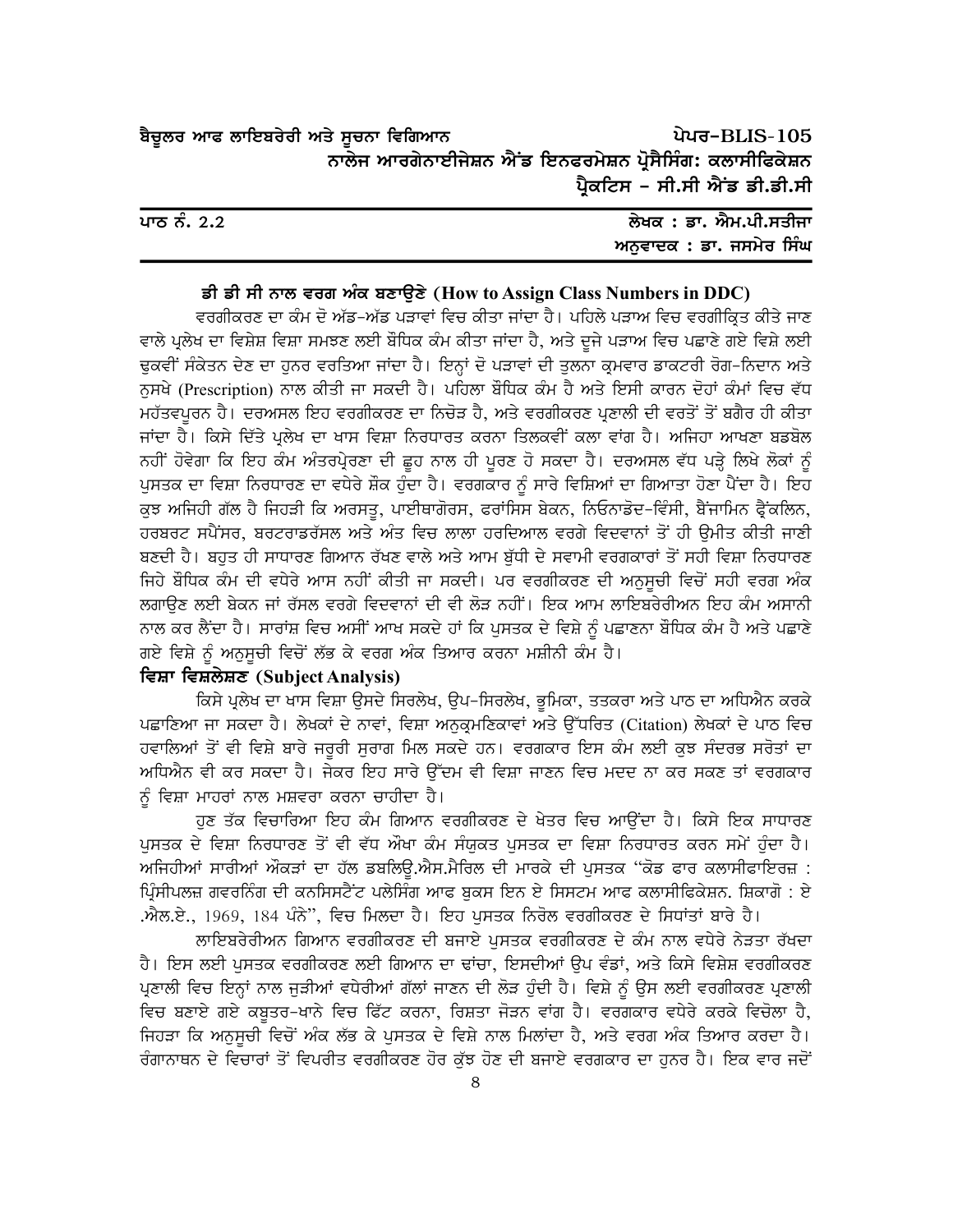ਬੈਚੂਲਰ ਆਫ ਲਾਇਬਰੇਰੀ ਅਤੇ ਸੂਚਨਾ ਵਿਗਿਆਨ ਪੇਪਰ-BLIS-105
ਨਾਲੇਜ ਆਰਗੇਨਾਈਜੇਸ਼ਨ ਐਂਡ ਇਨਫਰਮੇਸ਼ਨ ਪ੍ਰੋਸੈਸਿੰਗ: ਕਲਾਸੀਫਿਕੇਸ਼ਨ ਪ੍ਰੈਕਟਿਸ - ਸੀ.ਸੀ ਐਂਡ ਡੀ.ਡੀ.ਸੀ

ਪਾਠ ਨੰ. 2.2

ਲੇਖਕ : ਡਾ. ਐਮ.ਪੀ.ਸਤੀਜਾ
ਅਨੁਵਾਦਕ : ਡਾ. ਜਸਮੇਰ ਸਿੰਘ

## ਡੀ ਡੀ ਸੀ ਨਾਲ ਵਰਗ ਅੰਕ ਬਣਾਉਣੇ (How to Assign Class Numbers in DDC)

ਵਰਗੀਕਰਣ ਦਾ ਕੰਮ ਦੋ ਅੱਡ-ਅੱਡ ਪੜਾਵਾਂ ਵਿਚ ਕੀਤਾ ਜਾਂਦਾ ਹੈ। ਪਹਿਲੇ ਪੜਾਅ ਵਿਚ ਵਰਗੀਕ੍ਰਿਤ ਕੀਤੇ ਜਾਣ ਵਾਲੇ ਪ੍ਰਲੇਖ ਦਾ ਵਿਸ਼ੇਸ਼ ਵਿਸ਼ਾ ਸਮਝਣ ਲਈ ਬੌਧਿਕ ਕੰਮ ਕੀਤਾ ਜਾਂਦਾ ਹੈ, ਅਤੇ ਦੂਜੇ ਪੜਾਅ ਵਿਚ ਪਛਾਣੇ ਗਏ ਵਿਸ਼ੇ ਲਈ ਢੁਕਵੀਂ ਸੰਕੇਤਨ ਦੇਣ ਦਾ ਹੁਨਰ ਵਰਤਿਆ ਜਾਂਦਾ ਹੈ। ਇਨ੍ਹਾਂ ਦੋ ਪੜਾਵਾਂ ਦੀ ਤੁਲਨਾ ਕ੍ਰਮਵਾਰ ਡਾਕਟਰੀ ਰੋਗ-ਨਿਦਾਨ ਅਤੇ ਨੁਸਖੇ (Prescription) ਨਾਲ ਕੀਤੀ ਜਾ ਸਕਦੀ ਹੈ। ਪਹਿਲਾ ਬੌਧਿਕ ਕੰਮ ਹੈ ਅਤੇ ਇਸੀ ਕਾਰਨ ਦੋਹਾਂ ਕੰਮਾਂ ਵਿਚ ਵੱਧ ਮਹੱਤਵਪੂਰਨ ਹੈ। ਦਰਅਸਲ ਇਹ ਵਰਗੀਕਰਣ ਦਾ ਨਿਚੋੜ ਹੈ, ਅਤੇ ਵਰਗੀਕਰਣ ਪ੍ਰਣਾਲੀ ਦੀ ਵਰਤੋਂ ਤੋਂ ਬਗੈਰ ਹੀ ਕੀਤਾ ਜਾਂਦਾ ਹੈ। ਕਿਸੇ ਦਿੱਤੇ ਪ੍ਰਲੇਖ ਦਾ ਖਾਸ ਵਿਸ਼ਾ ਨਿਰਧਾਰਤ ਕਰਨਾ ਤਿਲਕਵੀਂ ਕਲਾ ਵਾਂਗ ਹੈ। ਅਜਿਹਾ ਆਖਣਾ ਬੜਬੋਲ ਨਹੀਂ ਹੋਵੇਗਾ ਕਿ ਇਹ ਕੰਮ ਅੰਤਰਪ੍ਰੇਰਣਾ ਦੀ ਛੂਹ ਨਾਲ ਹੀ ਪੂਰਣ ਹੋ ਸਕਦਾ ਹੈ। ਦਰਅਸਲ ਵੱਧ ਪੜ੍ਹੇ ਲਿਖੇ ਲੋਕਾਂ ਨੂੰ ਪੁਸਤਕ ਦਾ ਵਿਸ਼ਾ ਨਿਰਧਾਰਣ ਦਾ ਵਧੇਰੇ ਸ਼ੌਕ ਹੁੰਦਾ ਹੈ। ਵਰਗਕਾਰ ਨੂੰ ਸਾਰੇ ਵਿਸ਼ਿਆਂ ਦਾ ਗਿਆਤਾ ਹੋਣਾ ਪੈਂਦਾ ਹੈ। ਇਹ ਕੁਝ ਅਜਿਹੀ ਗੱਲ ਹੈ ਜਿਹੜੀ ਕਿ ਅਰਸਤੂ, ਪਾਈਥਾਗੋਰਸ, ਫਰਾਂਸਿਸ ਬੇਕਨ, ਲਿਓਨਾਡੋਦ-ਵਿੰਸੀ, ਬੈਂਜਾਮਿਨ ਫ੍ਰੈਂਕਲਿਨ, ਹਰਬਰਟ ਸਪੈਂਸਰ, ਬਰਟਰਾਡਰੱਸਲ ਅਤੇ ਅੰਤ ਵਿਚ ਲਾਲਾ ਹਰਦਿਆਲ ਵਰਗੇ ਵਿਦਵਾਨਾਂ ਤੋਂ ਹੀ ਉਮੀਤ ਕੀਤੀ ਜਾਣੀ ਬਣਦੀ ਹੈ। ਬਹੁਤ ਹੀ ਸਾਧਾਰਣ ਗਿਆਨ ਰੱਖਣ ਵਾਲੇ ਅਤੇ ਆਮ ਬੁੱਧੀ ਦੇ ਸਵਾਮੀ ਵਰਗਕਾਰਾਂ ਤੋਂ ਸਹੀ ਵਿਸ਼ਾ ਨਿਰਧਾਰਣ ਜਿਹੇ ਬੌਧਿਕ ਕੰਮ ਦੀ ਵਧੇਰੇ ਆਸ ਨਹੀਂ ਕੀਤੀ ਜਾ ਸਕਦੀ। ਪਰ ਵਰਗੀਕਰਣ ਦੀ ਅਨੁਸੂਚੀ ਵਿਚੋਂ ਸਹੀ ਵਰਗ ਅੰਕ ਲਗਾਉਣ ਲਈ ਬੇਕਨ ਜਾਂ ਰੱਸਲ ਵਰਗੇ ਵਿਦਵਾਨਾਂ ਦੀ ਵੀ ਲੋੜ ਨਹੀਂ। ਇਕ ਆਮ ਲਾਇਬਰੇਰੀਅਨ ਇਹ ਕੰਮ ਅਸਾਨੀ ਨਾਲ ਕਰ ਲੈਂਦਾ ਹੈ। ਸਾਰਾਂਸ਼ ਵਿਚ ਅਸੀਂ ਆਖ ਸਕਦੇ ਹਾਂ ਕਿ ਪੁਸਤਕ ਦੇ ਵਿਸ਼ੇ ਨੂੰ ਪਛਾਣਨਾ ਬੌਧਿਕ ਕੰਮ ਹੈ ਅਤੇ ਪਛਾਣੇ ਗਏ ਵਿਸ਼ੇ ਨੂੰ ਅਨੁਸੂਚੀ ਵਿਚੋਂ ਲੱਭ ਕੇ ਵਰਗ ਅੰਕ ਤਿਆਰ ਕਰਨਾ ਮਸ਼ੀਨੀ ਕੰਮ ਹੈ।

### ਵਿਸ਼ਾ ਵਿਸ਼ਲੇਸ਼ਣ (Subject Analysis)

ਕਿਸੇ ਪ੍ਰਲੇਖ ਦਾ ਖਾਸ ਵਿਸ਼ਾ ਉਸਦੇ ਸਿਰਲੇਖ, ਉਪ-ਸਿਰਲੇਖ, ਭੂਮਿਕਾ, ਤਤਕਰਾ ਅਤੇ ਪਾਠ ਦਾ ਅਧਿਐਨ ਕਰਕੇ ਪਛਾਣਿਆ ਜਾ ਸਕਦਾ ਹੈ। ਲੇਖਕਾਂ ਦੇ ਨਾਵਾਂ, ਵਿਸ਼ਾ ਅਨੁਕ੍ਰਮਣਿਕਾਵਾਂ ਅਤੇ ਉੱਧਰਿਤ (Citation) ਲੇਖਕਾਂ ਦੇ ਪਾਠ ਵਿਚ ਹਵਾਲਿਆਂ ਤੋਂ ਵੀ ਵਿਸ਼ੇ ਬਾਰੇ ਜਰੂਰੀ ਸੁਰਾਗ ਮਿਲ ਸਕਦੇ ਹਨ। ਵਰਗਕਾਰ ਇਸ ਕੰਮ ਲਈ ਕੁਝ ਸੰਦਰਭ ਸਰੋਤਾਂ ਦਾ ਅਧਿਐਨ ਵੀ ਕਰ ਸਕਦਾ ਹੈ। ਜੇਕਰ ਇਹ ਸਾਰੇ ਉੱਦਮ ਵੀ ਵਿਸ਼ਾ ਜਾਣਨ ਵਿਚ ਮਦਦ ਨਾ ਕਰ ਸਕਣ ਤਾਂ ਵਰਗਕਾਰ ਨੂੰ ਵਿਸ਼ਾ ਮਾਹਰਾਂ ਨਾਲ ਮਸ਼ਵਰਾ ਕਰਨਾ ਚਾਹੀਦਾ ਹੈ।

ਹੁਣ ਤੱਕ ਵਿਚਾਰਿਆ ਇਹ ਕੰਮ ਗਿਆਨ ਵਰਗੀਕਰਣ ਦੇ ਖੇਤਰ ਵਿਚ ਆਉਂਦਾ ਹੈ। ਕਿਸੇ ਇਕ ਸਾਧਾਰਣ ਪੁਸਤਕ ਦੇ ਵਿਸ਼ਾ ਨਿਰਧਾਰਣ ਤੋਂ ਵੀ ਵੱਧ ਔਖਾ ਕੰਮ ਸੰਯੁਕਤ ਪੁਸਤਕ ਦਾ ਵਿਸ਼ਾ ਨਿਰਧਾਰਤ ਕਰਨ ਸਮੇਂ ਹੁੰਦਾ ਹੈ। ਅਜਿਹੀਆਂ ਸਾਰੀਆਂ ਔਕੜਾਂ ਦਾ ਹੱਲ ਡਬਲਿਊ.ਐਸ.ਮੈਰਿਲ ਦੀ ਮਾਰਕੇ ਦੀ ਪੁਸਤਕ "ਕੋਡ ਫਾਰ ਕਲਾਸੀਫਾਇਰਜ਼ : ਪ੍ਰਿੰਸੀਪਲਜ਼ ਗਵਰਨਿੰਗ ਦੀ ਕਨਸਿਸਟੈਂਟ ਪਲੇਸਿੰਗ ਆਫ ਬੁਕਸ ਇਨ ਏ ਸਿਸਟਮ ਆਫ ਕਲਾਸੀਫਿਕੇਸ਼ਨ. ਸ਼ਿਕਾਗੋ : ਏ .ਐਲ.ਏ., 1969, 184 ਪੰਨੇ", ਵਿਚ ਮਿਲਦਾ ਹੈ। ਇਹ ਪੁਸਤਕ ਨਿਰੋਲ ਵਰਗੀਕਰਣ ਦੇ ਸਿਧਾਂਤਾਂ ਬਾਰੇ ਹੈ।

ਲਾਇਬਰੇਰੀਅਨ ਗਿਆਨ ਵਰਗੀਕਰਣ ਦੀ ਬਜਾਏ ਪੁਸਤਕ ਵਰਗੀਕਰਣ ਦੇ ਕੰਮ ਨਾਲ ਵਧੇਰੇ ਨੇੜਤਾ ਰੱਖਦਾ ਹੈ। ਇਸ ਲਈ ਪੁਸਤਕ ਵਰਗੀਕਰਣ ਲਈ ਗਿਆਨ ਦਾ ਢਾਂਚਾ, ਇਸਦੀਆਂ ਉਪ ਵੰਡਾਂ, ਅਤੇ ਕਿਸੇ ਵਿਸ਼ੇਸ਼ ਵਰਗੀਕਰਣ ਪ੍ਰਣਾਲੀ ਵਿਚ ਇਨ੍ਹਾਂ ਨਾਲ ਜੁੜੀਆਂ ਵਧੇਰੀਆਂ ਗੱਲਾਂ ਜਾਣਨ ਦੀ ਲੋੜ ਹੁੰਦੀ ਹੈ। ਵਿਸ਼ੇ ਨੂੰ ਉਸ ਲਈ ਵਰਗੀਕਰਣ ਪ੍ਰਣਾਲੀ ਵਿਚ ਬਣਾਏ ਗਏ ਕਬੂਤਰ-ਖਾਨੇ ਵਿਚ ਫਿੱਟ ਕਰਨਾ, ਰਿਸ਼ਤਾ ਜੋੜਨ ਵਾਂਗ ਹੈ। ਵਰਗਕਾਰ ਵਧੇਰੇ ਕਰਕੇ ਵਿਚੋਲਾ ਹੈ, ਜਿਹੜਾ ਕਿ ਅਨੁਸੂਚੀ ਵਿਚੋਂ ਅੰਕ ਲੱਭ ਕੇ ਪੁਸਤਕ ਦੇ ਵਿਸ਼ੇ ਨਾਲ ਮਿਲਾਂਦਾ ਹੈ, ਅਤੇ ਵਰਗ ਅੰਕ ਤਿਆਰ ਕਰਦਾ ਹੈ। ਰੰਗਾਨਾਥਨ ਦੇ ਵਿਚਾਰਾਂ ਤੋਂ ਵਿਪਰੀਤ ਵਰਗੀਕਰਣ ਹੋਰ ਕੁੱਝ ਹੋਣ ਦੀ ਬਜਾਏ ਵਰਗਕਾਰ ਦਾ ਹੁਨਰ ਹੈ। ਇਕ ਵਾਰ ਜਦੋਂ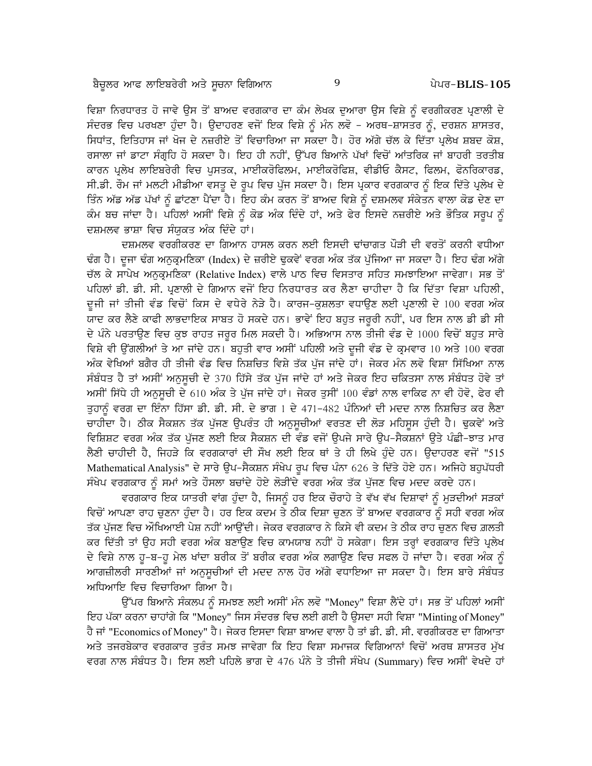ਵਿਸ਼ਾ ਨਿਰਧਾਰਤ ਹੋ ਜਾਵੇ ਉਸ ਤੋਂ ਬਾਅਦ ਵਰਗਕਾਰ ਦਾ ਕੰਮ ਲੇਖਕ ਦੁਆਰਾ ਉਸ ਵਿਸ਼ੇ ਨੂੰ ਵਰਗੀਕਰਣ ਪ੍ਰਣਾਲੀ ਦੇ ਸੰਦਰਭ ਵਿਚ ਪਰਖਣਾ ਹੁੰਦਾ ਹੈ। ਉਦਾਹਰਣ ਵਜੋਂ ਇਕ ਵਿਸ਼ੇ ਨੂੰ ਮੰਨ ਲਵੋ - ਅਰਥ-ਸ਼ਾਸਤਰ ਨੂੰ, ਦਰਸ਼ਨ ਸ਼ਾਸਤਰ, ਸਿਧਾਂਤ, ਇਤਿਹਾਸ ਜਾਂ ਖੋਜ ਦੇ ਨਜ਼ਰੀਏ ਤੋਂ ਵਿਚਾਰਿਆ ਜਾ ਸਕਦਾ ਹੈ। ਹੋਰ ਅੱਗੇ ਚੱਲ ਕੇ ਦਿੱਤਾ ਪ੍ਰਲੇਖ ਸ਼ਬਦ ਕੋਸ਼, ਰਸਾਲਾ ਜਾਂ ਡਾਟਾ ਸੰਗ੍ਰਹਿ ਹੋ ਸਕਦਾ ਹੈ। ਇਹ ਹੀ ਨਹੀਂ, ਉੱਪਰ ਬਿਆਨੇ ਪੱਖਾਂ ਵਿਚੋਂ ਆਂਤਰਿਕ ਜਾਂ ਬਾਹਰੀ ਤਰਤੀਬ ਕਾਰਨ ਪ੍ਰਲੇਖ ਲਾਇਬਰੇਰੀ ਵਿਚ ਪੁਸਤਕ, ਮਾਈਕਰੋਫਿਲਮ, ਮਾਈਕਰੋਫਿਸ਼, ਵੀਡੀਓ ਕੈਸਟ, ਫਿਲਮ, ਫੋਨਰਿਕਾਰਡ, ਸੀ.ਡੀ. ਰੌਮ ਜਾਂ ਮਲਟੀ ਮੀਡੀਆ ਵਸਤੂ ਦੇ ਰੂਪ ਵਿਚ ਪੁੱਜ ਸਕਦਾ ਹੈ। ਇਸ ਪ੍ਰਕਾਰ ਵਰਗਕਾਰ ਨੂੰ ਇਕ ਦਿੱਤੇ ਪ੍ਰਲੇਖ ਦੇ ਤਿੰਨ ਅੱਡ ਅੱਡ ਪੱਖਾਂ ਨੂੰ ਛਾਂਟਣਾ ਪੈਂਦਾ ਹੈ। ਇਹ ਕੰਮ ਕਰਨ ਤੋਂ ਬਾਅਦ ਵਿਸ਼ੇ ਨੂੰ ਦਸ਼ਮਲਵ ਸੰਕੇਤਨ ਵਾਲਾ ਕੋਡ ਦੇਣ ਦਾ ਕੰਮ ਬਚ ਜਾਂਦਾ ਹੈ। ਪਹਿਲਾਂ ਅਸੀਂ ਵਿਸ਼ੇ ਨੂੰ ਕੋਡ ਅੰਕ ਦਿੰਦੇ ਹਾਂ, ਅਤੇ ਫੇਰ ਇਸਦੇ ਨਜ਼ਰੀਏ ਅਤੇ ਭੌਤਿਕ ਸਰੂਪ ਨੂੰ ਦਸ਼ਮਲਵ ਭਾਸ਼ਾ ਵਿਚ ਸੰਯੁਕਤ ਅੰਕ ਦਿੰਦੇ ਹਾਂ।

ਦਸ਼ਮਲਵ ਵਰਗੀਕਰਣ ਦਾ ਗਿਆਨ ਹਾਸਲ ਕਰਨ ਲਈ ਇਸਦੀ ਢਾਂਚਾਗਤ ਪੌੜੀ ਦੀ ਵਰਤੋਂ ਕਰਨੀ ਵਧੀਆ ਢੰਗ ਹੈ। ਦੂਜਾ ਢੰਗ ਅਨੁਕ੍ਰਮਣਿਕਾ (Index) ਦੇ ਜ਼ਰੀਏ ਢੁਕਵੇਂ ਵਰਗ ਅੰਕ ਤੱਕ ਪੁੱਜਿਆ ਜਾ ਸਕਦਾ ਹੈ। ਇਹ ਢੰਗ ਅੱਗੇ ਚੱਲ ਕੇ ਸਾਪੇਖ ਅਨੁਕ੍ਰਮਣਿਕਾ (Relative Index) ਵਾਲੇ ਪਾਠ ਵਿਚ ਵਿਸਤਾਰ ਸਹਿਤ ਸਮਝਾਇਆ ਜਾਵੇਗਾ। ਸਭ ਤੋਂ ਪਹਿਲਾਂ ਡੀ. ਡੀ. ਸੀ. ਪ੍ਰਣਾਲੀ ਦੇ ਗਿਆਨ ਵਜੋਂ ਇਹ ਨਿਰਧਾਰਤ ਕਰ ਲੈਣਾ ਚਾਹੀਦਾ ਹੈ ਕਿ ਦਿੱਤਾ ਵਿਸ਼ਾ ਪਹਿਲੀ, ਦੂਜੀ ਜਾਂ ਤੀਜੀ ਵੰਡ ਵਿਚੋਂ ਕਿਸ ਦੇ ਵਧੇਰੇ ਨੇੜੇ ਹੈ। ਕਾਰਜ-ਕੁਸ਼ਲਤਾ ਵਧਾਉਣ ਲਈ ਪ੍ਰਣਾਲੀ ਦੇ 100 ਵਰਗ ਅੰਕ ਯਾਦ ਕਰ ਲੈਣੇ ਕਾਫੀ ਲਾਭਦਾਇਕ ਸਾਬਤ ਹੋ ਸਕਦੇ ਹਨ। ਭਾਵੇਂ ਇਹ ਬਹੁਤ ਜਰੂਰੀ ਨਹੀਂ, ਪਰ ਇਸ ਨਾਲ ਡੀ ਡੀ ਸੀ ਦੇ ਪੰਨੇ ਪਰਤਾਉਣ ਵਿਚ ਕੁਝ ਰਾਹਤ ਜਰੂਰ ਮਿਲ ਸਕਦੀ ਹੈ। ਅਭਿਆਸ ਨਾਲ ਤੀਜੀ ਵੰਡ ਦੇ 1000 ਵਿਚੋਂ ਬਹੁਤ ਸਾਰੇ ਵਿਸ਼ੇ ਵੀ ਉਂਗਲੀਆਂ ਤੇ ਆ ਜਾਂਦੇ ਹਨ। ਬਹੁਤੀ ਵਾਰ ਅਸੀਂ ਪਹਿਲੀ ਅਤੇ ਦੂਜੀ ਵੰਡ ਦੇ ਕ੍ਰਮਵਾਰ 10 ਅਤੇ 100 ਵਰਗ ਅੰਕ ਵੇਖਿਆਂ ਬਗੈਰ ਹੀ ਤੀਜੀ ਵੰਡ ਵਿਚ ਨਿਸ਼ਚਿਤ ਵਿਸ਼ੇ ਤੱਕ ਪੁੱਜ ਜਾਂਦੇ ਹਾਂ। ਜੇਕਰ ਮੰਨ ਲਵੋ ਵਿਸ਼ਾ ਸਿੱਖਿਆ ਨਾਲ ਸੰਬੰਧਤ ਹੈ ਤਾਂ ਅਸੀਂ ਅਨੁਸੂਚੀ ਦੇ 370 ਹਿੱਸੇ ਤੱਕ ਪੁੱਜ ਜਾਂਦੇ ਹਾਂ ਅਤੇ ਜੇਕਰ ਇਹ ਚਕਿਤਸਾ ਨਾਲ ਸੰਬੰਧਤ ਹੋਵੇ ਤਾਂ ਅਸੀਂ ਸਿੱਧੇ ਹੀ ਅਨੁਸੂਚੀ ਦੇ 610 ਅੰਕ ਤੇ ਪੁੱਜ ਜਾਂਦੇ ਹਾਂ। ਜੇਕਰ ਤੁਸੀਂ 100 ਵੰਡਾਂ ਨਾਲ ਵਾਕਿਫ ਨਾ ਵੀ ਹੋਵੋ, ਫੇਰ ਵੀ ਤੁਹਾਨੂੰ ਵਰਗ ਦਾ ਇੰਨਾ ਹਿੱਸਾ ਡੀ. ਡੀ. ਸੀ. ਦੇ ਭਾਗ 1 ਦੇ 471-482 ਪੰਨਿਆਂ ਦੀ ਮਦਦ ਨਾਲ ਨਿਸ਼ਚਿਤ ਕਰ ਲੈਣਾ ਚਾਹੀਦਾ ਹੈ। ਠੀਕ ਸੈਕਸ਼ਨ ਤੱਕ ਪੁੱਜਣ ਉਪਰੰਤ ਹੀ ਅਨੁਸੂਚੀਆਂ ਵਰਤਣ ਦੀ ਲੋੜ ਮਹਿਸੂਸ ਹੁੰਦੀ ਹੈ। ਢੁਕਵੇਂ ਅਤੇ ਵਿਸ਼ਿਸ਼ਟ ਵਰਗ ਅੰਕ ਤੱਕ ਪੁੱਜਣ ਲਈ ਇਕ ਸੈਕਸ਼ਨ ਦੀ ਵੰਡ ਵਜੋਂ ਉਪਜੇ ਸਾਰੇ ਉਪ-ਸੈਕਸ਼ਨਾਂ ਉਤੇ ਪੰਛੀ-ਝਾਤ ਮਾਰ ਲੈਣੀ ਚਾਹੀਦੀ ਹੈ, ਜਿਹੜੇ ਕਿ ਵਰਗਕਾਰਾਂ ਦੀ ਸੌਖ ਲਈ ਇਕ ਥਾਂ ਤੇ ਹੀ ਲਿਖੇ ਹੁੰਦੇ ਹਨ। ਉਦਾਹਰਣ ਵਜੋਂ "515 Mathematical Analysis" ਦੇ ਸਾਰੇ ਉਪ-ਸੈਕਸ਼ਨ ਸੰਖੇਪ ਰੂਪ ਵਿਚ ਪੰਨਾ 626 ਤੇ ਦਿੱਤੇ ਹੋਏ ਹਨ। ਅਜਿਹੇ ਬਹੁਪੱਧਰੀ ਸੰਖੇਪ ਵਰਗਕਾਰ ਨੂੰ ਸਮਾਂ ਅਤੇ ਹੌਸਲਾ ਬਚਾਂਦੇ ਹੋਏ ਲੋੜੀਂਦੇ ਵਰਗ ਅੰਕ ਤੱਕ ਪੁੱਜਣ ਵਿਚ ਮਦਦ ਕਰਦੇ ਹਨ।

ਵਰਗਕਾਰ ਇਕ ਯਾਤਰੀ ਵਾਂਗ ਹੁੰਦਾ ਹੈ, ਜਿਸਨੂੰ ਹਰ ਇਕ ਚੌਰਾਹੇ ਤੇ ਵੱਖ ਵੱਖ ਦਿਸ਼ਾਵਾਂ ਨੂੰ ਮੁੜਦੀਆਂ ਸੜਕਾਂ ਵਿਚੋਂ ਆਪਣਾ ਰਾਹ ਚੁਣਨਾ ਹੁੰਦਾ ਹੈ। ਹਰ ਇਕ ਕਦਮ ਤੇ ਠੀਕ ਦਿਸ਼ਾ ਚੁਣਨ ਤੋਂ ਬਾਅਦ ਵਰਗਕਾਰ ਨੂੰ ਸਹੀ ਵਰਗ ਅੰਕ ਤੱਕ ਪੁੱਜਣ ਵਿਚ ਔਖਿਆਈ ਪੇਸ਼ ਨਹੀਂ ਆਉਂਦੀ। ਜੇਕਰ ਵਰਗਕਾਰ ਨੇ ਕਿਸੇ ਵੀ ਕਦਮ ਤੇ ਠੀਕ ਰਾਹ ਚੁਣਨ ਵਿਚ ਗ਼ਲਤੀ ਕਰ ਦਿੱਤੀ ਤਾਂ ਉਹ ਸਹੀ ਵਰਗ ਅੰਕ ਬਣਾਉਣ ਵਿਚ ਕਾਮਯਾਬ ਨਹੀਂ ਹੋ ਸਕੇਗਾ। ਇਸ ਤਰ੍ਹਾਂ ਵਰਗਕਾਰ ਦਿੱਤੇ ਪ੍ਰਲੇਖ ਦੇ ਵਿਸ਼ੇ ਨਾਲ ਹੂ-ਬ-ਹੂ ਮੇਲ ਖਾਂਦਾ ਬਰੀਕ ਤੋਂ ਬਰੀਕ ਵਰਗ ਅੰਕ ਲਗਾਉਣ ਵਿਚ ਸਫਲ ਹੋ ਜਾਂਦਾ ਹੈ। ਵਰਗ ਅੰਕ ਨੂੰ ਆਗਜ਼ੀਲਰੀ ਸਾਰਣੀਆਂ ਜਾਂ ਅਨੁਸੂਚੀਆਂ ਦੀ ਮਦਦ ਨਾਲ ਹੋਰ ਅੱਗੇ ਵਧਾਇਆ ਜਾ ਸਕਦਾ ਹੈ। ਇਸ ਬਾਰੇ ਸੰਬੰਧਤ ਅਧਿਆਇ ਵਿਚ ਵਿਚਾਰਿਆ ਗਿਆ ਹੈ।

ਉੱਪਰ ਬਿਆਨੇ ਸੰਕਲਪ ਨੂੰ ਸਮਝਣ ਲਈ ਅਸੀਂ ਮੰਨ ਲਵੋ "Money" ਵਿਸ਼ਾ ਲੈਂਦੇ ਹਾਂ। ਸਭ ਤੋਂ ਪਹਿਲਾਂ ਅਸੀਂ ਇਹ ਪੱਕਾ ਕਰਨਾ ਚਾਹਾਂਗੇ ਕਿ "Money" ਜਿਸ ਸੰਦਰਭ ਵਿਚ ਲਈ ਗਈ ਹੈ ਉਸਦਾ ਸਹੀ ਵਿਸ਼ਾ "Minting of Money" ਹੈ ਜਾਂ "Economics of Money" ਹੈ। ਜੇਕਰ ਇਸਦਾ ਵਿਸ਼ਾ ਬਾਅਦ ਵਾਲਾ ਹੈ ਤਾਂ ਡੀ. ਡੀ. ਸੀ. ਵਰਗੀਕਰਣ ਦਾ ਗਿਆਤਾ ਅਤੇ ਤਜਰਬੇਕਾਰ ਵਰਗਕਾਰ ਤੁਰੰਤ ਸਮਝ ਜਾਵੇਗਾ ਕਿ ਇਹ ਵਿਸ਼ਾ ਸਮਾਜਕ ਵਿਗਿਆਨਾਂ ਵਿਚੋਂ ਅਰਥ ਸ਼ਾਸਤਰ ਮੁੱਖ ਵਰਗ ਨਾਲ ਸੰਬੰਧਤ ਹੈ। ਇਸ ਲਈ ਪਹਿਲੇ ਭਾਗ ਦੇ 476 ਪੰਨੇ ਤੇ ਤੀਜੀ ਸੰਖੇਪ (Summary) ਵਿਚ ਅਸੀਂ ਵੇਖਦੇ ਹਾਂ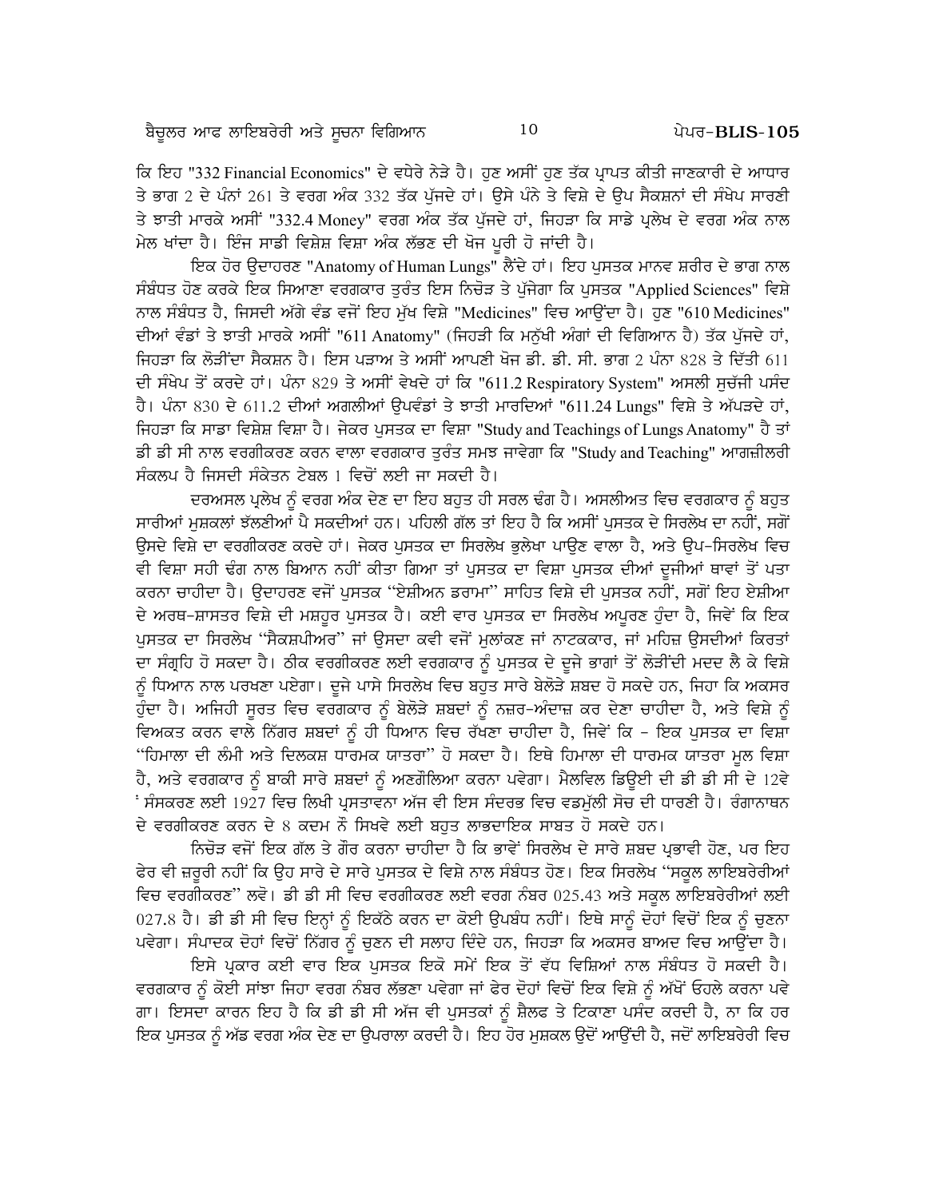ਕਿ ਇਹ "332 Financial Economics" ਦੇ ਵਧੇਰੇ ਨੇੜੇ ਹੈ। ਹੁਣ ਅਸੀਂ ਹੁਣ ਤੱਕ ਪ੍ਰਾਪਤ ਕੀਤੀ ਜਾਣਕਾਰੀ ਦੇ ਆਧਾਰ ਤੇ ਭਾਗ 2 ਦੇ ਪੰਨਾਂ 261 ਤੇ ਵਰਗ ਅੰਕ 332 ਤੱਕ ਪੁੱਜਦੇ ਹਾਂ। ਉਸੇ ਪੰਨੇ ਤੇ ਵਿਸ਼ੇ ਦੇ ਉਪ ਸੈਕਸ਼ਨਾਂ ਦੀ ਸੰਖੇਪ ਸਾਰਣੀ ਤੇ ਝਾਤੀ ਮਾਰਕੇ ਅਸੀਂ "332.4 Money" ਵਰਗ ਅੰਕ ਤੱਕ ਪੁੱਜਦੇ ਹਾਂ, ਜਿਹੜਾ ਕਿ ਸਾਡੇ ਪ੍ਰਲੇਖ ਦੇ ਵਰਗ ਅੰਕ ਨਾਲ ਮੇਲ ਖਾਂਦਾ ਹੈ। ਇੰਜ ਸਾਡੀ ਵਿਸ਼ੇਸ਼ ਵਿਸ਼ਾ ਅੰਕ ਲੱਭਣ ਦੀ ਖੋਜ ਪੂਰੀ ਹੋ ਜਾਂਦੀ ਹੈ।

ਇਕ ਹੋਰ ਉਦਾਹਰਣ "Anatomy of Human Lungs" ਲੈਂਦੇ ਹਾਂ। ਇਹ ਪੁਸਤਕ ਮਾਨਵ ਸ਼ਰੀਰ ਦੇ ਭਾਗ ਨਾਲ ਸੰਬੰਧਤ ਹੋਣ ਕਰਕੇ ਇਕ ਸਿਆਣਾ ਵਰਗਕਾਰ ਤੁਰੰਤ ਇਸ ਨਿਚੋੜ ਤੇ ਪੁੱਜੇਗਾ ਕਿ ਪੁਸਤਕ "Applied Sciences" ਵਿਸ਼ੇ ਨਾਲ ਸੰਬੰਧਤ ਹੈ, ਜਿਸਦੀ ਅੱਗੇ ਵੰਡ ਵਜੋਂ ਇਹ ਮੁੱਖ ਵਿਸ਼ੇ "Medicines" ਵਿਚ ਆਉਂਦਾ ਹੈ। ਹੁਣ "610 Medicines" ਦੀਆਂ ਵੰਡਾਂ ਤੇ ਝਾਤੀ ਮਾਰਕੇ ਅਸੀਂ "611 Anatomy" (ਜਿਹੜੀ ਕਿ ਮਨੁੱਖੀ ਅੰਗਾਂ ਦੀ ਵਿਗਿਆਨ ਹੈ) ਤੱਕ ਪੁੱਜਦੇ ਹਾਂ, ਜਿਹੜਾ ਕਿ ਲੋੜੀਂਦਾ ਸੈਕਸ਼ਨ ਹੈ। ਇਸ ਪੜਾਅ ਤੇ ਅਸੀਂ ਆਪਣੀ ਖੋਜ ਡੀ. ਡੀ. ਸੀ. ਭਾਗ 2 ਪੰਨਾ 828 ਤੇ ਦਿੱਤੀ 611 ਦੀ ਸੰਖੇਪ ਤੋਂ ਕਰਦੇ ਹਾਂ। ਪੰਨਾ 829 ਤੇ ਅਸੀਂ ਵੇਖਦੇ ਹਾਂ ਕਿ "611.2 Respiratory System" ਅਸਲੀ ਸੁਚੱਜੀ ਪਸੰਦ ਹੈ। ਪੰਨਾ 830 ਦੇ 611.2 ਦੀਆਂ ਅਗਲੀਆਂ ਉਪਵੰਡਾਂ ਤੇ ਝਾਤੀ ਮਾਰਦਿਆਂ "611.24 Lungs" ਵਿਸ਼ੇ ਤੇ ਅੱਪੜਦੇ ਹਾਂ, ਜਿਹੜਾ ਕਿ ਸਾਡਾ ਵਿਸ਼ੇਸ਼ ਵਿਸ਼ਾ ਹੈ। ਜੇਕਰ ਪੁਸਤਕ ਦਾ ਵਿਸ਼ਾ "Study and Teachings of Lungs Anatomy" ਹੈ ਤਾਂ ਡੀ ਡੀ ਸੀ ਨਾਲ ਵਰਗੀਕਰਣ ਕਰਨ ਵਾਲਾ ਵਰਗਕਾਰ ਤੁਰੰਤ ਸਮਝ ਜਾਵੇਗਾ ਕਿ "Study and Teaching" ਆਗਜ਼ੀਲਰੀ ਸੰਕਲਪ ਹੈ ਜਿਸਦੀ ਸੰਕੇਤਨ ਟੇਬਲ 1 ਵਿਚੋਂ ਲਈ ਜਾ ਸਕਦੀ ਹੈ।

ਦਰਅਸਲ ਪ੍ਰਲੇਖ ਨੂੰ ਵਰਗ ਅੰਕ ਦੇਣ ਦਾ ਇਹ ਬਹੁਤ ਹੀ ਸਰਲ ਢੰਗ ਹੈ। ਅਸਲੀਅਤ ਵਿਚ ਵਰਗਕਾਰ ਨੂੰ ਬਹੁਤ ਸਾਰੀਆਂ ਮੁਸ਼ਕਲਾਂ ਝੱਲਣੀਆਂ ਪੈ ਸਕਦੀਆਂ ਹਨ। ਪਹਿਲੀ ਗੱਲ ਤਾਂ ਇਹ ਹੈ ਕਿ ਅਸੀਂ ਪੁਸਤਕ ਦੇ ਸਿਰਲੇਖ ਦਾ ਨਹੀਂ, ਸਗੋਂ ਉਸਦੇ ਵਿਸ਼ੇ ਦਾ ਵਰਗੀਕਰਣ ਕਰਦੇ ਹਾਂ। ਜੇਕਰ ਪੁਸਤਕ ਦਾ ਸਿਰਲੇਖ ਭੁਲੇਖਾ ਪਾਉਣ ਵਾਲਾ ਹੈ, ਅਤੇ ਉਪ-ਸਿਰਲੇਖ ਵਿਚ ਵੀ ਵਿਸ਼ਾ ਸਹੀ ਢੰਗ ਨਾਲ ਬਿਆਨ ਨਹੀਂ ਕੀਤਾ ਗਿਆ ਤਾਂ ਪੁਸਤਕ ਦਾ ਵਿਸ਼ਾ ਪੁਸਤਕ ਦੀਆਂ ਦੂਜੀਆਂ ਥਾਵਾਂ ਤੋਂ ਪਤਾ ਕਰਨਾ ਚਾਹੀਦਾ ਹੈ। ਉਦਾਹਰਣ ਵਜੋਂ ਪੁਸਤਕ "ਏਸ਼ੀਅਨ ਡਰਾਮਾ" ਸਾਹਿਤ ਵਿਸ਼ੇ ਦੀ ਪੁਸਤਕ ਨਹੀਂ, ਸਗੋਂ ਇਹ ਏਸ਼ੀਆ ਦੇ ਅਰਥ-ਸ਼ਾਸਤਰ ਵਿਸ਼ੇ ਦੀ ਮਸ਼ਹੂਰ ਪੁਸਤਕ ਹੈ। ਕਈ ਵਾਰ ਪੁਸਤਕ ਦਾ ਸਿਰਲੇਖ ਅਪੂਰਣ ਹੁੰਦਾ ਹੈ, ਜਿਵੇਂ ਕਿ ਇਕ ਪੁਸਤਕ ਦਾ ਸਿਰਲੇਖ "ਸੈਕਸ਼ਪੀਅਰ" ਜਾਂ ਉਸਦਾ ਕਵੀ ਵਜੋਂ ਮੁਲਾਂਕਣ ਜਾਂ ਨਾਟਕਕਾਰ, ਜਾਂ ਮਹਿਜ਼ ਉਸਦੀਆਂ ਕਿਰਤਾਂ ਦਾ ਸੰਗ੍ਰਹਿ ਹੋ ਸਕਦਾ ਹੈ। ਠੀਕ ਵਰਗੀਕਰਣ ਲਈ ਵਰਗਕਾਰ ਨੂੰ ਪੁਸਤਕ ਦੇ ਦੂਜੇ ਭਾਗਾਂ ਤੋਂ ਲੋੜੀਂਦੀ ਮਦਦ ਲੈ ਕੇ ਵਿਸ਼ੇ ਨੂੰ ਧਿਆਨ ਨਾਲ ਪਰਖਣਾ ਪਵੇਗਾ। ਦੂਜੇ ਪਾਸੇ ਸਿਰਲੇਖ ਵਿਚ ਬਹੁਤ ਸਾਰੇ ਬੇਲੋੜੇ ਸ਼ਬਦ ਹੋ ਸਕਦੇ ਹਨ, ਜਿਹਾ ਕਿ ਅਕਸਰ ਹੁੰਦਾ ਹੈ। ਅਜਿਹੀ ਸੂਰਤ ਵਿਚ ਵਰਗਕਾਰ ਨੂੰ ਬੇਲੋੜੇ ਸ਼ਬਦਾਂ ਨੂੰ ਨਜ਼ਰ-ਅੰਦਾਜ਼ ਕਰ ਦੇਣਾ ਚਾਹੀਦਾ ਹੈ, ਅਤੇ ਵਿਸ਼ੇ ਨੂੰ ਵਿਅਕਤ ਕਰਨ ਵਾਲੇ ਨਿੱਗਰ ਸ਼ਬਦਾਂ ਨੂੰ ਹੀ ਧਿਆਨ ਵਿਚ ਰੱਖਣਾ ਚਾਹੀਦਾ ਹੈ, ਜਿਵੇਂ ਕਿ - ਇਕ ਪੁਸਤਕ ਦਾ ਵਿਸ਼ਾ "ਹਿਮਾਲਾ ਦੀ ਲੰਮੀ ਅਤੇ ਦਿਲਕਸ਼ ਧਾਰਮਕ ਯਾਤਰਾ" ਹੋ ਸਕਦਾ ਹੈ। ਇਥੇ ਹਿਮਾਲਾ ਦੀ ਧਾਰਮਕ ਯਾਤਰਾ ਮੂਲ ਵਿਸ਼ਾ ਹੈ, ਅਤੇ ਵਰਗਕਾਰ ਨੂੰ ਬਾਕੀ ਸਾਰੇ ਸ਼ਬਦਾਂ ਨੂੰ ਅਣਗੌਲਿਆ ਕਰਨਾ ਪਵੇਗਾ। ਮੈਲਵਿਲ ਡਿਊਈ ਦੀ ਡੀ ਡੀ ਸੀ ਦੇ 12ਵੇਂ ਸੰਸਕਰਣ ਲਈ 1927 ਵਿਚ ਲਿਖੀ ਪ੍ਰਸਤਾਵਨਾ ਅੱਜ ਵੀ ਇਸ ਸੰਦਰਭ ਵਿਚ ਵਡਮੁੱਲੀ ਸੋਚ ਦੀ ਧਾਰਣੀ ਹੈ। ਰੰਗਾਨਾਥਨ ਦੇ ਵਰਗੀਕਰਣ ਕਰਨ ਦੇ 8 ਕਦਮ ਨੌ ਸਿਖਵੇ ਲਈ ਬਹੁਤ ਲਾਭਦਾਇਕ ਸਾਬਤ ਹੋ ਸਕਦੇ ਹਨ।

ਨਿਚੋੜ ਵਜੋਂ ਇਕ ਗੱਲ ਤੇ ਗੌਰ ਕਰਨਾ ਚਾਹੀਦਾ ਹੈ ਕਿ ਭਾਵੇਂ ਸਿਰਲੇਖ ਦੇ ਸਾਰੇ ਸ਼ਬਦ ਪ੍ਰਭਾਵੀ ਹੋਣ, ਪਰ ਇਹ ਫੇਰ ਵੀ ਜ਼ਰੂਰੀ ਨਹੀਂ ਕਿ ਉਹ ਸਾਰੇ ਦੇ ਸਾਰੇ ਪੁਸਤਕ ਦੇ ਵਿਸ਼ੇ ਨਾਲ ਸੰਬੰਧਤ ਹੋਣ। ਇਕ ਸਿਰਲੇਖ "ਸਕੂਲ ਲਾਇਬਰੇਰੀਆਂ ਵਿਚ ਵਰਗੀਕਰਣ" ਲਵੋ। ਡੀ ਡੀ ਸੀ ਵਿਚ ਵਰਗੀਕਰਣ ਲਈ ਵਰਗ ਨੰਬਰ 025.43 ਅਤੇ ਸਕੂਲ ਲਾਇਬਰੇਰੀਆਂ ਲਈ 027.8 ਹੈ। ਡੀ ਡੀ ਸੀ ਵਿਚ ਇਨ੍ਹਾਂ ਨੂੰ ਇਕੱਠੇ ਕਰਨ ਦਾ ਕੋਈ ਉਪਬੰਧ ਨਹੀਂ। ਇਥੇ ਸਾਨੂੰ ਦੋਹਾਂ ਵਿਚੋਂ ਇਕ ਨੂੰ ਚੁਣਨਾ ਪਵੇਗਾ। ਸੰਪਾਦਕ ਦੋਹਾਂ ਵਿਚੋਂ ਨਿੱਗਰ ਨੂੰ ਚੁਣਨ ਦੀ ਸਲਾਹ ਦਿੰਦੇ ਹਨ, ਜਿਹੜਾ ਕਿ ਅਕਸਰ ਬਾਅਦ ਵਿਚ ਆਉਂਦਾ ਹੈ।

ਇਸੇ ਪ੍ਰਕਾਰ ਕਈ ਵਾਰ ਇਕ ਪੁਸਤਕ ਇਕੋ ਸਮੇਂ ਇਕ ਤੋਂ ਵੱਧ ਵਿਸ਼ਿਆਂ ਨਾਲ ਸੰਬੰਧਤ ਹੋ ਸਕਦੀ ਹੈ। ਵਰਗਕਾਰ ਨੂੰ ਕੋਈ ਸਾਂਝਾ ਜਿਹਾ ਵਰਗ ਨੰਬਰ ਲੱਭਣਾ ਪਵੇਗਾ ਜਾਂ ਫੇਰ ਦੋਹਾਂ ਵਿਚੋਂ ਇਕ ਵਿਸ਼ੇ ਨੂੰ ਅੱਖੋਂ ਓਹਲੇ ਕਰਨਾ ਪਵੇਗਾ। ਇਸਦਾ ਕਾਰਨ ਇਹ ਹੈ ਕਿ ਡੀ ਡੀ ਸੀ ਅੱਜ ਵੀ ਪੁਸਤਕਾਂ ਨੂੰ ਸ਼ੈਲਫ ਤੇ ਟਿਕਾਣਾ ਪਸੰਦ ਕਰਦੀ ਹੈ, ਨਾ ਕਿ ਹਰ ਇਕ ਪੁਸਤਕ ਨੂੰ ਅੱਡ ਵਰਗ ਅੰਕ ਦੇਣ ਦਾ ਉਪਰਾਲਾ ਕਰਦੀ ਹੈ। ਇਹ ਹੋਰ ਮੁਸ਼ਕਲ ਉਦੋਂ ਆਉਂਦੀ ਹੈ, ਜਦੋਂ ਲਾਇਬਰੇਰੀ ਵਿਚ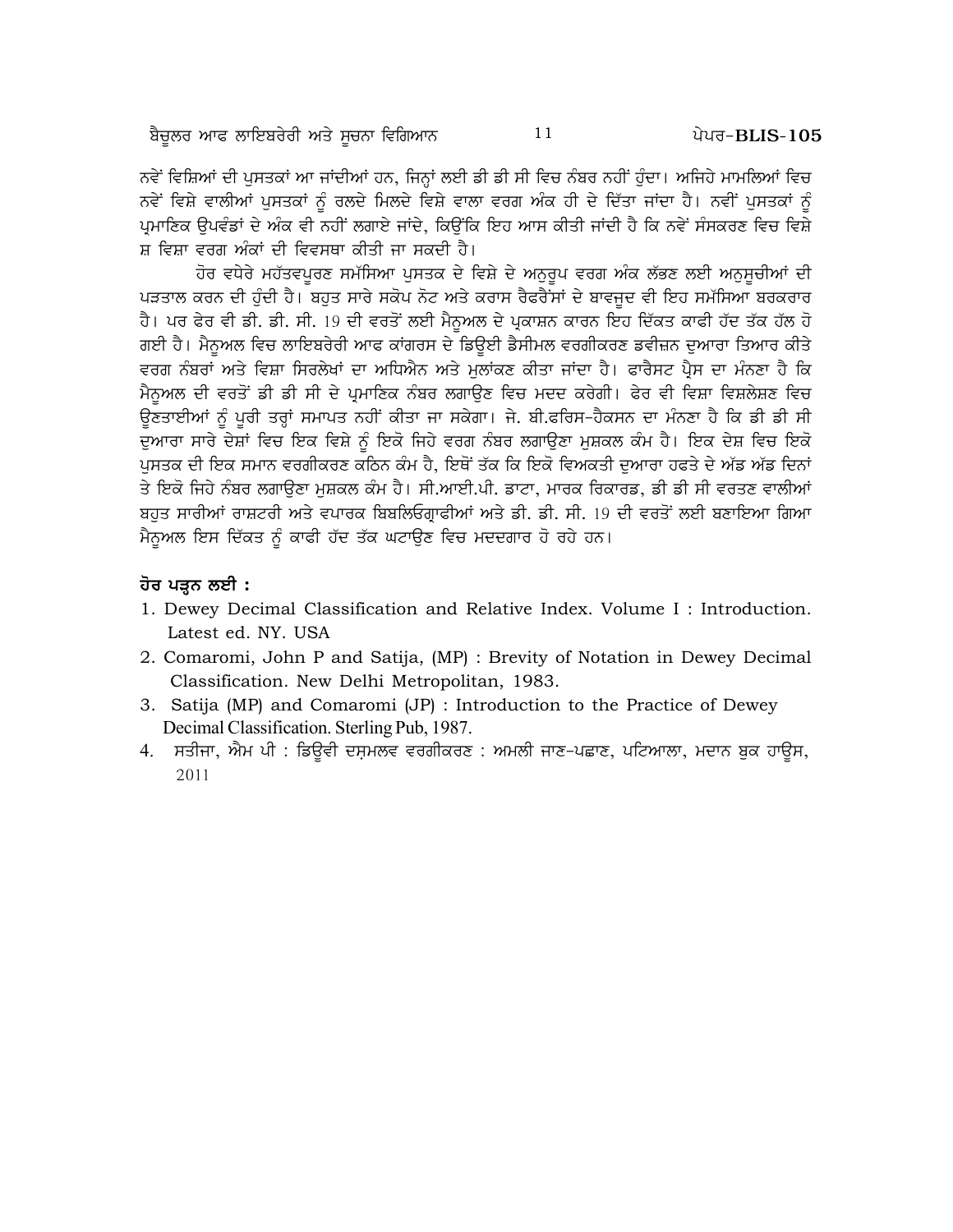ਨਵੇਂ ਵਿਸ਼ਿਆਂ ਦੀ ਪੁਸਤਕਾਂ ਆ ਜਾਂਦੀਆਂ ਹਨ, ਜਿਨ੍ਹਾਂ ਲਈ ਡੀ ਡੀ ਸੀ ਵਿਚ ਨੰਬਰ ਨਹੀਂ ਹੁੰਦਾ। ਅਜਿਹੇ ਮਾਮਲਿਆਂ ਵਿਚ ਨਵੇਂ ਵਿਸ਼ੇ ਵਾਲੀਆਂ ਪੁਸਤਕਾਂ ਨੂੰ ਰਲਦੇ ਮਿਲਦੇ ਵਿਸ਼ੇ ਵਾਲਾ ਵਰਗ ਅੰਕ ਹੀ ਦੇ ਦਿੱਤਾ ਜਾਂਦਾ ਹੈ। ਨਵੀਂ ਪੁਸਤਕਾਂ ਨੂੰ ਪ੍ਰਮਾਣਿਕ ਉਪਵੰਡਾਂ ਦੇ ਅੰਕ ਵੀ ਨਹੀਂ ਲਗਾਏ ਜਾਂਦੇ, ਕਿਉਂਕਿ ਇਹ ਆਸ ਕੀਤੀ ਜਾਂਦੀ ਹੈ ਕਿ ਨਵੇਂ ਸੰਸਕਰਣ ਵਿਚ ਵਿਸ਼ੇਸ਼ ਵਿਸ਼ਾ ਵਰਗ ਅੰਕਾਂ ਦੀ ਵਿਵਸਥਾ ਕੀਤੀ ਜਾ ਸਕਦੀ ਹੈ।

ਹੋਰ ਵਧੇਰੇ ਮਹੱਤਵਪੂਰਣ ਸਮੱਸਿਆ ਪੁਸਤਕ ਦੇ ਵਿਸ਼ੇ ਦੇ ਅਨੁਰੂਪ ਵਰਗ ਅੰਕ ਲੱਭਣ ਲਈ ਅਨੁਸੂਚੀਆਂ ਦੀ ਪੜਤਾਲ ਕਰਨ ਦੀ ਹੁੰਦੀ ਹੈ। ਬਹੁਤ ਸਾਰੇ ਸਕੋਪ ਨੋਟ ਅਤੇ ਕਰਾਸ ਰੈਫਰੈਂਸਾਂ ਦੇ ਬਾਵਜੂਦ ਵੀ ਇਹ ਸਮੱਸਿਆ ਬਰਕਰਾਰ ਹੈ। ਪਰ ਫੇਰ ਵੀ ਡੀ. ਡੀ. ਸੀ. 19 ਦੀ ਵਰਤੋਂ ਲਈ ਮੈਨੂਅਲ ਦੇ ਪ੍ਰਕਾਸ਼ਨ ਕਾਰਨ ਇਹ ਦਿੱਕਤ ਕਾਫੀ ਹੱਦ ਤੱਕ ਹੱਲ ਹੋ ਗਈ ਹੈ। ਮੈਨੂਅਲ ਵਿਚ ਲਾਇਬਰੇਰੀ ਆਫ ਕਾਂਗਰਸ ਦੇ ਡਿਊਈ ਡੈਸੀਮਲ ਵਰਗੀਕਰਣ ਡਵੀਜ਼ਨ ਦੁਆਰਾ ਤਿਆਰ ਕੀਤੇ ਵਰਗ ਨੰਬਰਾਂ ਅਤੇ ਵਿਸ਼ਾ ਸਿਰਲੇਖਾਂ ਦਾ ਅਧਿਐਨ ਅਤੇ ਮੁਲਾਂਕਣ ਕੀਤਾ ਜਾਂਦਾ ਹੈ। ਫਾਰੈਸਟ ਪ੍ਰੈਸ ਦਾ ਮੰਨਣਾ ਹੈ ਕਿ ਮੈਨੂਅਲ ਦੀ ਵਰਤੋਂ ਡੀ ਡੀ ਸੀ ਦੇ ਪ੍ਰਮਾਣਿਕ ਨੰਬਰ ਲਗਾਉਣ ਵਿਚ ਮਦਦ ਕਰੇਗੀ। ਫੇਰ ਵੀ ਵਿਸ਼ਾ ਵਿਸ਼ਲੇਸ਼ਣ ਵਿਚ ਊਣਤਾਈਆਂ ਨੂੰ ਪੂਰੀ ਤਰ੍ਹਾਂ ਸਮਾਪਤ ਨਹੀਂ ਕੀਤਾ ਜਾ ਸਕੇਗਾ। ਜੇ. ਬੀ.ਫਰਿਸ-ਹੈਕਸਨ ਦਾ ਮੰਨਣਾ ਹੈ ਕਿ ਡੀ ਡੀ ਸੀ ਦੁਆਰਾ ਸਾਰੇ ਦੇਸ਼ਾਂ ਵਿਚ ਇਕ ਵਿਸ਼ੇ ਨੂੰ ਇਕੋ ਜਿਹੇ ਵਰਗ ਨੰਬਰ ਲਗਾਉਣਾ ਮੁਸ਼ਕਲ ਕੰਮ ਹੈ। ਇਕ ਦੇਸ਼ ਵਿਚ ਇਕੋ ਪੁਸਤਕ ਦੀ ਇਕ ਸਮਾਨ ਵਰਗੀਕਰਣ ਕਠਿਨ ਕੰਮ ਹੈ, ਇਥੋਂ ਤੱਕ ਕਿ ਇਕੋ ਵਿਅਕਤੀ ਦੁਆਰਾ ਹਫਤੇ ਦੇ ਅੱਡ ਅੱਡ ਦਿਨਾਂ ਤੇ ਇਕੋ ਜਿਹੇ ਨੰਬਰ ਲਗਾਉਣਾ ਮੁਸ਼ਕਲ ਕੰਮ ਹੈ। ਸੀ.ਆਈ.ਪੀ. ਡਾਟਾ, ਮਾਰਕ ਰਿਕਾਰਡ, ਡੀ ਡੀ ਸੀ ਵਰਤਣ ਵਾਲੀਆਂ ਬਹੁਤ ਸਾਰੀਆਂ ਰਾਸ਼ਟਰੀ ਅਤੇ ਵਪਾਰਕ ਬਿਬਲਿਓਗ੍ਰਾਫੀਆਂ ਅਤੇ ਡੀ. ਡੀ. ਸੀ. 19 ਦੀ ਵਰਤੋਂ ਲਈ ਬਣਾਇਆ ਗਿਆ ਮੈਨੂਅਲ ਇਸ ਦਿੱਕਤ ਨੂੰ ਕਾਫੀ ਹੱਦ ਤੱਕ ਘਟਾਉਣ ਵਿਚ ਮਦਦਗਾਰ ਹੋ ਰਹੇ ਹਨ।

### ਹੋਰ ਪੜ੍ਹਨ ਲਈ :

1. Dewey Decimal Classification and Relative Index. Volume I : Introduction. Latest ed. NY. USA
2. Comaromi, John P and Satija, (MP) : Brevity of Notation in Dewey Decimal Classification. New Delhi Metropolitan, 1983.
3. Satija (MP) and Comaromi (JP) : Introduction to the Practice of Dewey Decimal Classification. Sterling Pub, 1987.
4. ਸਤੀਜਾ, ਐਮ ਪੀ : ਡਿਊਵੀ ਦਸ਼ਮਲਵ ਵਰਗੀਕਰਣ : ਅਮਲੀ ਜਾਣ-ਪਛਾਣ, ਪਟਿਆਲਾ, ਮਦਾਨ ਬੁਕ ਹਾਊਸ, 2011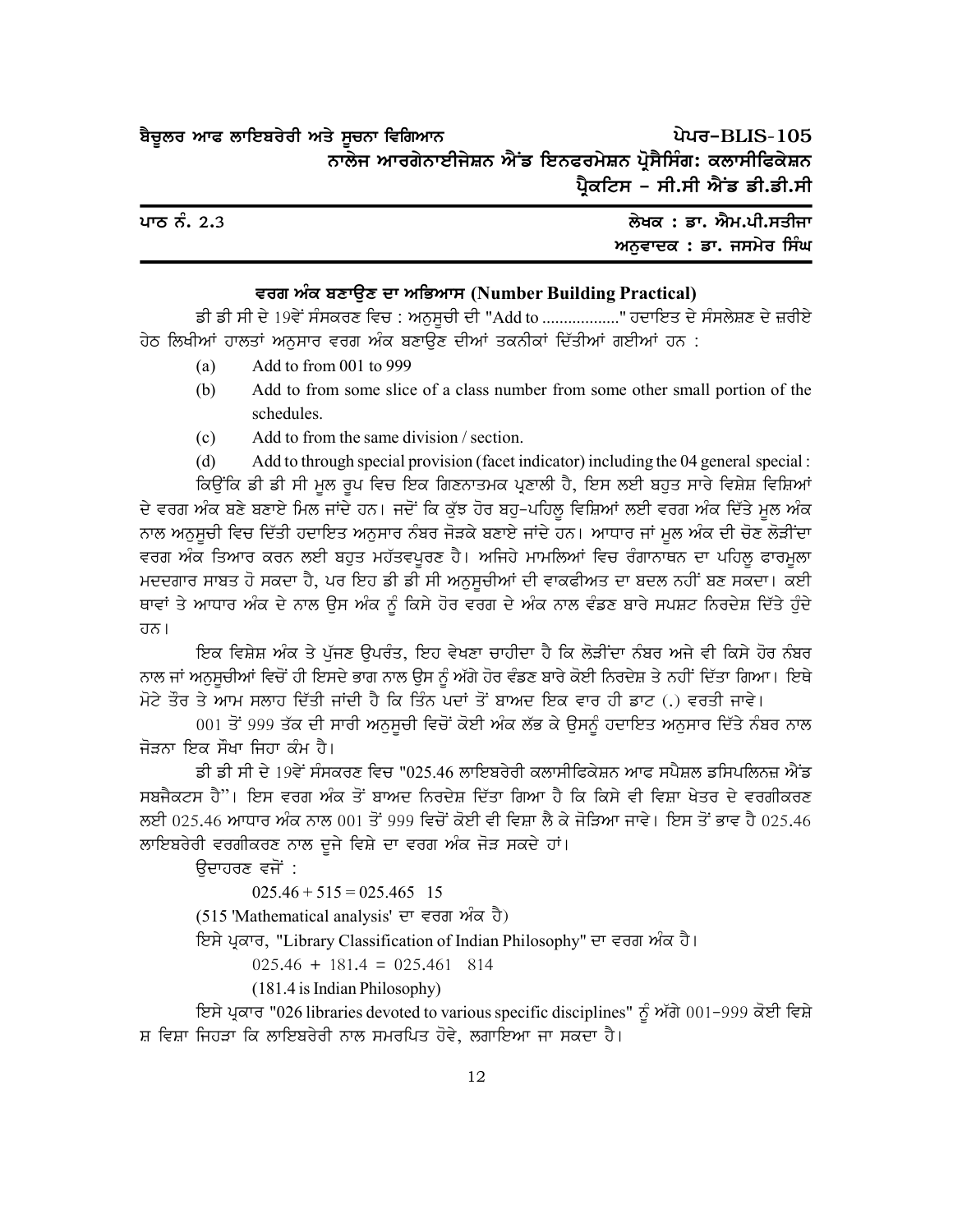ਬੈਚੂਲਰ ਆਫ ਲਾਇਬਰੇਰੀ ਅਤੇ ਸੂਚਨਾ ਵਿਗਿਆਨ — ਪੇਪਰ–BLIS-105

ਨਾਲੇਜ ਆਰਗੇਨਾਈਜੇਸ਼ਨ ਐਂਡ ਇਨਫਰਮੇਸ਼ਨ ਪ੍ਰੋਸੈਸਿੰਗ: ਕਲਾਸੀਫਿਕੇਸ਼ਨ ਪ੍ਰੈਕਟਿਸ – ਸੀ.ਸੀ ਐਂਡ ਡੀ.ਡੀ.ਸੀ

ਪਾਠ ਨੰ. 2.3 — ਲੇਖਕ : ਡਾ. ਐਮ.ਪੀ.ਸਤੀਜਾ

ਅਨੁਵਾਦਕ : ਡਾ. ਜਸਮੇਰ ਸਿੰਘ

## ਵਰਗ ਅੰਕ ਬਣਾਉਣ ਦਾ ਅਭਿਆਸ (Number Building Practical)

ਡੀ ਡੀ ਸੀ ਦੇ 19ਵੇਂ ਸੰਸਕਰਣ ਵਿਚ : ਅਨੁਸੂਚੀ ਦੀ "Add to ................." ਹਦਾਇਤ ਦੇ ਸੰਸਲੇਸ਼ਣ ਦੇ ਜ਼ਰੀਏ ਹੇਠ ਲਿਖੀਆਂ ਹਾਲਤਾਂ ਅਨੁਸਾਰ ਵਰਗ ਅੰਕ ਬਣਾਉਣ ਦੀਆਂ ਤਕਨੀਕਾਂ ਦਿੱਤੀਆਂ ਗਈਆਂ ਹਨ :

(a) Add to from 001 to 999

(b) Add to from some slice of a class number from some other small portion of the schedules.

(c) Add to from the same division / section.

(d) Add to through special provision (facet indicator) including the 04 general special :

ਕਿਉਂਕਿ ਡੀ ਡੀ ਸੀ ਮੂਲ ਰੂਪ ਵਿਚ ਇਕ ਗਿਣਨਾਤਮਕ ਪ੍ਰਣਾਲੀ ਹੈ, ਇਸ ਲਈ ਬਹੁਤ ਸਾਰੇ ਵਿਸ਼ੇਸ਼ ਵਿਸ਼ਿਆਂ ਦੇ ਵਰਗ ਅੰਕ ਬਣੇ ਬਣਾਏ ਮਿਲ ਜਾਂਦੇ ਹਨ। ਜਦੋਂ ਕਿ ਕੁੱਝ ਹੋਰ ਬਹੁ-ਪਹਿਲੂ ਵਿਸ਼ਿਆਂ ਲਈ ਵਰਗ ਅੰਕ ਦਿੱਤੇ ਮੂਲ ਅੰਕ ਨਾਲ ਅਨੁਸੂਚੀ ਵਿਚ ਦਿੱਤੀ ਹਦਾਇਤ ਅਨੁਸਾਰ ਨੰਬਰ ਜੋੜਕੇ ਬਣਾਏ ਜਾਂਦੇ ਹਨ। ਆਧਾਰ ਜਾਂ ਮੂਲ ਅੰਕ ਦੀ ਚੋਣ ਲੋੜੀਂਦਾ ਵਰਗ ਅੰਕ ਤਿਆਰ ਕਰਨ ਲਈ ਬਹੁਤ ਮਹੱਤਵਪੂਰਣ ਹੈ। ਅਜਿਹੇ ਮਾਮਲਿਆਂ ਵਿਚ ਰੰਗਾਨਾਥਨ ਦਾ ਪਹਿਲੂ ਫਾਰਮੂਲਾ ਮਦਦਗਾਰ ਸਾਬਤ ਹੋ ਸਕਦਾ ਹੈ, ਪਰ ਇਹ ਡੀ ਡੀ ਸੀ ਅਨੁਸੂਚੀਆਂ ਦੀ ਵਾਕਫੀਅਤ ਦਾ ਬਦਲ ਨਹੀਂ ਬਣ ਸਕਦਾ। ਕਈ ਥਾਵਾਂ ਤੇ ਆਧਾਰ ਅੰਕ ਦੇ ਨਾਲ ਉਸ ਅੰਕ ਨੂੰ ਕਿਸੇ ਹੋਰ ਵਰਗ ਦੇ ਅੰਕ ਨਾਲ ਵੰਡਣ ਬਾਰੇ ਸਪਸ਼ਟ ਨਿਰਦੇਸ਼ ਦਿੱਤੇ ਹੁੰਦੇ ਹਨ।

ਇਕ ਵਿਸ਼ੇਸ਼ ਅੰਕ ਤੇ ਪੁੱਜਣ ਉਪਰੰਤ, ਇਹ ਵੇਖਣਾ ਚਾਹੀਦਾ ਹੈ ਕਿ ਲੋੜੀਂਦਾ ਨੰਬਰ ਅਜੇ ਵੀ ਕਿਸੇ ਹੋਰ ਨੰਬਰ ਨਾਲ ਜਾਂ ਅਨੁਸੂਚੀਆਂ ਵਿਚੋਂ ਹੀ ਇਸਦੇ ਭਾਗ ਨਾਲ ਉਸ ਨੂੰ ਅੱਗੇ ਹੋਰ ਵੰਡਣ ਬਾਰੇ ਕੋਈ ਨਿਰਦੇਸ਼ ਤੇ ਨਹੀਂ ਦਿੱਤਾ ਗਿਆ। ਇਥੇ ਮੋਟੇ ਤੌਰ ਤੇ ਆਮ ਸਲਾਹ ਦਿੱਤੀ ਜਾਂਦੀ ਹੈ ਕਿ ਤਿੰਨ ਪਦਾਂ ਤੋਂ ਬਾਅਦ ਇਕ ਵਾਰ ਹੀ ਡਾਟ (.) ਵਰਤੀ ਜਾਵੇ।

001 ਤੋਂ 999 ਤੱਕ ਦੀ ਸਾਰੀ ਅਨੁਸੂਚੀ ਵਿਚੋਂ ਕੋਈ ਅੰਕ ਲੱਭ ਕੇ ਉਸਨੂੰ ਹਦਾਇਤ ਅਨੁਸਾਰ ਦਿੱਤੇ ਨੰਬਰ ਨਾਲ ਜੋੜਨਾ ਇਕ ਸੌਖਾ ਜਿਹਾ ਕੰਮ ਹੈ।

ਡੀ ਡੀ ਸੀ ਦੇ 19ਵੇਂ ਸੰਸਕਰਣ ਵਿਚ "025.46 ਲਾਇਬਰੇਰੀ ਕਲਾਸੀਫਿਕੇਸ਼ਨ ਆਫ ਸਪੈਸ਼ਲ ਡਸਿਪਲਿਨਜ਼ ਐਂਡ ਸਬਜੈਕਟਸ ਹੈ"। ਇਸ ਵਰਗ ਅੰਕ ਤੋਂ ਬਾਅਦ ਨਿਰਦੇਸ਼ ਦਿੱਤਾ ਗਿਆ ਹੈ ਕਿ ਕਿਸੇ ਵੀ ਵਿਸ਼ਾ ਖੇਤਰ ਦੇ ਵਰਗੀਕਰਣ ਲਈ 025.46 ਆਧਾਰ ਅੰਕ ਨਾਲ 001 ਤੋਂ 999 ਵਿਚੋਂ ਕੋਈ ਵੀ ਵਿਸ਼ਾ ਲੈ ਕੇ ਜੋੜਿਆ ਜਾਵੇ। ਇਸ ਤੋਂ ਭਾਵ ਹੈ 025.46 ਲਾਇਬਰੇਰੀ ਵਰਗੀਕਰਣ ਨਾਲ ਦੂਜੇ ਵਿਸ਼ੇ ਦਾ ਵਰਗ ਅੰਕ ਜੋੜ ਸਕਦੇ ਹਾਂ।

ਉਦਾਹਰਣ ਵਜੋਂ :

025.46 + 515 = 025.465 15

(515 'Mathematical analysis' ਦਾ ਵਰਗ ਅੰਕ ਹੈ)

ਇਸੇ ਪ੍ਰਕਾਰ, "Library Classification of Indian Philosophy" ਦਾ ਵਰਗ ਅੰਕ ਹੈ।

025.46 + 181.4 = 025.461 814

(181.4 is Indian Philosophy)

ਇਸੇ ਪ੍ਰਕਾਰ "026 libraries devoted to various specific disciplines" ਨੂੰ ਅੱਗੇ 001-999 ਕੋਈ ਵਿਸ਼ੇਸ਼ ਵਿਸ਼ਾ ਜਿਹੜਾ ਕਿ ਲਾਇਬਰੇਰੀ ਨਾਲ ਸਮਰਪਿਤ ਹੋਵੇ, ਲਗਾਇਆ ਜਾ ਸਕਦਾ ਹੈ।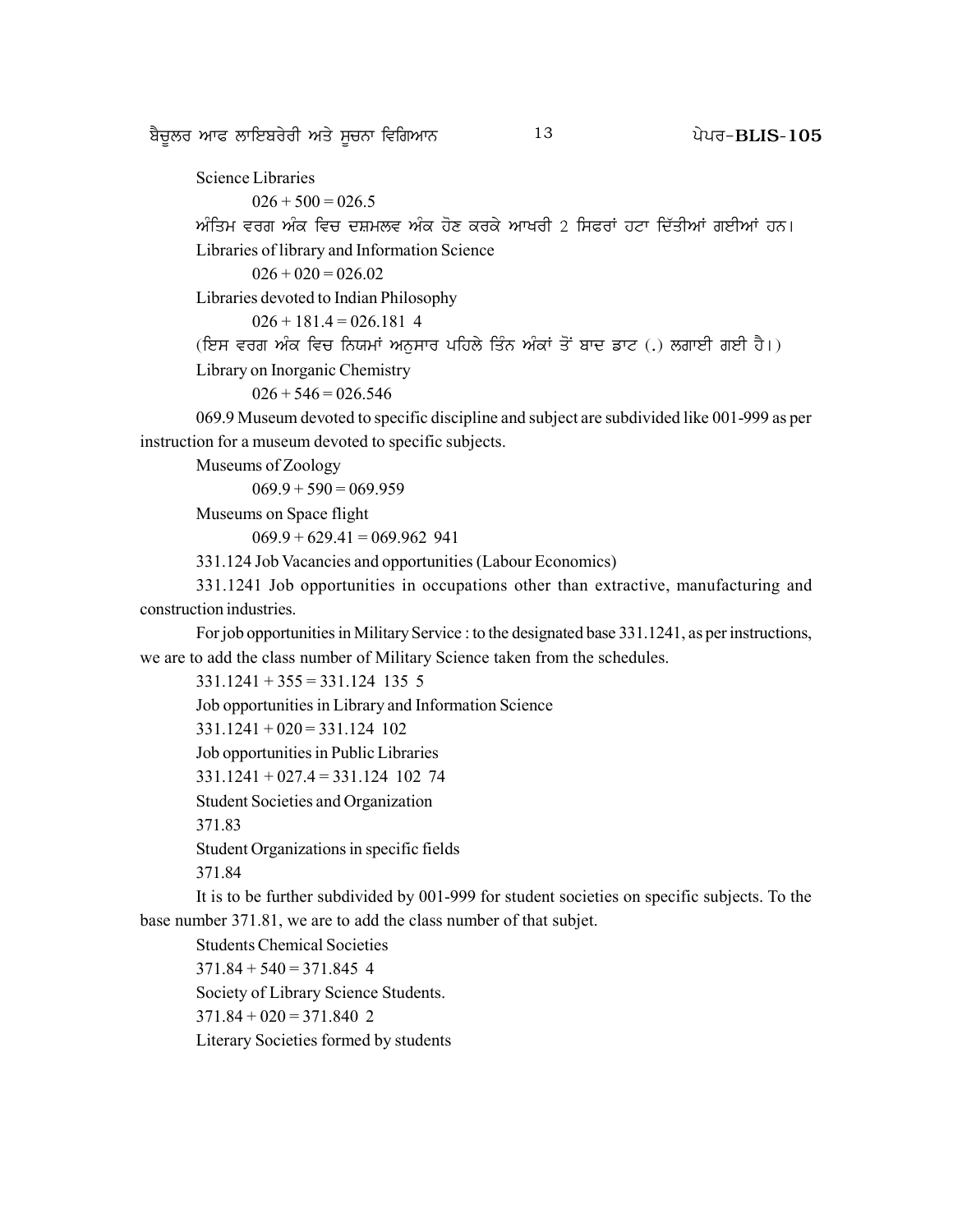Science Libraries

026 + 500 = 026.5

ਅੰਤਿਮ ਵਰਗ ਅੰਕ ਵਿਚ ਦਸ਼ਮਲਵ ਅੰਕ ਹੋਣ ਕਰਕੇ ਆਖਰੀ 2 ਸਿਫਰਾਂ ਹਟਾ ਦਿੱਤੀਆਂ ਗਈਆਂ ਹਨ।

Libraries of library and Information Science

026 + 020 = 026.02

Libraries devoted to Indian Philosophy

026 + 181.4 = 026.181 4

(ਇਸ ਵਰਗ ਅੰਕ ਵਿਚ ਨਿਯਮਾਂ ਅਨੁਸਾਰ ਪਹਿਲੇ ਤਿੰਨ ਅੰਕਾਂ ਤੋਂ ਬਾਦ ਡਾਟ (.) ਲਗਾਈ ਗਈ ਹੈ।)

Library on Inorganic Chemistry

026 + 546 = 026.546

069.9 Museum devoted to specific discipline and subject are subdivided like 001-999 as per instruction for a museum devoted to specific subjects.

Museums of Zoology

069.9 + 590 = 069.959

Museums on Space flight

069.9 + 629.41 = 069.962 941

331.124 Job Vacancies and opportunities (Labour Economics)

331.1241 Job opportunities in occupations other than extractive, manufacturing and construction industries.

For job opportunities in Military Service : to the designated base 331.1241, as per instructions, we are to add the class number of Military Science taken from the schedules.

331.1241 + 355 = 331.124 135 5

Job opportunities in Library and Information Science

331.1241 + 020 = 331.124 102

Job opportunities in Public Libraries

331.1241 + 027.4 = 331.124 102 74

Student Societies and Organization

371.83

Student Organizations in specific fields

371.84

It is to be further subdivided by 001-999 for student societies on specific subjects. To the base number 371.81, we are to add the class number of that subjet.

Students Chemical Societies

371.84 + 540 = 371.845 4

Society of Library Science Students.

371.84 + 020 = 371.840 2

Literary Societies formed by students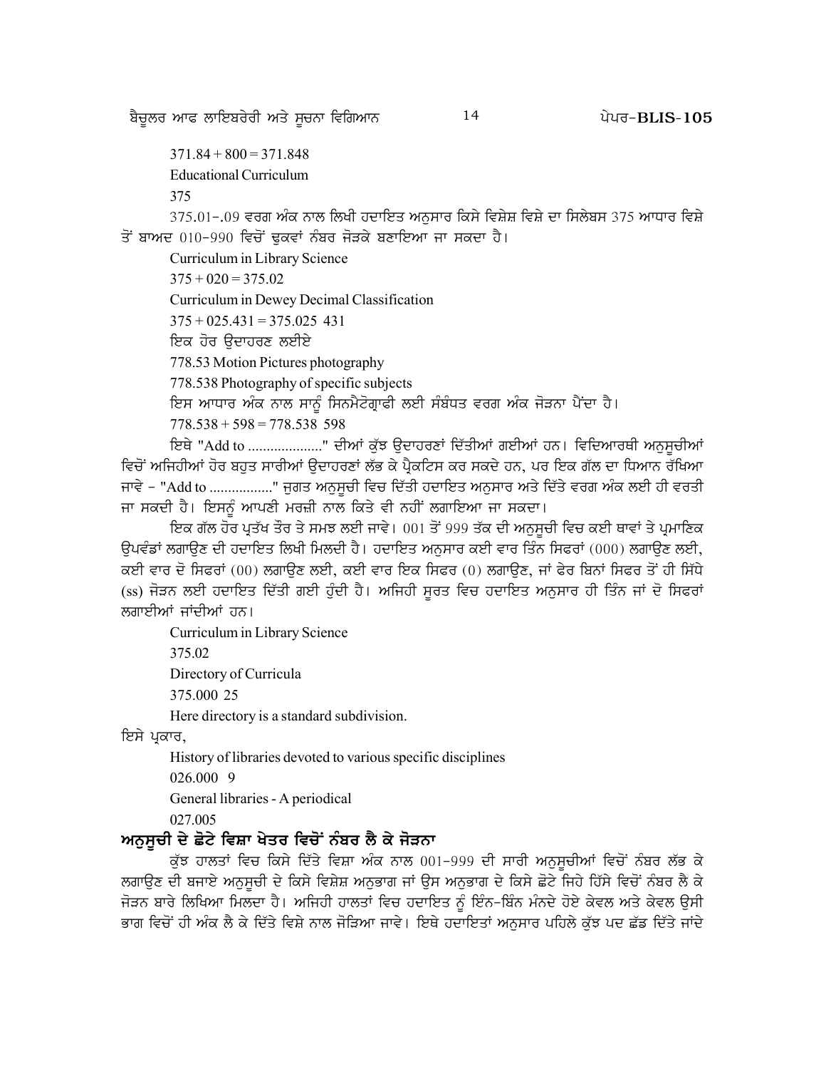371.84 + 800 = 371.848

Educational Curriculum

375

375.01-.09 ਵਰਗ ਅੰਕ ਨਾਲ ਲਿਖੀ ਹਦਾਇਤ ਅਨੁਸਾਰ ਕਿਸੇ ਵਿਸ਼ੇਸ਼ ਵਿਸ਼ੇ ਦਾ ਸਿਲੇਬਸ 375 ਆਧਾਰ ਵਿਸ਼ੇ ਤੋਂ ਬਾਅਦ 010-990 ਵਿਚੋਂ ਢੁਕਵਾਂ ਨੰਬਰ ਜੋੜਕੇ ਬਣਾਇਆ ਜਾ ਸਕਦਾ ਹੈ।

Curriculum in Library Science

375 + 020 = 375.02

Curriculum in Dewey Decimal Classification

375 + 025.431 = 375.025 431

ਇਕ ਹੋਰ ਉਦਾਹਰਣ ਲਈਏ

778.53 Motion Pictures photography

778.538 Photography of specific subjects

ਇਸ ਆਧਾਰ ਅੰਕ ਨਾਲ ਸਾਨੂੰ ਸਿਨਮੈਟੋਗ੍ਰਾਫੀ ਲਈ ਸੰਬੰਧਤ ਵਰਗ ਅੰਕ ਜੋੜਨਾ ਪੈਂਦਾ ਹੈ।

778.538 + 598 = 778.538 598

ਇਥੇ "Add to ...................." ਦੀਆਂ ਕੁੱਝ ਉਦਾਹਰਣਾਂ ਦਿੱਤੀਆਂ ਗਈਆਂ ਹਨ। ਵਿਦਿਆਰਥੀ ਅਨੁਸੂਚੀਆਂ ਵਿਚੋਂ ਅਜਿਹੀਆਂ ਹੋਰ ਬਹੁਤ ਸਾਰੀਆਂ ਉਦਾਹਰਣਾਂ ਲੱਭ ਕੇ ਪ੍ਰੈਕਟਿਸ ਕਰ ਸਕਦੇ ਹਨ, ਪਰ ਇਕ ਗੱਲ ਦਾ ਧਿਆਨ ਰੱਖਿਆ ਜਾਵੇ - "Add to ................." ਜੁਗਤ ਅਨੁਸੂਚੀ ਵਿਚ ਦਿੱਤੀ ਹਦਾਇਤ ਅਨੁਸਾਰ ਅਤੇ ਦਿੱਤੇ ਵਰਗ ਅੰਕ ਲਈ ਹੀ ਵਰਤੀ ਜਾ ਸਕਦੀ ਹੈ। ਇਸਨੂੰ ਆਪਣੀ ਮਰਜ਼ੀ ਨਾਲ ਕਿਤੇ ਵੀ ਨਹੀਂ ਲਗਾਇਆ ਜਾ ਸਕਦਾ।

ਇਕ ਗੱਲ ਹੋਰ ਪ੍ਰਤੱਖ ਤੌਰ ਤੇ ਸਮਝ ਲਈ ਜਾਵੇ। 001 ਤੋਂ 999 ਤੱਕ ਦੀ ਅਨੁਸੂਚੀ ਵਿਚ ਕਈ ਥਾਵਾਂ ਤੇ ਪ੍ਰਮਾਣਿਕ ਉਪਵੰਡਾਂ ਲਗਾਉਣ ਦੀ ਹਦਾਇਤ ਲਿਖੀ ਮਿਲਦੀ ਹੈ। ਹਦਾਇਤ ਅਨੁਸਾਰ ਕਈ ਵਾਰ ਤਿੰਨ ਸਿਫਰਾਂ (000) ਲਗਾਉਣ ਲਈ, ਕਈ ਵਾਰ ਦੋ ਸਿਫਰਾਂ (00) ਲਗਾਉਣ ਲਈ, ਕਈ ਵਾਰ ਇਕ ਸਿਫਰ (0) ਲਗਾਉਣ, ਜਾਂ ਫੇਰ ਬਿਨਾਂ ਸਿਫਰ ਤੋਂ ਹੀ ਸਿੱਧੇ (ss) ਜੋੜਨ ਲਈ ਹਦਾਇਤ ਦਿੱਤੀ ਗਈ ਹੁੰਦੀ ਹੈ। ਅਜਿਹੀ ਸੂਰਤ ਵਿਚ ਹਦਾਇਤ ਅਨੁਸਾਰ ਹੀ ਤਿੰਨ ਜਾਂ ਦੋ ਸਿਫਰਾਂ ਲਗਾਈਆਂ ਜਾਂਦੀਆਂ ਹਨ।

Curriculum in Library Science

375.02

Directory of Curricula

375.000 25

Here directory is a standard subdivision.

ਇਸੇ ਪ੍ਰਕਾਰ,

History of libraries devoted to various specific disciplines

026.000 9

General libraries - A periodical

027.005

## ਅਨੁਸੂਚੀ ਦੇ ਛੋਟੇ ਵਿਸ਼ਾ ਖੇਤਰ ਵਿਚੋਂ ਨੰਬਰ ਲੈ ਕੇ ਜੋੜਨਾ

ਕੁੱਝ ਹਾਲਤਾਂ ਵਿਚ ਕਿਸੇ ਦਿੱਤੇ ਵਿਸ਼ਾ ਅੰਕ ਨਾਲ 001-999 ਦੀ ਸਾਰੀ ਅਨੁਸੂਚੀਆਂ ਵਿਚੋਂ ਨੰਬਰ ਲੱਭ ਕੇ ਲਗਾਉਣ ਦੀ ਬਜਾਏ ਅਨੁਸੂਚੀ ਦੇ ਕਿਸੇ ਵਿਸ਼ੇਸ਼ ਅਨੁਭਾਗ ਜਾਂ ਉਸ ਅਨੁਭਾਗ ਦੇ ਕਿਸੇ ਛੋਟੇ ਜਿਹੇ ਹਿੱਸੇ ਵਿਚੋਂ ਨੰਬਰ ਲੈ ਕੇ ਜੋੜਨ ਬਾਰੇ ਲਿਖਿਆ ਮਿਲਦਾ ਹੈ। ਅਜਿਹੀ ਹਾਲਤਾਂ ਵਿਚ ਹਦਾਇਤ ਨੂੰ ਇੰਨ-ਬਿੰਨ ਮੰਨਦੇ ਹੋਏ ਕੇਵਲ ਅਤੇ ਕੇਵਲ ਉਸੀ ਭਾਗ ਵਿਚੋਂ ਹੀ ਅੰਕ ਲੈ ਕੇ ਦਿੱਤੇ ਵਿਸ਼ੇ ਨਾਲ ਜੋੜਿਆ ਜਾਵੇ। ਇਥੇ ਹਦਾਇਤਾਂ ਅਨੁਸਾਰ ਪਹਿਲੇ ਕੁੱਝ ਪਦ ਛੱਡ ਦਿੱਤੇ ਜਾਂਦੇ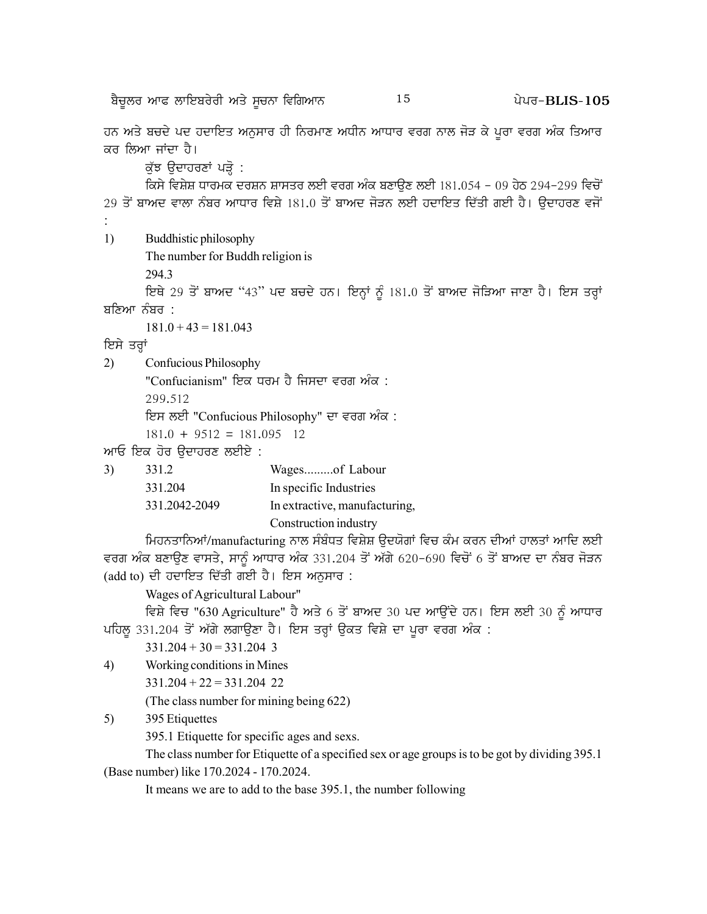ਹਨ ਅਤੇ ਬਚਦੇ ਪਦ ਹਦਾਇਤ ਅਨੁਸਾਰ ਹੀ ਨਿਰਮਾਣ ਅਧੀਨ ਆਧਾਰ ਵਰਗ ਨਾਲ ਜੋੜ ਕੇ ਪੂਰਾ ਵਰਗ ਅੰਕ ਤਿਆਰ ਕਰ ਲਿਆ ਜਾਂਦਾ ਹੈ।

ਕੁੱਝ ਉਦਾਹਰਣਾਂ ਪੜ੍ਹੋ :

ਕਿਸੇ ਵਿਸ਼ੇਸ਼ ਧਾਰਮਕ ਦਰਸ਼ਨ ਸ਼ਾਸਤਰ ਲਈ ਵਰਗ ਅੰਕ ਬਣਾਉਣ ਲਈ 181.054 - 09 ਹੇਠ 294-299 ਵਿਚੋਂ 29 ਤੋਂ ਬਾਅਦ ਵਾਲਾ ਨੰਬਰ ਆਧਾਰ ਵਿਸ਼ੇ 181.0 ਤੋਂ ਬਾਅਦ ਜੋੜਨ ਲਈ ਹਦਾਇਤ ਦਿੱਤੀ ਗਈ ਹੈ। ਉਦਾਹਰਣ ਵਜੋਂ :

1) Buddhistic philosophy

The number for Buddh religion is

294.3

ਇਥੇ 29 ਤੋਂ ਬਾਅਦ "43" ਪਦ ਬਚਦੇ ਹਨ। ਇਨ੍ਹਾਂ ਨੂੰ 181.0 ਤੋਂ ਬਾਅਦ ਜੋੜਿਆ ਜਾਣਾ ਹੈ। ਇਸ ਤਰ੍ਹਾਂ ਬਣਿਆ ਨੰਬਰ :

181.0 + 43 = 181.043

ਇਸੇ ਤਰ੍ਹਾਂ

2) Confucious Philosophy

"Confucianism" ਇਕ ਧਰਮ ਹੈ ਜਿਸਦਾ ਵਰਗ ਅੰਕ :

299.512

ਇਸ ਲਈ "Confucious Philosophy" ਦਾ ਵਰਗ ਅੰਕ :

181.0 + 9512 = 181.095 12

ਆਓ ਇਕ ਹੋਰ ਉਦਾਹਰਣ ਲਈਏ :

3)
| | |
|---|---|
| 331.2 | Wages.........of Labour |
| 331.204 | In specific Industries |
| 331.2042-2049 | In extractive, manufacturing, Construction industry |

ਮਿਹਨਤਾਨਿਆਂ/manufacturing ਨਾਲ ਸੰਬੰਧਤ ਵਿਸ਼ੇਸ਼ ਉਦਯੋਗਾਂ ਵਿਚ ਕੰਮ ਕਰਨ ਦੀਆਂ ਹਾਲਤਾਂ ਆਦਿ ਲਈ ਵਰਗ ਅੰਕ ਬਣਾਉਣ ਵਾਸਤੇ, ਸਾਨੂੰ ਆਧਾਰ ਅੰਕ 331.204 ਤੋਂ ਅੱਗੇ 620-690 ਵਿਚੋਂ 6 ਤੋਂ ਬਾਅਦ ਦਾ ਨੰਬਰ ਜੋੜਨ (add to) ਦੀ ਹਦਾਇਤ ਦਿੱਤੀ ਗਈ ਹੈ। ਇਸ ਅਨੁਸਾਰ :

Wages of Agricultural Labour"

ਵਿਸ਼ੇ ਵਿਚ "630 Agriculture" ਹੈ ਅਤੇ 6 ਤੋਂ ਬਾਅਦ 30 ਪਦ ਆਉਂਦੇ ਹਨ। ਇਸ ਲਈ 30 ਨੂੰ ਆਧਾਰ ਪਹਿਲੂ 331.204 ਤੋਂ ਅੱਗੇ ਲਗਾਉਣਾ ਹੈ। ਇਸ ਤਰ੍ਹਾਂ ਉਕਤ ਵਿਸ਼ੇ ਦਾ ਪੂਰਾ ਵਰਗ ਅੰਕ :

331.204 + 30 = 331.204 3

4) Working conditions in Mines

331.204 + 22 = 331.204 22

(The class number for mining being 622)

5) 395 Etiquettes

395.1 Etiquette for specific ages and sexs.

The class number for Etiquette of a specified sex or age groups is to be got by dividing 395.1 (Base number) like 170.2024 - 170.2024.

It means we are to add to the base 395.1, the number following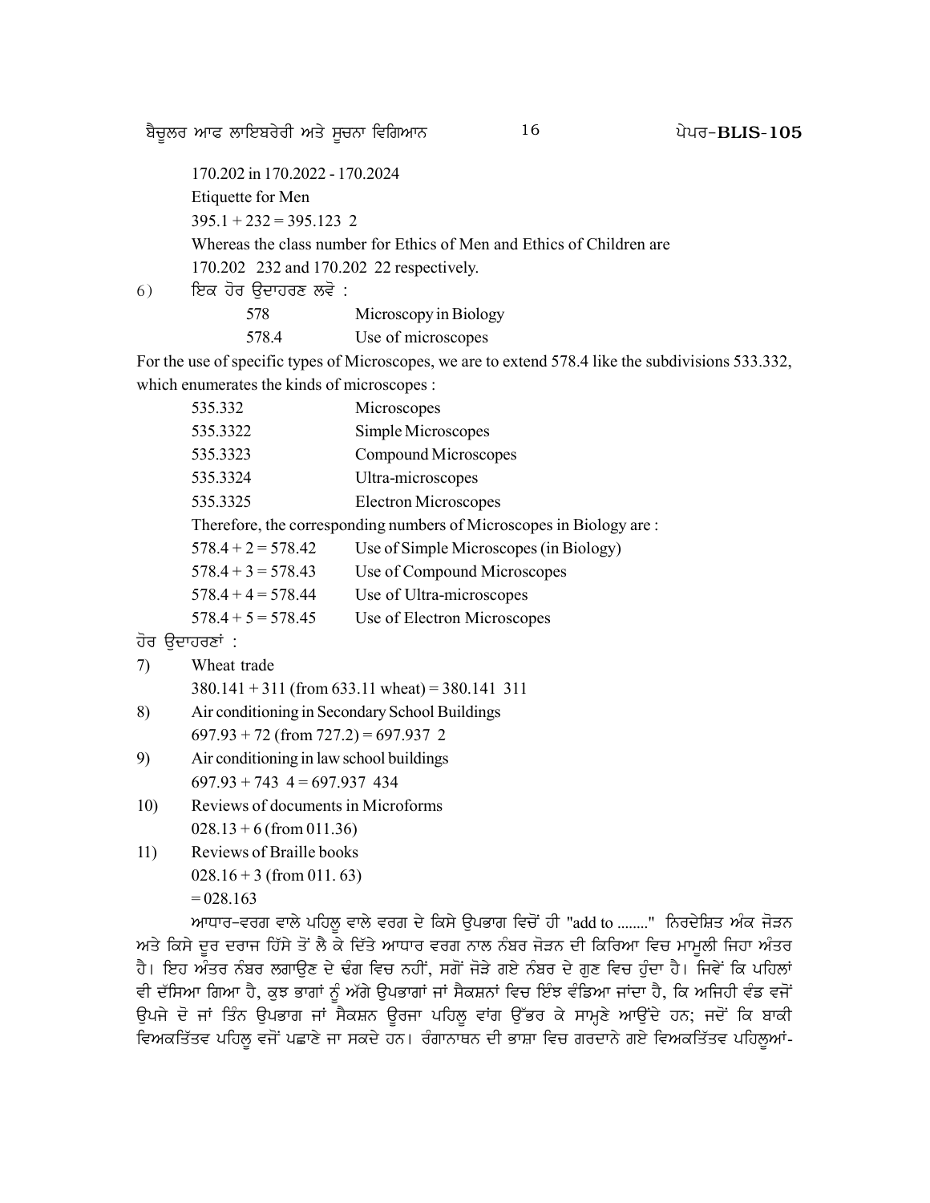170.202 in 170.2022 - 170.2024

Etiquette for Men

395.1 + 232 = 395.123 2

Whereas the class number for Ethics of Men and Ethics of Children are

170.202 232 and 170.202 22 respectively.

6) ਇਕ ਹੋਰ ਉਦਾਹਰਣ ਲਵੋ :

| | |
|---|---|
| 578 | Microscopy in Biology |
| 578.4 | Use of microscopes |

For the use of specific types of Microscopes, we are to extend 578.4 like the subdivisions 533.332, which enumerates the kinds of microscopes :

| | |
|---|---|
| 535.332 | Microscopes |
| 535.3322 | Simple Microscopes |
| 535.3323 | Compound Microscopes |
| 535.3324 | Ultra-microscopes |
| 535.3325 | Electron Microscopes |

Therefore, the corresponding numbers of Microscopes in Biology are :

| | |
|---|---|
| 578.4 + 2 = 578.42 | Use of Simple Microscopes (in Biology) |
| 578.4 + 3 = 578.43 | Use of Compound Microscopes |
| 578.4 + 4 = 578.44 | Use of Ultra-microscopes |
| 578.4 + 5 = 578.45 | Use of Electron Microscopes |

ਹੋਰ ਉਦਾਹਰਣਾਂ :

7) Wheat trade

380.141 + 311 (from 633.11 wheat) = 380.141 311

8) Air conditioning in Secondary School Buildings

697.93 + 72 (from 727.2) = 697.937 2

9) Air conditioning in law school buildings

697.93 + 743 4 = 697.937 434

10) Reviews of documents in Microforms

028.13 + 6 (from 011.36)

11) Reviews of Braille books

028.16 + 3 (from 011. 63)

= 028.163

ਆਧਾਰ–ਵਰਗ ਵਾਲੇ ਪਹਿਲੂ ਵਾਲੇ ਵਰਗ ਦੇ ਕਿਸੇ ਉਪਭਾਗ ਵਿਚੋਂ ਹੀ "add to ........" ਨਿਰਦੇਸ਼ਿਤ ਅੰਕ ਜੋੜਨ ਅਤੇ ਕਿਸੇ ਦੂਰ ਦਰਾਜ ਹਿੱਸੇ ਤੋਂ ਲੈ ਕੇ ਦਿੱਤੇ ਆਧਾਰ ਵਰਗ ਨਾਲ ਨੰਬਰ ਜੋੜਨ ਦੀ ਕਿਰਿਆ ਵਿਚ ਮਾਮੂਲੀ ਜਿਹਾ ਅੰਤਰ ਹੈ। ਇਹ ਅੰਤਰ ਨੰਬਰ ਲਗਾਉਣ ਦੇ ਢੰਗ ਵਿਚ ਨਹੀਂ, ਸਗੋਂ ਜੋੜੇ ਗਏ ਨੰਬਰ ਦੇ ਗੁਣ ਵਿਚ ਹੁੰਦਾ ਹੈ। ਜਿਵੇਂ ਕਿ ਪਹਿਲਾਂ ਵੀ ਦੱਸਿਆ ਗਿਆ ਹੈ, ਕੁਝ ਭਾਗਾਂ ਨੂੰ ਅੱਗੇ ਉਪਭਾਗਾਂ ਜਾਂ ਸੈਕਸ਼ਨਾਂ ਵਿਚ ਇੰਝ ਵੰਡਿਆ ਜਾਂਦਾ ਹੈ, ਕਿ ਅਜਿਹੀ ਵੰਡ ਵਜੋਂ ਉਪਜੇ ਦੋ ਜਾਂ ਤਿੰਨ ਉਪਭਾਗ ਜਾਂ ਸੈਕਸ਼ਨ ਊਰਜਾ ਪਹਿਲੂ ਵਾਂਗ ਉੱਭਰ ਕੇ ਸਾਮ੍ਹਣੇ ਆਉਂਦੇ ਹਨ; ਜਦੋਂ ਕਿ ਬਾਕੀ ਵਿਅਕਤਿੱਤਵ ਪਹਿਲੂ ਵਜੋਂ ਪਛਾਣੇ ਜਾ ਸਕਦੇ ਹਨ। ਰੰਗਾਨਾਥਨ ਦੀ ਭਾਸ਼ਾ ਵਿਚ ਗਰਦਾਨੇ ਗਏ ਵਿਅਕਤਿੱਤਵ ਪਹਿਲੂਆਂ-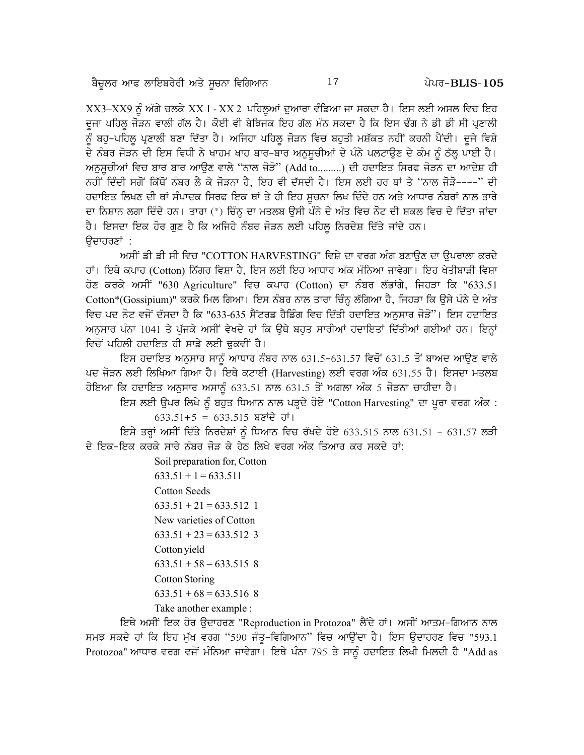XX3–XX9 ਨੂੰ ਅੱਗੇ ਚਲਕੇ XX 1 - XX 2 ਪਹਿਲੂਆਂ ਦੁਆਰਾ ਵੰਡਿਆ ਜਾ ਸਕਦਾ ਹੈ। ਇਸ ਲਈ ਅਸਲ ਵਿਚ ਇਹ ਦੂਜਾ ਪਹਿਲੂ ਜੋੜਨ ਵਾਲੀ ਗੱਲ ਹੈ। ਕੋਈ ਵੀ ਬੇਝਿਜਕ ਇਹ ਗੱਲ ਮੰਨ ਸਕਦਾ ਹੈ ਕਿ ਇਸ ਢੰਗ ਨੇ ਡੀ ਡੀ ਸੀ ਪ੍ਰਣਾਲੀ ਨੂੰ ਬਹੁ-ਪਹਿਲੂ ਪ੍ਰਣਾਲੀ ਬਣਾ ਦਿੱਤਾ ਹੈ। ਅਜਿਹਾ ਪਹਿਲੂ ਜੋੜਨ ਵਿਚ ਬਹੁਤੀ ਮਸ਼ੱਕਤ ਨਹੀਂ ਕਰਨੀ ਪੈਂਦੀ। ਦੂਜੇ ਵਿਸ਼ੇ ਦੇ ਨੰਬਰ ਜੋੜਨ ਦੀ ਇਸ ਵਿਧੀ ਨੇ ਖਾਹਮ ਖਾਹ ਬਾਰ-ਬਾਰ ਅਨੁਸੂਚੀਆਂ ਦੇ ਪੰਨੇ ਪਲਟਾਉਣ ਦੇ ਕੰਮ ਨੂੰ ਠੱਲ੍ਹ ਪਾਈ ਹੈ। ਅਨੁਸੂਚੀਆਂ ਵਿਚ ਬਾਰ ਬਾਰ ਆਉਣ ਵਾਲੇ "ਨਾਲ ਜੋੜੋ" (Add to.........) ਦੀ ਹਦਾਇਤ ਸਿਰਫ ਜੋੜਨ ਦਾ ਆਦੇਸ਼ ਹੀ ਨਹੀਂ ਦਿੰਦੀ ਸਗੋਂ ਕਿੱਥੋਂ ਨੰਬਰ ਲੈ ਕੇ ਜੋੜਨਾ ਹੈ, ਇਹ ਵੀ ਦੱਸਦੀ ਹੈ। ਇਸ ਲਈ ਹਰ ਥਾਂ ਤੇ "ਨਾਲ ਜੋੜੋ----" ਦੀ ਹਦਾਇਤ ਲਿਖਣ ਦੀ ਥਾਂ ਸੰਪਾਦਕ ਸਿਰਫ ਇਕ ਥਾਂ ਤੇ ਹੀ ਇਹ ਸੂਚਨਾ ਲਿਖ ਦਿੰਦੇ ਹਨ ਅਤੇ ਆਧਾਰ ਨੰਬਰਾਂ ਨਾਲ ਤਾਰੇ ਦਾ ਨਿਸ਼ਾਨ ਲਗਾ ਦਿੰਦੇ ਹਨ। ਤਾਰਾ (*) ਚਿੰਨ੍ਹ ਦਾ ਮਤਲਬ ਉਸੀ ਪੰਨੇ ਦੇ ਅੰਤ ਵਿਚ ਨੋਟ ਦੀ ਸ਼ਕਲ ਵਿਚ ਦੇ ਦਿੱਤਾ ਜਾਂਦਾ ਹੈ। ਇਸਦਾ ਇਕ ਹੋਰ ਗੁਣ ਹੈ ਕਿ ਅਜਿਹੇ ਨੰਬਰ ਜੋੜਨ ਲਈ ਪਹਿਲੂ ਨਿਰਦੇਸ਼ ਦਿੱਤੇ ਜਾਂਦੇ ਹਨ।

ਉਦਾਹਰਣਾਂ :

ਅਸੀਂ ਡੀ ਡੀ ਸੀ ਵਿਚ "COTTON HARVESTING" ਵਿਸ਼ੇ ਦਾ ਵਰਗ ਅੰਗ ਬਣਾਉਣ ਦਾ ਉਪਰਾਲਾ ਕਰਦੇ ਹਾਂ। ਇਥੇ ਕਪਾਹ (Cotton) ਨਿੱਗਰ ਵਿਸ਼ਾ ਹੈ, ਇਸ ਲਈ ਇਹ ਆਧਾਰ ਅੰਕ ਮੰਨਿਆ ਜਾਵੇਗਾ। ਇਹ ਖੇਤੀਬਾੜੀ ਵਿਸ਼ਾ ਹੋਣ ਕਰਕੇ ਅਸੀਂ "630 Agriculture" ਵਿਚ ਕਪਾਹ (Cotton) ਦਾ ਨੰਬਰ ਲੱਭਾਂਗੇ, ਜਿਹੜਾ ਕਿ "633.51 Cotton*(Gossipium)" ਕਰਕੇ ਮਿਲ ਗਿਆ। ਇਸ ਨੰਬਰ ਨਾਲ ਤਾਰਾ ਚਿੰਨ੍ਹ ਲੱਗਿਆ ਹੈ, ਜਿਹੜਾ ਕਿ ਉਸੇ ਪੰਨੇ ਦੇ ਅੰਤ ਵਿਚ ਪਦ ਨੋਟ ਵਜੋਂ ਦੱਸਦਾ ਹੈ ਕਿ "633-635 ਸੈਂਟਰਡ ਹੈਡਿੰਗ ਵਿਚ ਦਿੱਤੀ ਹਦਾਇਤ ਅਨੁਸਾਰ ਜੋੜੋ"। ਇਸ ਹਦਾਇਤ ਅਨੁਸਾਰ ਪੰਨਾ 1041 ਤੇ ਪੁੱਜਕੇ ਅਸੀਂ ਵੇਖਦੇ ਹਾਂ ਕਿ ਉਥੇ ਬਹੁਤ ਸਾਰੀਆਂ ਹਦਾਇਤਾਂ ਦਿੱਤੀਆਂ ਗਈਆਂ ਹਨ। ਇਨ੍ਹਾਂ ਵਿਚੋਂ ਪਹਿਲੀ ਹਦਾਇਤ ਹੀ ਸਾਡੇ ਲਈ ਢੁਕਵੀਂ ਹੈ।

ਇਸ ਹਦਾਇਤ ਅਨੁਸਾਰ ਸਾਨੂੰ ਆਧਾਰ ਨੰਬਰ ਨਾਲ 631.5-631.57 ਵਿਚੋਂ 631.5 ਤੋਂ ਬਾਅਦ ਆਉਣ ਵਾਲੇ ਪਦ ਜੋੜਨ ਲਈ ਲਿਖਿਆ ਗਿਆ ਹੈ। ਇਥੇ ਕਟਾਈ (Harvesting) ਲਈ ਵਰਗ ਅੰਕ 631.55 ਹੈ। ਇਸਦਾ ਮਤਲਬ ਹੋਇਆ ਕਿ ਹਦਾਇਤ ਅਨੁਸਾਰ ਅਸਾਨੂੰ 633.51 ਨਾਲ 631.5 ਤੋਂ ਅਗਲਾ ਅੰਕ 5 ਜੋੜਨਾ ਚਾਹੀਦਾ ਹੈ।

ਇਸ ਲਈ ਉਪਰ ਲਿਖੇ ਨੂੰ ਬਹੁਤ ਧਿਆਨ ਨਾਲ ਪੜ੍ਹਦੇ ਹੋਏ "Cotton Harvesting" ਦਾ ਪੂਰਾ ਵਰਗ ਅੰਕ :

633.51+5 = 633.515 ਬਣਾਂਦੇ ਹਾਂ।

ਇਸੇ ਤਰ੍ਹਾਂ ਅਸੀਂ ਦਿੱਤੇ ਨਿਰਦੇਸ਼ਾਂ ਨੂੰ ਧਿਆਨ ਵਿਚ ਰੱਖਦੇ ਹੋਏ 633.515 ਨਾਲ 631.51 - 631.57 ਲੜੀ ਦੇ ਇਕ-ਇਕ ਕਰਕੇ ਸਾਰੇ ਨੰਬਰ ਜੋੜ ਕੇ ਹੇਠ ਲਿਖੇ ਵਰਗ ਅੰਕ ਤਿਆਰ ਕਰ ਸਕਦੇ ਹਾਂ:

Soil preparation for, Cotton
633.51 + 1 = 633.511

Cotton Seeds
633.51 + 21 = 633.512 1

New varieties of Cotton
633.51 + 23 = 633.512 3

Cotton yield
633.51 + 58 = 633.515 8

Cotton Storing
633.51 + 68 = 633.516 8

Take another example :

ਇਥੇ ਅਸੀਂ ਇਕ ਹੋਰ ਉਦਾਹਰਣ "Reproduction in Protozoa" ਲੈਂਦੇ ਹਾਂ। ਅਸੀਂ ਆਤਮ-ਗਿਆਨ ਨਾਲ ਸਮਝ ਸਕਦੇ ਹਾਂ ਕਿ ਇਹ ਮੁੱਖ ਵਰਗ "590 ਜੰਤੂ-ਵਿਗਿਆਨ" ਵਿਚ ਆਉਂਦਾ ਹੈ। ਇਸ ਉਦਾਹਰਣ ਵਿਚ "593.1 Protozoa" ਆਧਾਰ ਵਰਗ ਵਜੋਂ ਮੰਨਿਆ ਜਾਵੇਗਾ। ਇਥੇ ਪੰਨਾ 795 ਤੇ ਸਾਨੂੰ ਹਦਾਇਤ ਲਿਖੀ ਮਿਲਦੀ ਹੈ "Add as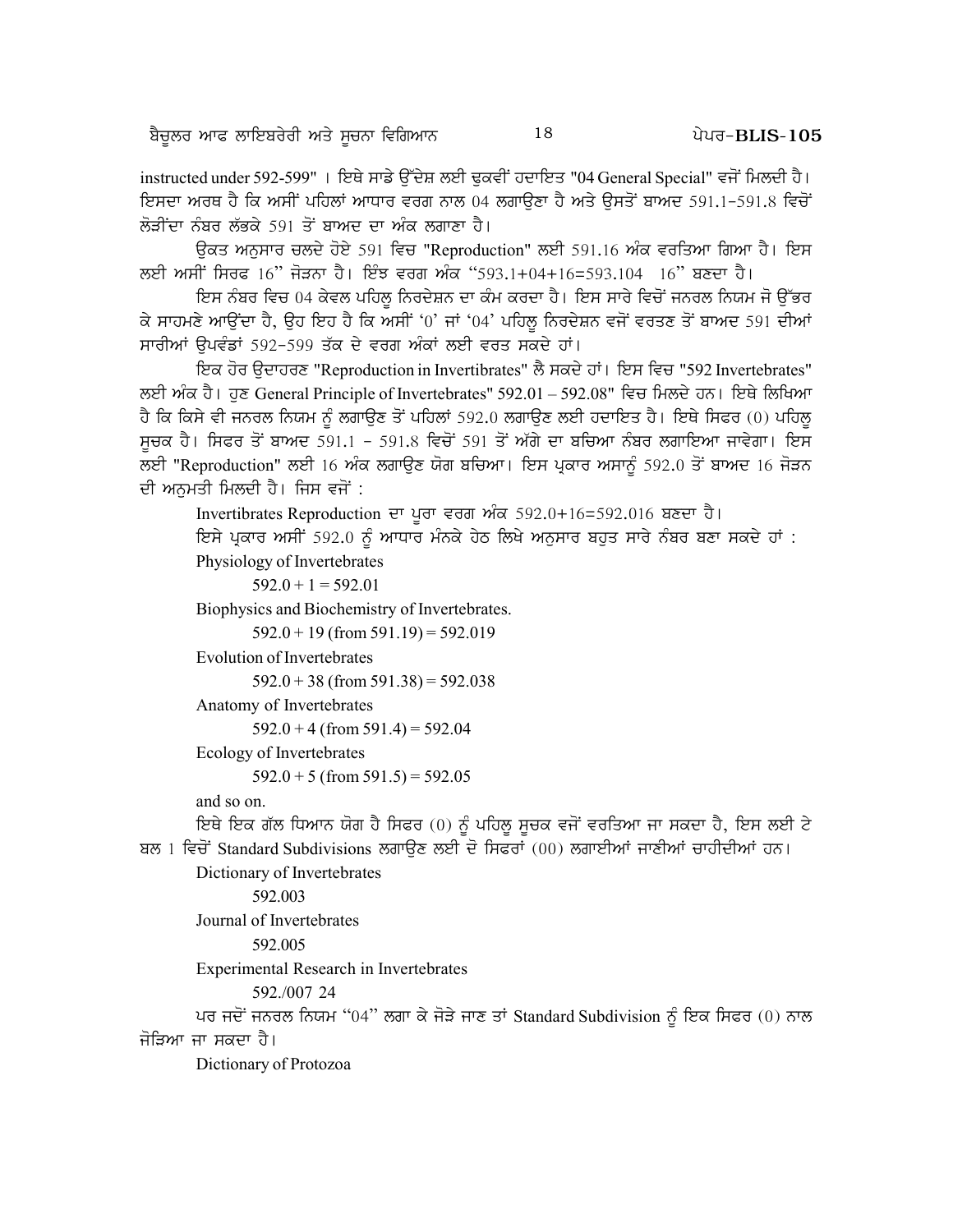instructed under 592-599" । ਇਥੇ ਸਾਡੇ ਉੱਦੇਸ਼ ਲਈ ਢੁਕਵੀਂ ਹਦਾਇਤ "04 General Special" ਵਜੋਂ ਮਿਲਦੀ ਹੈ। ਇਸਦਾ ਅਰਥ ਹੈ ਕਿ ਅਸੀਂ ਪਹਿਲਾਂ ਆਧਾਰ ਵਰਗ ਨਾਲ 04 ਲਗਾਉਣਾ ਹੈ ਅਤੇ ਉਸਤੋਂ ਬਾਅਦ 591.1–591.8 ਵਿਚੋਂ ਲੋੜੀਂਦਾ ਨੰਬਰ ਲੱਭਕੇ 591 ਤੋਂ ਬਾਅਦ ਦਾ ਅੰਕ ਲਗਾਣਾ ਹੈ।

ਉਕਤ ਅਨੁਸਾਰ ਚਲਦੇ ਹੋਏ 591 ਵਿਚ "Reproduction" ਲਈ 591.16 ਅੰਕ ਵਰਤਿਆ ਗਿਆ ਹੈ। ਇਸ ਲਈ ਅਸੀਂ ਸਿਰਫ 16" ਜੋੜਨਾ ਹੈ। ਇੰਝ ਵਰਗ ਅੰਕ "593.1+04+16=593.104 16" ਬਣਦਾ ਹੈ।

ਇਸ ਨੰਬਰ ਵਿਚ 04 ਕੇਵਲ ਪਹਿਲੂ ਨਿਰਦੇਸ਼ਨ ਦਾ ਕੰਮ ਕਰਦਾ ਹੈ। ਇਸ ਸਾਰੇ ਵਿਚੋਂ ਜਨਰਲ ਨਿਯਮ ਜੋ ਉੱਭਰ ਕੇ ਸਾਹਮਣੇ ਆਉਂਦਾ ਹੈ, ਉਹ ਇਹ ਹੈ ਕਿ ਅਸੀਂ '0' ਜਾਂ '04' ਪਹਿਲੂ ਨਿਰਦੇਸ਼ਨ ਵਜੋਂ ਵਰਤਣ ਤੋਂ ਬਾਅਦ 591 ਦੀਆਂ ਸਾਰੀਆਂ ਉਪਵੰਡਾਂ 592–599 ਤੱਕ ਦੇ ਵਰਗ ਅੰਕਾਂ ਲਈ ਵਰਤ ਸਕਦੇ ਹਾਂ।

ਇਕ ਹੋਰ ਉਦਾਹਰਣ "Reproduction in Invertibrates" ਲੈ ਸਕਦੇ ਹਾਂ। ਇਸ ਵਿਚ "592 Invertebrates" ਲਈ ਅੰਕ ਹੈ। ਹੁਣ General Principle of Invertebrates" 592.01 – 592.08" ਵਿਚ ਮਿਲਦੇ ਹਨ। ਇਥੇ ਲਿਖਿਆ ਹੈ ਕਿ ਕਿਸੇ ਵੀ ਜਨਰਲ ਨਿਯਮ ਨੂੰ ਲਗਾਉਣ ਤੋਂ ਪਹਿਲਾਂ 592.0 ਲਗਾਉਣ ਲਈ ਹਦਾਇਤ ਹੈ। ਇਥੇ ਸਿਫਰ (0) ਪਹਿਲੂ ਸੂਚਕ ਹੈ। ਸਿਫਰ ਤੋਂ ਬਾਅਦ 591.1 – 591.8 ਵਿਚੋਂ 591 ਤੋਂ ਅੱਗੇ ਦਾ ਬਚਿਆ ਨੰਬਰ ਲਗਾਇਆ ਜਾਵੇਗਾ। ਇਸ ਲਈ "Reproduction" ਲਈ 16 ਅੰਕ ਲਗਾਉਣ ਯੋਗ ਬਚਿਆ। ਇਸ ਪ੍ਰਕਾਰ ਅਸਾਨੂੰ 592.0 ਤੋਂ ਬਾਅਦ 16 ਜੋੜਨ ਦੀ ਅਨੁਮਤੀ ਮਿਲਦੀ ਹੈ। ਜਿਸ ਵਜੋਂ :

Invertibrates Reproduction ਦਾ ਪੂਰਾ ਵਰਗ ਅੰਕ 592.0+16=592.016 ਬਣਦਾ ਹੈ।

ਇਸੇ ਪ੍ਰਕਾਰ ਅਸੀਂ 592.0 ਨੂੰ ਆਧਾਰ ਮੰਨਕੇ ਹੇਠ ਲਿਖੇ ਅਨੁਸਾਰ ਬਹੁਤ ਸਾਰੇ ਨੰਬਰ ਬਣਾ ਸਕਦੇ ਹਾਂ :

Physiology of Invertebrates

592.0 + 1 = 592.01

Biophysics and Biochemistry of Invertebrates.

592.0 + 19 (from 591.19) = 592.019

Evolution of Invertebrates

592.0 + 38 (from 591.38) = 592.038

Anatomy of Invertebrates

592.0 + 4 (from 591.4) = 592.04

Ecology of Invertebrates

592.0 + 5 (from 591.5) = 592.05

and so on.

ਇਥੇ ਇਕ ਗੱਲ ਧਿਆਨ ਯੋਗ ਹੈ ਸਿਫਰ (0) ਨੂੰ ਪਹਿਲੂ ਸੂਚਕ ਵਜੋਂ ਵਰਤਿਆ ਜਾ ਸਕਦਾ ਹੈ, ਇਸ ਲਈ ਟੇਬਲ 1 ਵਿਚੋਂ Standard Subdivisions ਲਗਾਉਣ ਲਈ ਦੋ ਸਿਫਰਾਂ (00) ਲਗਾਈਆਂ ਜਾਣੀਆਂ ਚਾਹੀਦੀਆਂ ਹਨ।

Dictionary of Invertebrates

592.003

Journal of Invertebrates

592.005

Experimental Research in Invertebrates

592./007 24

ਪਰ ਜਦੋਂ ਜਨਰਲ ਨਿਯਮ "04" ਲਗਾ ਕੇ ਜੋੜੇ ਜਾਣ ਤਾਂ Standard Subdivision ਨੂੰ ਇਕ ਸਿਫਰ (0) ਨਾਲ ਜੋੜਿਆ ਜਾ ਸਕਦਾ ਹੈ।

Dictionary of Protozoa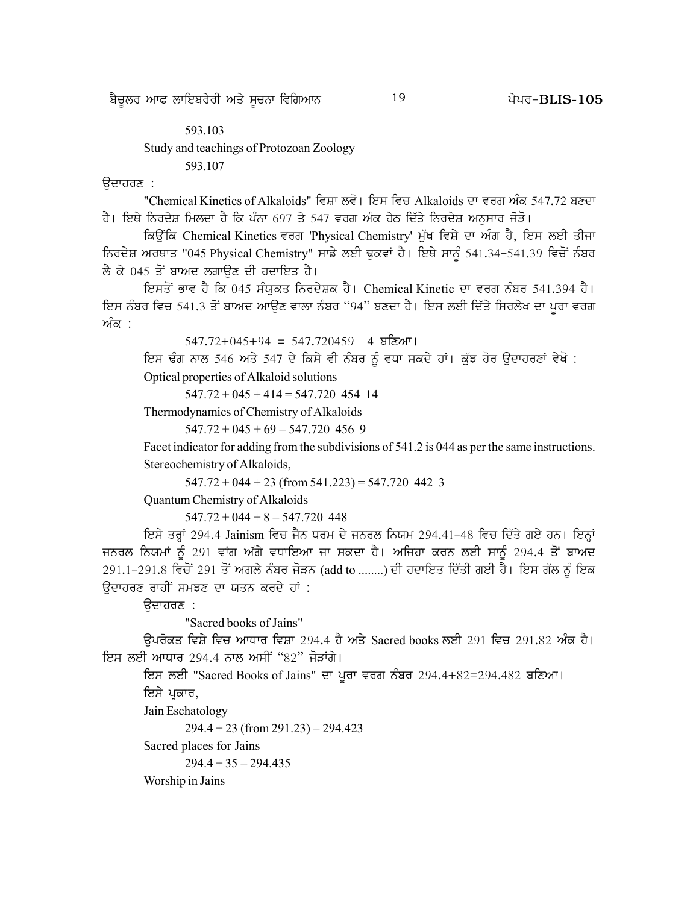593.103

Study and teachings of Protozoan Zoology

593.107

ਉਦਾਹਰਣ :

"Chemical Kinetics of Alkaloids" ਵਿਸ਼ਾ ਲਵੋ। ਇਸ ਵਿਚ Alkaloids ਦਾ ਵਰਗ ਅੰਕ 547.72 ਬਣਦਾ ਹੈ। ਇਥੇ ਨਿਰਦੇਸ਼ ਮਿਲਦਾ ਹੈ ਕਿ ਪੰਨਾ 697 ਤੇ 547 ਵਰਗ ਅੰਕ ਹੇਠ ਦਿੱਤੇ ਨਿਰਦੇਸ਼ ਅਨੁਸਾਰ ਜੋੜੋ।

ਕਿਉਂਕਿ Chemical Kinetics ਵਰਗ 'Physical Chemistry' ਮੁੱਖ ਵਿਸ਼ੇ ਦਾ ਅੰਗ ਹੈ, ਇਸ ਲਈ ਤੀਜਾ ਨਿਰਦੇਸ਼ ਅਰਥਾਤ "045 Physical Chemistry" ਸਾਡੇ ਲਈ ਢੁਕਵਾਂ ਹੈ। ਇਥੇ ਸਾਨੂੰ 541.34-541.39 ਵਿਚੋਂ ਨੰਬਰ ਲੈ ਕੇ 045 ਤੋਂ ਬਾਅਦ ਲਗਾਉਣ ਦੀ ਹਦਾਇਤ ਹੈ।

ਇਸਤੋਂ ਭਾਵ ਹੈ ਕਿ 045 ਸੰਯੁਕਤ ਨਿਰਦੇਸ਼ਕ ਹੈ। Chemical Kinetic ਦਾ ਵਰਗ ਨੰਬਰ 541.394 ਹੈ। ਇਸ ਨੰਬਰ ਵਿਚ 541.3 ਤੋਂ ਬਾਅਦ ਆਉਣ ਵਾਲਾ ਨੰਬਰ "94" ਬਣਦਾ ਹੈ। ਇਸ ਲਈ ਦਿੱਤੇ ਸਿਰਲੇਖ ਦਾ ਪੂਰਾ ਵਰਗ ਅੰਕ :

547.72+045+94 = 547.720459 4 ਬਣਿਆ।

ਇਸ ਢੰਗ ਨਾਲ 546 ਅਤੇ 547 ਦੇ ਕਿਸੇ ਵੀ ਨੰਬਰ ਨੂੰ ਵਧਾ ਸਕਦੇ ਹਾਂ। ਕੁੱਝ ਹੋਰ ਉਦਾਹਰਣਾਂ ਵੇਖੋ :

Optical properties of Alkaloid solutions

547.72 + 045 + 414 = 547.720 454 14

Thermodynamics of Chemistry of Alkaloids

547.72 + 045 + 69 = 547.720 456 9

Facet indicator for adding from the subdivisions of 541.2 is 044 as per the same instructions.

Stereochemistry of Alkaloids,

547.72 + 044 + 23 (from 541.223) = 547.720 442 3

Quantum Chemistry of Alkaloids

547.72 + 044 + 8 = 547.720 448

ਇਸੇ ਤਰ੍ਹਾਂ 294.4 Jainism ਵਿਚ ਜੈਨ ਧਰਮ ਦੇ ਜਨਰਲ ਨਿਯਮ 294.41-48 ਵਿਚ ਦਿੱਤੇ ਗਏ ਹਨ। ਇਨ੍ਹਾਂ ਜਨਰਲ ਨਿਯਮਾਂ ਨੂੰ 291 ਵਾਂਗ ਅੱਗੇ ਵਧਾਇਆ ਜਾ ਸਕਦਾ ਹੈ। ਅਜਿਹਾ ਕਰਨ ਲਈ ਸਾਨੂੰ 294.4 ਤੋਂ ਬਾਅਦ 291.1-291.8 ਵਿਚੋਂ 291 ਤੋਂ ਅਗਲੇ ਨੰਬਰ ਜੋੜਨ (add to ........) ਦੀ ਹਦਾਇਤ ਦਿੱਤੀ ਗਈ ਹੈ। ਇਸ ਗੱਲ ਨੂੰ ਇਕ ਉਦਾਹਰਣ ਰਾਹੀਂ ਸਮਝਣ ਦਾ ਯਤਨ ਕਰਦੇ ਹਾਂ :

ਉਦਾਹਰਣ :

"Sacred books of Jains"

ਉਪਰੋਕਤ ਵਿਸ਼ੇ ਵਿਚ ਆਧਾਰ ਵਿਸ਼ਾ 294.4 ਹੈ ਅਤੇ Sacred books ਲਈ 291 ਵਿਚ 291.82 ਅੰਕ ਹੈ। ਇਸ ਲਈ ਆਧਾਰ 294.4 ਨਾਲ ਅਸੀਂ "82" ਜੋੜਾਂਗੇ।

ਇਸ ਲਈ "Sacred Books of Jains" ਦਾ ਪੂਰਾ ਵਰਗ ਨੰਬਰ 294.4+82=294.482 ਬਣਿਆ।

ਇਸੇ ਪ੍ਰਕਾਰ,

Jain Eschatology

294.4 + 23 (from 291.23) = 294.423

Sacred places for Jains

294.4 + 35 = 294.435

Worship in Jains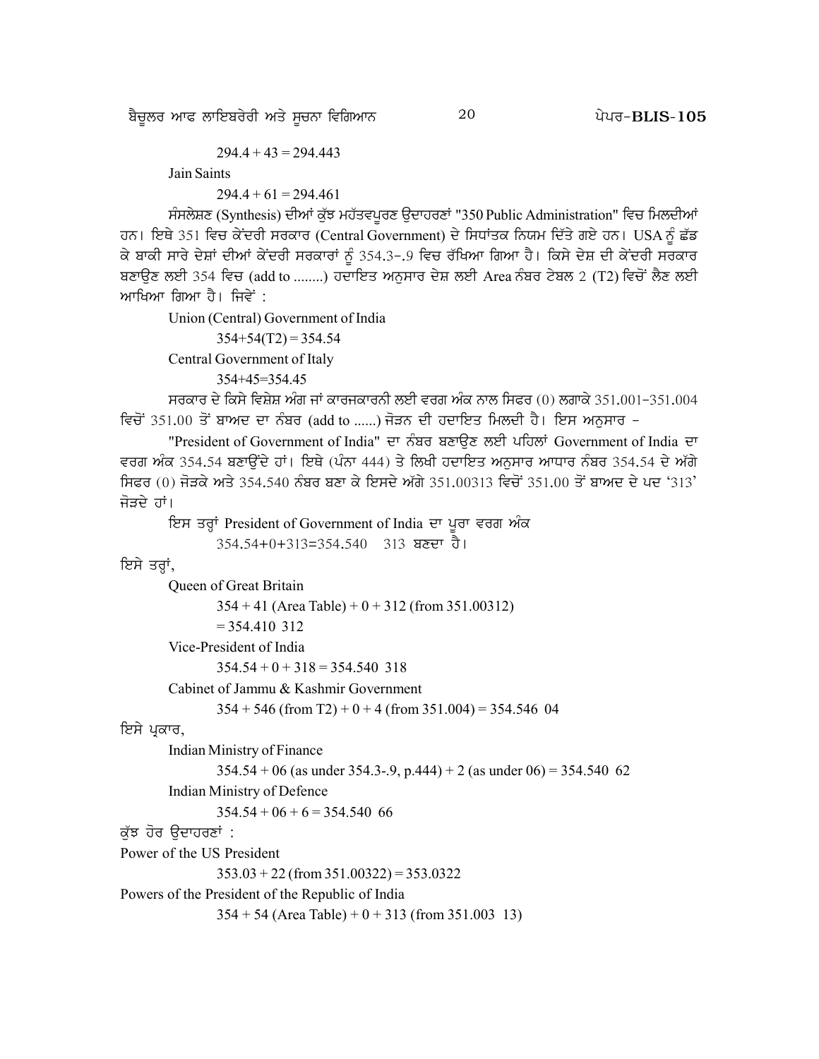294.4 + 43 = 294.443

Jain Saints

294.4 + 61 = 294.461

ਸੰਸਲੇਸ਼ਣ (Synthesis) ਦੀਆਂ ਕੁੱਝ ਮਹੱਤਵਪੂਰਣ ਉਦਾਹਰਣਾਂ "350 Public Administration" ਵਿਚ ਮਿਲਦੀਆਂ ਹਨ। ਇਥੇ 351 ਵਿਚ ਕੇਂਦਰੀ ਸਰਕਾਰ (Central Government) ਦੇ ਸਿਧਾਂਤਕ ਨਿਯਮ ਦਿੱਤੇ ਗਏ ਹਨ। USA ਨੂੰ ਛੱਡ ਕੇ ਬਾਕੀ ਸਾਰੇ ਦੇਸ਼ਾਂ ਦੀਆਂ ਕੇਂਦਰੀ ਸਰਕਾਰਾਂ ਨੂੰ 354.3-.9 ਵਿਚ ਰੱਖਿਆ ਗਿਆ ਹੈ। ਕਿਸੇ ਦੇਸ਼ ਦੀ ਕੇਂਦਰੀ ਸਰਕਾਰ ਬਣਾਉਣ ਲਈ 354 ਵਿਚ (add to ........) ਹਦਾਇਤ ਅਨੁਸਾਰ ਦੇਸ਼ ਲਈ Area ਨੰਬਰ ਟੇਬਲ 2 (T2) ਵਿਚੋਂ ਲੈਣ ਲਈ ਆਖਿਆ ਗਿਆ ਹੈ। ਜਿਵੇਂ :

Union (Central) Government of India

354+54(T2) = 354.54

Central Government of Italy

354+45=354.45

ਸਰਕਾਰ ਦੇ ਕਿਸੇ ਵਿਸ਼ੇਸ਼ ਅੰਗ ਜਾਂ ਕਾਰਜਕਾਰਨੀ ਲਈ ਵਰਗ ਅੰਕ ਨਾਲ ਸਿਫਰ (0) ਲਗਾਕੇ 351.001-351.004 ਵਿਚੋਂ 351.00 ਤੋਂ ਬਾਅਦ ਦਾ ਨੰਬਰ (add to ......) ਜੋੜਨ ਦੀ ਹਦਾਇਤ ਮਿਲਦੀ ਹੈ। ਇਸ ਅਨੁਸਾਰ -

"President of Government of India" ਦਾ ਨੰਬਰ ਬਣਾਉਣ ਲਈ ਪਹਿਲਾਂ Government of India ਦਾ ਵਰਗ ਅੰਕ 354.54 ਬਣਾਉਂਦੇ ਹਾਂ। ਇਥੇ (ਪੰਨਾ 444) ਤੇ ਲਿਖੀ ਹਦਾਇਤ ਅਨੁਸਾਰ ਆਧਾਰ ਨੰਬਰ 354.54 ਦੇ ਅੱਗੇ ਸਿਫਰ (0) ਜੋੜਕੇ ਅਤੇ 354.540 ਨੰਬਰ ਬਣਾ ਕੇ ਇਸਦੇ ਅੱਗੇ 351.00313 ਵਿਚੋਂ 351.00 ਤੋਂ ਬਾਅਦ ਦੇ ਪਦ '313' ਜੋੜਦੇ ਹਾਂ।

ਇਸ ਤਰ੍ਹਾਂ President of Government of India ਦਾ ਪੂਰਾ ਵਰਗ ਅੰਕ

354.54+0+313=354.540 313 ਬਣਦਾ ਹੈ।

ਇਸੇ ਤਰ੍ਹਾਂ,

Queen of Great Britain

354 + 41 (Area Table) + 0 + 312 (from 351.00312)

= 354.410 312

Vice-President of India

354.54 + 0 + 318 = 354.540 318

Cabinet of Jammu & Kashmir Government

354 + 546 (from T2) + 0 + 4 (from 351.004) = 354.546 04

ਇਸੇ ਪ੍ਰਕਾਰ,

Indian Ministry of Finance

354.54 + 06 (as under 354.3-.9, p.444) + 2 (as under 06) = 354.540 62

Indian Ministry of Defence

354.54 + 06 + 6 = 354.540 66

ਕੁੱਝ ਹੋਰ ਉਦਾਹਰਣਾਂ :

Power of the US President

353.03 + 22 (from 351.00322) = 353.0322

Powers of the President of the Republic of India

354 + 54 (Area Table) + 0 + 313 (from 351.003 13)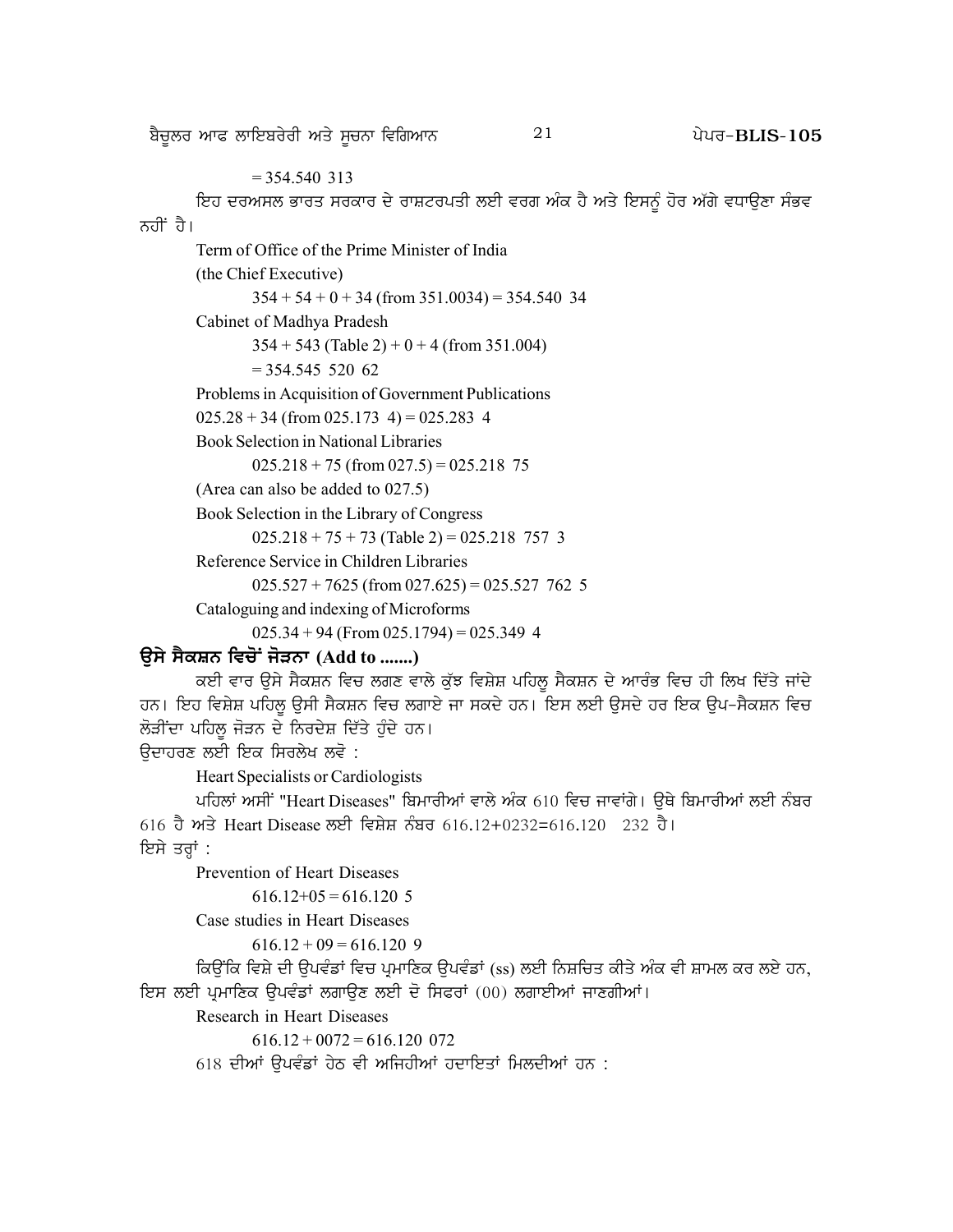= 354.540 313

ਇਹ ਦਰਅਸਲ ਭਾਰਤ ਸਰਕਾਰ ਦੇ ਰਾਸ਼ਟਰਪਤੀ ਲਈ ਵਰਗ ਅੰਕ ਹੈ ਅਤੇ ਇਸਨੂੰ ਹੋਰ ਅੱਗੇ ਵਧਾਉਣਾ ਸੰਭਵ ਨਹੀਂ ਹੈ।

Term of Office of the Prime Minister of India
(the Chief Executive)

354 + 54 + 0 + 34 (from 351.0034) = 354.540 34

Cabinet of Madhya Pradesh

354 + 543 (Table 2) + 0 + 4 (from 351.004)
= 354.545 520 62

Problems in Acquisition of Government Publications

025.28 + 34 (from 025.173 4) = 025.283 4

Book Selection in National Libraries

025.218 + 75 (from 027.5) = 025.218 75

(Area can also be added to 027.5)

Book Selection in the Library of Congress

025.218 + 75 + 73 (Table 2) = 025.218 757 3

Reference Service in Children Libraries

025.527 + 7625 (from 027.625) = 025.527 762 5

Cataloguing and indexing of Microforms

025.34 + 94 (From 025.1794) = 025.349 4

**ਉਸੇ ਸੈਕਸ਼ਨ ਵਿਚੋਂ ਜੋੜਨਾ (Add to .......)**

ਕਈ ਵਾਰ ਉਸੇ ਸੈਕਸ਼ਨ ਵਿਚ ਲਗਣ ਵਾਲੇ ਕੁੱਝ ਵਿਸ਼ੇਸ਼ ਪਹਿਲੂ ਸੈਕਸ਼ਨ ਦੇ ਆਰੰਭ ਵਿਚ ਹੀ ਲਿਖ ਦਿੱਤੇ ਜਾਂਦੇ ਹਨ। ਇਹ ਵਿਸ਼ੇਸ਼ ਪਹਿਲੂ ਉਸੀ ਸੈਕਸ਼ਨ ਵਿਚ ਲਗਾਏ ਜਾ ਸਕਦੇ ਹਨ। ਇਸ ਲਈ ਉਸਦੇ ਹਰ ਇਕ ਉਪ-ਸੈਕਸ਼ਨ ਵਿਚ ਲੋੜੀਂਦਾ ਪਹਿਲੂ ਜੋੜਨ ਦੇ ਨਿਰਦੇਸ਼ ਦਿੱਤੇ ਹੁੰਦੇ ਹਨ।

ਉਦਾਹਰਣ ਲਈ ਇਕ ਸਿਰਲੇਖ ਲਵੋ :

Heart Specialists or Cardiologists

ਪਹਿਲਾਂ ਅਸੀਂ "Heart Diseases" ਬਿਮਾਰੀਆਂ ਵਾਲੇ ਅੰਕ 610 ਵਿਚ ਜਾਵਾਂਗੇ। ਉਥੇ ਬਿਮਾਰੀਆਂ ਲਈ ਨੰਬਰ 616 ਹੈ ਅਤੇ Heart Disease ਲਈ ਵਿਸ਼ੇਸ਼ ਨੰਬਰ 616.12+0232=616.120 232 ਹੈ।

ਇਸੇ ਤਰ੍ਹਾਂ :

Prevention of Heart Diseases

616.12+05 = 616.120 5

Case studies in Heart Diseases

616.12 + 09 = 616.120 9

ਕਿਉਂਕਿ ਵਿਸ਼ੇ ਦੀ ਉਪਵੰਡਾਂ ਵਿਚ ਪ੍ਰਮਾਣਿਕ ਉਪਵੰਡਾਂ (ss) ਲਈ ਨਿਸ਼ਚਿਤ ਕੀਤੇ ਅੰਕ ਵੀ ਸ਼ਾਮਲ ਕਰ ਲਏ ਹਨ, ਇਸ ਲਈ ਪ੍ਰਮਾਣਿਕ ਉਪਵੰਡਾਂ ਲਗਾਉਣ ਲਈ ਦੋ ਸਿਫਰਾਂ (00) ਲਗਾਈਆਂ ਜਾਣਗੀਆਂ।

Research in Heart Diseases

616.12 + 0072 = 616.120 072

618 ਦੀਆਂ ਉਪਵੰਡਾਂ ਹੇਠ ਵੀ ਅਜਿਹੀਆਂ ਹਦਾਇਤਾਂ ਮਿਲਦੀਆਂ ਹਨ :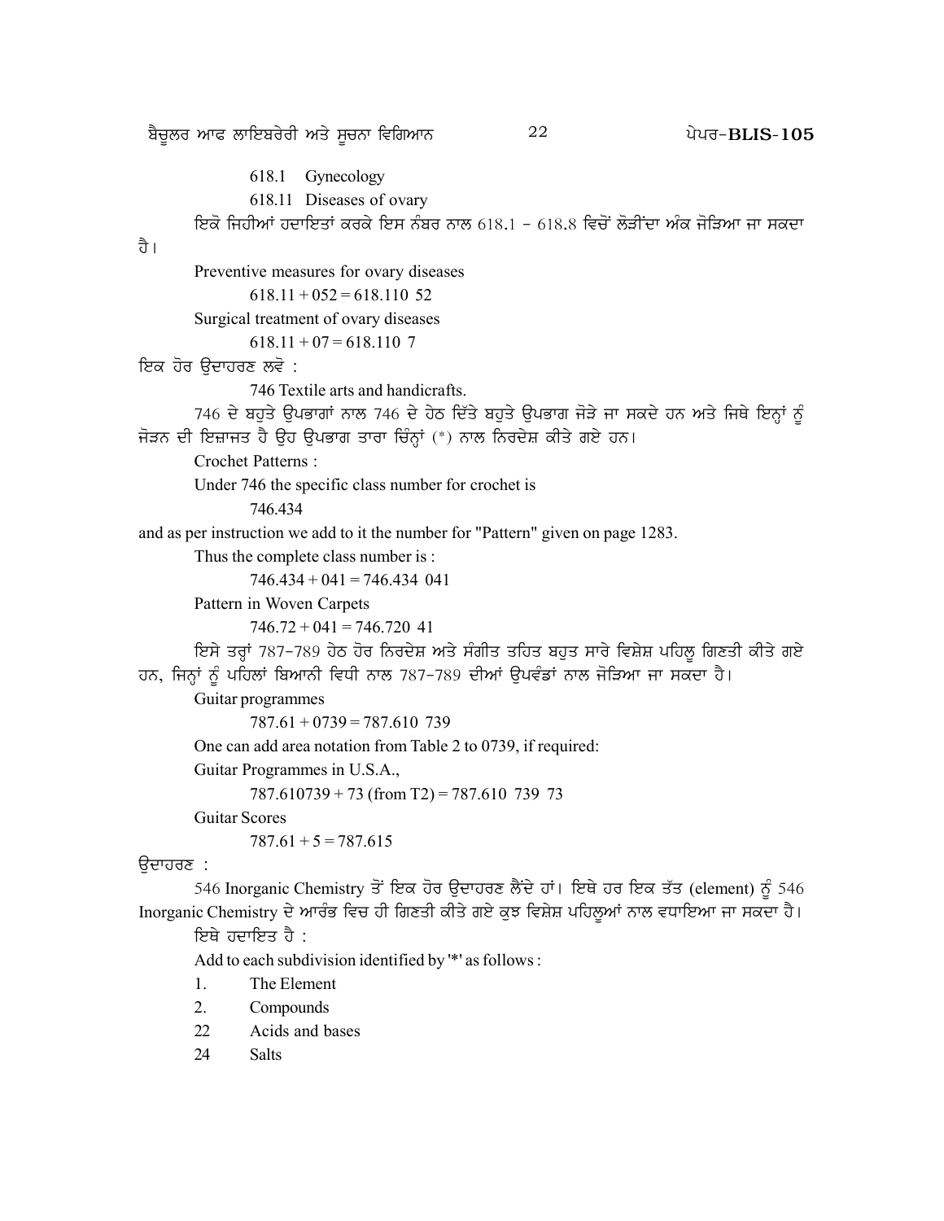618.1 Gynecology

618.11 Diseases of ovary

ਇਕੋ ਜਿਹੀਆਂ ਹਦਾਇਤਾਂ ਕਰਕੇ ਇਸ ਨੰਬਰ ਨਾਲ 618.1 – 618.8 ਵਿਚੋਂ ਲੋੜੀਂਦਾ ਅੰਕ ਜੋੜਿਆ ਜਾ ਸਕਦਾ ਹੈ।

Preventive measures for ovary diseases

618.11 + 052 = 618.110 52

Surgical treatment of ovary diseases

618.11 + 07 = 618.110 7

ਇਕ ਹੋਰ ਉਦਾਹਰਣ ਲਵੋ :

746 Textile arts and handicrafts.

746 ਦੇ ਬਹੁਤੇ ਉਪਭਾਗਾਂ ਨਾਲ 746 ਦੇ ਹੇਠ ਦਿੱਤੇ ਬਹੁਤੇ ਉਪਭਾਗ ਜੋੜੇ ਜਾ ਸਕਦੇ ਹਨ ਅਤੇ ਜਿਥੇ ਇਨ੍ਹਾਂ ਨੂੰ ਜੋੜਨ ਦੀ ਇਜ਼ਾਜਤ ਹੈ ਉਹ ਉਪਭਾਗ ਤਾਰਾ ਚਿੰਨ੍ਹਾਂ (*) ਨਾਲ ਨਿਰਦੇਸ਼ ਕੀਤੇ ਗਏ ਹਨ।

Crochet Patterns :

Under 746 the specific class number for crochet is

746.434

and as per instruction we add to it the number for "Pattern" given on page 1283.

Thus the complete class number is :

746.434 + 041 = 746.434 041

Pattern in Woven Carpets

746.72 + 041 = 746.720 41

ਇਸੇ ਤਰ੍ਹਾਂ 787–789 ਹੇਠ ਹੋਰ ਨਿਰਦੇਸ਼ ਅਤੇ ਸੰਗੀਤ ਤਹਿਤ ਬਹੁਤ ਸਾਰੇ ਵਿਸ਼ੇਸ਼ ਪਹਿਲੂ ਗਿਣਤੀ ਕੀਤੇ ਗਏ ਹਨ, ਜਿਨ੍ਹਾਂ ਨੂੰ ਪਹਿਲਾਂ ਬਿਆਨੀ ਵਿਧੀ ਨਾਲ 787–789 ਦੀਆਂ ਉਪਵੰਡਾਂ ਨਾਲ ਜੋੜਿਆ ਜਾ ਸਕਦਾ ਹੈ।

Guitar programmes

787.61 + 0739 = 787.610 739

One can add area notation from Table 2 to 0739, if required:

Guitar Programmes in U.S.A.,

787.610739 + 73 (from T2) = 787.610 739 73

Guitar Scores

787.61 + 5 = 787.615

ਉਦਾਹਰਣ :

546 Inorganic Chemistry ਤੋਂ ਇਕ ਹੋਰ ਉਦਾਹਰਣ ਲੈਂਦੇ ਹਾਂ। ਇਥੇ ਹਰ ਇਕ ਤੱਤ (element) ਨੂੰ 546 Inorganic Chemistry ਦੇ ਆਰੰਭ ਵਿਚ ਹੀ ਗਿਣਤੀ ਕੀਤੇ ਗਏ ਕੁਝ ਵਿਸ਼ੇਸ਼ ਪਹਿਲੂਆਂ ਨਾਲ ਵਧਾਇਆ ਜਾ ਸਕਦਾ ਹੈ।

ਇਥੇ ਹਦਾਇਤ ਹੈ :

Add to each subdivision identified by '*' as follows :

1. The Element
2. Compounds
22 Acids and bases
24 Salts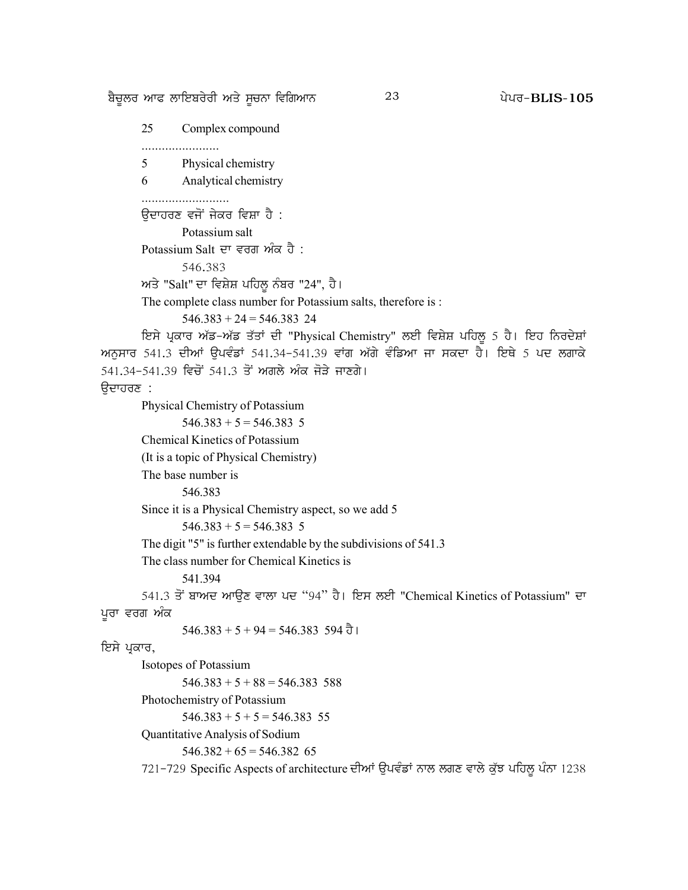25 Complex compound

.......................

5 Physical chemistry

6 Analytical chemistry

..........................

ਉਦਾਹਰਣ ਵਜੋਂ ਜੇਕਰ ਵਿਸ਼ਾ ਹੈ :

Potassium salt

Potassium Salt ਦਾ ਵਰਗ ਅੰਕ ਹੈ :

546.383

ਅਤੇ "Salt" ਦਾ ਵਿਸ਼ੇਸ਼ ਪਹਿਲੂ ਨੰਬਰ "24", ਹੈ।

The complete class number for Potassium salts, therefore is :

546.383 + 24 = 546.383 24

ਇਸੇ ਪ੍ਰਕਾਰ ਅੱਡ-ਅੱਡ ਤੱਤਾਂ ਦੀ "Physical Chemistry" ਲਈ ਵਿਸ਼ੇਸ਼ ਪਹਿਲੂ 5 ਹੈ। ਇਹ ਨਿਰਦੇਸ਼ਾਂ ਅਨੁਸਾਰ 541.3 ਦੀਆਂ ਉਪਵੰਡਾਂ 541.34-541.39 ਵਾਂਗ ਅੱਗੇ ਵੰਡਿਆ ਜਾ ਸਕਦਾ ਹੈ। ਇਥੇ 5 ਪਦ ਲਗਾਕੇ 541.34-541.39 ਵਿਚੋਂ 541.3 ਤੋਂ ਅਗਲੇ ਅੰਕ ਜੋੜੇ ਜਾਣਗੇ।

ਉਦਾਹਰਣ :

Physical Chemistry of Potassium

546.383 + 5 = 546.383 5

Chemical Kinetics of Potassium

(It is a topic of Physical Chemistry)

The base number is

546.383

Since it is a Physical Chemistry aspect, so we add 5

546.383 + 5 = 546.383 5

The digit "5" is further extendable by the subdivisions of 541.3

The class number for Chemical Kinetics is

541.394

541.3 ਤੋਂ ਬਾਅਦ ਆਉਣ ਵਾਲਾ ਪਦ "94" ਹੈ। ਇਸ ਲਈ "Chemical Kinetics of Potassium" ਦਾ ਪੂਰਾ ਵਰਗ ਅੰਕ

546.383 + 5 + 94 = 546.383 594 ਹੈ।

ਇਸੇ ਪ੍ਰਕਾਰ,

Isotopes of Potassium

546.383 + 5 + 88 = 546.383 588

Photochemistry of Potassium

546.383 + 5 + 5 = 546.383 55

Quantitative Analysis of Sodium

546.382 + 65 = 546.382 65

721-729 Specific Aspects of architecture ਦੀਆਂ ਉਪਵੰਡਾਂ ਨਾਲ ਲਗਣ ਵਾਲੇ ਕੁੱਝ ਪਹਿਲੂ ਪੰਨਾ 1238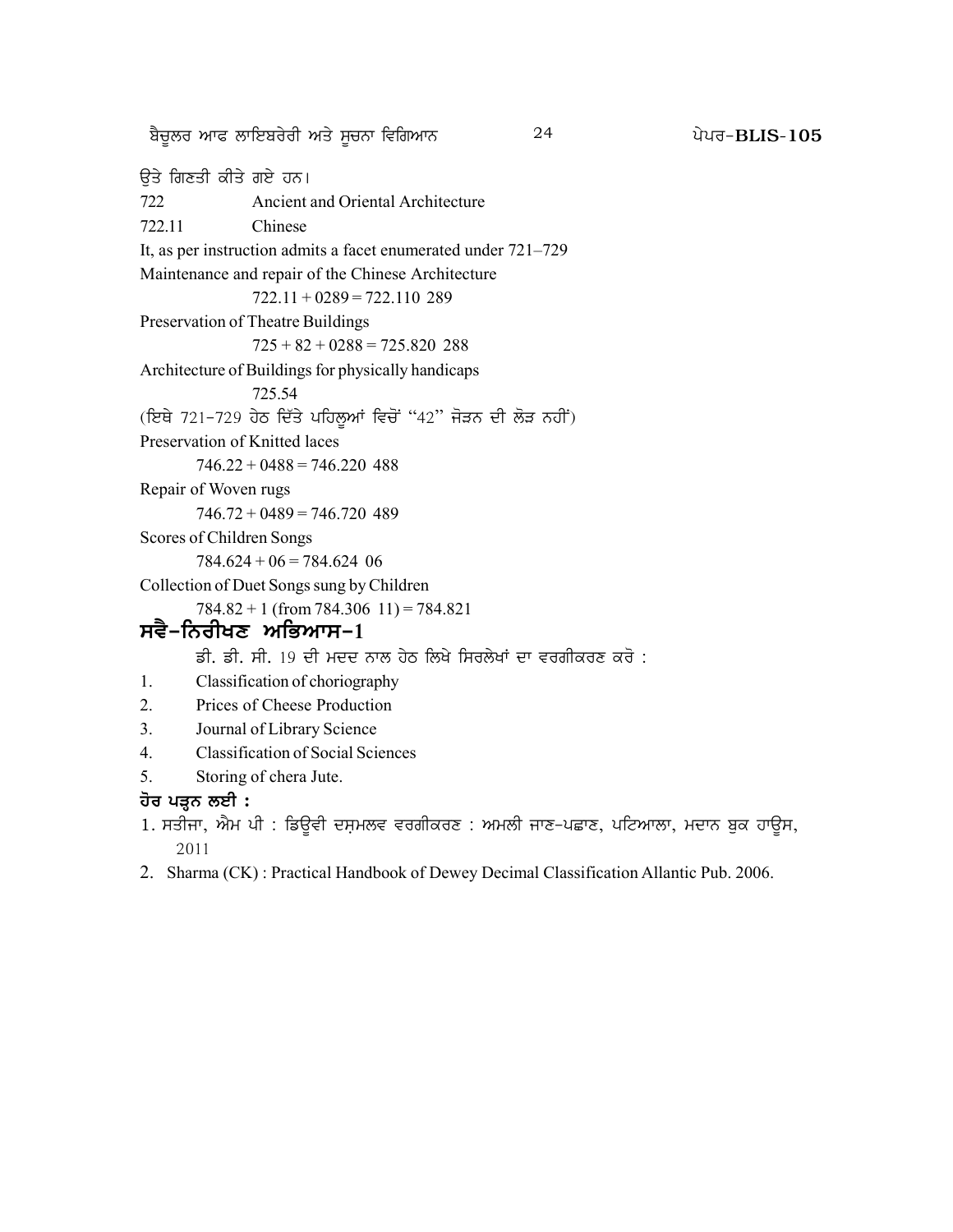ਉਤੇ ਗਿਣਤੀ ਕੀਤੇ ਗਏ ਹਨ।

722 Ancient and Oriental Architecture

722.11 Chinese

It, as per instruction admits a facet enumerated under 721–729

Maintenance and repair of the Chinese Architecture

722.11 + 0289 = 722.110 289

Preservation of Theatre Buildings

725 + 82 + 0288 = 725.820 288

Architecture of Buildings for physically handicaps

725.54

(ਇਥੇ 721-729 ਹੇਠ ਦਿੱਤੇ ਪਹਿਲੂਆਂ ਵਿਚੋਂ "42" ਜੋੜਨ ਦੀ ਲੋੜ ਨਹੀਂ)

Preservation of Knitted laces

746.22 + 0488 = 746.220 488

Repair of Woven rugs

746.72 + 0489 = 746.720 489

Scores of Children Songs

784.624 + 06 = 784.624 06

Collection of Duet Songs sung by Children

784.82 + 1 (from 784.306 11) = 784.821

## ਸਵੈ-ਨਿਰੀਖਣ ਅਭਿਆਸ-1

ਡੀ. ਡੀ. ਸੀ. 19 ਦੀ ਮਦਦ ਨਾਲ ਹੇਠ ਲਿਖੇ ਸਿਰਲੇਖਾਂ ਦਾ ਵਰਗੀਕਰਣ ਕਰੋ :

1. Classification of choriography
2. Prices of Cheese Production
3. Journal of Library Science
4. Classification of Social Sciences
5. Storing of chera Jute.

### ਹੋਰ ਪੜ੍ਹਨ ਲਈ :

1. ਸਤੀਜਾ, ਐਮ ਪੀ : ਡਿਊਵੀ ਦਸ਼ਮਲਵ ਵਰਗੀਕਰਣ : ਅਮਲੀ ਜਾਣ-ਪਛਾਣ, ਪਟਿਆਲਾ, ਮਦਾਨ ਬੁਕ ਹਾਊਸ, 2011
2. Sharma (CK) : Practical Handbook of Dewey Decimal Classification Allantic Pub. 2006.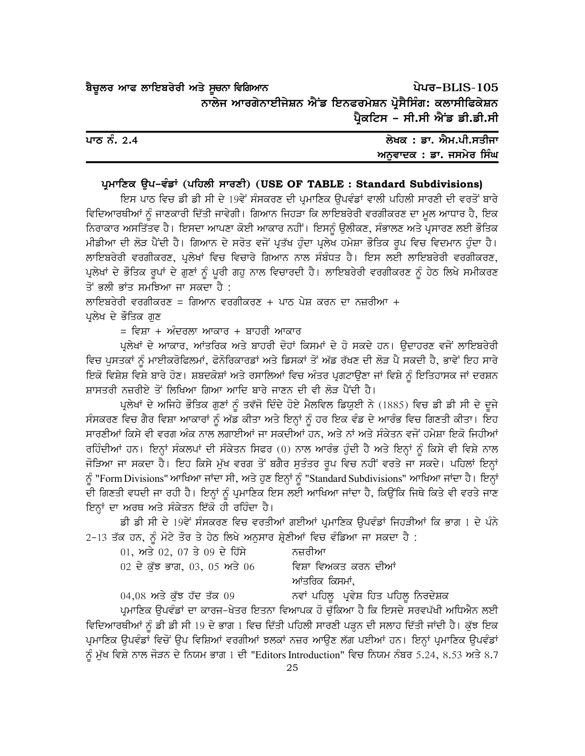ਬੈਚੂਲਰ ਆਫ ਲਾਇਬਰੇਰੀ ਅਤੇ ਸੂਚਨਾ ਵਿਗਿਆਨ — ਪੇਪਰ–BLIS-105

ਨਾਲੇਜ ਆਰਗੇਨਾਈਜੇਸ਼ਨ ਐਂਡ ਇਨਫਰਮੇਸ਼ਨ ਪ੍ਰੋਸੈਸਿੰਗ: ਕਲਾਸੀਫਿਕੇਸ਼ਨ ਪ੍ਰੈਕਟਿਸ – ਸੀ.ਸੀ ਐਂਡ ਡੀ.ਡੀ.ਸੀ

ਪਾਠ ਨੰ. 2.4 — ਲੇਖਕ : ਡਾ. ਐਮ.ਪੀ.ਸਤੀਜਾ
ਅਨੁਵਾਦਕ : ਡਾ. ਜਸਮੇਰ ਸਿੰਘ

## ਪ੍ਰਮਾਣਿਕ ਉਪ-ਵੰਡਾਂ (ਪਹਿਲੀ ਸਾਰਣੀ) (USE OF TABLE : Standard Subdivisions)

ਇਸ ਪਾਠ ਵਿਚ ਡੀ ਡੀ ਸੀ ਦੇ 19ਵੇਂ ਸੰਸਕਰਣ ਦੀ ਪ੍ਰਮਾਣਿਕ ਉਪਵੰਡਾਂ ਵਾਲੀ ਪਹਿਲੀ ਸਾਰਣੀ ਦੀ ਵਰਤੋਂ ਬਾਰੇ ਵਿਦਿਆਰਥੀਆਂ ਨੂੰ ਜਾਣਕਾਰੀ ਦਿੱਤੀ ਜਾਵੇਗੀ। ਗਿਆਨ ਜਿਹੜਾ ਕਿ ਲਾਇਬਰੇਰੀ ਵਰਗੀਕਰਣ ਦਾ ਮੂਲ ਆਧਾਰ ਹੈ, ਇਕ ਨਿਰਾਕਾਰ ਅਸਤਿੱਤਵ ਹੈ। ਇਸਦਾ ਆਪਣਾ ਕੋਈ ਆਕਾਰ ਨਹੀਂ। ਇਸਨੂੰ ਉਲੀਕਣ, ਸੰਭਾਲਣ ਅਤੇ ਪ੍ਰਸਾਰਣ ਲਈ ਭੌਤਿਕ ਮੀਡੀਆ ਦੀ ਲੋੜ ਪੈਂਦੀ ਹੈ। ਗਿਆਨ ਦੇ ਸਰੋਤ ਵਜੋਂ ਪ੍ਰਤੱਖ ਹੁੰਦਾ ਪ੍ਰਲੇਖ ਹਮੇਸ਼ਾ ਭੌਤਿਕ ਰੂਪ ਵਿਚ ਵਿਦਮਾਨ ਹੁੰਦਾ ਹੈ। ਲਾਇਬਰੇਰੀ ਵਰਗੀਕਰਣ, ਪ੍ਰਲੇਖਾਂ ਵਿਚ ਵਿਚਾਰੇ ਗਿਆਨ ਨਾਲ ਸੰਬੰਧਤ ਹੈ। ਇਸ ਲਈ ਲਾਇਬਰੇਰੀ ਵਰਗੀਕਰਣ, ਪ੍ਰਲੇਖਾਂ ਦੇ ਭੌਤਿਕ ਰੂਪਾਂ ਦੇ ਗੁਣਾਂ ਨੂੰ ਪੂਰੀ ਗਹੁ ਨਾਲ ਵਿਚਾਰਦੀ ਹੈ। ਲਾਇਬਰੇਰੀ ਵਰਗੀਕਰਣ ਨੂੰ ਹੇਠ ਲਿਖੇ ਸਮੀਕਰਣ ਤੋਂ ਭਲੀ ਭਾਂਤ ਸਮਝਿਆ ਜਾ ਸਕਦਾ ਹੈ :

ਲਾਇਬਰੇਰੀ ਵਰਗੀਕਰਣ = ਗਿਆਨ ਵਰਗੀਕਰਣ + ਪਾਠ ਪੇਸ਼ ਕਰਨ ਦਾ ਨਜ਼ਰੀਆ + ਪ੍ਰਲੇਖ ਦੇ ਭੌਤਿਕ ਗੁਣ

= ਵਿਸ਼ਾ + ਅੰਦਰਲਾ ਆਕਾਰ + ਬਾਹਰੀ ਆਕਾਰ

ਪ੍ਰਲੇਖਾਂ ਦੇ ਆਕਾਰ, ਆਂਤਰਿਕ ਅਤੇ ਬਾਹਰੀ ਦੋਹਾਂ ਕਿਸਮਾਂ ਦੇ ਹੋ ਸਕਦੇ ਹਨ। ਉਦਾਹਰਣ ਵਜੋਂ ਲਾਇਬਰੇਰੀ ਵਿਚ ਪੁਸਤਕਾਂ ਨੂੰ ਮਾਈਕਰੋਫਿਲਮਾਂ, ਫੋਨੋਰਿਕਾਰਡਾਂ ਅਤੇ ਡਿਸਕਾਂ ਤੋਂ ਅੱਡ ਰੱਖਣ ਦੀ ਲੋੜ ਪੈ ਸਕਦੀ ਹੈ, ਭਾਵੇਂ ਇਹ ਸਾਰੇ ਇਕੋ ਵਿਸ਼ੇਸ਼ ਵਿਸ਼ੇ ਬਾਰੇ ਹੋਣ। ਸ਼ਬਦਕੋਸ਼ਾਂ ਅਤੇ ਰਸਾਲਿਆਂ ਵਿਚ ਅੰਤਰ ਪ੍ਰਗਟਾਉਣਾ ਜਾਂ ਵਿਸ਼ੇ ਨੂੰ ਇਤਿਹਾਸਕ ਜਾਂ ਦਰਸ਼ਨ ਸ਼ਾਸਤਰੀ ਨਜ਼ਰੀਏ ਤੋਂ ਲਿਖਿਆ ਗਿਆ ਆਦਿ ਬਾਰੇ ਜਾਣਨ ਦੀ ਵੀ ਲੋੜ ਪੈਂਦੀ ਹੈ।

ਪ੍ਰਲੇਖਾਂ ਦੇ ਅਜਿਹੇ ਭੌਤਿਕ ਗੁਣਾਂ ਨੂੰ ਤਵੱਜੋ ਦਿੰਦੇ ਹੋਏ ਮੈਲਵਿਲ ਡਿਯੂਈ ਨੇ (1885) ਵਿਚ ਡੀ ਡੀ ਸੀ ਦੇ ਦੂਜੇ ਸੰਸਕਰਣ ਵਿਚ ਗੈਰ ਵਿਸ਼ਾ ਆਕਾਰਾਂ ਨੂੰ ਅੱਡ ਕੀਤਾ ਅਤੇ ਇਨ੍ਹਾਂ ਨੂੰ ਹਰ ਇਕ ਵੰਡ ਦੇ ਆਰੰਭ ਵਿਚ ਗਿਣਤੀ ਕੀਤਾ। ਇਹ ਸਾਰਣੀਆਂ ਕਿਸੇ ਵੀ ਵਰਗ ਅੰਕ ਨਾਲ ਲਗਾਈਆਂ ਜਾ ਸਕਦੀਆਂ ਹਨ, ਅਤੇ ਨਾਂ ਅਤੇ ਸੰਕੇਤਨ ਵਜੋਂ ਹਮੇਸ਼ਾ ਇਕੋ ਜਿਹੀਆਂ ਰਹਿੰਦੀਆਂ ਹਨ। ਇਨ੍ਹਾਂ ਸੰਕਲਪਾਂ ਦੀ ਸੰਕੇਤਨ ਸਿਫਰ (0) ਨਾਲ ਆਰੰਭ ਹੁੰਦੀ ਹੈ ਅਤੇ ਇਨ੍ਹਾਂ ਨੂੰ ਕਿਸੇ ਵੀ ਵਿਸ਼ੇ ਨਾਲ ਜੋੜਿਆ ਜਾ ਸਕਦਾ ਹੈ। ਇਹ ਕਿਸੇ ਮੁੱਖ ਵਰਗ ਤੋਂ ਬਗੈਰ ਸੁਤੰਤਰ ਰੂਪ ਵਿਚ ਨਹੀਂ ਵਰਤੇ ਜਾ ਸਕਦੇ। ਪਹਿਲਾਂ ਇਨ੍ਹਾਂ ਨੂੰ "Form Divisions" ਆਖਿਆ ਜਾਂਦਾ ਸੀ, ਅਤੇ ਹੁਣ ਇਨ੍ਹਾਂ ਨੂੰ "Standard Subdivisions" ਆਖਿਆ ਜਾਂਦਾ ਹੈ। ਇਨ੍ਹਾਂ ਦੀ ਗਿਣਤੀ ਵਧਦੀ ਜਾ ਰਹੀ ਹੈ। ਇਨ੍ਹਾਂ ਨੂੰ ਪ੍ਰਮਾਣਿਕ ਇਸ ਲਈ ਆਖਿਆ ਜਾਂਦਾ ਹੈ, ਕਿਉਂਕਿ ਜਿਥੇ ਕਿਤੇ ਵੀ ਵਰਤੇ ਜਾਣ ਇਨ੍ਹਾਂ ਦਾ ਅਰਥ ਅਤੇ ਸੰਕੇਤਨ ਇੱਕੋ ਹੀ ਰਹਿੰਦਾ ਹੈ।

ਡੀ ਡੀ ਸੀ ਦੇ 19ਵੇਂ ਸੰਸਕਰਣ ਵਿਚ ਵਰਤੀਆਂ ਗਈਆਂ ਪ੍ਰਮਾਣਿਕ ਉਪਵੰਡਾਂ ਜਿਹੜੀਆਂ ਕਿ ਭਾਗ 1 ਦੇ ਪੰਨੇ 2-13 ਤੱਕ ਹਨ, ਨੂੰ ਮੋਟੇ ਤੌਰ ਤੇ ਹੇਠ ਲਿਖੇ ਅਨੁਸਾਰ ਸ਼੍ਰੇਣੀਆਂ ਵਿਚ ਵੰਡਿਆ ਜਾ ਸਕਦਾ ਹੈ :

| | |
|---|---|
| 01, ਅਤੇ 02, 07 ਤੇ 09 ਦੇ ਹਿੱਸੇ | ਨਜ਼ਰੀਆ |
| 02 ਦੇ ਕੁੱਝ ਭਾਗ, 03, 05 ਅਤੇ 06 | ਵਿਸ਼ਾ ਵਿਅਕਤ ਕਰਨ ਦੀਆਂ ਆਂਤਰਿਕ ਕਿਸਮਾਂ, |
| 04,08 ਅਤੇ ਕੁੱਝ ਹੱਦ ਤੱਕ 09 | ਨਵਾਂ ਪਹਿਲੂ ਪ੍ਰਵੇਸ਼ ਹਿਤ ਪਹਿਲੂ ਨਿਰਦੇਸ਼ਕ |

ਪ੍ਰਮਾਣਿਕ ਉਪਵੰਡਾਂ ਦਾ ਕਾਰਜ-ਖੇਤਰ ਇਤਨਾ ਵਿਆਪਕ ਹੋ ਚੁੱਕਿਆ ਹੈ ਕਿ ਇਸਦੇ ਸਰਵਪੱਖੀ ਅਧਿਐਨ ਲਈ ਵਿਦਿਆਰਥੀਆਂ ਨੂੰ ਡੀ ਡੀ ਸੀ 19 ਦੇ ਭਾਗ 1 ਵਿਚ ਦਿੱਤੀ ਪਹਿਲੀ ਸਾਰਣੀ ਪੜ੍ਹਨ ਦੀ ਸਲਾਹ ਦਿੱਤੀ ਜਾਂਦੀ ਹੈ। ਕੁੱਝ ਇਕ ਪ੍ਰਮਾਣਿਕ ਉਪਵੰਡਾਂ ਵਿਚੋਂ ਉਪ ਵਿਸ਼ਿਆਂ ਵਰਗੀਆਂ ਝਲਕਾਂ ਨਜ਼ਰ ਆਉਣ ਲੱਗ ਪਈਆਂ ਹਨ। ਇਨ੍ਹਾਂ ਪ੍ਰਮਾਣਿਕ ਉਪਵੰਡਾਂ ਨੂੰ ਮੁੱਖ ਵਿਸ਼ੇ ਨਾਲ ਜੋੜਨ ਦੇ ਨਿਯਮ ਭਾਗ 1 ਦੀ "Editors Introduction" ਵਿਚ ਨਿਯਮ ਨੰਬਰ 5.24, 8.53 ਅਤੇ 8.7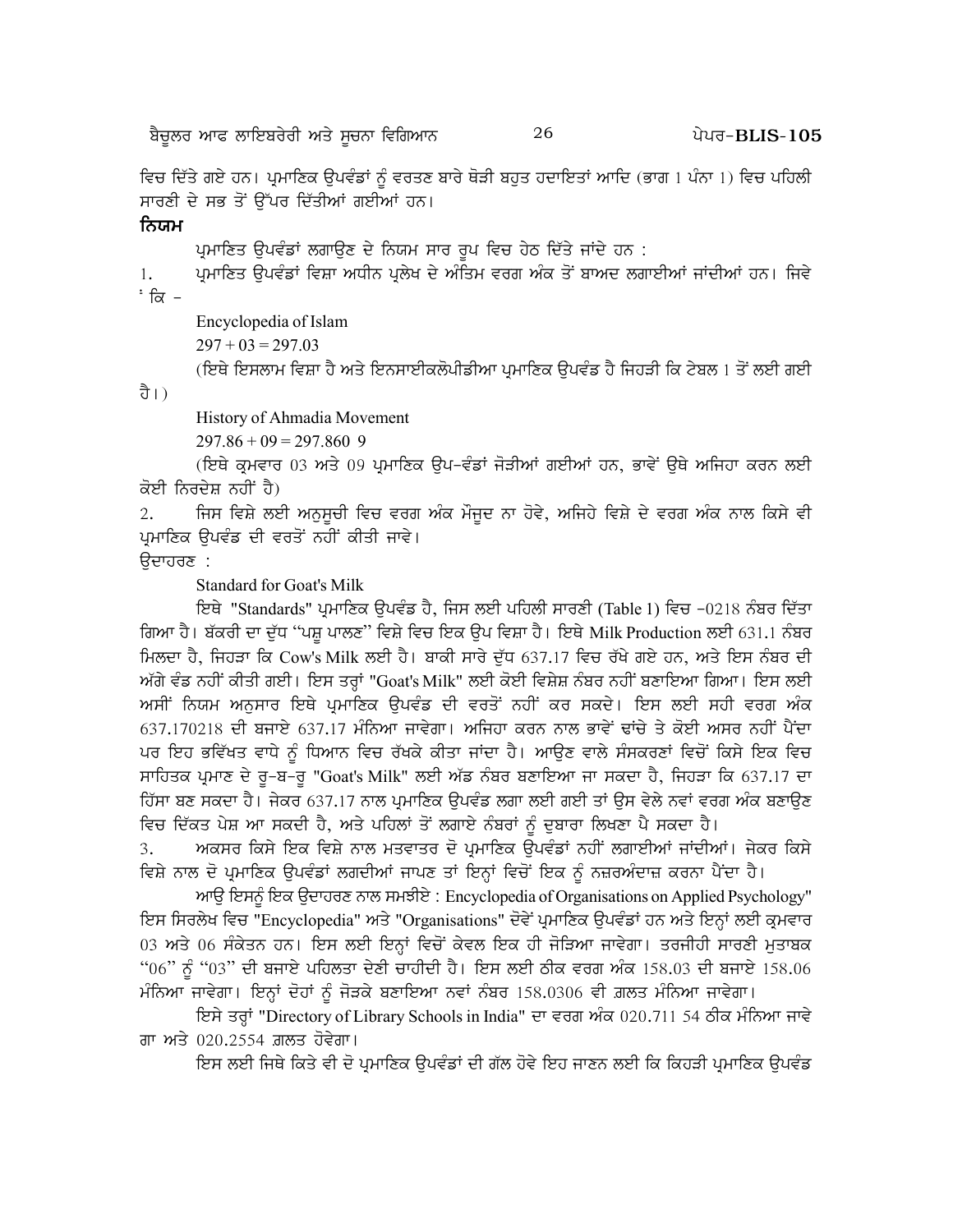ਵਿਚ ਦਿੱਤੇ ਗਏ ਹਨ। ਪ੍ਰਮਾਣਿਕ ਉਪਵੰਡਾਂ ਨੂੰ ਵਰਤਣ ਬਾਰੇ ਥੋੜੀ ਬਹੁਤ ਹਦਾਇਤਾਂ ਆਦਿ (ਭਾਗ 1 ਪੰਨਾ 1) ਵਿਚ ਪਹਿਲੀ ਸਾਰਣੀ ਦੇ ਸਭ ਤੋਂ ਉੱਪਰ ਦਿੱਤੀਆਂ ਗਈਆਂ ਹਨ।

**ਨਿਯਮ**

ਪ੍ਰਮਾਣਿਤ ਉਪਵੰਡਾਂ ਲਗਾਉਣ ਦੇ ਨਿਯਮ ਸਾਰ ਰੂਪ ਵਿਚ ਹੇਠ ਦਿੱਤੇ ਜਾਂਦੇ ਹਨ :

1. ਪ੍ਰਮਾਣਿਤ ਉਪਵੰਡਾਂ ਵਿਸ਼ਾ ਅਧੀਨ ਪ੍ਰਲੇਖ ਦੇ ਅੰਤਿਮ ਵਰਗ ਅੰਕ ਤੋਂ ਬਾਅਦ ਲਗਾਈਆਂ ਜਾਂਦੀਆਂ ਹਨ। ਜਿਵੇ ਕਿ -

   Encyclopedia of Islam

   297 + 03 = 297.03

   (ਇਥੇ ਇਸਲਾਮ ਵਿਸ਼ਾ ਹੈ ਅਤੇ ਇਨਸਾਈਕਲੋਪੀਡੀਆ ਪ੍ਰਮਾਣਿਕ ਉਪਵੰਡ ਹੈ ਜਿਹੜੀ ਕਿ ਟੇਬਲ 1 ਤੋਂ ਲਈ ਗਈ ਹੈ।)

   History of Ahmadia Movement

   297.86 + 09 = 297.860 9

   (ਇਥੇ ਕ੍ਰਮਵਾਰ 03 ਅਤੇ 09 ਪ੍ਰਮਾਣਿਕ ਉਪ-ਵੰਡਾਂ ਜੋੜੀਆਂ ਗਈਆਂ ਹਨ, ਭਾਵੇਂ ਉਥੇ ਅਜਿਹਾ ਕਰਨ ਲਈ ਕੋਈ ਨਿਰਦੇਸ਼ ਨਹੀਂ ਹੈ)

2. ਜਿਸ ਵਿਸ਼ੇ ਲਈ ਅਨੁਸੂਚੀ ਵਿਚ ਵਰਗ ਅੰਕ ਮੌਜੂਦ ਨਾ ਹੋਵੇ, ਅਜਿਹੇ ਵਿਸ਼ੇ ਦੇ ਵਰਗ ਅੰਕ ਨਾਲ ਕਿਸੇ ਵੀ ਪ੍ਰਮਾਣਿਕ ਉਪਵੰਡ ਦੀ ਵਰਤੋਂ ਨਹੀਂ ਕੀਤੀ ਜਾਵੇ।

ਉਦਾਹਰਣ :

Standard for Goat's Milk

ਇਥੇ "Standards" ਪ੍ਰਮਾਣਿਕ ਉਪਵੰਡ ਹੈ, ਜਿਸ ਲਈ ਪਹਿਲੀ ਸਾਰਣੀ (Table 1) ਵਿਚ -0218 ਨੰਬਰ ਦਿੱਤਾ ਗਿਆ ਹੈ। ਬੱਕਰੀ ਦਾ ਦੁੱਧ "ਪਸ਼ੂ ਪਾਲਣ" ਵਿਸ਼ੇ ਵਿਚ ਇਕ ਉਪ ਵਿਸ਼ਾ ਹੈ। ਇਥੇ Milk Production ਲਈ 631.1 ਨੰਬਰ ਮਿਲਦਾ ਹੈ, ਜਿਹੜਾ ਕਿ Cow's Milk ਲਈ ਹੈ। ਬਾਕੀ ਸਾਰੇ ਦੁੱਧ 637.17 ਵਿਚ ਰੱਖੇ ਗਏ ਹਨ, ਅਤੇ ਇਸ ਨੰਬਰ ਦੀ ਅੱਗੇ ਵੰਡ ਨਹੀਂ ਕੀਤੀ ਗਈ। ਇਸ ਤਰ੍ਹਾਂ "Goat's Milk" ਲਈ ਕੋਈ ਵਿਸ਼ੇਸ਼ ਨੰਬਰ ਨਹੀਂ ਬਣਾਇਆ ਗਿਆ। ਇਸ ਲਈ ਅਸੀਂ ਨਿਯਮ ਅਨੁਸਾਰ ਇਥੇ ਪ੍ਰਮਾਣਿਕ ਉਪਵੰਡ ਦੀ ਵਰਤੋਂ ਨਹੀਂ ਕਰ ਸਕਦੇ। ਇਸ ਲਈ ਸਹੀ ਵਰਗ ਅੰਕ 637.170218 ਦੀ ਬਜਾਏ 637.17 ਮੰਨਿਆ ਜਾਵੇਗਾ। ਅਜਿਹਾ ਕਰਨ ਨਾਲ ਭਾਵੇਂ ਢਾਂਚੇ ਤੇ ਕੋਈ ਅਸਰ ਨਹੀਂ ਪੈਂਦਾ ਪਰ ਇਹ ਭਵਿੱਖਤ ਵਾਧੇ ਨੂੰ ਧਿਆਨ ਵਿਚ ਰੱਖਕੇ ਕੀਤਾ ਜਾਂਦਾ ਹੈ। ਆਉਣ ਵਾਲੇ ਸੰਸਕਰਣਾਂ ਵਿਚੋਂ ਕਿਸੇ ਇਕ ਵਿਚ ਸਾਹਿਤਕ ਪ੍ਰਮਾਣ ਦੇ ਰੂ-ਬ-ਰੂ "Goat's Milk" ਲਈ ਅੱਡ ਨੰਬਰ ਬਣਾਇਆ ਜਾ ਸਕਦਾ ਹੈ, ਜਿਹੜਾ ਕਿ 637.17 ਦਾ ਹਿੱਸਾ ਬਣ ਸਕਦਾ ਹੈ। ਜੇਕਰ 637.17 ਨਾਲ ਪ੍ਰਮਾਣਿਕ ਉਪਵੰਡ ਲਗਾ ਲਈ ਗਈ ਤਾਂ ਉਸ ਵੇਲੇ ਨਵਾਂ ਵਰਗ ਅੰਕ ਬਣਾਉਣ ਵਿਚ ਦਿੱਕਤ ਪੇਸ਼ ਆ ਸਕਦੀ ਹੈ, ਅਤੇ ਪਹਿਲਾਂ ਤੋਂ ਲਗਾਏ ਨੰਬਰਾਂ ਨੂੰ ਦੁਬਾਰਾ ਲਿਖਣਾ ਪੈ ਸਕਦਾ ਹੈ।

3. ਅਕਸਰ ਕਿਸੇ ਇਕ ਵਿਸ਼ੇ ਨਾਲ ਮਤਵਾਤਰ ਦੋ ਪ੍ਰਮਾਣਿਕ ਉਪਵੰਡਾਂ ਨਹੀਂ ਲਗਾਈਆਂ ਜਾਂਦੀਆਂ। ਜੇਕਰ ਕਿਸੇ ਵਿਸ਼ੇ ਨਾਲ ਦੋ ਪ੍ਰਮਾਣਿਕ ਉਪਵੰਡਾਂ ਲਗਦੀਆਂ ਜਾਪਣ ਤਾਂ ਇਨ੍ਹਾਂ ਵਿਚੋਂ ਇਕ ਨੂੰ ਨਜ਼ਰਅੰਦਾਜ਼ ਕਰਨਾ ਪੈਂਦਾ ਹੈ।

ਆਉ ਇਸਨੂੰ ਇਕ ਉਦਾਹਰਣ ਨਾਲ ਸਮਝੀਏ : Encyclopedia of Organisations on Applied Psychology" ਇਸ ਸਿਰਲੇਖ ਵਿਚ "Encyclopedia" ਅਤੇ "Organisations" ਦੋਵੇਂ ਪ੍ਰਮਾਣਿਕ ਉਪਵੰਡਾਂ ਹਨ ਅਤੇ ਇਨ੍ਹਾਂ ਲਈ ਕ੍ਰਮਵਾਰ 03 ਅਤੇ 06 ਸੰਕੇਤਨ ਹਨ। ਇਸ ਲਈ ਇਨ੍ਹਾਂ ਵਿਚੋਂ ਕੇਵਲ ਇਕ ਹੀ ਜੋੜਿਆ ਜਾਵੇਗਾ। ਤਰਜੀਹੀ ਸਾਰਣੀ ਮੁਤਾਬਕ "06" ਨੂੰ "03" ਦੀ ਬਜਾਏ ਪਹਿਲਤਾ ਦੇਣੀ ਚਾਹੀਦੀ ਹੈ। ਇਸ ਲਈ ਠੀਕ ਵਰਗ ਅੰਕ 158.03 ਦੀ ਬਜਾਏ 158.06 ਮੰਨਿਆ ਜਾਵੇਗਾ। ਇਨ੍ਹਾਂ ਦੋਹਾਂ ਨੂੰ ਜੋੜਕੇ ਬਣਾਇਆ ਨਵਾਂ ਨੰਬਰ 158.0306 ਵੀ ਗ਼ਲਤ ਮੰਨਿਆ ਜਾਵੇਗਾ।

ਇਸੇ ਤਰ੍ਹਾਂ "Directory of Library Schools in India" ਦਾ ਵਰਗ ਅੰਕ 020.711 54 ਠੀਕ ਮੰਨਿਆ ਜਾਵੇਗਾ ਅਤੇ 020.2554 ਗ਼ਲਤ ਹੋਵੇਗਾ।

ਇਸ ਲਈ ਜਿਥੇ ਕਿਤੇ ਵੀ ਦੋ ਪ੍ਰਮਾਣਿਕ ਉਪਵੰਡਾਂ ਦੀ ਗੱਲ ਹੋਵੇ ਇਹ ਜਾਣਨ ਲਈ ਕਿ ਕਿਹੜੀ ਪ੍ਰਮਾਣਿਕ ਉਪਵੰਡ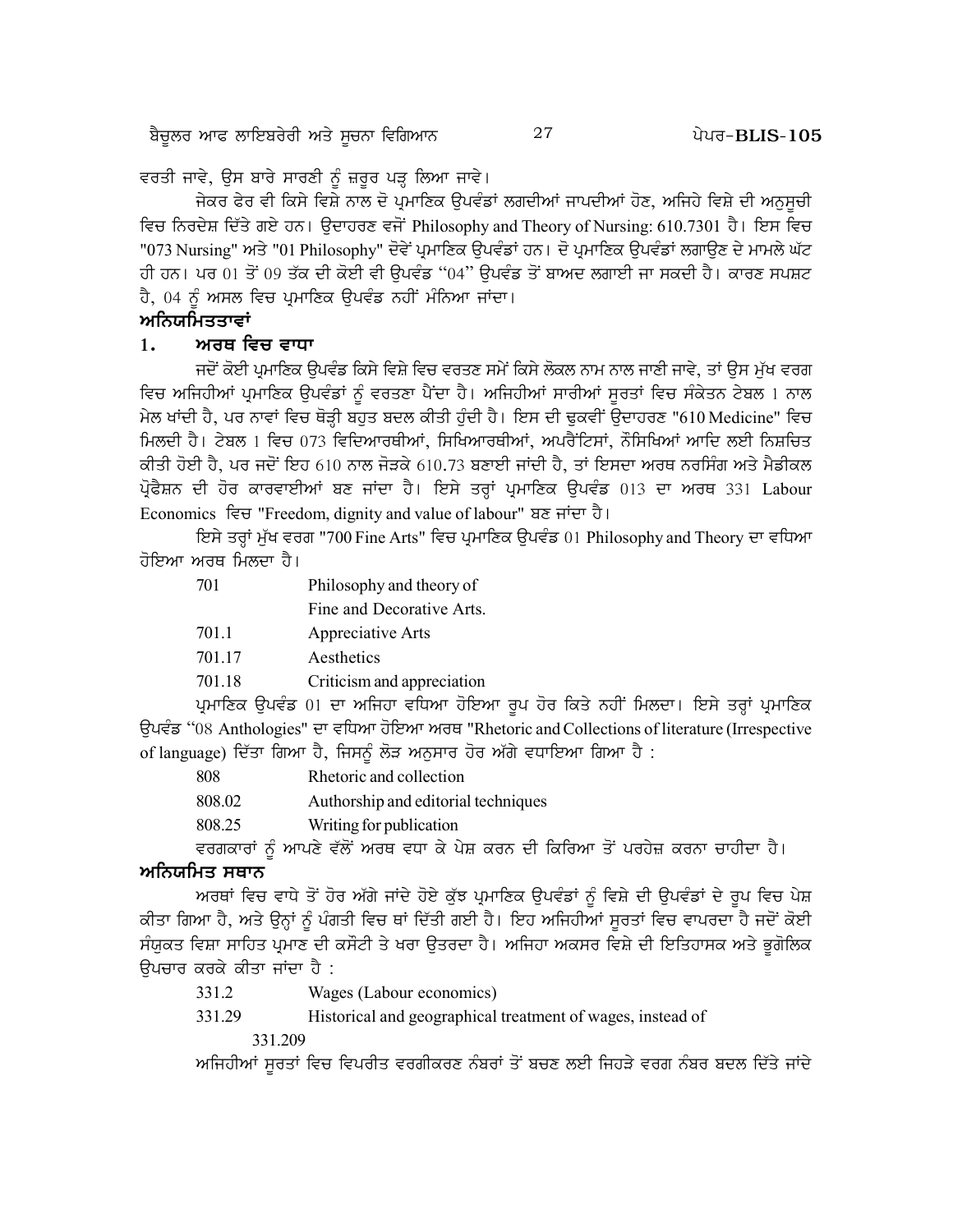ਵਰਤੀ ਜਾਵੇ, ਉਸ ਬਾਰੇ ਸਾਰਣੀ ਨੂੰ ਜ਼ਰੂਰ ਪੜ੍ਹ ਲਿਆ ਜਾਵੇ।

ਜੇਕਰ ਫੇਰ ਵੀ ਕਿਸੇ ਵਿਸ਼ੇ ਨਾਲ ਦੋ ਪ੍ਰਮਾਣਿਕ ਉਪਵੰਡਾਂ ਲਗਦੀਆਂ ਜਾਪਦੀਆਂ ਹੋਣ, ਅਜਿਹੇ ਵਿਸ਼ੇ ਦੀ ਅਨੁਸੂਚੀ ਵਿਚ ਨਿਰਦੇਸ਼ ਦਿੱਤੇ ਗਏ ਹਨ। ਉਦਾਹਰਣ ਵਜੋਂ Philosophy and Theory of Nursing: 610.7301 ਹੈ। ਇਸ ਵਿਚ "073 Nursing" ਅਤੇ "01 Philosophy" ਦੋਵੇਂ ਪ੍ਰਮਾਣਿਕ ਉਪਵੰਡਾਂ ਹਨ। ਦੋ ਪ੍ਰਮਾਣਿਕ ਉਪਵੰਡਾਂ ਲਗਾਉਣ ਦੇ ਮਾਮਲੇ ਘੱਟ ਹੀ ਹਨ। ਪਰ 01 ਤੋਂ 09 ਤੱਕ ਦੀ ਕੋਈ ਵੀ ਉਪਵੰਡ "04" ਉਪਵੰਡ ਤੋਂ ਬਾਅਦ ਲਗਾਈ ਜਾ ਸਕਦੀ ਹੈ। ਕਾਰਣ ਸਪਸ਼ਟ ਹੈ, 04 ਨੂੰ ਅਸਲ ਵਿਚ ਪ੍ਰਮਾਣਿਕ ਉਪਵੰਡ ਨਹੀਂ ਮੰਨਿਆ ਜਾਂਦਾ।

## ਅਨਿਯਮਿਤਤਾਵਾਂ

### 1. ਅਰਥ ਵਿਚ ਵਾਧਾ

ਜਦੋਂ ਕੋਈ ਪ੍ਰਮਾਣਿਕ ਉਪਵੰਡ ਕਿਸੇ ਵਿਸ਼ੇ ਵਿਚ ਵਰਤਣ ਸਮੇਂ ਕਿਸੇ ਲੋਕਲ ਨਾਮ ਨਾਲ ਜਾਣੀ ਜਾਵੇ, ਤਾਂ ਉਸ ਮੁੱਖ ਵਰਗ ਵਿਚ ਅਜਿਹੀਆਂ ਪ੍ਰਮਾਣਿਕ ਉਪਵੰਡਾਂ ਨੂੰ ਵਰਤਣਾ ਪੈਂਦਾ ਹੈ। ਅਜਿਹੀਆਂ ਸਾਰੀਆਂ ਸੂਰਤਾਂ ਵਿਚ ਸੰਕੇਤਨ ਟੇਬਲ 1 ਨਾਲ ਮੇਲ ਖਾਂਦੀ ਹੈ, ਪਰ ਨਾਵਾਂ ਵਿਚ ਥੋੜ੍ਹੀ ਬਹੁਤ ਬਦਲ ਕੀਤੀ ਹੁੰਦੀ ਹੈ। ਇਸ ਦੀ ਢੁਕਵੀਂ ਉਦਾਹਰਣ "610 Medicine" ਵਿਚ ਮਿਲਦੀ ਹੈ। ਟੇਬਲ 1 ਵਿਚ 073 ਵਿਦਿਆਰਥੀਆਂ, ਸਿਖਿਆਰਥੀਆਂ, ਅਪਰੈਂਟਿਸਾਂ, ਨੌਸਿਖਿਆਂ ਆਦਿ ਲਈ ਨਿਸ਼ਚਿਤ ਕੀਤੀ ਹੋਈ ਹੈ, ਪਰ ਜਦੋਂ ਇਹ 610 ਨਾਲ ਜੋੜਕੇ 610.73 ਬਣਾਈ ਜਾਂਦੀ ਹੈ, ਤਾਂ ਇਸਦਾ ਅਰਥ ਨਰਸਿੰਗ ਅਤੇ ਮੈਡੀਕਲ ਪ੍ਰੋਫੈਸ਼ਨ ਦੀ ਹੋਰ ਕਾਰਵਾਈਆਂ ਬਣ ਜਾਂਦਾ ਹੈ। ਇਸੇ ਤਰ੍ਹਾਂ ਪ੍ਰਮਾਣਿਕ ਉਪਵੰਡ 013 ਦਾ ਅਰਥ 331 Labour Economics ਵਿਚ "Freedom, dignity and value of labour" ਬਣ ਜਾਂਦਾ ਹੈ।

ਇਸੇ ਤਰ੍ਹਾਂ ਮੁੱਖ ਵਰਗ "700 Fine Arts" ਵਿਚ ਪ੍ਰਮਾਣਿਕ ਉਪਵੰਡ 01 Philosophy and Theory ਦਾ ਵਧਿਆ ਹੋਇਆ ਅਰਥ ਮਿਲਦਾ ਹੈ।

| | |
|---|---|
| 701 | Philosophy and theory of Fine and Decorative Arts. |
| 701.1 | Appreciative Arts |
| 701.17 | Aesthetics |
| 701.18 | Criticism and appreciation |

ਪ੍ਰਮਾਣਿਕ ਉਪਵੰਡ 01 ਦਾ ਅਜਿਹਾ ਵਧਿਆ ਹੋਇਆ ਰੂਪ ਹੋਰ ਕਿਤੇ ਨਹੀਂ ਮਿਲਦਾ। ਇਸੇ ਤਰ੍ਹਾਂ ਪ੍ਰਮਾਣਿਕ ਉਪਵੰਡ "08 Anthologies" ਦਾ ਵਧਿਆ ਹੋਇਆ ਅਰਥ "Rhetoric and Collections of literature (Irrespective of language) ਦਿੱਤਾ ਗਿਆ ਹੈ, ਜਿਸਨੂੰ ਲੋੜ ਅਨੁਸਾਰ ਹੋਰ ਅੱਗੇ ਵਧਾਇਆ ਗਿਆ ਹੈ :

| | |
|---|---|
| 808 | Rhetoric and collection |
| 808.02 | Authorship and editorial techniques |
| 808.25 | Writing for publication |

ਵਰਗਕਾਰਾਂ ਨੂੰ ਆਪਣੇ ਵੱਲੋਂ ਅਰਥ ਵਧਾ ਕੇ ਪੇਸ਼ ਕਰਨ ਦੀ ਕਿਰਿਆ ਤੋਂ ਪਰਹੇਜ਼ ਕਰਨਾ ਚਾਹੀਦਾ ਹੈ।

## ਅਨਿਯਮਿਤ ਸਥਾਨ

ਅਰਥਾਂ ਵਿਚ ਵਾਧੇ ਤੋਂ ਹੋਰ ਅੱਗੇ ਜਾਂਦੇ ਹੋਏ ਕੁੱਝ ਪ੍ਰਮਾਣਿਕ ਉਪਵੰਡਾਂ ਨੂੰ ਵਿਸ਼ੇ ਦੀ ਉਪਵੰਡਾਂ ਦੇ ਰੂਪ ਵਿਚ ਪੇਸ਼ ਕੀਤਾ ਗਿਆ ਹੈ, ਅਤੇ ਉਨ੍ਹਾਂ ਨੂੰ ਪੰਗਤੀ ਵਿਚ ਥਾਂ ਦਿੱਤੀ ਗਈ ਹੈ। ਇਹ ਅਜਿਹੀਆਂ ਸੂਰਤਾਂ ਵਿਚ ਵਾਪਰਦਾ ਹੈ ਜਦੋਂ ਕੋਈ ਸੰਯੁਕਤ ਵਿਸ਼ਾ ਸਾਹਿਤ ਪ੍ਰਮਾਣ ਦੀ ਕਸੌਟੀ ਤੇ ਖਰਾ ਉਤਰਦਾ ਹੈ। ਅਜਿਹਾ ਅਕਸਰ ਵਿਸ਼ੇ ਦੀ ਇਤਿਹਾਸਕ ਅਤੇ ਭੂਗੋਲਿਕ ਉਪਚਾਰ ਕਰਕੇ ਕੀਤਾ ਜਾਂਦਾ ਹੈ :

| | |
|---|---|
| 331.2 | Wages (Labour economics) |
| 331.29 | Historical and geographical treatment of wages, instead of 331.209 |

ਅਜਿਹੀਆਂ ਸੂਰਤਾਂ ਵਿਚ ਵਿਪਰੀਤ ਵਰਗੀਕਰਣ ਨੰਬਰਾਂ ਤੋਂ ਬਚਣ ਲਈ ਜਿਹੜੇ ਵਰਗ ਨੰਬਰ ਬਦਲ ਦਿੱਤੇ ਜਾਂਦੇ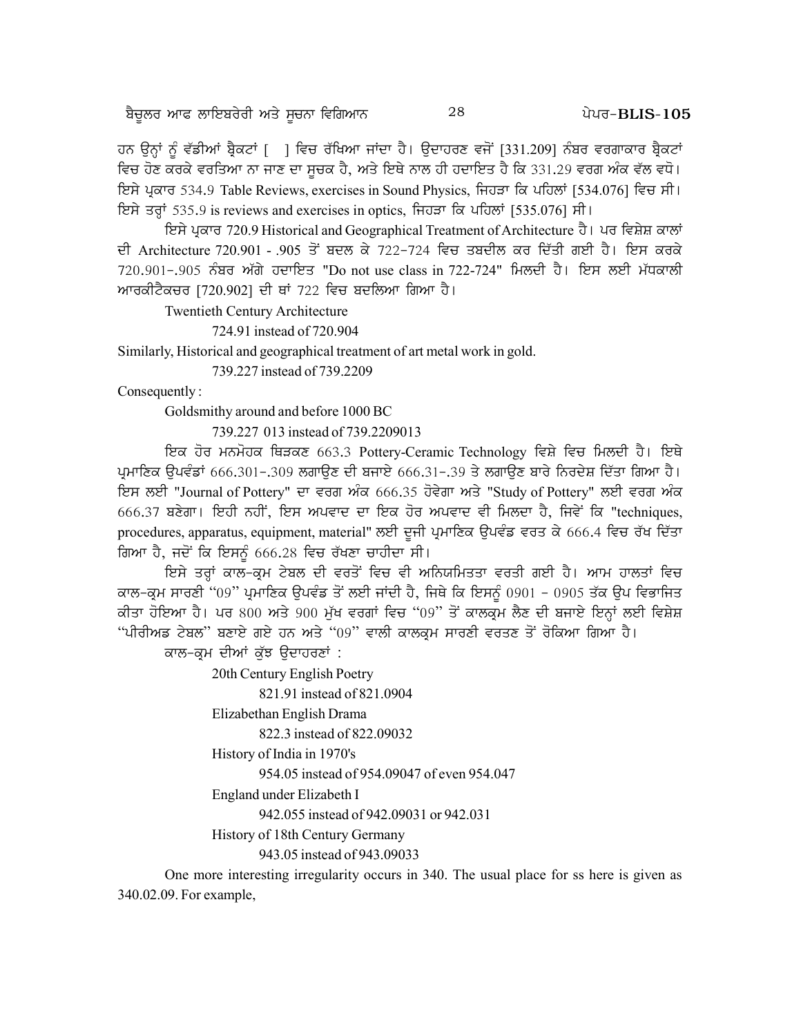ਹਨ ਉਨ੍ਹਾਂ ਨੂੰ ਵੱਡੀਆਂ ਬ੍ਰੈਕਟਾਂ [ ] ਵਿਚ ਰੱਖਿਆ ਜਾਂਦਾ ਹੈ। ਉਦਾਹਰਣ ਵਜੋਂ [331.209] ਨੰਬਰ ਵਰਗਾਕਾਰ ਬ੍ਰੈਕਟਾਂ ਵਿਚ ਹੋਣ ਕਰਕੇ ਵਰਤਿਆ ਨਾ ਜਾਣ ਦਾ ਸੂਚਕ ਹੈ, ਅਤੇ ਇਥੇ ਨਾਲ ਹੀ ਹਦਾਇਤ ਹੈ ਕਿ 331.29 ਵਰਗ ਅੰਕ ਵੱਲ ਵਧੋ। ਇਸੇ ਪ੍ਰਕਾਰ 534.9 Table Reviews, exercises in Sound Physics, ਜਿਹੜਾ ਕਿ ਪਹਿਲਾਂ [534.076] ਵਿਚ ਸੀ। ਇਸੇ ਤਰ੍ਹਾਂ 535.9 is reviews and exercises in optics, ਜਿਹੜਾ ਕਿ ਪਹਿਲਾਂ [535.076] ਸੀ।

ਇਸੇ ਪ੍ਰਕਾਰ 720.9 Historical and Geographical Treatment of Architecture ਹੈ। ਪਰ ਵਿਸ਼ੇਸ਼ ਕਾਲਾਂ ਦੀ Architecture 720.901 - .905 ਤੋਂ ਬਦਲ ਕੇ 722-724 ਵਿਚ ਤਬਦੀਲ ਕਰ ਦਿੱਤੀ ਗਈ ਹੈ। ਇਸ ਕਰਕੇ 720.901-.905 ਨੰਬਰ ਅੱਗੇ ਹਦਾਇਤ "Do not use class in 722-724" ਮਿਲਦੀ ਹੈ। ਇਸ ਲਈ ਮੱਧਕਾਲੀ ਆਰਕੀਟੈਕਚਰ [720.902] ਦੀ ਥਾਂ 722 ਵਿਚ ਬਦਲਿਆ ਗਿਆ ਹੈ।

Twentieth Century Architecture

724.91 instead of 720.904

Similarly, Historical and geographical treatment of art metal work in gold.

739.227 instead of 739.2209

Consequently :

Goldsmithy around and before 1000 BC

739.227 013 instead of 739.2209013

ਇਕ ਹੋਰ ਮਨਮੋਹਕ ਥਿੜਕਣ 663.3 Pottery-Ceramic Technology ਵਿਸ਼ੇ ਵਿਚ ਮਿਲਦੀ ਹੈ। ਇਥੇ ਪ੍ਰਮਾਣਿਕ ਉਪਵੰਡਾਂ 666.301-.309 ਲਗਾਉਣ ਦੀ ਬਜਾਏ 666.31-.39 ਤੇ ਲਗਾਉਣ ਬਾਰੇ ਨਿਰਦੇਸ਼ ਦਿੱਤਾ ਗਿਆ ਹੈ। ਇਸ ਲਈ "Journal of Pottery" ਦਾ ਵਰਗ ਅੰਕ 666.35 ਹੋਵੇਗਾ ਅਤੇ "Study of Pottery" ਲਈ ਵਰਗ ਅੰਕ 666.37 ਬਣੇਗਾ। ਇਹੀ ਨਹੀਂ, ਇਸ ਅਪਵਾਦ ਦਾ ਇਕ ਹੋਰ ਅਪਵਾਦ ਵੀ ਮਿਲਦਾ ਹੈ, ਜਿਵੇਂ ਕਿ "techniques, procedures, apparatus, equipment, material" ਲਈ ਦੂਜੀ ਪ੍ਰਮਾਣਿਕ ਉਪਵੰਡ ਵਰਤ ਕੇ 666.4 ਵਿਚ ਰੱਖ ਦਿੱਤਾ ਗਿਆ ਹੈ, ਜਦੋਂ ਕਿ ਇਸਨੂੰ 666.28 ਵਿਚ ਰੱਖਣਾ ਚਾਹੀਦਾ ਸੀ।

ਇਸੇ ਤਰ੍ਹਾਂ ਕਾਲ-ਕ੍ਰਮ ਟੇਬਲ ਦੀ ਵਰਤੋਂ ਵਿਚ ਵੀ ਅਨਿਯਮਿਤਤਾ ਵਰਤੀ ਗਈ ਹੈ। ਆਮ ਹਾਲਤਾਂ ਵਿਚ ਕਾਲ-ਕ੍ਰਮ ਸਾਰਣੀ "09" ਪ੍ਰਮਾਣਿਕ ਉਪਵੰਡ ਤੋਂ ਲਈ ਜਾਂਦੀ ਹੈ, ਜਿਥੇ ਕਿ ਇਸਨੂੰ 0901 - 0905 ਤੱਕ ਉਪ ਵਿਭਾਜਿਤ ਕੀਤਾ ਹੋਇਆ ਹੈ। ਪਰ 800 ਅਤੇ 900 ਮੁੱਖ ਵਰਗਾਂ ਵਿਚ "09" ਤੋਂ ਕਾਲਕ੍ਰਮ ਲੈਣ ਦੀ ਬਜਾਏ ਇਨ੍ਹਾਂ ਲਈ ਵਿਸ਼ੇਸ਼ "ਪੀਰੀਅਡ ਟੇਬਲ" ਬਣਾਏ ਗਏ ਹਨ ਅਤੇ "09" ਵਾਲੀ ਕਾਲਕ੍ਰਮ ਸਾਰਣੀ ਵਰਤਣ ਤੋਂ ਰੋਕਿਆ ਗਿਆ ਹੈ।

ਕਾਲ-ਕ੍ਰਮ ਦੀਆਂ ਕੁੱਝ ਉਦਾਹਰਣਾਂ :

20th Century English Poetry

821.91 instead of 821.0904

Elizabethan English Drama

822.3 instead of 822.09032

History of India in 1970's

954.05 instead of 954.09047 of even 954.047

England under Elizabeth I

942.055 instead of 942.09031 or 942.031

History of 18th Century Germany

943.05 instead of 943.09033

One more interesting irregularity occurs in 340. The usual place for ss here is given as 340.02.09. For example,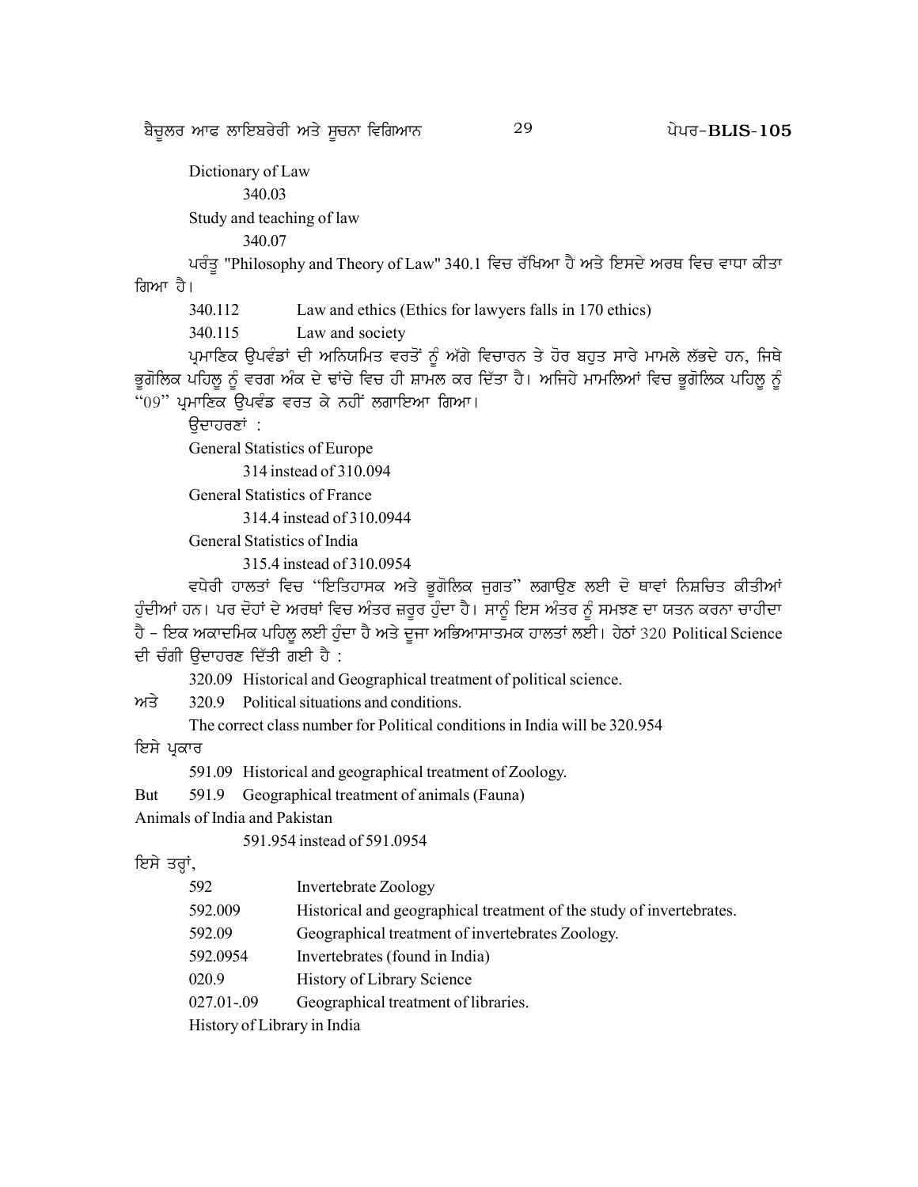Dictionary of Law

340.03

Study and teaching of law

340.07

ਪਰੰਤੂ "Philosophy and Theory of Law" 340.1 ਵਿਚ ਰੱਖਿਆ ਹੈ ਅਤੇ ਇਸਦੇ ਅਰਥ ਵਿਚ ਵਾਧਾ ਕੀਤਾ ਗਿਆ ਹੈ।

340.112 Law and ethics (Ethics for lawyers falls in 170 ethics)

340.115 Law and society

ਪ੍ਰਮਾਣਿਕ ਉਪਵੰਡਾਂ ਦੀ ਅਨਿਯਮਿਤ ਵਰਤੋਂ ਨੂੰ ਅੱਗੇ ਵਿਚਾਰਨ ਤੇ ਹੋਰ ਬਹੁਤ ਸਾਰੇ ਮਾਮਲੇ ਲੱਭਦੇ ਹਨ, ਜਿਥੇ ਭੂਗੋਲਿਕ ਪਹਿਲੂ ਨੂੰ ਵਰਗ ਅੰਕ ਦੇ ਢਾਂਚੇ ਵਿਚ ਹੀ ਸ਼ਾਮਲ ਕਰ ਦਿੱਤਾ ਹੈ। ਅਜਿਹੇ ਮਾਮਲਿਆਂ ਵਿਚ ਭੂਗੋਲਿਕ ਪਹਿਲੂ ਨੂੰ "09" ਪ੍ਰਮਾਣਿਕ ਉਪਵੰਡ ਵਰਤ ਕੇ ਨਹੀਂ ਲਗਾਇਆ ਗਿਆ।

ਉਦਾਹਰਣਾਂ :

General Statistics of Europe

314 instead of 310.094

General Statistics of France

314.4 instead of 310.0944

General Statistics of India

315.4 instead of 310.0954

ਵਧੇਰੀ ਹਾਲਤਾਂ ਵਿਚ "ਇਤਿਹਾਸਕ ਅਤੇ ਭੂਗੋਲਿਕ ਜੁਗਤ" ਲਗਾਉਣ ਲਈ ਦੋ ਥਾਵਾਂ ਨਿਸ਼ਚਿਤ ਕੀਤੀਆਂ ਹੁੰਦੀਆਂ ਹਨ। ਪਰ ਦੋਹਾਂ ਦੇ ਅਰਥਾਂ ਵਿਚ ਅੰਤਰ ਜ਼ਰੂਰ ਹੁੰਦਾ ਹੈ। ਸਾਨੂੰ ਇਸ ਅੰਤਰ ਨੂੰ ਸਮਝਣ ਦਾ ਯਤਨ ਕਰਨਾ ਚਾਹੀਦਾ ਹੈ - ਇਕ ਅਕਾਦਮਿਕ ਪਹਿਲੂ ਲਈ ਹੁੰਦਾ ਹੈ ਅਤੇ ਦੂਜਾ ਅਭਿਆਸਾਤਮਕ ਹਾਲਤਾਂ ਲਈ। ਹੇਠਾਂ 320 Political Science ਦੀ ਚੰਗੀ ਉਦਾਹਰਣ ਦਿੱਤੀ ਗਈ ਹੈ :

320.09 Historical and Geographical treatment of political science.

ਅਤੇ 320.9 Political situations and conditions.

The correct class number for Political conditions in India will be 320.954

ਇਸੇ ਪ੍ਰਕਾਰ

591.09 Historical and geographical treatment of Zoology.

But 591.9 Geographical treatment of animals (Fauna)

Animals of India and Pakistan

591.954 instead of 591.0954

ਇਸੇ ਤਰ੍ਹਾਂ,

592 Invertebrate Zoology

592.009 Historical and geographical treatment of the study of invertebrates.

592.09 Geographical treatment of invertebrates Zoology.

592.0954 Invertebrates (found in India)

020.9 History of Library Science

027.01-.09 Geographical treatment of libraries.

History of Library in India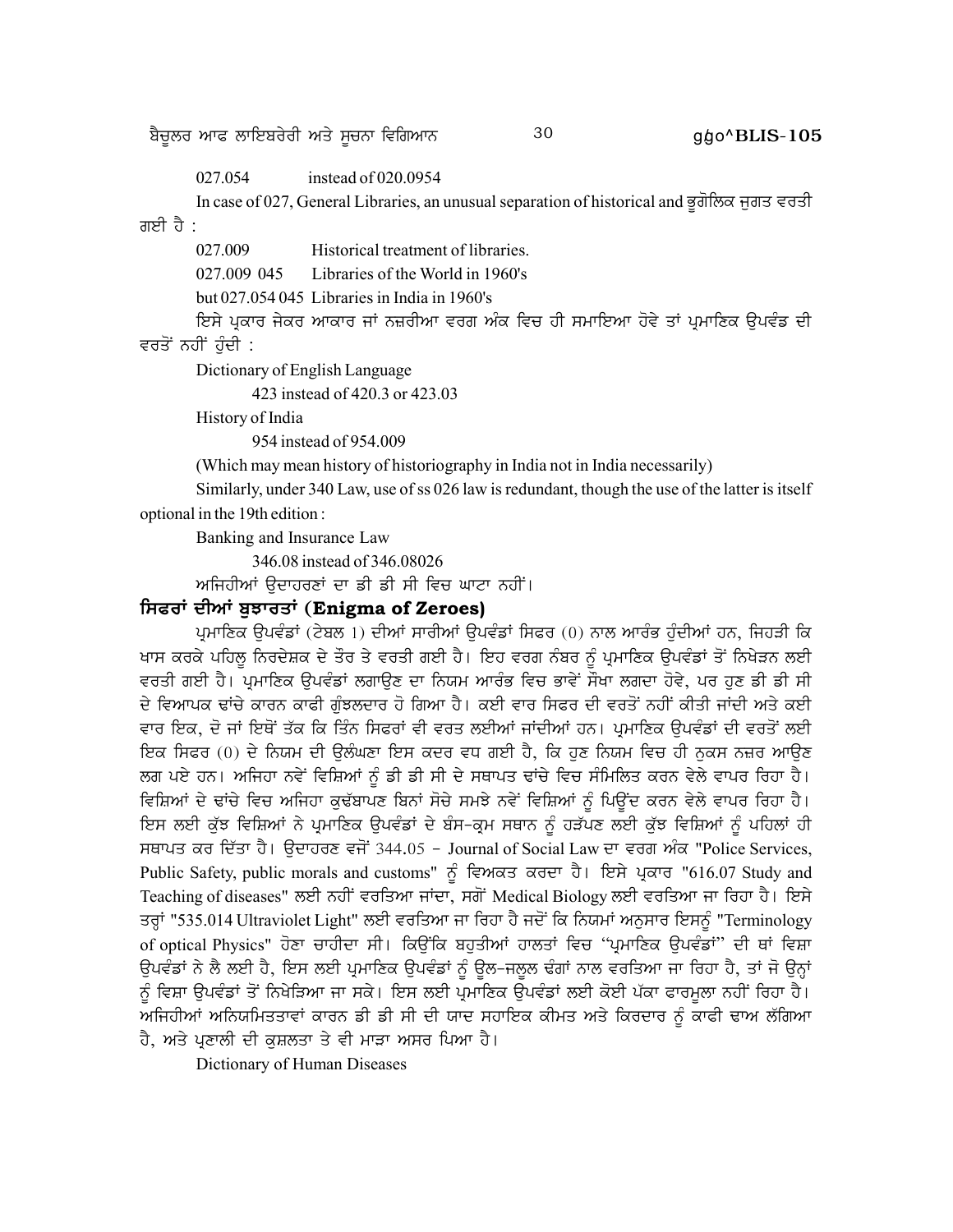027.054 instead of 020.0954

In case of 027, General Libraries, an unusual separation of historical and ਭੂਗੋਲਿਕ ਜੁਗਤ ਵਰਤੀ ਗਈ ਹੈ :

027.009 Historical treatment of libraries.

027.009 045 Libraries of the World in 1960's

but 027.054 045 Libraries in India in 1960's

ਇਸੇ ਪ੍ਰਕਾਰ ਜੇਕਰ ਆਕਾਰ ਜਾਂ ਨਜ਼ਰੀਆ ਵਰਗ ਅੰਕ ਵਿਚ ਹੀ ਸਮਾਇਆ ਹੋਵੇ ਤਾਂ ਪ੍ਰਮਾਣਿਕ ਉਪਵੰਡ ਦੀ ਵਰਤੋਂ ਨਹੀਂ ਹੁੰਦੀ :

Dictionary of English Language

423 instead of 420.3 or 423.03

History of India

954 instead of 954.009

(Which may mean history of historiography in India not in India necessarily)

Similarly, under 340 Law, use of ss 026 law is redundant, though the use of the latter is itself optional in the 19th edition :

Banking and Insurance Law

346.08 instead of 346.08026

ਅਜਿਹੀਆਂ ਉਦਾਹਰਣਾਂ ਦਾ ਡੀ ਡੀ ਸੀ ਵਿਚ ਘਾਟਾ ਨਹੀਂ।

## ਸਿਫਰਾਂ ਦੀਆਂ ਬੁਝਾਰਤਾਂ (Enigma of Zeroes)

ਪ੍ਰਮਾਣਿਕ ਉਪਵੰਡਾਂ (ਟੇਬਲ 1) ਦੀਆਂ ਸਾਰੀਆਂ ਉਪਵੰਡਾਂ ਸਿਫਰ (0) ਨਾਲ ਆਰੰਭ ਹੁੰਦੀਆਂ ਹਨ, ਜਿਹੜੀ ਕਿ ਖਾਸ ਕਰਕੇ ਪਹਿਲੂ ਨਿਰਦੇਸ਼ਕ ਦੇ ਤੌਰ ਤੇ ਵਰਤੀ ਗਈ ਹੈ। ਇਹ ਵਰਗ ਨੰਬਰ ਨੂੰ ਪ੍ਰਮਾਣਿਕ ਉਪਵੰਡਾਂ ਤੋਂ ਨਿਖੇੜਨ ਲਈ ਵਰਤੀ ਗਈ ਹੈ। ਪ੍ਰਮਾਣਿਕ ਉਪਵੰਡਾਂ ਲਗਾਉਣ ਦਾ ਨਿਯਮ ਆਰੰਭ ਵਿਚ ਭਾਵੇਂ ਸੌਖਾ ਲਗਦਾ ਹੋਵੇ, ਪਰ ਹੁਣ ਡੀ ਡੀ ਸੀ ਦੇ ਵਿਆਪਕ ਢਾਂਚੇ ਕਾਰਨ ਕਾਫੀ ਗੁੰਝਲਦਾਰ ਹੋ ਗਿਆ ਹੈ। ਕਈ ਵਾਰ ਸਿਫਰ ਦੀ ਵਰਤੋਂ ਨਹੀਂ ਕੀਤੀ ਜਾਂਦੀ ਅਤੇ ਕਈ ਵਾਰ ਇਕ, ਦੋ ਜਾਂ ਇਥੋਂ ਤੱਕ ਕਿ ਤਿੰਨ ਸਿਫਰਾਂ ਵੀ ਵਰਤ ਲਈਆਂ ਜਾਂਦੀਆਂ ਹਨ। ਪ੍ਰਮਾਣਿਕ ਉਪਵੰਡਾਂ ਦੀ ਵਰਤੋਂ ਲਈ ਇਕ ਸਿਫਰ (0) ਦੇ ਨਿਯਮ ਦੀ ਉਲੰਘਣਾ ਇਸ ਕਦਰ ਵਧ ਗਈ ਹੈ, ਕਿ ਹੁਣ ਨਿਯਮ ਵਿਚ ਹੀ ਨੁਕਸ ਨਜ਼ਰ ਆਉਣ ਲਗ ਪਏ ਹਨ। ਅਜਿਹਾ ਨਵੇਂ ਵਿਸ਼ਿਆਂ ਨੂੰ ਡੀ ਡੀ ਸੀ ਦੇ ਸਥਾਪਤ ਢਾਂਚੇ ਵਿਚ ਸੰਮਿਲਿਤ ਕਰਨ ਵੇਲੇ ਵਾਪਰ ਰਿਹਾ ਹੈ। ਵਿਸ਼ਿਆਂ ਦੇ ਢਾਂਚੇ ਵਿਚ ਅਜਿਹਾ ਕੁਢੱਬਾਪਣ ਬਿਨਾਂ ਸੋਚੇ ਸਮਝੇ ਨਵੇਂ ਵਿਸ਼ਿਆਂ ਨੂੰ ਪਿਊਂਦ ਕਰਨ ਵੇਲੇ ਵਾਪਰ ਰਿਹਾ ਹੈ। ਇਸ ਲਈ ਕੁੱਝ ਵਿਸ਼ਿਆਂ ਨੇ ਪ੍ਰਮਾਣਿਕ ਉਪਵੰਡਾਂ ਦੇ ਬੰਸ-ਕ੍ਰਮ ਸਥਾਨ ਨੂੰ ਹੜੱਪਣ ਲਈ ਕੁੱਝ ਵਿਸ਼ਿਆਂ ਨੂੰ ਪਹਿਲਾਂ ਹੀ ਸਥਾਪਤ ਕਰ ਦਿੱਤਾ ਹੈ। ਉਦਾਹਰਣ ਵਜੋਂ 344.05 - Journal of Social Law ਦਾ ਵਰਗ ਅੰਕ "Police Services, Public Safety, public morals and customs" ਨੂੰ ਵਿਅਕਤ ਕਰਦਾ ਹੈ। ਇਸੇ ਪ੍ਰਕਾਰ "616.07 Study and Teaching of diseases" ਲਈ ਨਹੀਂ ਵਰਤਿਆ ਜਾਂਦਾ, ਸਗੋਂ Medical Biology ਲਈ ਵਰਤਿਆ ਜਾ ਰਿਹਾ ਹੈ। ਇਸੇ ਤਰ੍ਹਾਂ "535.014 Ultraviolet Light" ਲਈ ਵਰਤਿਆ ਜਾ ਰਿਹਾ ਹੈ ਜਦੋਂ ਕਿ ਨਿਯਮਾਂ ਅਨੁਸਾਰ ਇਸਨੂੰ "Terminology of optical Physics" ਹੋਣਾ ਚਾਹੀਦਾ ਸੀ। ਕਿਉਂਕਿ ਬਹੁਤੀਆਂ ਹਾਲਤਾਂ ਵਿਚ "ਪ੍ਰਮਾਣਿਕ ਉਪਵੰਡਾਂ" ਦੀ ਥਾਂ ਵਿਸ਼ਾ ਉਪਵੰਡਾਂ ਨੇ ਲੈ ਲਈ ਹੈ, ਇਸ ਲਈ ਪ੍ਰਮਾਣਿਕ ਉਪਵੰਡਾਂ ਨੂੰ ਊਲ-ਜਲੂਲ ਢੰਗਾਂ ਨਾਲ ਵਰਤਿਆ ਜਾ ਰਿਹਾ ਹੈ, ਤਾਂ ਜੋ ਉਨ੍ਹਾਂ ਨੂੰ ਵਿਸ਼ਾ ਉਪਵੰਡਾਂ ਤੋਂ ਨਿਖੇੜਿਆ ਜਾ ਸਕੇ। ਇਸ ਲਈ ਪ੍ਰਮਾਣਿਕ ਉਪਵੰਡਾਂ ਲਈ ਕੋਈ ਪੱਕਾ ਫਾਰਮੂਲਾ ਨਹੀਂ ਰਿਹਾ ਹੈ। ਅਜਿਹੀਆਂ ਅਨਿਯਮਿਤਤਾਵਾਂ ਕਾਰਨ ਡੀ ਡੀ ਸੀ ਦੀ ਯਾਦ ਸਹਾਇਕ ਕੀਮਤ ਅਤੇ ਕਿਰਦਾਰ ਨੂੰ ਕਾਫੀ ਢਾਅ ਲੱਗਿਆ ਹੈ, ਅਤੇ ਪ੍ਰਣਾਲੀ ਦੀ ਕੁਸ਼ਲਤਾ ਤੇ ਵੀ ਮਾੜਾ ਅਸਰ ਪਿਆ ਹੈ।

Dictionary of Human Diseases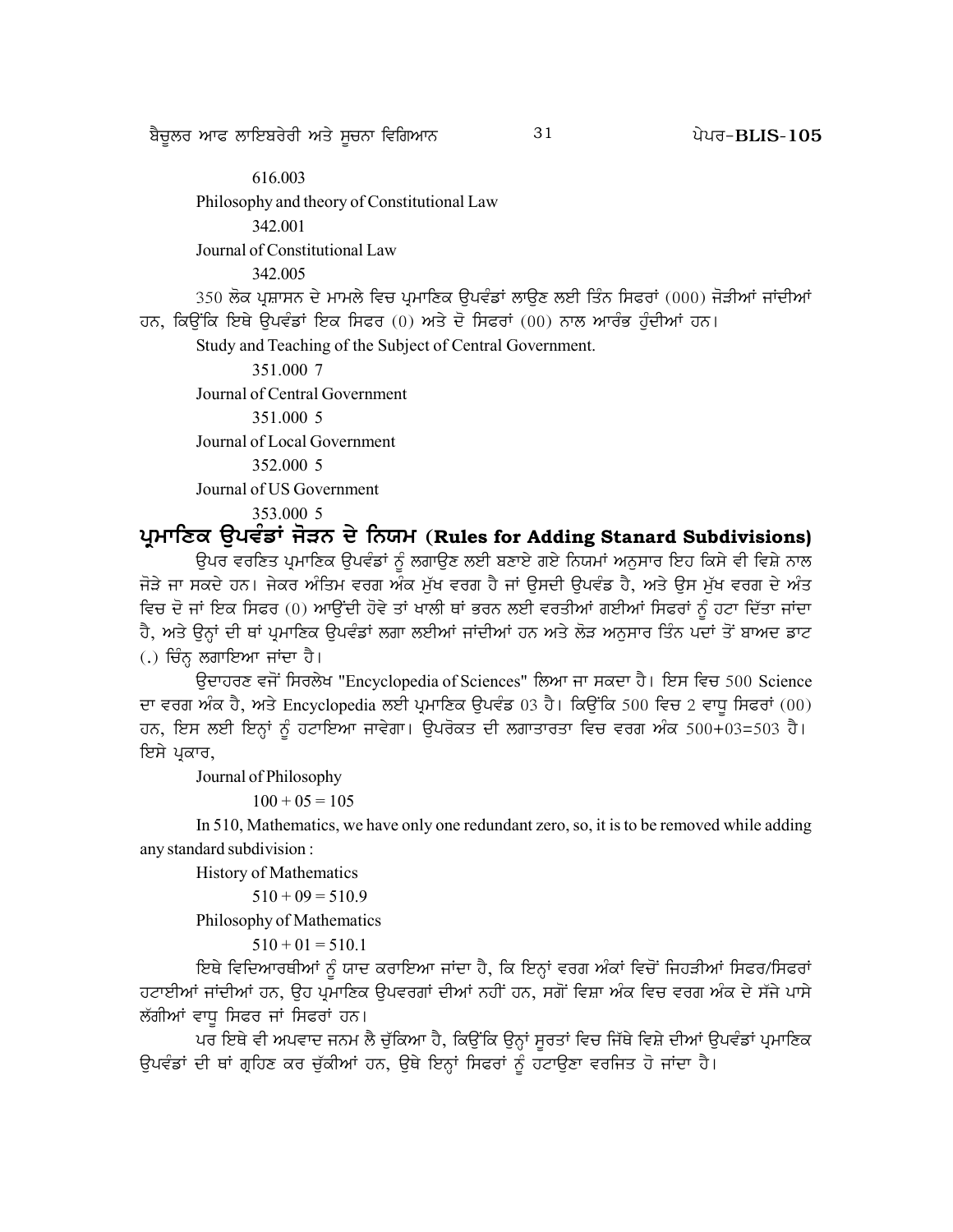616.003

Philosophy and theory of Constitutional Law

342.001

Journal of Constitutional Law

342.005

350 ਲੋਕ ਪ੍ਰਸ਼ਾਸਨ ਦੇ ਮਾਮਲੇ ਵਿਚ ਪ੍ਰਮਾਣਿਕ ਉਪਵੰਡਾਂ ਲਾਉਣ ਲਈ ਤਿੰਨ ਸਿਫਰਾਂ (000) ਜੋੜੀਆਂ ਜਾਂਦੀਆਂ ਹਨ, ਕਿਉਂਕਿ ਇਥੇ ਉਪਵੰਡਾਂ ਇਕ ਸਿਫਰ (0) ਅਤੇ ਦੋ ਸਿਫਰਾਂ (00) ਨਾਲ ਆਰੰਭ ਹੁੰਦੀਆਂ ਹਨ।

Study and Teaching of the Subject of Central Government.

351.000 7

Journal of Central Government

351.000 5

Journal of Local Government

352.000 5

Journal of US Government

353.000 5

## ਪ੍ਰਮਾਣਿਕ ਉਪਵੰਡਾਂ ਜੋੜਨ ਦੇ ਨਿਯਮ (Rules for Adding Stanard Subdivisions)

ਉਪਰ ਵਰਣਿਤ ਪ੍ਰਮਾਣਿਕ ਉਪਵੰਡਾਂ ਨੂੰ ਲਗਾਉਣ ਲਈ ਬਣਾਏ ਗਏ ਨਿਯਮਾਂ ਅਨੁਸਾਰ ਇਹ ਕਿਸੇ ਵੀ ਵਿਸ਼ੇ ਨਾਲ ਜੋੜੇ ਜਾ ਸਕਦੇ ਹਨ। ਜੇਕਰ ਅੰਤਿਮ ਵਰਗ ਅੰਕ ਮੁੱਖ ਵਰਗ ਹੈ ਜਾਂ ਉਸਦੀ ਉਪਵੰਡ ਹੈ, ਅਤੇ ਉਸ ਮੁੱਖ ਵਰਗ ਦੇ ਅੰਤ ਵਿਚ ਦੋ ਜਾਂ ਇਕ ਸਿਫਰ (0) ਆਉਂਦੀ ਹੋਵੇ ਤਾਂ ਖਾਲੀ ਥਾਂ ਭਰਨ ਲਈ ਵਰਤੀਆਂ ਗਈਆਂ ਸਿਫਰਾਂ ਨੂੰ ਹਟਾ ਦਿੱਤਾ ਜਾਂਦਾ ਹੈ, ਅਤੇ ਉਨ੍ਹਾਂ ਦੀ ਥਾਂ ਪ੍ਰਮਾਣਿਕ ਉਪਵੰਡਾਂ ਲਗਾ ਲਈਆਂ ਜਾਂਦੀਆਂ ਹਨ ਅਤੇ ਲੋੜ ਅਨੁਸਾਰ ਤਿੰਨ ਪਦਾਂ ਤੋਂ ਬਾਅਦ ਡਾਟ (.) ਚਿੰਨ੍ਹ ਲਗਾਇਆ ਜਾਂਦਾ ਹੈ।

ਉਦਾਹਰਣ ਵਜੋਂ ਸਿਰਲੇਖ "Encyclopedia of Sciences" ਲਿਆ ਜਾ ਸਕਦਾ ਹੈ। ਇਸ ਵਿਚ 500 Science ਦਾ ਵਰਗ ਅੰਕ ਹੈ, ਅਤੇ Encyclopedia ਲਈ ਪ੍ਰਮਾਣਿਕ ਉਪਵੰਡ 03 ਹੈ। ਕਿਉਂਕਿ 500 ਵਿਚ 2 ਵਾਧੂ ਸਿਫਰਾਂ (00) ਹਨ, ਇਸ ਲਈ ਇਨ੍ਹਾਂ ਨੂੰ ਹਟਾਇਆ ਜਾਵੇਗਾ। ਉਪਰੋਕਤ ਦੀ ਲਗਾਤਾਰਤਾ ਵਿਚ ਵਰਗ ਅੰਕ 500+03=503 ਹੈ। ਇਸੇ ਪ੍ਰਕਾਰ,

Journal of Philosophy

100 + 05 = 105

In 510, Mathematics, we have only one redundant zero, so, it is to be removed while adding any standard subdivision :

History of Mathematics

510 + 09 = 510.9

Philosophy of Mathematics

510 + 01 = 510.1

ਇਥੇ ਵਿਦਿਆਰਥੀਆਂ ਨੂੰ ਯਾਦ ਕਰਾਇਆ ਜਾਂਦਾ ਹੈ, ਕਿ ਇਨ੍ਹਾਂ ਵਰਗ ਅੰਕਾਂ ਵਿਚੋਂ ਜਿਹੜੀਆਂ ਸਿਫਰ/ਸਿਫਰਾਂ ਹਟਾਈਆਂ ਜਾਂਦੀਆਂ ਹਨ, ਉਹ ਪ੍ਰਮਾਣਿਕ ਉਪਵਰਗਾਂ ਦੀਆਂ ਨਹੀਂ ਹਨ, ਸਗੋਂ ਵਿਸ਼ਾ ਅੰਕ ਵਿਚ ਵਰਗ ਅੰਕ ਦੇ ਸੱਜੇ ਪਾਸੇ ਲੱਗੀਆਂ ਵਾਧੂ ਸਿਫਰ ਜਾਂ ਸਿਫਰਾਂ ਹਨ।

ਪਰ ਇਥੇ ਵੀ ਅਪਵਾਦ ਜਨਮ ਲੈ ਚੁੱਕਿਆ ਹੈ, ਕਿਉਂਕਿ ਉਨ੍ਹਾਂ ਸੂਰਤਾਂ ਵਿਚ ਜਿੱਥੇ ਵਿਸ਼ੇ ਦੀਆਂ ਉਪਵੰਡਾਂ ਪ੍ਰਮਾਣਿਕ ਉਪਵੰਡਾਂ ਦੀ ਥਾਂ ਗ੍ਰਹਿਣ ਕਰ ਚੁੱਕੀਆਂ ਹਨ, ਉਥੇ ਇਨ੍ਹਾਂ ਸਿਫਰਾਂ ਨੂੰ ਹਟਾਉਣਾ ਵਰਜਿਤ ਹੋ ਜਾਂਦਾ ਹੈ।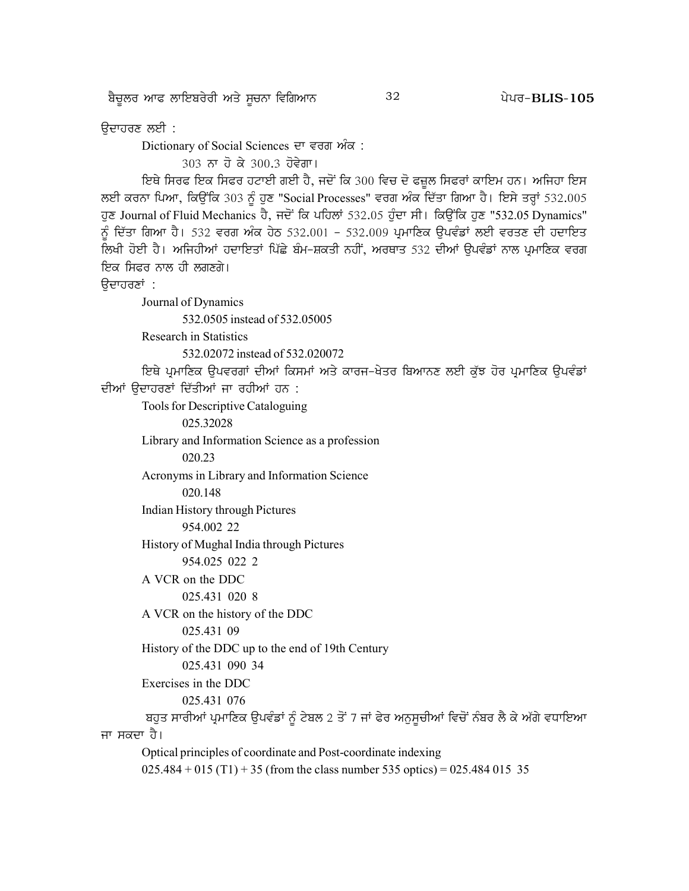ਉਦਾਹਰਣ ਲਈ :

Dictionary of Social Sciences ਦਾ ਵਰਗ ਅੰਕ :

303 ਨਾ ਹੋ ਕੇ 300.3 ਹੋਵੇਗਾ।

ਇਥੇ ਸਿਰਫ ਇਕ ਸਿਫਰ ਹਟਾਈ ਗਈ ਹੈ, ਜਦੋਂ ਕਿ 300 ਵਿਚ ਦੋ ਫਜ਼ੂਲ ਸਿਫਰਾਂ ਕਾਇਮ ਹਨ। ਅਜਿਹਾ ਇਸ ਲਈ ਕਰਨਾ ਪਿਆ, ਕਿਉਂਕਿ 303 ਨੂੰ ਹੁਣ "Social Processes" ਵਰਗ ਅੰਕ ਦਿੱਤਾ ਗਿਆ ਹੈ। ਇਸੇ ਤਰ੍ਹਾਂ 532.005 ਹੁਣ Journal of Fluid Mechanics ਹੈ, ਜਦੋਂ ਕਿ ਪਹਿਲਾਂ 532.05 ਹੁੰਦਾ ਸੀ। ਕਿਉਂਕਿ ਹੁਣ "532.05 Dynamics" ਨੂੰ ਦਿੱਤਾ ਗਿਆ ਹੈ। 532 ਵਰਗ ਅੰਕ ਹੇਠ 532.001 - 532.009 ਪ੍ਰਮਾਣਿਕ ਉਪਵੰਡਾਂ ਲਈ ਵਰਤਣ ਦੀ ਹਦਾਇਤ ਲਿਖੀ ਹੋਈ ਹੈ। ਅਜਿਹੀਆਂ ਹਦਾਇਤਾਂ ਪਿੱਛੇ ਬੰਮ-ਸ਼ਕਤੀ ਨਹੀਂ, ਅਰਥਾਤ 532 ਦੀਆਂ ਉਪਵੰਡਾਂ ਨਾਲ ਪ੍ਰਮਾਣਿਕ ਵਰਗ ਇਕ ਸਿਫਰ ਨਾਲ ਹੀ ਲਗਣਗੇ।

ਉਦਾਹਰਣਾਂ :

Journal of Dynamics

532.0505 instead of 532.05005

Research in Statistics

532.02072 instead of 532.020072

ਇਥੇ ਪ੍ਰਮਾਣਿਕ ਉਪਵਰਗਾਂ ਦੀਆਂ ਕਿਸਮਾਂ ਅਤੇ ਕਾਰਜ-ਖੇਤਰ ਬਿਆਨਣ ਲਈ ਕੁੱਝ ਹੋਰ ਪ੍ਰਮਾਣਿਕ ਉਪਵੰਡਾਂ ਦੀਆਂ ਉਦਾਹਰਣਾਂ ਦਿੱਤੀਆਂ ਜਾ ਰਹੀਆਂ ਹਨ :

Tools for Descriptive Cataloguing

025.32028

Library and Information Science as a profession

020.23

Acronyms in Library and Information Science

020.148

Indian History through Pictures

954.002 22

History of Mughal India through Pictures

954.025 022 2

A VCR on the DDC

025.431 020 8

A VCR on the history of the DDC

025.431 09

History of the DDC up to the end of 19th Century

025.431 090 34

Exercises in the DDC

025.431 076

ਬਹੁਤ ਸਾਰੀਆਂ ਪ੍ਰਮਾਣਿਕ ਉਪਵੰਡਾਂ ਨੂੰ ਟੇਬਲ 2 ਤੋਂ 7 ਜਾਂ ਫੇਰ ਅਨੁਸੂਚੀਆਂ ਵਿਚੋਂ ਨੰਬਰ ਲੈ ਕੇ ਅੱਗੇ ਵਧਾਇਆ ਜਾ ਸਕਦਾ ਹੈ।

Optical principles of coordinate and Post-coordinate indexing

025.484 + 015 (T1) + 35 (from the class number 535 optics) = 025.484 015 35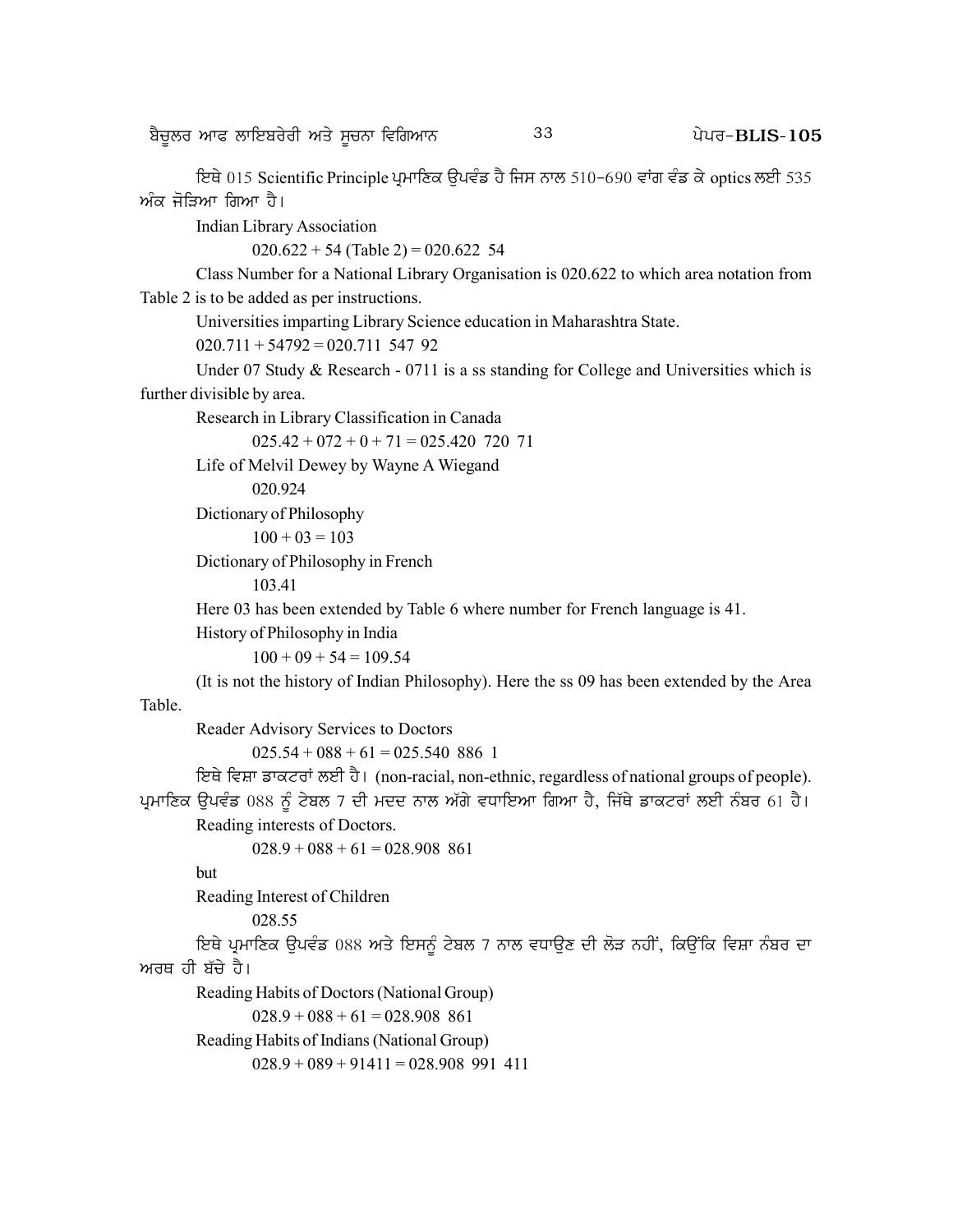ਇਥੇ 015 Scientific Principle ਪ੍ਰਮਾਣਿਕ ਉਪਵੰਡ ਹੈ ਜਿਸ ਨਾਲ 510-690 ਵਾਂਗ ਵੰਡ ਕੇ optics ਲਈ 535 ਅੰਕ ਜੋੜਿਆ ਗਿਆ ਹੈ।

Indian Library Association

020.622 + 54 (Table 2) = 020.622 54

Class Number for a National Library Organisation is 020.622 to which area notation from Table 2 is to be added as per instructions.

Universities imparting Library Science education in Maharashtra State.

020.711 + 54792 = 020.711 547 92

Under 07 Study & Research - 0711 is a ss standing for College and Universities which is further divisible by area.

Research in Library Classification in Canada

025.42 + 072 + 0 + 71 = 025.420 720 71

Life of Melvil Dewey by Wayne A Wiegand

020.924

Dictionary of Philosophy

100 + 03 = 103

Dictionary of Philosophy in French

103.41

Here 03 has been extended by Table 6 where number for French language is 41.

History of Philosophy in India

100 + 09 + 54 = 109.54

(It is not the history of Indian Philosophy). Here the ss 09 has been extended by the Area Table.

Reader Advisory Services to Doctors

025.54 + 088 + 61 = 025.540 886 1

ਇਥੇ ਵਿਸ਼ਾ ਡਾਕਟਰਾਂ ਲਈ ਹੈ। (non-racial, non-ethnic, regardless of national groups of people). ਪ੍ਰਮਾਣਿਕ ਉਪਵੰਡ 088 ਨੂੰ ਟੇਬਲ 7 ਦੀ ਮਦਦ ਨਾਲ ਅੱਗੇ ਵਧਾਇਆ ਗਿਆ ਹੈ, ਜਿੱਥੇ ਡਾਕਟਰਾਂ ਲਈ ਨੰਬਰ 61 ਹੈ।

Reading interests of Doctors.

028.9 + 088 + 61 = 028.908 861

but

Reading Interest of Children

028.55

ਇਥੇ ਪ੍ਰਮਾਣਿਕ ਉਪਵੰਡ 088 ਅਤੇ ਇਸਨੂੰ ਟੇਬਲ 7 ਨਾਲ ਵਧਾਉਣ ਦੀ ਲੋੜ ਨਹੀਂ, ਕਿਉਂਕਿ ਵਿਸ਼ਾ ਨੰਬਰ ਦਾ ਅਰਥ ਹੀ ਬੱਚੇ ਹੈ।

Reading Habits of Doctors (National Group)

028.9 + 088 + 61 = 028.908 861

Reading Habits of Indians (National Group)

028.9 + 089 + 91411 = 028.908 991 411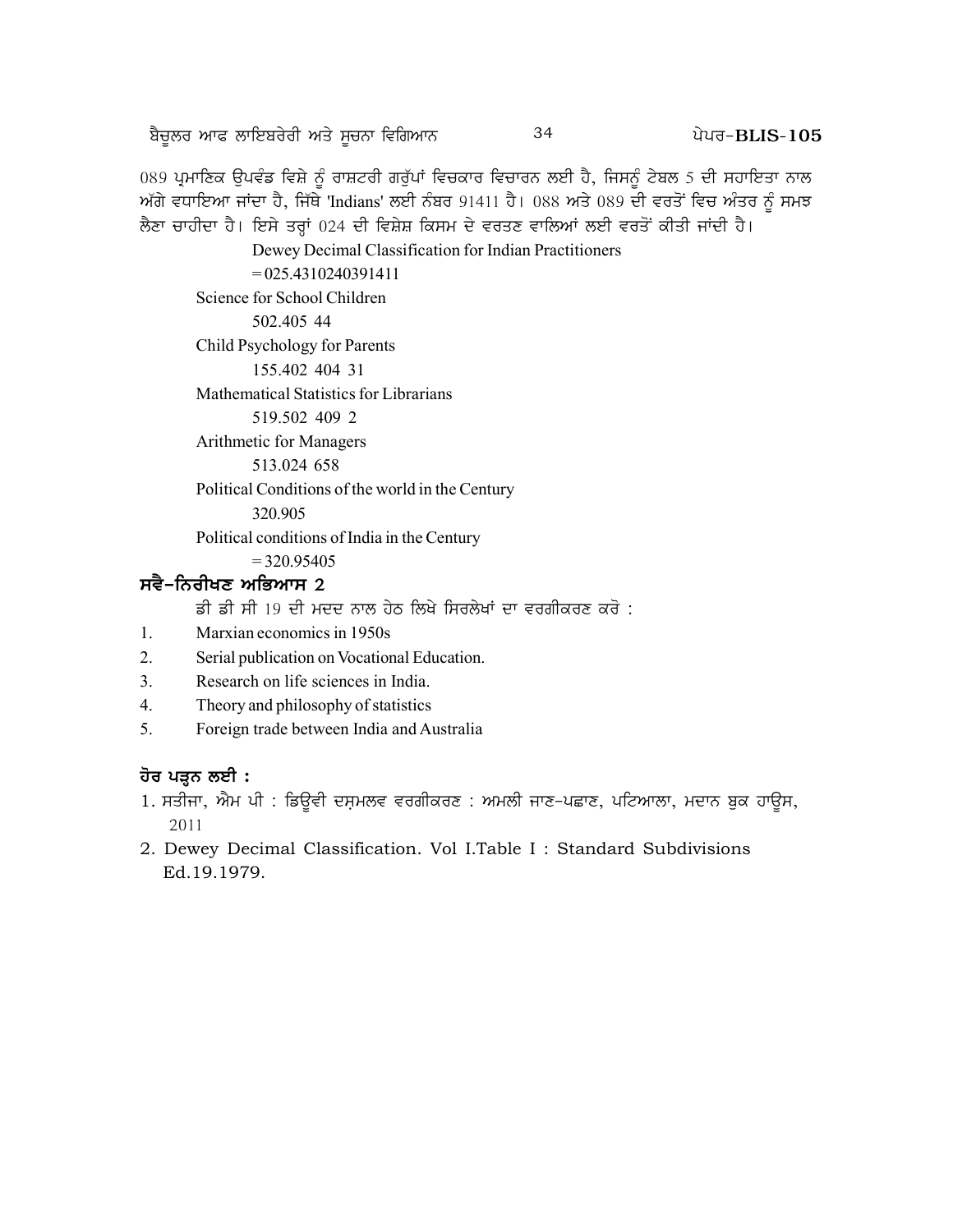089 ਪ੍ਰਮਾਣਿਕ ਉਪਵੰਡ ਵਿਸ਼ੇ ਨੂੰ ਰਾਸ਼ਟਰੀ ਗਰੁੱਪਾਂ ਵਿਚਕਾਰ ਵਿਚਾਰਨ ਲਈ ਹੈ, ਜਿਸਨੂੰ ਟੇਬਲ 5 ਦੀ ਸਹਾਇਤਾ ਨਾਲ ਅੱਗੇ ਵਧਾਇਆ ਜਾਂਦਾ ਹੈ, ਜਿੱਥੇ 'Indians' ਲਈ ਨੰਬਰ 91411 ਹੈ। 088 ਅਤੇ 089 ਦੀ ਵਰਤੋਂ ਵਿਚ ਅੰਤਰ ਨੂੰ ਸਮਝ ਲੈਣਾ ਚਾਹੀਦਾ ਹੈ। ਇਸੇ ਤਰ੍ਹਾਂ 024 ਦੀ ਵਿਸ਼ੇਸ਼ ਕਿਸਮ ਦੇ ਵਰਤਣ ਵਾਲਿਆਂ ਲਈ ਵਰਤੋਂ ਕੀਤੀ ਜਾਂਦੀ ਹੈ।

Dewey Decimal Classification for Indian Practitioners
= 025.4310240391411

Science for School Children
502.405 44

Child Psychology for Parents
155.402 404 31

Mathematical Statistics for Librarians
519.502 409 2

Arithmetic for Managers
513.024 658

Political Conditions of the world in the Century
320.905

Political conditions of India in the Century
= 320.95405

## ਸਵੈ-ਨਿਰੀਖਣ ਅਭਿਆਸ 2

ਡੀ ਡੀ ਸੀ 19 ਦੀ ਮਦਦ ਨਾਲ ਹੇਠ ਲਿਖੇ ਸਿਰਲੇਖਾਂ ਦਾ ਵਰਗੀਕਰਣ ਕਰੋ :

1. Marxian economics in 1950s
2. Serial publication on Vocational Education.
3. Research on life sciences in India.
4. Theory and philosophy of statistics
5. Foreign trade between India and Australia

## ਹੋਰ ਪੜ੍ਹਨ ਲਈ :

1. ਸਤੀਜਾ, ਐਮ ਪੀ : ਡਿਊਵੀ ਦਸ਼ਮਲਵ ਵਰਗੀਕਰਣ : ਅਮਲੀ ਜਾਣ-ਪਛਾਣ, ਪਟਿਆਲਾ, ਮਦਾਨ ਬੁਕ ਹਾਊਸ, 2011
2. Dewey Decimal Classification. Vol I.Table I : Standard Subdivisions Ed.19.1979.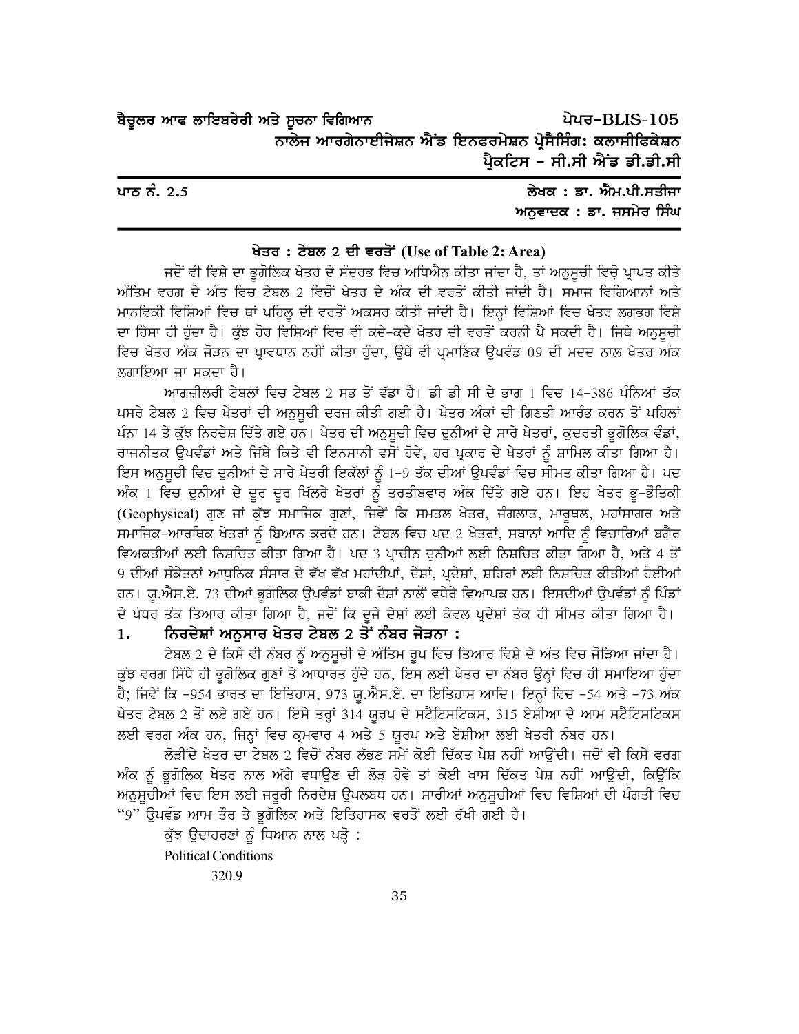| ਬੈਚੂਲਰ ਆਫ ਲਾਇਬਰੇਰੀ ਅਤੇ ਸੂਚਨਾ ਵਿਗਿਆਨ | ਪੇਪਰ–BLIS-105 |
| --- | --- |
| | ਨਾਲੇਜ ਆਰਗੇਨਾਈਜੇਸ਼ਨ ਐਂਡ ਇਨਫਰਮੇਸ਼ਨ ਪ੍ਰੋਸੈਸਿੰਗ: ਕਲਾਸੀਫਿਕੇਸ਼ਨ ਪ੍ਰੈਕਟਿਸ – ਸੀ.ਸੀ ਐਂਡ ਡੀ.ਡੀ.ਸੀ |

**ਪਾਠ ਨੰ. 2.5**

**ਲੇਖਕ : ਡਾ. ਐਮ.ਪੀ.ਸਤੀਜਾ**
**ਅਨੁਵਾਦਕ : ਡਾ. ਜਸਮੇਰ ਸਿੰਘ**

## ਖੇਤਰ : ਟੇਬਲ 2 ਦੀ ਵਰਤੋਂ (Use of Table 2: Area)

ਜਦੋਂ ਵੀ ਵਿਸ਼ੇ ਦਾ ਭੂਗੋਲਿਕ ਖੇਤਰ ਦੇ ਸੰਦਰਭ ਵਿਚ ਅਧਿਐਨ ਕੀਤਾ ਜਾਂਦਾ ਹੈ, ਤਾਂ ਅਨੁਸੂਚੀ ਵਿਚੋਂ ਪ੍ਰਾਪਤ ਕੀਤੇ ਅੰਤਿਮ ਵਰਗ ਦੇ ਅੰਤ ਵਿਚ ਟੇਬਲ 2 ਵਿਚੋਂ ਖੇਤਰ ਦੇ ਅੰਕ ਦੀ ਵਰਤੋਂ ਕੀਤੀ ਜਾਂਦੀ ਹੈ। ਸਮਾਜ ਵਿਗਿਆਨਾਂ ਅਤੇ ਮਾਨਵਿਕੀ ਵਿਸ਼ਿਆਂ ਵਿਚ ਥਾਂ ਪਹਿਲੂ ਦੀ ਵਰਤੋਂ ਅਕਸਰ ਕੀਤੀ ਜਾਂਦੀ ਹੈ। ਇਨ੍ਹਾਂ ਵਿਸ਼ਿਆਂ ਵਿਚ ਖੇਤਰ ਲਗਭਗ ਵਿਸ਼ੇ ਦਾ ਹਿੱਸਾ ਹੀ ਹੁੰਦਾ ਹੈ। ਕੁੱਝ ਹੋਰ ਵਿਸ਼ਿਆਂ ਵਿਚ ਵੀ ਕਦੇ-ਕਦੇ ਖੇਤਰ ਦੀ ਵਰਤੋਂ ਕਰਨੀ ਪੈ ਸਕਦੀ ਹੈ। ਜਿਥੇ ਅਨੁਸੂਚੀ ਵਿਚ ਖੇਤਰ ਅੰਕ ਜੋੜਨ ਦਾ ਪ੍ਰਾਵਧਾਨ ਨਹੀਂ ਕੀਤਾ ਹੁੰਦਾ, ਉਥੇ ਵੀ ਪ੍ਰਮਾਣਿਕ ਉਪਵੰਡ 09 ਦੀ ਮਦਦ ਨਾਲ ਖੇਤਰ ਅੰਕ ਲਗਾਇਆ ਜਾ ਸਕਦਾ ਹੈ।

ਆਗਜ਼ੀਲਰੀ ਟੇਬਲਾਂ ਵਿਚ ਟੇਬਲ 2 ਸਭ ਤੋਂ ਵੱਡਾ ਹੈ। ਡੀ ਡੀ ਸੀ ਦੇ ਭਾਗ 1 ਵਿਚ 14-386 ਪੰਨਿਆਂ ਤੱਕ ਪਸਰੇ ਟੇਬਲ 2 ਵਿਚ ਖੇਤਰਾਂ ਦੀ ਅਨੁਸੂਚੀ ਦਰਜ ਕੀਤੀ ਗਈ ਹੈ। ਖੇਤਰ ਅੰਕਾਂ ਦੀ ਗਿਣਤੀ ਆਰੰਭ ਕਰਨ ਤੋਂ ਪਹਿਲਾਂ ਪੰਨਾ 14 ਤੇ ਕੁੱਝ ਨਿਰਦੇਸ਼ ਦਿੱਤੇ ਗਏ ਹਨ। ਖੇਤਰ ਦੀ ਅਨੁਸੂਚੀ ਵਿਚ ਦੁਨੀਆਂ ਦੇ ਸਾਰੇ ਖੇਤਰਾਂ, ਕੁਦਰਤੀ ਭੂਗੋਲਿਕ ਵੰਡਾਂ, ਰਾਜਨੀਤਕ ਉਪਵੰਡਾਂ ਅਤੇ ਜਿੱਥੇ ਕਿਤੇ ਵੀ ਇਨਸਾਨੀ ਵਸੋਂ ਹੋਵੇ, ਹਰ ਪ੍ਰਕਾਰ ਦੇ ਖੇਤਰਾਂ ਨੂੰ ਸ਼ਾਮਿਲ ਕੀਤਾ ਗਿਆ ਹੈ। ਇਸ ਅਨੁਸੂਚੀ ਵਿਚ ਦੁਨੀਆਂ ਦੇ ਸਾਰੇ ਖੇਤਰੀ ਇਕੱਲਾਂ ਨੂੰ 1-9 ਤੱਕ ਦੀਆਂ ਉਪਵੰਡਾਂ ਵਿਚ ਸੀਮਤ ਕੀਤਾ ਗਿਆ ਹੈ। ਪਦ ਅੰਕ 1 ਵਿਚ ਦੁਨੀਆਂ ਦੇ ਦੂਰ ਦੂਰ ਖਿੱਲਰੇ ਖੇਤਰਾਂ ਨੂੰ ਤਰਤੀਬਵਾਰ ਅੰਕ ਦਿੱਤੇ ਗਏ ਹਨ। ਇਹ ਖੇਤਰ ਭੂ-ਭੌਤਿਕੀ (Geophysical) ਗੁਣ ਜਾਂ ਕੁੱਝ ਸਮਾਜਿਕ ਗੁਣਾਂ, ਜਿਵੇਂ ਕਿ ਸਮਤਲ ਖੇਤਰ, ਜੰਗਲਾਤ, ਮਾਰੂਥਲ, ਮਹਾਂਸਾਗਰ ਅਤੇ ਸਮਾਜਿਕ-ਆਰਥਿਕ ਖੇਤਰਾਂ ਨੂੰ ਬਿਆਨ ਕਰਦੇ ਹਨ। ਟੇਬਲ ਵਿਚ ਪਦ 2 ਖੇਤਰਾਂ, ਸਥਾਨਾਂ ਆਦਿ ਨੂੰ ਵਿਚਾਰਿਆਂ ਬਗੈਰ ਵਿਅਕਤੀਆਂ ਲਈ ਨਿਸ਼ਚਿਤ ਕੀਤਾ ਗਿਆ ਹੈ। ਪਦ 3 ਪ੍ਰਾਚੀਨ ਦੁਨੀਆਂ ਲਈ ਨਿਸ਼ਚਿਤ ਕੀਤਾ ਗਿਆ ਹੈ, ਅਤੇ 4 ਤੋਂ 9 ਦੀਆਂ ਸੰਕੇਤਨਾਂ ਆਧੁਨਿਕ ਸੰਸਾਰ ਦੇ ਵੱਖ ਵੱਖ ਮਹਾਂਦੀਪਾਂ, ਦੇਸ਼ਾਂ, ਪ੍ਰਦੇਸ਼ਾਂ, ਸ਼ਹਿਰਾਂ ਲਈ ਨਿਸ਼ਚਿਤ ਕੀਤੀਆਂ ਹੋਈਆਂ ਹਨ। ਯੂ.ਐਸ.ਏ. 73 ਦੀਆਂ ਭੂਗੋਲਿਕ ਉਪਵੰਡਾਂ ਬਾਕੀ ਦੇਸ਼ਾਂ ਨਾਲੋਂ ਵਧੇਰੇ ਵਿਆਪਕ ਹਨ। ਇਸਦੀਆਂ ਉਪਵੰਡਾਂ ਨੂੰ ਪਿੰਡਾਂ ਦੇ ਪੱਧਰ ਤੱਕ ਤਿਆਰ ਕੀਤਾ ਗਿਆ ਹੈ, ਜਦੋਂ ਕਿ ਦੂਜੇ ਦੇਸ਼ਾਂ ਲਈ ਕੇਵਲ ਪ੍ਰਦੇਸ਼ਾਂ ਤੱਕ ਹੀ ਸੀਮਤ ਕੀਤਾ ਗਿਆ ਹੈ।

### 1. ਨਿਰਦੇਸ਼ਾਂ ਅਨੁਸਾਰ ਖੇਤਰ ਟੇਬਲ 2 ਤੋਂ ਨੰਬਰ ਜੋੜਨਾ :

ਟੇਬਲ 2 ਦੇ ਕਿਸੇ ਵੀ ਨੰਬਰ ਨੂੰ ਅਨੁਸੂਚੀ ਦੇ ਅੰਤਿਮ ਰੂਪ ਵਿਚ ਤਿਆਰ ਵਿਸ਼ੇ ਦੇ ਅੰਤ ਵਿਚ ਜੋੜਿਆ ਜਾਂਦਾ ਹੈ। ਕੁੱਝ ਵਰਗ ਸਿੱਧੇ ਹੀ ਭੂਗੋਲਿਕ ਗੁਣਾਂ ਤੇ ਆਧਾਰਤ ਹੁੰਦੇ ਹਨ, ਇਸ ਲਈ ਖੇਤਰ ਦਾ ਨੰਬਰ ਉਨ੍ਹਾਂ ਵਿਚ ਹੀ ਸਮਾਇਆ ਹੁੰਦਾ ਹੈ; ਜਿਵੇਂ ਕਿ -954 ਭਾਰਤ ਦਾ ਇਤਿਹਾਸ, 973 ਯੂ.ਐਸ.ਏ. ਦਾ ਇਤਿਹਾਸ ਆਦਿ। ਇਨ੍ਹਾਂ ਵਿਚ -54 ਅਤੇ -73 ਅੰਕ ਖੇਤਰ ਟੇਬਲ 2 ਤੋਂ ਲਏ ਗਏ ਹਨ। ਇਸੇ ਤਰ੍ਹਾਂ 314 ਯੂਰਪ ਦੇ ਸਟੈਟਿਸਟਿਕਸ, 315 ਏਸ਼ੀਆ ਦੇ ਆਮ ਸਟੈਟਿਸਟਿਕਸ ਲਈ ਵਰਗ ਅੰਕ ਹਨ, ਜਿਨ੍ਹਾਂ ਵਿਚ ਕ੍ਰਮਵਾਰ 4 ਅਤੇ 5 ਯੂਰਪ ਅਤੇ ਏਸ਼ੀਆ ਲਈ ਖੇਤਰੀ ਨੰਬਰ ਹਨ।

ਲੋੜੀਂਦੇ ਖੇਤਰ ਦਾ ਟੇਬਲ 2 ਵਿਚੋਂ ਨੰਬਰ ਲੱਭਣ ਸਮੇਂ ਕੋਈ ਦਿੱਕਤ ਪੇਸ਼ ਨਹੀਂ ਆਉਂਦੀ। ਜਦੋਂ ਵੀ ਕਿਸੇ ਵਰਗ ਅੰਕ ਨੂੰ ਭੂਗੋਲਿਕ ਖੇਤਰ ਨਾਲ ਅੱਗੇ ਵਧਾਉਣ ਦੀ ਲੋੜ ਹੋਵੇ ਤਾਂ ਕੋਈ ਖਾਸ ਦਿੱਕਤ ਪੇਸ਼ ਨਹੀਂ ਆਉਂਦੀ, ਕਿਉਂਕਿ ਅਨੁਸੂਚੀਆਂ ਵਿਚ ਇਸ ਲਈ ਜ਼ਰੂਰੀ ਨਿਰਦੇਸ਼ ਉਪਲਬਧ ਹਨ। ਸਾਰੀਆਂ ਅਨੁਸੂਚੀਆਂ ਵਿਚ ਵਿਸ਼ਿਆਂ ਦੀ ਪੰਗਤੀ ਵਿਚ "9" ਉਪਵੰਡ ਆਮ ਤੌਰ ਤੇ ਭੂਗੋਲਿਕ ਅਤੇ ਇਤਿਹਾਸਕ ਵਰਤੋਂ ਲਈ ਰੱਖੀ ਗਈ ਹੈ।

ਕੁੱਝ ਉਦਾਹਰਣਾਂ ਨੂੰ ਧਿਆਨ ਨਾਲ ਪੜ੍ਹੋ :

Political Conditions

320.9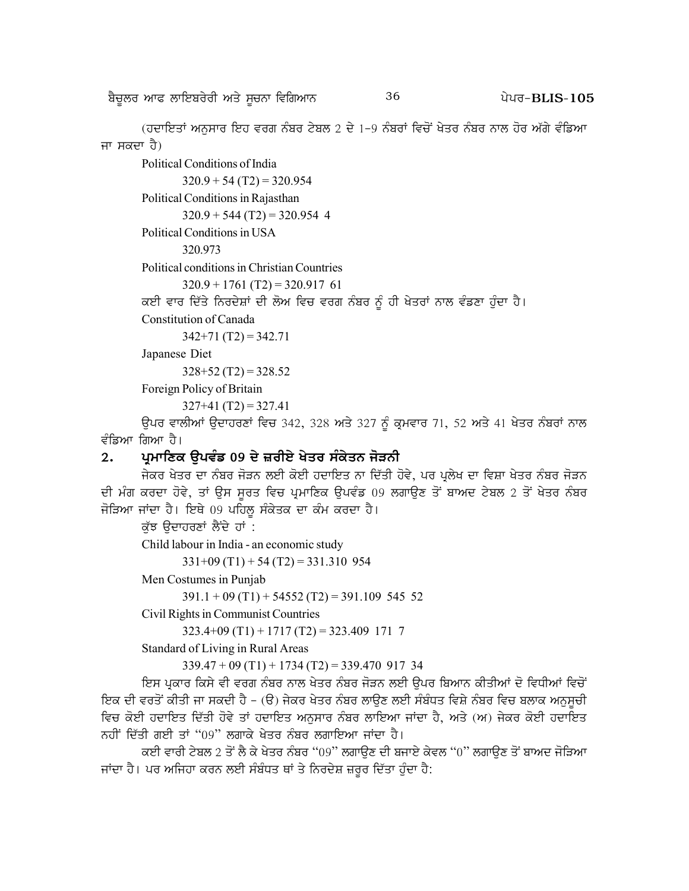(ਹਦਾਇਤਾਂ ਅਨੁਸਾਰ ਇਹ ਵਰਗ ਨੰਬਰ ਟੇਬਲ 2 ਦੇ 1-9 ਨੰਬਰਾਂ ਵਿਚੋਂ ਖੇਤਰ ਨੰਬਰ ਨਾਲ ਹੋਰ ਅੱਗੇ ਵੰਡਿਆ ਜਾ ਸਕਦਾ ਹੈ)

Political Conditions of India

320.9 + 54 (T2) = 320.954

Political Conditions in Rajasthan

320.9 + 544 (T2) = 320.954 4

Political Conditions in USA

320.973

Political conditions in Christian Countries

320.9 + 1761 (T2) = 320.917 61

ਕਈ ਵਾਰ ਦਿੱਤੇ ਨਿਰਦੇਸ਼ਾਂ ਦੀ ਲੋਅ ਵਿਚ ਵਰਗ ਨੰਬਰ ਨੂੰ ਹੀ ਖੇਤਰਾਂ ਨਾਲ ਵੰਡਣਾ ਹੁੰਦਾ ਹੈ।

Constitution of Canada

342+71 (T2) = 342.71

Japanese Diet

328+52 (T2) = 328.52

Foreign Policy of Britain

327+41 (T2) = 327.41

ਉਪਰ ਵਾਲੀਆਂ ਉਦਾਹਰਣਾਂ ਵਿਚ 342, 328 ਅਤੇ 327 ਨੂੰ ਕ੍ਰਮਵਾਰ 71, 52 ਅਤੇ 41 ਖੇਤਰ ਨੰਬਰਾਂ ਨਾਲ ਵੰਡਿਆ ਗਿਆ ਹੈ।

## 2. ਪ੍ਰਮਾਣਿਕ ਉਪਵੰਡ 09 ਦੇ ਜ਼ਰੀਏ ਖੇਤਰ ਸੰਕੇਤਨ ਜੋੜਨੀ

ਜੇਕਰ ਖੇਤਰ ਦਾ ਨੰਬਰ ਜੋੜਨ ਲਈ ਕੋਈ ਹਦਾਇਤ ਨਾ ਦਿੱਤੀ ਹੋਵੇ, ਪਰ ਪ੍ਰਲੇਖ ਦਾ ਵਿਸ਼ਾ ਖੇਤਰ ਨੰਬਰ ਜੋੜਨ ਦੀ ਮੰਗ ਕਰਦਾ ਹੋਵੇ, ਤਾਂ ਉਸ ਸੂਰਤ ਵਿਚ ਪ੍ਰਮਾਣਿਕ ਉਪਵੰਡ 09 ਲਗਾਉਣ ਤੋਂ ਬਾਅਦ ਟੇਬਲ 2 ਤੋਂ ਖੇਤਰ ਨੰਬਰ ਜੋੜਿਆ ਜਾਂਦਾ ਹੈ। ਇਥੇ 09 ਪਹਿਲੂ ਸੰਕੇਤਕ ਦਾ ਕੰਮ ਕਰਦਾ ਹੈ।

ਕੁੱਝ ਉਦਾਹਰਣਾਂ ਲੈਂਦੇ ਹਾਂ :

Child labour in India - an economic study

331+09 (T1) + 54 (T2) = 331.310 954

Men Costumes in Punjab

391.1 + 09 (T1) + 54552 (T2) = 391.109 545 52

Civil Rights in Communist Countries

323.4+09 (T1) + 1717 (T2) = 323.409 171 7

Standard of Living in Rural Areas

339.47 + 09 (T1) + 1734 (T2) = 339.470 917 34

ਇਸ ਪ੍ਰਕਾਰ ਕਿਸੇ ਵੀ ਵਰਗ ਨੰਬਰ ਨਾਲ ਖੇਤਰ ਨੰਬਰ ਜੋੜਨ ਲਈ ਉਪਰ ਬਿਆਨ ਕੀਤੀਆਂ ਦੋ ਵਿਧੀਆਂ ਵਿਚੋਂ ਇਕ ਦੀ ਵਰਤੋਂ ਕੀਤੀ ਜਾ ਸਕਦੀ ਹੈ - (ੳ) ਜੇਕਰ ਖੇਤਰ ਨੰਬਰ ਲਾਉਣ ਲਈ ਸੰਬੰਧਤ ਵਿਸ਼ੇ ਨੰਬਰ ਵਿਚ ਬਲਾਕ ਅਨੁਸੂਚੀ ਵਿਚ ਕੋਈ ਹਦਾਇਤ ਦਿੱਤੀ ਹੋਵੇ ਤਾਂ ਹਦਾਇਤ ਅਨੁਸਾਰ ਨੰਬਰ ਲਾਇਆ ਜਾਂਦਾ ਹੈ, ਅਤੇ (ਅ) ਜੇਕਰ ਕੋਈ ਹਦਾਇਤ ਨਹੀਂ ਦਿੱਤੀ ਗਈ ਤਾਂ "09" ਲਗਾਕੇ ਖੇਤਰ ਨੰਬਰ ਲਗਾਇਆ ਜਾਂਦਾ ਹੈ।

ਕਈ ਵਾਰੀ ਟੇਬਲ 2 ਤੋਂ ਲੈ ਕੇ ਖੇਤਰ ਨੰਬਰ "09" ਲਗਾਉਣ ਦੀ ਬਜਾਏ ਕੇਵਲ "0" ਲਗਾਉਣ ਤੋਂ ਬਾਅਦ ਜੋੜਿਆ ਜਾਂਦਾ ਹੈ। ਪਰ ਅਜਿਹਾ ਕਰਨ ਲਈ ਸੰਬੰਧਤ ਥਾਂ ਤੇ ਨਿਰਦੇਸ਼ ਜ਼ਰੂਰ ਦਿੱਤਾ ਹੁੰਦਾ ਹੈ: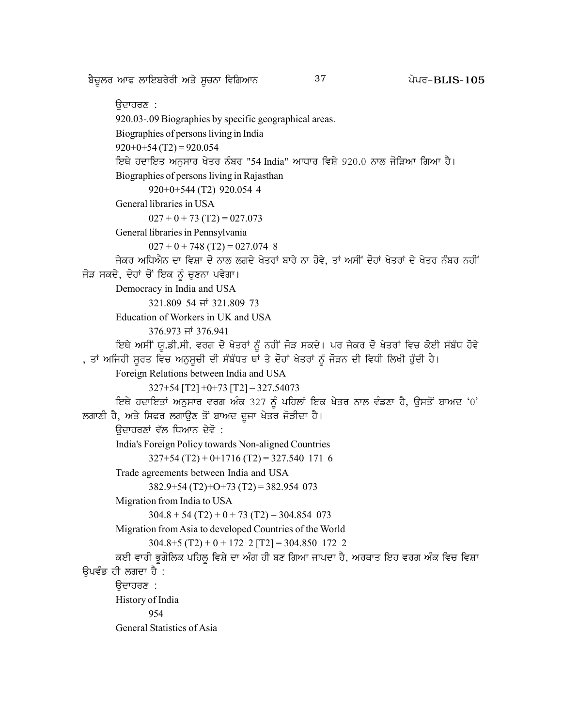ਉਦਾਹਰਣ :

920.03-.09 Biographies by specific geographical areas.

Biographies of persons living in India

920+0+54 (T2) = 920.054

ਇਥੇ ਹਦਾਇਤ ਅਨੁਸਾਰ ਖੇਤਰ ਨੰਬਰ "54 India" ਆਧਾਰ ਵਿਸ਼ੇ 920.0 ਨਾਲ ਜੋੜਿਆ ਗਿਆ ਹੈ।

Biographies of persons living in Rajasthan

920+0+544 (T2) 920.054 4

General libraries in USA

027 + 0 + 73 (T2) = 027.073

General libraries in Pennsylvania

027 + 0 + 748 (T2) = 027.074 8

ਜੇਕਰ ਅਧਿਐਨ ਦਾ ਵਿਸ਼ਾ ਦੋ ਨਾਲ ਲਗਦੇ ਖੇਤਰਾਂ ਬਾਰੇ ਨਾ ਹੋਵੇ, ਤਾਂ ਅਸੀਂ ਦੋਹਾਂ ਖੇਤਰਾਂ ਦੇ ਖੇਤਰ ਨੰਬਰ ਨਹੀਂ ਜੋੜ ਸਕਦੇ, ਦੋਹਾਂ ਚੋਂ ਇਕ ਨੂੰ ਚੁਣਨਾ ਪਵੇਗਾ।

Democracy in India and USA

321.809 54 ਜਾਂ 321.809 73

Education of Workers in UK and USA

376.973 ਜਾਂ 376.941

ਇਥੇ ਅਸੀਂ ਯੂ.ਡੀ.ਸੀ. ਵਰਗ ਦੋ ਖੇਤਰਾਂ ਨੂੰ ਨਹੀਂ ਜੋੜ ਸਕਦੇ। ਪਰ ਜੇਕਰ ਦੋ ਖੇਤਰਾਂ ਵਿਚ ਕੋਈ ਸੰਬੰਧ ਹੋਵੇ , ਤਾਂ ਅਜਿਹੀ ਸੂਰਤ ਵਿਚ ਅਨੁਸੂਚੀ ਦੀ ਸੰਬੰਧਤ ਥਾਂ ਤੇ ਦੋਹਾਂ ਖੇਤਰਾਂ ਨੂੰ ਜੋੜਨ ਦੀ ਵਿਧੀ ਲਿਖੀ ਹੁੰਦੀ ਹੈ।

Foreign Relations between India and USA

327+54 [T2] +0+73 [T2] = 327.54073

ਇਥੇ ਹਦਾਇਤਾਂ ਅਨੁਸਾਰ ਵਰਗ ਅੰਕ 327 ਨੂੰ ਪਹਿਲਾਂ ਇਕ ਖੇਤਰ ਨਾਲ ਵੰਡਣਾ ਹੈ, ਉਸਤੋਂ ਬਾਅਦ '0' ਲਗਾਣੀ ਹੈ, ਅਤੇ ਸਿਫਰ ਲਗਾਉਣ ਤੋਂ ਬਾਅਦ ਦੂਜਾ ਖੇਤਰ ਜੋੜੀਦਾ ਹੈ।

ਉਦਾਹਰਣਾਂ ਵੱਲ ਧਿਆਨ ਦੇਵੋ :

India's Foreign Policy towards Non-aligned Countries

327+54 (T2) + 0+1716 (T2) = 327.540 171 6

Trade agreements between India and USA

382.9+54 (T2)+O+73 (T2) = 382.954 073

Migration from India to USA

304.8 + 54 (T2) + 0 + 73 (T2) = 304.854 073

Migration from Asia to developed Countries of the World

304.8+5 (T2) + 0 + 172 2 [T2] = 304.850 172 2

ਕਈ ਵਾਰੀ ਭੂਗੋਲਿਕ ਪਹਿਲੂ ਵਿਸ਼ੇ ਦਾ ਅੰਗ ਹੀ ਬਣ ਗਿਆ ਜਾਪਦਾ ਹੈ, ਅਰਥਾਤ ਇਹ ਵਰਗ ਅੰਕ ਵਿਚ ਵਿਸ਼ਾ ਉਪਵੰਡ ਹੀ ਲਗਦਾ ਹੈ :

ਉਦਾਹਰਣ :

History of India

954

General Statistics of Asia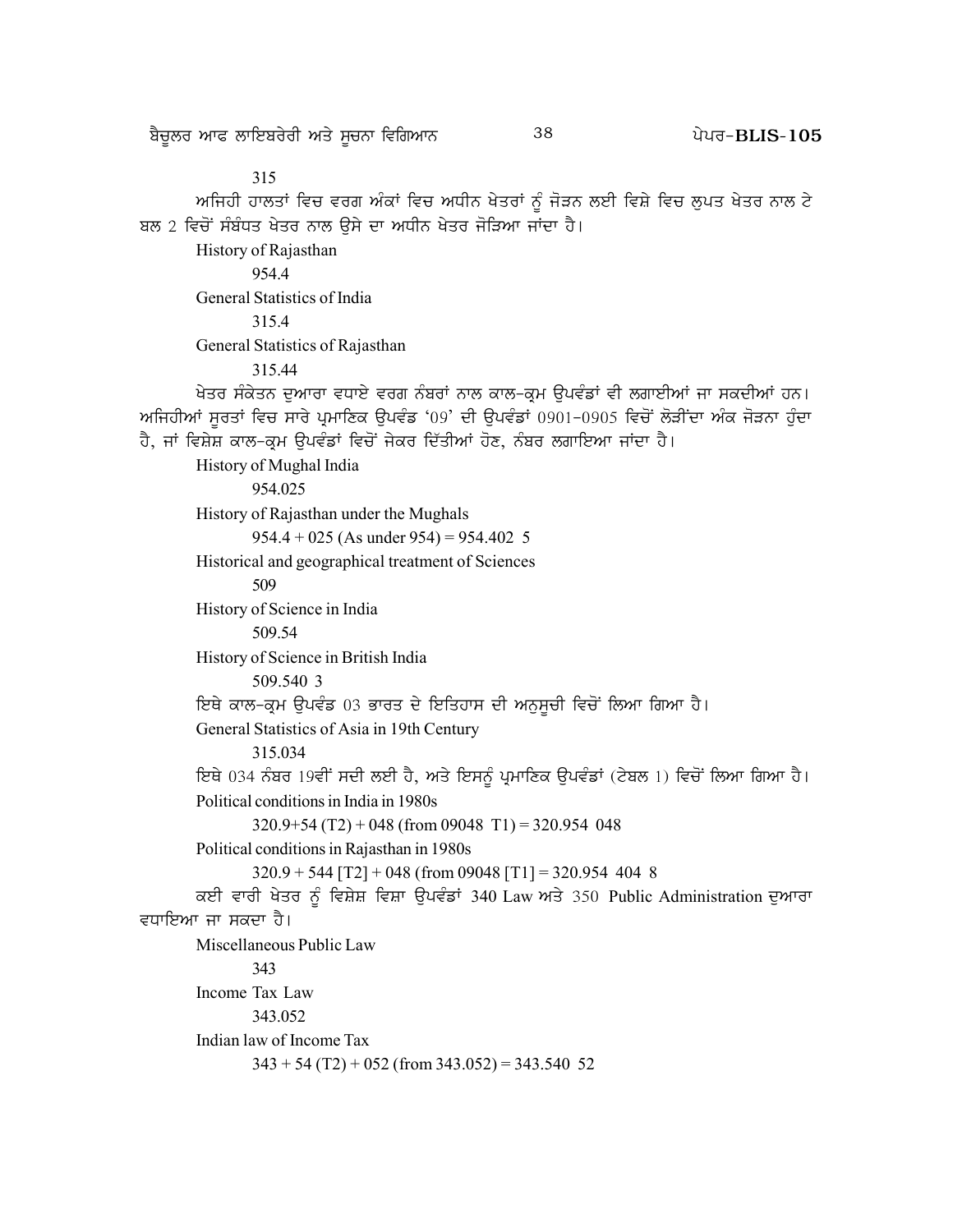315

ਅਜਿਹੀ ਹਾਲਤਾਂ ਵਿਚ ਵਰਗ ਅੰਕਾਂ ਵਿਚ ਅਧੀਨ ਖੇਤਰਾਂ ਨੂੰ ਜੋੜਨ ਲਈ ਵਿਸ਼ੇ ਵਿਚ ਲੁਪਤ ਖੇਤਰ ਨਾਲ ਟੇਬਲ 2 ਵਿਚੋਂ ਸੰਬੰਧਤ ਖੇਤਰ ਨਾਲ ਉਸੇ ਦਾ ਅਧੀਨ ਖੇਤਰ ਜੋੜਿਆ ਜਾਂਦਾ ਹੈ।

History of Rajasthan

954.4

General Statistics of India

315.4

General Statistics of Rajasthan

315.44

ਖੇਤਰ ਸੰਕੇਤਨ ਦੁਆਰਾ ਵਧਾਏ ਵਰਗ ਨੰਬਰਾਂ ਨਾਲ ਕਾਲ-ਕ੍ਰਮ ਉਪਵੰਡਾਂ ਵੀ ਲਗਾਈਆਂ ਜਾ ਸਕਦੀਆਂ ਹਨ। ਅਜਿਹੀਆਂ ਸੂਰਤਾਂ ਵਿਚ ਸਾਰੇ ਪ੍ਰਮਾਣਿਕ ਉਪਵੰਡ '09' ਦੀ ਉਪਵੰਡਾਂ 0901-0905 ਵਿਚੋਂ ਲੋੜੀਂਦਾ ਅੰਕ ਜੋੜਨਾ ਹੁੰਦਾ ਹੈ, ਜਾਂ ਵਿਸ਼ੇਸ਼ ਕਾਲ-ਕ੍ਰਮ ਉਪਵੰਡਾਂ ਵਿਚੋਂ ਜੇਕਰ ਦਿੱਤੀਆਂ ਹੋਣ, ਨੰਬਰ ਲਗਾਇਆ ਜਾਂਦਾ ਹੈ।

History of Mughal India

954.025

History of Rajasthan under the Mughals

954.4 + 025 (As under 954) = 954.402 5

Historical and geographical treatment of Sciences

509

History of Science in India

509.54

History of Science in British India

509.540 3

ਇਥੇ ਕਾਲ-ਕ੍ਰਮ ਉਪਵੰਡ 03 ਭਾਰਤ ਦੇ ਇਤਿਹਾਸ ਦੀ ਅਨੁਸੂਚੀ ਵਿਚੋਂ ਲਿਆ ਗਿਆ ਹੈ।

General Statistics of Asia in 19th Century

315.034

ਇਥੇ 034 ਨੰਬਰ 19ਵੀਂ ਸਦੀ ਲਈ ਹੈ, ਅਤੇ ਇਸਨੂੰ ਪ੍ਰਮਾਣਿਕ ਉਪਵੰਡਾਂ (ਟੇਬਲ 1) ਵਿਚੋਂ ਲਿਆ ਗਿਆ ਹੈ।

Political conditions in India in 1980s

320.9+54 (T2) + 048 (from 09048 T1) = 320.954 048

Political conditions in Rajasthan in 1980s

320.9 + 544 [T2] + 048 (from 09048 [T1] = 320.954 404 8

ਕਈ ਵਾਰੀ ਖੇਤਰ ਨੂੰ ਵਿਸ਼ੇਸ਼ ਵਿਸ਼ਾ ਉਪਵੰਡਾਂ 340 Law ਅਤੇ 350 Public Administration ਦੁਆਰਾ ਵਧਾਇਆ ਜਾ ਸਕਦਾ ਹੈ।

Miscellaneous Public Law

343

Income Tax Law

343.052

Indian law of Income Tax

343 + 54 (T2) + 052 (from 343.052) = 343.540 52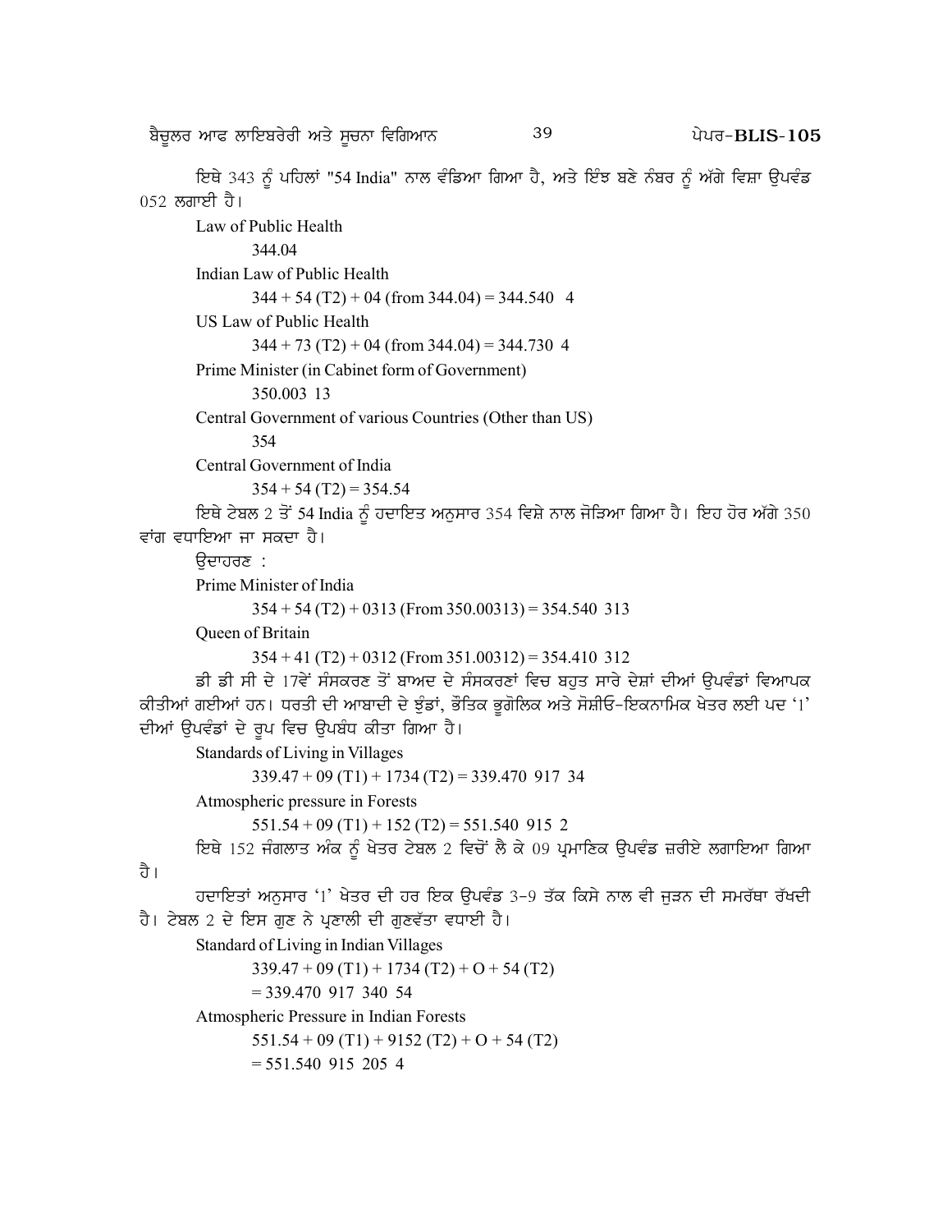ਇਥੇ 343 ਨੂੰ ਪਹਿਲਾਂ "54 India" ਨਾਲ ਵੰਡਿਆ ਗਿਆ ਹੈ, ਅਤੇ ਇੰਝ ਬਣੇ ਨੰਬਰ ਨੂੰ ਅੱਗੇ ਵਿਸ਼ਾ ਉਪਵੰਡ 052 ਲਗਾਈ ਹੈ।

Law of Public Health

344.04

Indian Law of Public Health

344 + 54 (T2) + 04 (from 344.04) = 344.540 4

US Law of Public Health

344 + 73 (T2) + 04 (from 344.04) = 344.730 4

Prime Minister (in Cabinet form of Government)

350.003 13

Central Government of various Countries (Other than US)

354

Central Government of India

354 + 54 (T2) = 354.54

ਇਥੇ ਟੇਬਲ 2 ਤੋਂ 54 India ਨੂੰ ਹਦਾਇਤ ਅਨੁਸਾਰ 354 ਵਿਸ਼ੇ ਨਾਲ ਜੋੜਿਆ ਗਿਆ ਹੈ। ਇਹ ਹੋਰ ਅੱਗੇ 350 ਵਾਂਗ ਵਧਾਇਆ ਜਾ ਸਕਦਾ ਹੈ।

ਉਦਾਹਰਣ :

Prime Minister of India

354 + 54 (T2) + 0313 (From 350.00313) = 354.540 313

Queen of Britain

354 + 41 (T2) + 0312 (From 351.00312) = 354.410 312

ਡੀ ਡੀ ਸੀ ਦੇ 17ਵੇਂ ਸੰਸਕਰਣ ਤੋਂ ਬਾਅਦ ਦੇ ਸੰਸਕਰਣਾਂ ਵਿਚ ਬਹੁਤ ਸਾਰੇ ਦੇਸ਼ਾਂ ਦੀਆਂ ਉਪਵੰਡਾਂ ਵਿਆਪਕ ਕੀਤੀਆਂ ਗਈਆਂ ਹਨ। ਧਰਤੀ ਦੀ ਆਬਾਦੀ ਦੇ ਝੁੰਡਾਂ, ਭੌਤਿਕ ਭੂਗੋਲਿਕ ਅਤੇ ਸੋਸ਼ੀਓ-ਇਕਨਾਮਿਕ ਖੇਤਰ ਲਈ ਪਦ '1' ਦੀਆਂ ਉਪਵੰਡਾਂ ਦੇ ਰੂਪ ਵਿਚ ਉਪਬੰਧ ਕੀਤਾ ਗਿਆ ਹੈ।

Standards of Living in Villages

339.47 + 09 (T1) + 1734 (T2) = 339.470 917 34

Atmospheric pressure in Forests

551.54 + 09 (T1) + 152 (T2) = 551.540 915 2

ਇਥੇ 152 ਜੰਗਲਾਤ ਅੰਕ ਨੂੰ ਖੇਤਰ ਟੇਬਲ 2 ਵਿਚੋਂ ਲੈ ਕੇ 09 ਪ੍ਰਮਾਣਿਕ ਉਪਵੰਡ ਜ਼ਰੀਏ ਲਗਾਇਆ ਗਿਆ ਹੈ।

ਹਦਾਇਤਾਂ ਅਨੁਸਾਰ '1' ਖੇਤਰ ਦੀ ਹਰ ਇਕ ਉਪਵੰਡ 3-9 ਤੱਕ ਕਿਸੇ ਨਾਲ ਵੀ ਜੁੜਨ ਦੀ ਸਮਰੱਥਾ ਰੱਖਦੀ ਹੈ। ਟੇਬਲ 2 ਦੇ ਇਸ ਗੁਣ ਨੇ ਪ੍ਰਣਾਲੀ ਦੀ ਗੁਣਵੱਤਾ ਵਧਾਈ ਹੈ।

Standard of Living in Indian Villages

339.47 + 09 (T1) + 1734 (T2) + O + 54 (T2)

= 339.470 917 340 54

Atmospheric Pressure in Indian Forests

551.54 + 09 (T1) + 9152 (T2) + O + 54 (T2)

= 551.540 915 205 4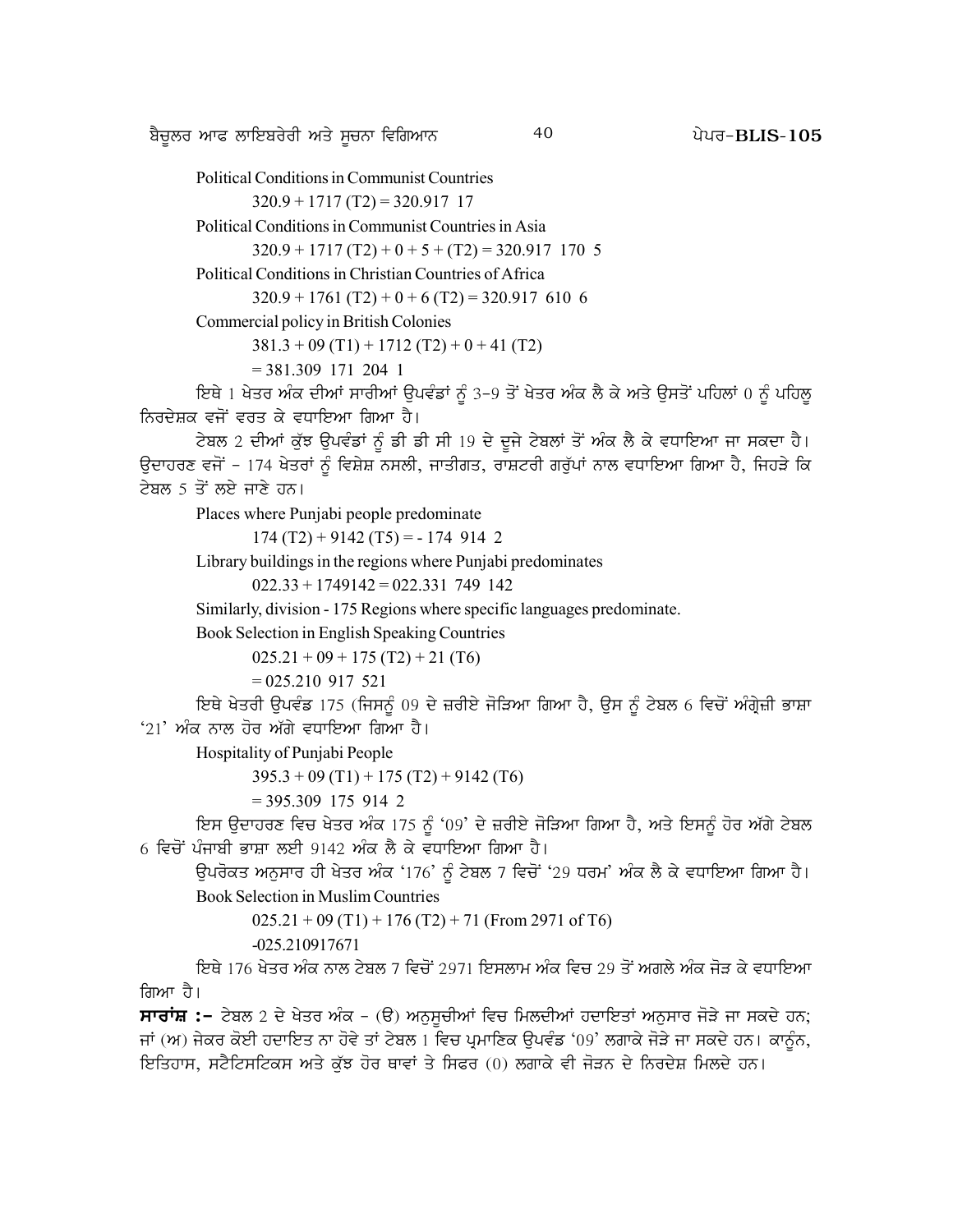Political Conditions in Communist Countries

320.9 + 1717 (T2) = 320.917 17

Political Conditions in Communist Countries in Asia

320.9 + 1717 (T2) + 0 + 5 + (T2) = 320.917 170 5

Political Conditions in Christian Countries of Africa

320.9 + 1761 (T2) + 0 + 6 (T2) = 320.917 610 6

Commercial policy in British Colonies

381.3 + 09 (T1) + 1712 (T2) + 0 + 41 (T2)

= 381.309 171 204 1

ਇਥੇ 1 ਖੇਤਰ ਅੰਕ ਦੀਆਂ ਸਾਰੀਆਂ ਉਪਵੰਡਾਂ ਨੂੰ 3-9 ਤੋਂ ਖੇਤਰ ਅੰਕ ਲੈ ਕੇ ਅਤੇ ਉਸਤੋਂ ਪਹਿਲਾਂ 0 ਨੂੰ ਪਹਿਲੂ ਨਿਰਦੇਸ਼ਕ ਵਜੋਂ ਵਰਤ ਕੇ ਵਧਾਇਆ ਗਿਆ ਹੈ।

ਟੇਬਲ 2 ਦੀਆਂ ਕੁੱਝ ਉਪਵੰਡਾਂ ਨੂੰ ਡੀ ਡੀ ਸੀ 19 ਦੇ ਦੂਜੇ ਟੇਬਲਾਂ ਤੋਂ ਅੰਕ ਲੈ ਕੇ ਵਧਾਇਆ ਜਾ ਸਕਦਾ ਹੈ। ਉਦਾਹਰਣ ਵਜੋਂ - 174 ਖੇਤਰਾਂ ਨੂੰ ਵਿਸ਼ੇਸ਼ ਨਸਲੀ, ਜਾਤੀਗਤ, ਰਾਸ਼ਟਰੀ ਗਰੁੱਪਾਂ ਨਾਲ ਵਧਾਇਆ ਗਿਆ ਹੈ, ਜਿਹੜੇ ਕਿ ਟੇਬਲ 5 ਤੋਂ ਲਏ ਜਾਣੇ ਹਨ।

Places where Punjabi people predominate

174 (T2) + 9142 (T5) = - 174 914 2

Library buildings in the regions where Punjabi predominates

022.33 + 1749142 = 022.331 749 142

Similarly, division - 175 Regions where specific languages predominate.

Book Selection in English Speaking Countries

025.21 + 09 + 175 (T2) + 21 (T6)

= 025.210 917 521

ਇਥੇ ਖੇਤਰੀ ਉਪਵੰਡ 175 (ਜਿਸਨੂੰ 09 ਦੇ ਜ਼ਰੀਏ ਜੋੜਿਆ ਗਿਆ ਹੈ, ਉਸ ਨੂੰ ਟੇਬਲ 6 ਵਿਚੋਂ ਅੰਗ੍ਰੇਜ਼ੀ ਭਾਸ਼ਾ '21' ਅੰਕ ਨਾਲ ਹੋਰ ਅੱਗੇ ਵਧਾਇਆ ਗਿਆ ਹੈ।

Hospitality of Punjabi People

395.3 + 09 (T1) + 175 (T2) + 9142 (T6)

= 395.309 175 914 2

ਇਸ ਉਦਾਹਰਣ ਵਿਚ ਖੇਤਰ ਅੰਕ 175 ਨੂੰ '09' ਦੇ ਜ਼ਰੀਏ ਜੋੜਿਆ ਗਿਆ ਹੈ, ਅਤੇ ਇਸਨੂੰ ਹੋਰ ਅੱਗੇ ਟੇਬਲ 6 ਵਿਚੋਂ ਪੰਜਾਬੀ ਭਾਸ਼ਾ ਲਈ 9142 ਅੰਕ ਲੈ ਕੇ ਵਧਾਇਆ ਗਿਆ ਹੈ।

ਉਪਰੋਕਤ ਅਨੁਸਾਰ ਹੀ ਖੇਤਰ ਅੰਕ '176' ਨੂੰ ਟੇਬਲ 7 ਵਿਚੋਂ '29 ਧਰਮ' ਅੰਕ ਲੈ ਕੇ ਵਧਾਇਆ ਗਿਆ ਹੈ।

Book Selection in Muslim Countries

025.21 + 09 (T1) + 176 (T2) + 71 (From 2971 of T6)

-025.210917671

ਇਥੇ 176 ਖੇਤਰ ਅੰਕ ਨਾਲ ਟੇਬਲ 7 ਵਿਚੋਂ 2971 ਇਸਲਾਮ ਅੰਕ ਵਿਚ 29 ਤੋਂ ਅਗਲੇ ਅੰਕ ਜੋੜ ਕੇ ਵਧਾਇਆ ਗਿਆ ਹੈ।

**ਸਾਰਾਂਸ਼ :-** ਟੇਬਲ 2 ਦੇ ਖੇਤਰ ਅੰਕ - (ੳ) ਅਨੁਸੂਚੀਆਂ ਵਿਚ ਮਿਲਦੀਆਂ ਹਦਾਇਤਾਂ ਅਨੁਸਾਰ ਜੋੜੇ ਜਾ ਸਕਦੇ ਹਨ; ਜਾਂ (ਅ) ਜੇਕਰ ਕੋਈ ਹਦਾਇਤ ਨਾ ਹੋਵੇ ਤਾਂ ਟੇਬਲ 1 ਵਿਚ ਪ੍ਰਮਾਣਿਕ ਉਪਵੰਡ '09' ਲਗਾਕੇ ਜੋੜੇ ਜਾ ਸਕਦੇ ਹਨ। ਕਾਨੂੰਨ, ਇਤਿਹਾਸ, ਸਟੈਟਿਸਟਿਕਸ ਅਤੇ ਕੁੱਝ ਹੋਰ ਥਾਵਾਂ ਤੇ ਸਿਫਰ (0) ਲਗਾਕੇ ਵੀ ਜੋੜਨ ਦੇ ਨਿਰਦੇਸ਼ ਮਿਲਦੇ ਹਨ।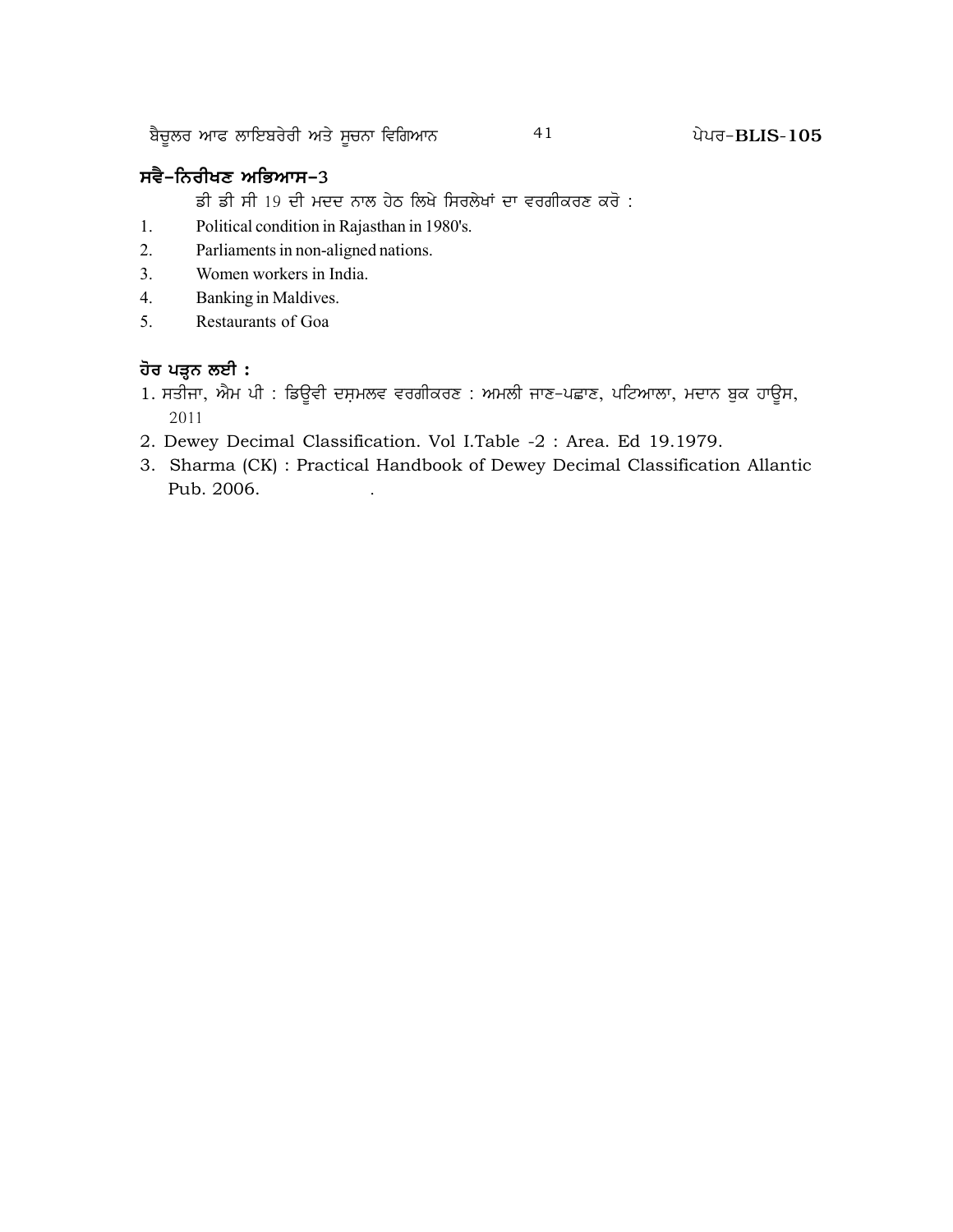## ਸਵੈ-ਨਿਰੀਖਣ ਅਭਿਆਸ-3

ਡੀ ਡੀ ਸੀ 19 ਦੀ ਮਦਦ ਨਾਲ ਹੇਠ ਲਿਖੇ ਸਿਰਲੇਖਾਂ ਦਾ ਵਰਗੀਕਰਣ ਕਰੋ :

1. Political condition in Rajasthan in 1980's.
2. Parliaments in non-aligned nations.
3. Women workers in India.
4. Banking in Maldives.
5. Restaurants of Goa

## ਹੋਰ ਪੜ੍ਹਨ ਲਈ :

1. ਸਤੀਜਾ, ਐਮ ਪੀ : ਡਿਊਵੀ ਦਸ਼ਮਲਵ ਵਰਗੀਕਰਣ : ਅਮਲੀ ਜਾਣ-ਪਛਾਣ, ਪਟਿਆਲਾ, ਮਦਾਨ ਬੁਕ ਹਾਊਸ, 2011
2. Dewey Decimal Classification. Vol I.Table -2 : Area. Ed 19.1979.
3. Sharma (CK) : Practical Handbook of Dewey Decimal Classification Allantic Pub. 2006.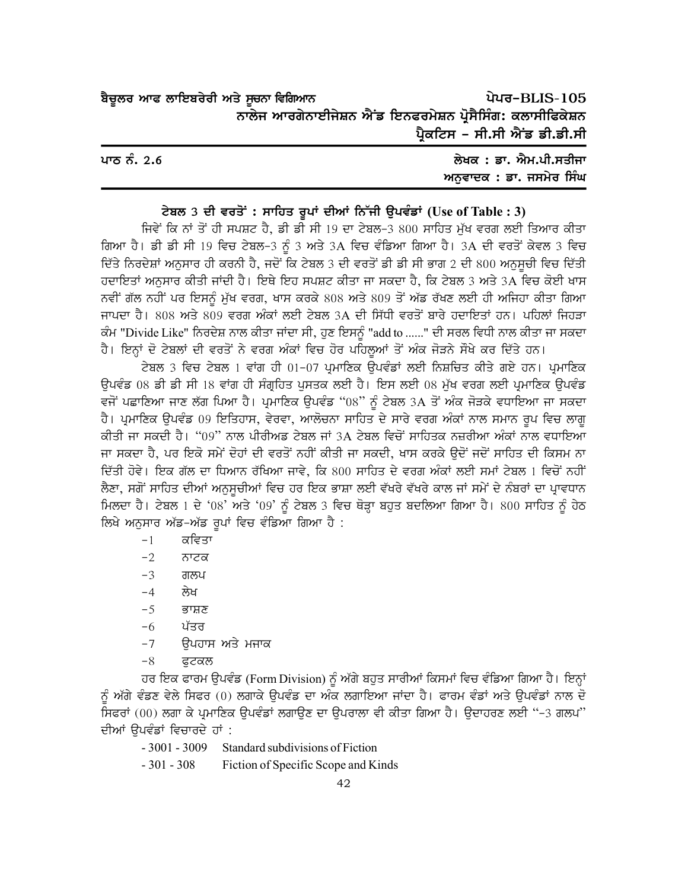ਪਾਠ ਨੰ. 2.6

ਲੇਖਕ : ਡਾ. ਐਮ.ਪੀ.ਸਤੀਜਾ
ਅਨੁਵਾਦਕ : ਡਾ. ਜਸਮੇਰ ਸਿੰਘ

## ਟੇਬਲ 3 ਦੀ ਵਰਤੋਂ : ਸਾਹਿਤ ਰੂਪਾਂ ਦੀਆਂ ਨਿੱਜੀ ਉਪਵੰਡਾਂ (Use of Table : 3)

ਜਿਵੇਂ ਕਿ ਨਾਂ ਤੋਂ ਹੀ ਸਪਸ਼ਟ ਹੈ, ਡੀ ਡੀ ਸੀ 19 ਦਾ ਟੇਬਲ-3 800 ਸਾਹਿਤ ਮੁੱਖ ਵਰਗ ਲਈ ਤਿਆਰ ਕੀਤਾ ਗਿਆ ਹੈ। ਡੀ ਡੀ ਸੀ 19 ਵਿਚ ਟੇਬਲ-3 ਨੂੰ 3 ਅਤੇ 3A ਵਿਚ ਵੰਡਿਆ ਗਿਆ ਹੈ। 3A ਦੀ ਵਰਤੋਂ ਕੇਵਲ 3 ਵਿਚ ਦਿੱਤੇ ਨਿਰਦੇਸ਼ਾਂ ਅਨੁਸਾਰ ਹੀ ਕਰਨੀ ਹੈ, ਜਦੋਂ ਕਿ ਟੇਬਲ 3 ਦੀ ਵਰਤੋਂ ਡੀ ਡੀ ਸੀ ਭਾਗ 2 ਦੀ 800 ਅਨੁਸੂਚੀ ਵਿਚ ਦਿੱਤੀ ਹਦਾਇਤਾਂ ਅਨੁਸਾਰ ਕੀਤੀ ਜਾਂਦੀ ਹੈ। ਇਥੇ ਇਹ ਸਪਸ਼ਟ ਕੀਤਾ ਜਾ ਸਕਦਾ ਹੈ, ਕਿ ਟੇਬਲ 3 ਅਤੇ 3A ਵਿਚ ਕੋਈ ਖਾਸ ਨਵੀਂ ਗੱਲ ਨਹੀਂ ਪਰ ਇਸਨੂੰ ਮੁੱਖ ਵਰਗ, ਖਾਸ ਕਰਕੇ 808 ਅਤੇ 809 ਤੋਂ ਅੱਡ ਰੱਖਣ ਲਈ ਹੀ ਅਜਿਹਾ ਕੀਤਾ ਗਿਆ ਜਾਪਦਾ ਹੈ। 808 ਅਤੇ 809 ਵਰਗ ਅੰਕਾਂ ਲਈ ਟੇਬਲ 3A ਦੀ ਸਿੱਧੀ ਵਰਤੋਂ ਬਾਰੇ ਹਦਾਇਤਾਂ ਹਨ। ਪਹਿਲਾਂ ਜਿਹੜਾ ਕੰਮ "Divide Like" ਨਿਰਦੇਸ਼ ਨਾਲ ਕੀਤਾ ਜਾਂਦਾ ਸੀ, ਹੁਣ ਇਸਨੂੰ "add to ......" ਦੀ ਸਰਲ ਵਿਧੀ ਨਾਲ ਕੀਤਾ ਜਾ ਸਕਦਾ ਹੈ। ਇਨ੍ਹਾਂ ਦੋ ਟੇਬਲਾਂ ਦੀ ਵਰਤੋਂ ਨੇ ਵਰਗ ਅੰਕਾਂ ਵਿਚ ਹੋਰ ਪਹਿਲੂਆਂ ਤੋਂ ਅੰਕ ਜੋੜਨੇ ਸੌਖੇ ਕਰ ਦਿੱਤੇ ਹਨ।

ਟੇਬਲ 3 ਵਿਚ ਟੇਬਲ 1 ਵਾਂਗ ਹੀ 01-07 ਪ੍ਰਮਾਣਿਕ ਉਪਵੰਡਾਂ ਲਈ ਨਿਸ਼ਚਿਤ ਕੀਤੇ ਗਏ ਹਨ। ਪ੍ਰਮਾਣਿਕ ਉਪਵੰਡ 08 ਡੀ ਡੀ ਸੀ 18 ਵਾਂਗ ਹੀ ਸੰਗ੍ਰਹਿਤ ਪੁਸਤਕ ਲਈ ਹੈ। ਇਸ ਲਈ 08 ਮੁੱਖ ਵਰਗ ਲਈ ਪ੍ਰਮਾਣਿਕ ਉਪਵੰਡ ਵਜੋਂ ਪਛਾਣਿਆ ਜਾਣ ਲੱਗ ਪਿਆ ਹੈ। ਪ੍ਰਮਾਣਿਕ ਉਪਵੰਡ "08" ਨੂੰ ਟੇਬਲ 3A ਤੋਂ ਅੰਕ ਜੋੜਕੇ ਵਧਾਇਆ ਜਾ ਸਕਦਾ ਹੈ। ਪ੍ਰਮਾਣਿਕ ਉਪਵੰਡ 09 ਇਤਿਹਾਸ, ਵੇਰਵਾ, ਆਲੋਚਨਾ ਸਾਹਿਤ ਦੇ ਸਾਰੇ ਵਰਗ ਅੰਕਾਂ ਨਾਲ ਸਮਾਨ ਰੂਪ ਵਿਚ ਲਾਗੂ ਕੀਤੀ ਜਾ ਸਕਦੀ ਹੈ। "09" ਨਾਲ ਪੀਰੀਅਡ ਟੇਬਲ ਜਾਂ 3A ਟੇਬਲ ਵਿਚੋਂ ਸਾਹਿਤਕ ਨਜ਼ਰੀਆ ਅੰਕਾਂ ਨਾਲ ਵਧਾਇਆ ਜਾ ਸਕਦਾ ਹੈ, ਪਰ ਇਕੋ ਸਮੇਂ ਦੋਹਾਂ ਦੀ ਵਰਤੋਂ ਨਹੀਂ ਕੀਤੀ ਜਾ ਸਕਦੀ, ਖਾਸ ਕਰਕੇ ਉਦੋਂ ਜਦੋਂ ਸਾਹਿਤ ਦੀ ਕਿਸਮ ਨਾ ਦਿੱਤੀ ਹੋਵੇ। ਇਕ ਗੱਲ ਦਾ ਧਿਆਨ ਰੱਖਿਆ ਜਾਵੇ, ਕਿ 800 ਸਾਹਿਤ ਦੇ ਵਰਗ ਅੰਕਾਂ ਲਈ ਸਮਾਂ ਟੇਬਲ 1 ਵਿਚੋਂ ਨਹੀਂ ਲੈਣਾ, ਸਗੋਂ ਸਾਹਿਤ ਦੀਆਂ ਅਨੁਸੂਚੀਆਂ ਵਿਚ ਹਰ ਇਕ ਭਾਸ਼ਾ ਲਈ ਵੱਖਰੇ ਵੱਖਰੇ ਕਾਲ ਜਾਂ ਸਮੇਂ ਦੇ ਨੰਬਰਾਂ ਦਾ ਪ੍ਰਾਵਧਾਨ ਮਿਲਦਾ ਹੈ। ਟੇਬਲ 1 ਦੇ '08' ਅਤੇ '09' ਨੂੰ ਟੇਬਲ 3 ਵਿਚ ਥੋੜ੍ਹਾ ਬਹੁਤ ਬਦਲਿਆ ਗਿਆ ਹੈ। 800 ਸਾਹਿਤ ਨੂੰ ਹੇਠ ਲਿਖੇ ਅਨੁਸਾਰ ਅੱਡ-ਅੱਡ ਰੂਪਾਂ ਵਿਚ ਵੰਡਿਆ ਗਿਆ ਹੈ :

- -1 ਕਵਿਤਾ
- -2 ਨਾਟਕ
- -3 ਗਲਪ
- -4 ਲੇਖ
- -5 ਭਾਸ਼ਣ
- -6 ਪੱਤਰ
- -7 ਉਪਹਾਸ ਅਤੇ ਮਜਾਕ
- -8 ਫੁਟਕਲ

ਹਰ ਇਕ ਫਾਰਮ ਉਪਵੰਡ (Form Division) ਨੂੰ ਅੱਗੇ ਬਹੁਤ ਸਾਰੀਆਂ ਕਿਸਮਾਂ ਵਿਚ ਵੰਡਿਆ ਗਿਆ ਹੈ। ਇਨ੍ਹਾਂ ਨੂੰ ਅੱਗੇ ਵੰਡਣ ਵੇਲੇ ਸਿਫਰ (0) ਲਗਾਕੇ ਉਪਵੰਡ ਦਾ ਅੰਕ ਲਗਾਇਆ ਜਾਂਦਾ ਹੈ। ਫਾਰਮ ਵੰਡਾਂ ਅਤੇ ਉਪਵੰਡਾਂ ਨਾਲ ਦੋ ਸਿਫਰਾਂ (00) ਲਗਾ ਕੇ ਪ੍ਰਮਾਣਿਕ ਉਪਵੰਡਾਂ ਲਗਾਉਣ ਦਾ ਉਪਰਾਲਾ ਵੀ ਕੀਤਾ ਗਿਆ ਹੈ। ਉਦਾਹਰਣ ਲਈ "-3 ਗਲਪ" ਦੀਆਂ ਉਪਵੰਡਾਂ ਵਿਚਾਰਦੇ ਹਾਂ :

- 3001 - 3009 Standard subdivisions of Fiction
- 301 - 308 Fiction of Specific Scope and Kinds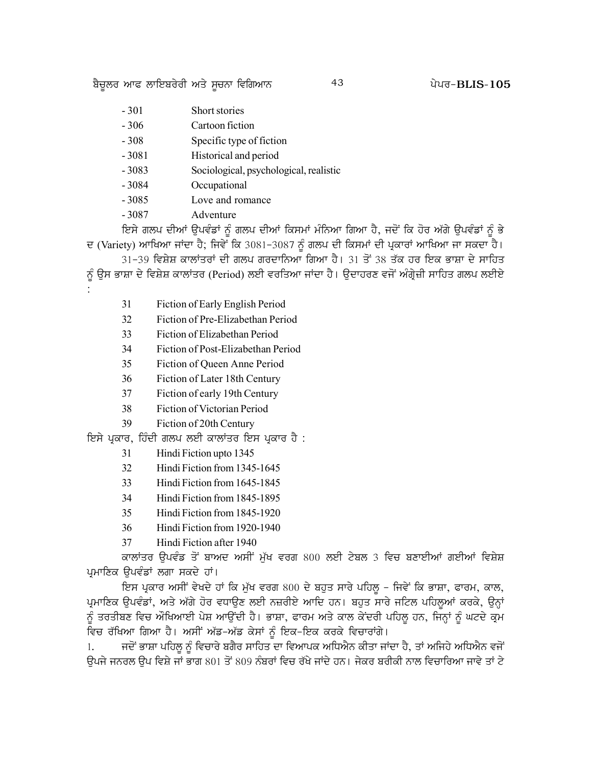| | |
|---|---|
| - 301 | Short stories |
| - 306 | Cartoon fiction |
| - 308 | Specific type of fiction |
| - 3081 | Historical and period |
| - 3083 | Sociological, psychological, realistic |
| - 3084 | Occupational |
| - 3085 | Love and romance |
| - 3087 | Adventure |

ਇਸੇ ਗਲਪ ਦੀਆਂ ਉਪਵੰਡਾਂ ਨੂੰ ਗਲਪ ਦੀਆਂ ਕਿਸਮਾਂ ਮੰਨਿਆ ਗਿਆ ਹੈ, ਜਦੋਂ ਕਿ ਹੋਰ ਅੱਗੇ ਉਪਵੰਡਾਂ ਨੂੰ ਭੇਦ (Variety) ਆਖਿਆ ਜਾਂਦਾ ਹੈ; ਜਿਵੇਂ ਕਿ 3081-3087 ਨੂੰ ਗਲਪ ਦੀ ਕਿਸਮਾਂ ਦੀ ਪ੍ਰਕਾਰਾਂ ਆਖਿਆ ਜਾ ਸਕਦਾ ਹੈ।

31-39 ਵਿਸ਼ੇਸ਼ ਕਾਲਾਂਤਰਾਂ ਦੀ ਗਲਪ ਗਰਦਾਨਿਆ ਗਿਆ ਹੈ। 31 ਤੋਂ 38 ਤੱਕ ਹਰ ਇਕ ਭਾਸ਼ਾ ਦੇ ਸਾਹਿਤ ਨੂੰ ਉਸ ਭਾਸ਼ਾ ਦੇ ਵਿਸ਼ੇਸ਼ ਕਾਲਾਂਤਰ (Period) ਲਈ ਵਰਤਿਆ ਜਾਂਦਾ ਹੈ। ਉਦਾਹਰਣ ਵਜੋਂ ਅੰਗ੍ਰੇਜ਼ੀ ਸਾਹਿਤ ਗਲਪ ਲਈਏ :

| | |
|---|---|
| 31 | Fiction of Early English Period |
| 32 | Fiction of Pre-Elizabethan Period |
| 33 | Fiction of Elizabethan Period |
| 34 | Fiction of Post-Elizabethan Period |
| 35 | Fiction of Queen Anne Period |
| 36 | Fiction of Later 18th Century |
| 37 | Fiction of early 19th Century |
| 38 | Fiction of Victorian Period |
| 39 | Fiction of 20th Century |

ਇਸੇ ਪ੍ਰਕਾਰ, ਹਿੰਦੀ ਗਲਪ ਲਈ ਕਾਲਾਂਤਰ ਇਸ ਪ੍ਰਕਾਰ ਹੈ :

| | |
|---|---|
| 31 | Hindi Fiction upto 1345 |
| 32 | Hindi Fiction from 1345-1645 |
| 33 | Hindi Fiction from 1645-1845 |
| 34 | Hindi Fiction from 1845-1895 |
| 35 | Hindi Fiction from 1845-1920 |
| 36 | Hindi Fiction from 1920-1940 |
| 37 | Hindi Fiction after 1940 |

ਕਾਲਾਂਤਰ ਉਪਵੰਡ ਤੋਂ ਬਾਅਦ ਅਸੀਂ ਮੁੱਖ ਵਰਗ 800 ਲਈ ਟੇਬਲ 3 ਵਿਚ ਬਣਾਈਆਂ ਗਈਆਂ ਵਿਸ਼ੇਸ਼ ਪ੍ਰਮਾਣਿਕ ਉਪਵੰਡਾਂ ਲਗਾ ਸਕਦੇ ਹਾਂ।

ਇਸ ਪ੍ਰਕਾਰ ਅਸੀਂ ਵੇਖਦੇ ਹਾਂ ਕਿ ਮੁੱਖ ਵਰਗ 800 ਦੇ ਬਹੁਤ ਸਾਰੇ ਪਹਿਲੂ - ਜਿਵੇਂ ਕਿ ਭਾਸ਼ਾ, ਫਾਰਮ, ਕਾਲ, ਪ੍ਰਮਾਣਿਕ ਉਪਵੰਡਾਂ, ਅਤੇ ਅੱਗੇ ਹੋਰ ਵਧਾਉਣ ਲਈ ਨਜ਼ਰੀਏ ਆਦਿ ਹਨ। ਬਹੁਤ ਸਾਰੇ ਜਟਿਲ ਪਹਿਲੂਆਂ ਕਰਕੇ, ਉਨ੍ਹਾਂ ਨੂੰ ਤਰਤੀਬਣ ਵਿਚ ਔਖਿਆਈ ਪੇਸ਼ ਆਉਂਦੀ ਹੈ। ਭਾਸ਼ਾ, ਫਾਰਮ ਅਤੇ ਕਾਲ ਕੇਂਦਰੀ ਪਹਿਲੂ ਹਨ, ਜਿਨ੍ਹਾਂ ਨੂੰ ਘਟਦੇ ਕ੍ਰਮ ਵਿਚ ਰੱਖਿਆ ਗਿਆ ਹੈ। ਅਸੀਂ ਅੱਡ-ਅੱਡ ਕੇਸਾਂ ਨੂੰ ਇਕ-ਇਕ ਕਰਕੇ ਵਿਚਾਰਾਂਗੇ।

1. ਜਦੋਂ ਭਾਸ਼ਾ ਪਹਿਲੂ ਨੂੰ ਵਿਚਾਰੇ ਬਗੈਰ ਸਾਹਿਤ ਦਾ ਵਿਆਪਕ ਅਧਿਐਨ ਕੀਤਾ ਜਾਂਦਾ ਹੈ, ਤਾਂ ਅਜਿਹੇ ਅਧਿਐਨ ਵਜੋਂ ਉਪਜੇ ਜਨਰਲ ਉਪ ਵਿਸ਼ੇ ਜਾਂ ਭਾਗ 801 ਤੋਂ 809 ਨੰਬਰਾਂ ਵਿਚ ਰੱਖੇ ਜਾਂਦੇ ਹਨ। ਜੇਕਰ ਬਰੀਕੀ ਨਾਲ ਵਿਚਾਰਿਆ ਜਾਵੇ ਤਾਂ ਟੇ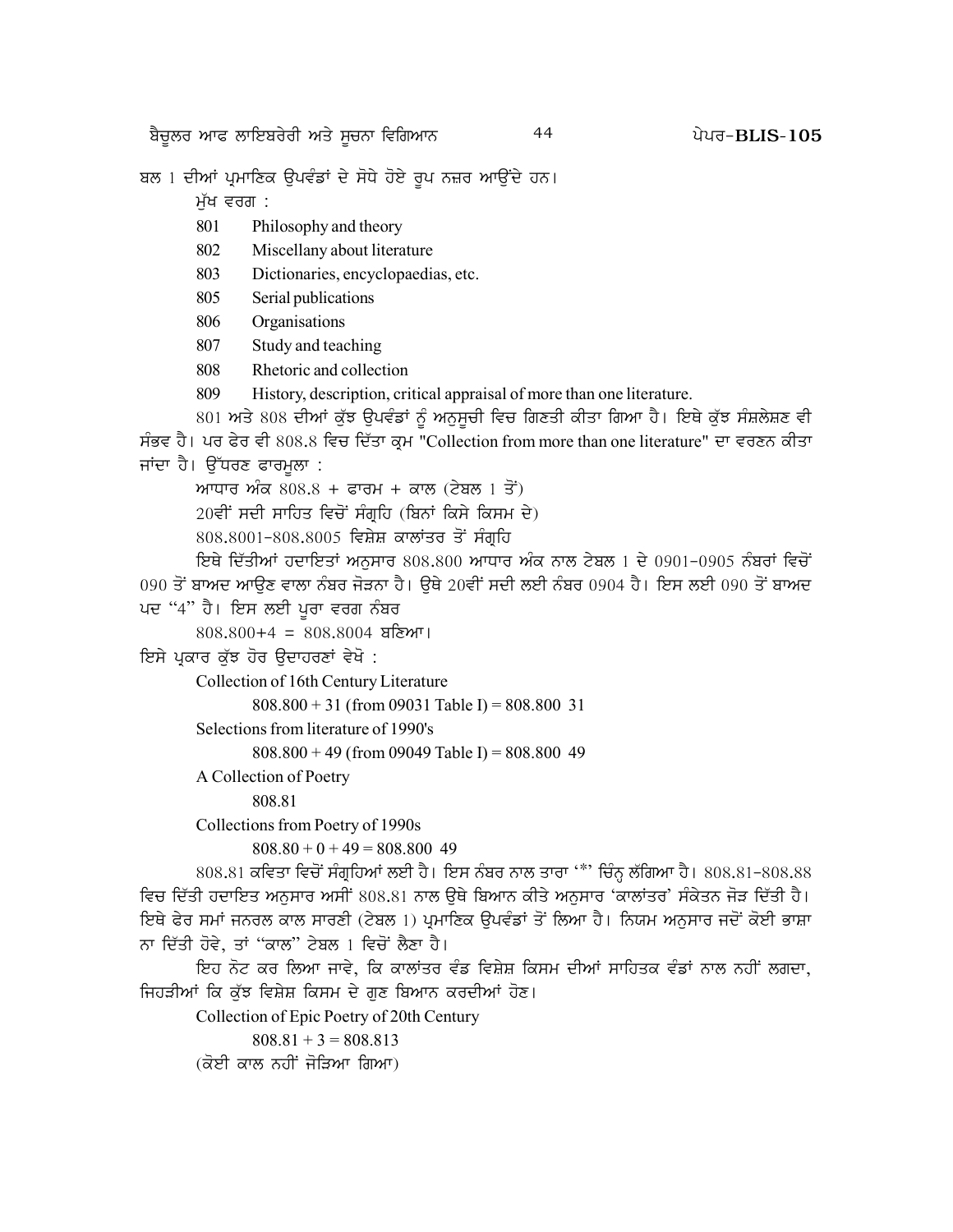ਬਲ 1 ਦੀਆਂ ਪ੍ਰਮਾਣਿਕ ਉਪਵੰਡਾਂ ਦੇ ਸੋਧੇ ਹੋਏ ਰੂਪ ਨਜ਼ਰ ਆਉਂਦੇ ਹਨ।

ਮੁੱਖ ਵਰਗ :

801 Philosophy and theory

802 Miscellany about literature

803 Dictionaries, encyclopaedias, etc.

805 Serial publications

806 Organisations

807 Study and teaching

808 Rhetoric and collection

809 History, description, critical appraisal of more than one literature.

801 ਅਤੇ 808 ਦੀਆਂ ਕੁੱਝ ਉਪਵੰਡਾਂ ਨੂੰ ਅਨੁਸੂਚੀ ਵਿਚ ਗਿਣਤੀ ਕੀਤਾ ਗਿਆ ਹੈ। ਇਥੇ ਕੁੱਝ ਸੰਸ਼ਲੇਸ਼ਣ ਵੀ ਸੰਭਵ ਹੈ। ਪਰ ਫੇਰ ਵੀ 808.8 ਵਿਚ ਦਿੱਤਾ ਕ੍ਰਮ "Collection from more than one literature" ਦਾ ਵਰਣਨ ਕੀਤਾ ਜਾਂਦਾ ਹੈ। ਉੱਧਰਣ ਫਾਰਮੂਲਾ :

ਆਧਾਰ ਅੰਕ 808.8 + ਫਾਰਮ + ਕਾਲ (ਟੇਬਲ 1 ਤੋਂ)

20ਵੀਂ ਸਦੀ ਸਾਹਿਤ ਵਿਚੋਂ ਸੰਗ੍ਰਹਿ (ਬਿਨਾਂ ਕਿਸੇ ਕਿਸਮ ਦੇ)

808.8001-808.8005 ਵਿਸ਼ੇਸ਼ ਕਾਲਾਂਤਰ ਤੋਂ ਸੰਗ੍ਰਹਿ

ਇਥੇ ਦਿੱਤੀਆਂ ਹਦਾਇਤਾਂ ਅਨੁਸਾਰ 808.800 ਆਧਾਰ ਅੰਕ ਨਾਲ ਟੇਬਲ 1 ਦੇ 0901-0905 ਨੰਬਰਾਂ ਵਿਚੋਂ 090 ਤੋਂ ਬਾਅਦ ਆਉਣ ਵਾਲਾ ਨੰਬਰ ਜੋੜਨਾ ਹੈ। ਉਥੇ 20ਵੀਂ ਸਦੀ ਲਈ ਨੰਬਰ 0904 ਹੈ। ਇਸ ਲਈ 090 ਤੋਂ ਬਾਅਦ ਪਦ "4" ਹੈ। ਇਸ ਲਈ ਪੂਰਾ ਵਰਗ ਨੰਬਰ

808.800+4 = 808.8004 ਬਣਿਆ।

ਇਸੇ ਪ੍ਰਕਾਰ ਕੁੱਝ ਹੋਰ ਉਦਾਹਰਣਾਂ ਵੇਖੋ :

Collection of 16th Century Literature

808.800 + 31 (from 09031 Table I) = 808.800 31

Selections from literature of 1990's

808.800 + 49 (from 09049 Table I) = 808.800 49

A Collection of Poetry

808.81

Collections from Poetry of 1990s

808.80 + 0 + 49 = 808.800 49

808.81 ਕਵਿਤਾ ਵਿਚੋਂ ਸੰਗ੍ਰਹਿਆਂ ਲਈ ਹੈ। ਇਸ ਨੰਬਰ ਨਾਲ ਤਾਰਾ '*' ਚਿੰਨ੍ਹ ਲੱਗਿਆ ਹੈ। 808.81-808.88 ਵਿਚ ਦਿੱਤੀ ਹਦਾਇਤ ਅਨੁਸਾਰ ਅਸੀਂ 808.81 ਨਾਲ ਉਥੇ ਬਿਆਨ ਕੀਤੇ ਅਨੁਸਾਰ 'ਕਾਲਾਂਤਰ' ਸੰਕੇਤਨ ਜੋੜ ਦਿੱਤੀ ਹੈ। ਇਥੇ ਫੇਰ ਸਮਾਂ ਜਨਰਲ ਕਾਲ ਸਾਰਣੀ (ਟੇਬਲ 1) ਪ੍ਰਮਾਣਿਕ ਉਪਵੰਡਾਂ ਤੋਂ ਲਿਆ ਹੈ। ਨਿਯਮ ਅਨੁਸਾਰ ਜਦੋਂ ਕੋਈ ਭਾਸ਼ਾ ਨਾ ਦਿੱਤੀ ਹੋਵੇ, ਤਾਂ "ਕਾਲ" ਟੇਬਲ 1 ਵਿਚੋਂ ਲੈਣਾ ਹੈ।

ਇਹ ਨੋਟ ਕਰ ਲਿਆ ਜਾਵੇ, ਕਿ ਕਾਲਾਂਤਰ ਵੰਡ ਵਿਸ਼ੇਸ਼ ਕਿਸਮ ਦੀਆਂ ਸਾਹਿਤਕ ਵੰਡਾਂ ਨਾਲ ਨਹੀਂ ਲਗਦਾ, ਜਿਹੜੀਆਂ ਕਿ ਕੁੱਝ ਵਿਸ਼ੇਸ਼ ਕਿਸਮ ਦੇ ਗੁਣ ਬਿਆਨ ਕਰਦੀਆਂ ਹੋਣ।

Collection of Epic Poetry of 20th Century

808.81 + 3 = 808.813

(ਕੋਈ ਕਾਲ ਨਹੀਂ ਜੋੜਿਆ ਗਿਆ)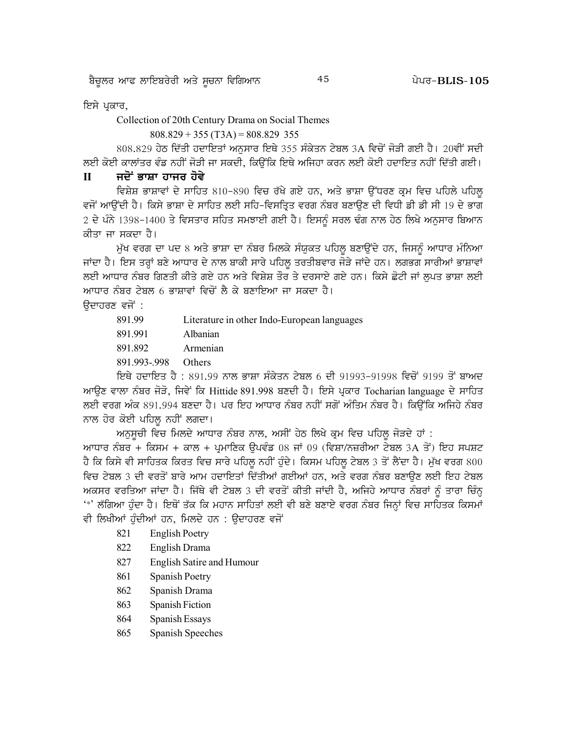ਇਸੇ ਪ੍ਰਕਾਰ,

Collection of 20th Century Drama on Social Themes

808.829 + 355 (T3A) = 808.829 355

808.829 ਹੇਠ ਦਿੱਤੀ ਹਦਾਇਤਾਂ ਅਨੁਸਾਰ ਇਥੇ 355 ਸੰਕੇਤਨ ਟੇਬਲ 3A ਵਿਚੋਂ ਜੋੜੀ ਗਈ ਹੈ। 20ਵੀਂ ਸਦੀ ਲਈ ਕੋਈ ਕਾਲਾਂਤਰ ਵੰਡ ਨਹੀਂ ਜੋੜੀ ਜਾ ਸਕਦੀ, ਕਿਉਂਕਿ ਇਥੇ ਅਜਿਹਾ ਕਰਨ ਲਈ ਕੋਈ ਹਦਾਇਤ ਨਹੀਂ ਦਿੱਤੀ ਗਈ।

## II ਜਦੋਂ ਭਾਸ਼ਾ ਹਾਜਰ ਹੋਵੇ

ਵਿਸ਼ੇਸ਼ ਭਾਸ਼ਾਵਾਂ ਦੇ ਸਾਹਿਤ 810–890 ਵਿਚ ਰੱਖੇ ਗਏ ਹਨ, ਅਤੇ ਭਾਸ਼ਾ ਉੱਧਰਣ ਕ੍ਰਮ ਵਿਚ ਪਹਿਲੇ ਪਹਿਲੂ ਵਜੋਂ ਆਉਂਦੀ ਹੈ। ਕਿਸੇ ਭਾਸ਼ਾ ਦੇ ਸਾਹਿਤ ਲਈ ਸਹਿ-ਵਿਸਤ੍ਰਿਤ ਵਰਗ ਨੰਬਰ ਬਣਾਉਣ ਦੀ ਵਿਧੀ ਡੀ ਡੀ ਸੀ 19 ਦੇ ਭਾਗ 2 ਦੇ ਪੰਨੇ 1398–1400 ਤੇ ਵਿਸਤਾਰ ਸਹਿਤ ਸਮਝਾਈ ਗਈ ਹੈ। ਇਸਨੂੰ ਸਰਲ ਢੰਗ ਨਾਲ ਹੇਠ ਲਿਖੇ ਅਨੁਸਾਰ ਬਿਆਨ ਕੀਤਾ ਜਾ ਸਕਦਾ ਹੈ।

ਮੁੱਖ ਵਰਗ ਦਾ ਪਦ 8 ਅਤੇ ਭਾਸ਼ਾ ਦਾ ਨੰਬਰ ਮਿਲਕੇ ਸੰਯੁਕਤ ਪਹਿਲੂ ਬਣਾਉਂਦੇ ਹਨ, ਜਿਸਨੂੰ ਆਧਾਰ ਮੰਨਿਆ ਜਾਂਦਾ ਹੈ। ਇਸ ਤਰ੍ਹਾਂ ਬਣੇ ਆਧਾਰ ਦੇ ਨਾਲ ਬਾਕੀ ਸਾਰੇ ਪਹਿਲੂ ਤਰਤੀਬਵਾਰ ਜੋੜੇ ਜਾਂਦੇ ਹਨ। ਲਗਭਗ ਸਾਰੀਆਂ ਭਾਸ਼ਾਵਾਂ ਲਈ ਆਧਾਰ ਨੰਬਰ ਗਿਣਤੀ ਕੀਤੇ ਗਏ ਹਨ ਅਤੇ ਵਿਸ਼ੇਸ਼ ਤੌਰ ਤੇ ਦਰਸਾਏ ਗਏ ਹਨ। ਕਿਸੇ ਛੋਟੀ ਜਾਂ ਲੁਪਤ ਭਾਸ਼ਾ ਲਈ ਆਧਾਰ ਨੰਬਰ ਟੇਬਲ 6 ਭਾਸ਼ਾਵਾਂ ਵਿਚੋਂ ਲੈ ਕੇ ਬਣਾਇਆ ਜਾ ਸਕਦਾ ਹੈ।

ਉਦਾਹਰਣ ਵਜੋਂ :

| | |
|---|---|
| 891.99 | Literature in other Indo-European languages |
| 891.991 | Albanian |
| 891.892 | Armenian |
| 891.993-.998 | Others |

ਇਥੇ ਹਦਾਇਤ ਹੈ : 891.99 ਨਾਲ ਭਾਸ਼ਾ ਸੰਕੇਤਨ ਟੇਬਲ 6 ਦੀ 91993–91998 ਵਿਚੋਂ 9199 ਤੋਂ ਬਾਅਦ ਆਉਣ ਵਾਲਾ ਨੰਬਰ ਜੋੜੋ, ਜਿਵੇਂ ਕਿ Hittide 891.998 ਬਣਦੀ ਹੈ। ਇਸੇ ਪ੍ਰਕਾਰ Tocharian language ਦੇ ਸਾਹਿਤ ਲਈ ਵਰਗ ਅੰਕ 891.994 ਬਣਦਾ ਹੈ। ਪਰ ਇਹ ਆਧਾਰ ਨੰਬਰ ਨਹੀਂ ਸਗੋਂ ਅੰਤਿਮ ਨੰਬਰ ਹੈ। ਕਿਉਂਕਿ ਅਜਿਹੇ ਨੰਬਰ ਨਾਲ ਹੋਰ ਕੋਈ ਪਹਿਲੂ ਨਹੀਂ ਲਗਦਾ।

ਅਨੁਸੂਚੀ ਵਿਚ ਮਿਲਦੇ ਆਧਾਰ ਨੰਬਰ ਨਾਲ, ਅਸੀਂ ਹੇਠ ਲਿਖੇ ਕ੍ਰਮ ਵਿਚ ਪਹਿਲੂ ਜੋੜਦੇ ਹਾਂ :

ਆਧਾਰ ਨੰਬਰ + ਕਿਸਮ + ਕਾਲ + ਪ੍ਰਮਾਣਿਕ ਉਪਵੰਡ 08 ਜਾਂ 09 (ਵਿਸ਼ਾ/ਨਜ਼ਰੀਆ ਟੇਬਲ 3A ਤੋਂ) ਇਹ ਸਪਸ਼ਟ ਹੈ ਕਿ ਕਿਸੇ ਵੀ ਸਾਹਿਤਕ ਕਿਰਤ ਵਿਚ ਸਾਰੇ ਪਹਿਲੂ ਨਹੀਂ ਹੁੰਦੇ। ਕਿਸਮ ਪਹਿਲੂ ਟੇਬਲ 3 ਤੋਂ ਲੈਂਦਾ ਹੈ। ਮੁੱਖ ਵਰਗ 800 ਵਿਚ ਟੇਬਲ 3 ਦੀ ਵਰਤੋਂ ਬਾਰੇ ਆਮ ਹਦਾਇਤਾਂ ਦਿੱਤੀਆਂ ਗਈਆਂ ਹਨ, ਅਤੇ ਵਰਗ ਨੰਬਰ ਬਣਾਉਣ ਲਈ ਇਹ ਟੇਬਲ ਅਕਸਰ ਵਰਤਿਆ ਜਾਂਦਾ ਹੈ। ਜਿੱਥੇ ਵੀ ਟੇਬਲ 3 ਦੀ ਵਰਤੋਂ ਕੀਤੀ ਜਾਂਦੀ ਹੈ, ਅਜਿਹੇ ਆਧਾਰ ਨੰਬਰਾਂ ਨੂੰ ਤਾਰਾ ਚਿੰਨ੍ਹ '*' ਲੱਗਿਆ ਹੁੰਦਾ ਹੈ। ਇਥੋਂ ਤੱਕ ਕਿ ਮਹਾਨ ਸਾਹਿਤਾਂ ਲਈ ਵੀ ਬਣੇ ਬਣਾਏ ਵਰਗ ਨੰਬਰ ਜਿਨ੍ਹਾਂ ਵਿਚ ਸਾਹਿਤਕ ਕਿਸਮਾਂ ਵੀ ਲਿਖੀਆਂ ਹੁੰਦੀਆਂ ਹਨ, ਮਿਲਦੇ ਹਨ : ਉਦਾਹਰਣ ਵਜੋਂ

| | |
|---|---|
| 821 | English Poetry |
| 822 | English Drama |
| 827 | English Satire and Humour |
| 861 | Spanish Poetry |
| 862 | Spanish Drama |
| 863 | Spanish Fiction |
| 864 | Spanish Essays |
| 865 | Spanish Speeches |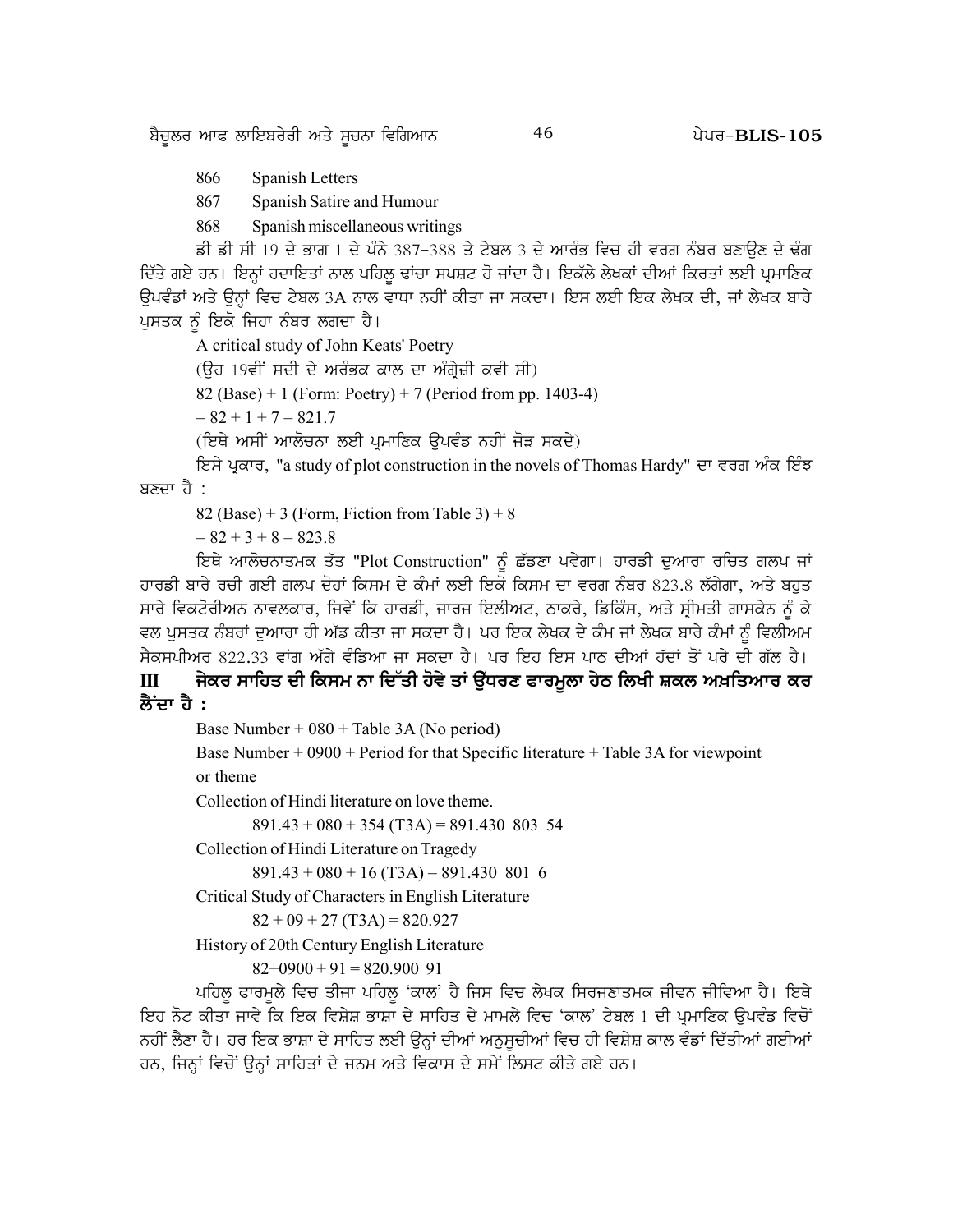866 Spanish Letters

867 Spanish Satire and Humour

868 Spanish miscellaneous writings

ਡੀ ਡੀ ਸੀ 19 ਦੇ ਭਾਗ 1 ਦੇ ਪੰਨੇ 387-388 ਤੇ ਟੇਬਲ 3 ਦੇ ਆਰੰਭ ਵਿਚ ਹੀ ਵਰਗ ਨੰਬਰ ਬਣਾਉਣ ਦੇ ਢੰਗ ਦਿੱਤੇ ਗਏ ਹਨ। ਇਨ੍ਹਾਂ ਹਦਾਇਤਾਂ ਨਾਲ ਪਹਿਲੂ ਢਾਂਚਾ ਸਪਸ਼ਟ ਹੋ ਜਾਂਦਾ ਹੈ। ਇਕੱਲੇ ਲੇਖਕਾਂ ਦੀਆਂ ਕਿਰਤਾਂ ਲਈ ਪ੍ਰਮਾਣਿਕ ਉਪਵੰਡਾਂ ਅਤੇ ਉਨ੍ਹਾਂ ਵਿਚ ਟੇਬਲ 3A ਨਾਲ ਵਾਧਾ ਨਹੀਂ ਕੀਤਾ ਜਾ ਸਕਦਾ। ਇਸ ਲਈ ਇਕ ਲੇਖਕ ਦੀ, ਜਾਂ ਲੇਖਕ ਬਾਰੇ ਪੁਸਤਕ ਨੂੰ ਇਕੋ ਜਿਹਾ ਨੰਬਰ ਲਗਦਾ ਹੈ।

A critical study of John Keats' Poetry

(ਉਹ 19ਵੀਂ ਸਦੀ ਦੇ ਅਰੰਭਕ ਕਾਲ ਦਾ ਅੰਗ੍ਰੇਜ਼ੀ ਕਵੀ ਸੀ)

82 (Base) + 1 (Form: Poetry) + 7 (Period from pp. 1403-4)

= 82 + 1 + 7 = 821.7

(ਇਥੇ ਅਸੀਂ ਆਲੋਚਨਾ ਲਈ ਪ੍ਰਮਾਣਿਕ ਉਪਵੰਡ ਨਹੀਂ ਜੋੜ ਸਕਦੇ)

ਇਸੇ ਪ੍ਰਕਾਰ, "a study of plot construction in the novels of Thomas Hardy" ਦਾ ਵਰਗ ਅੰਕ ਇੰਝ ਬਣਦਾ ਹੈ :

82 (Base) + 3 (Form, Fiction from Table 3) + 8

= 82 + 3 + 8 = 823.8

ਇਥੇ ਆਲੋਚਨਾਤਮਕ ਤੱਤ "Plot Construction" ਨੂੰ ਛੱਡਣਾ ਪਵੇਗਾ। ਹਾਰਡੀ ਦੁਆਰਾ ਰਚਿਤ ਗਲਪ ਜਾਂ ਹਾਰਡੀ ਬਾਰੇ ਰਚੀ ਗਈ ਗਲਪ ਦੋਹਾਂ ਕਿਸਮ ਦੇ ਕੰਮਾਂ ਲਈ ਇਕੋ ਕਿਸਮ ਦਾ ਵਰਗ ਨੰਬਰ 823.8 ਲੱਗੇਗਾ, ਅਤੇ ਬਹੁਤ ਸਾਰੇ ਵਿਕਟੋਰੀਅਨ ਨਾਵਲਕਾਰ, ਜਿਵੇਂ ਕਿ ਹਾਰਡੀ, ਜਾਰਜ ਇਲੀਅਟ, ਠਾਕਰੇ, ਡਿਕਿੰਸ, ਅਤੇ ਸ੍ਰੀਮਤੀ ਗਾਸਕੇਨ ਨੂੰ ਕੇਵਲ ਪੁਸਤਕ ਨੰਬਰਾਂ ਦੁਆਰਾ ਹੀ ਅੱਡ ਕੀਤਾ ਜਾ ਸਕਦਾ ਹੈ। ਪਰ ਇਕ ਲੇਖਕ ਦੇ ਕੰਮ ਜਾਂ ਲੇਖਕ ਬਾਰੇ ਕੰਮਾਂ ਨੂੰ ਵਿਲੀਅਮ ਸੈਕਸਪੀਅਰ 822.33 ਵਾਂਗ ਅੱਗੇ ਵੰਡਿਆ ਜਾ ਸਕਦਾ ਹੈ। ਪਰ ਇਹ ਇਸ ਪਾਠ ਦੀਆਂ ਹੱਦਾਂ ਤੋਂ ਪਰੇ ਦੀ ਗੱਲ ਹੈ।

## III ਜੇਕਰ ਸਾਹਿਤ ਦੀ ਕਿਸਮ ਨਾ ਦਿੱਤੀ ਹੋਵੇ ਤਾਂ ਉੱਧਰਣ ਫਾਰਮੂਲਾ ਹੇਠ ਲਿਖੀ ਸ਼ਕਲ ਅਖ਼ਤਿਆਰ ਕਰ ਲੈਂਦਾ ਹੈ :

Base Number + 080 + Table 3A (No period)

Base Number + 0900 + Period for that Specific literature + Table 3A for viewpoint or theme

Collection of Hindi literature on love theme.

891.43 + 080 + 354 (T3A) = 891.430 803 54

Collection of Hindi Literature on Tragedy

891.43 + 080 + 16 (T3A) = 891.430 801 6

Critical Study of Characters in English Literature

82 + 09 + 27 (T3A) = 820.927

History of 20th Century English Literature

82+0900 + 91 = 820.900 91

ਪਹਿਲੂ ਫਾਰਮੂਲੇ ਵਿਚ ਤੀਜਾ ਪਹਿਲੂ 'ਕਾਲ' ਹੈ ਜਿਸ ਵਿਚ ਲੇਖਕ ਸਿਰਜਣਾਤਮਕ ਜੀਵਨ ਜੀਵਿਆ ਹੈ। ਇਥੇ ਇਹ ਨੋਟ ਕੀਤਾ ਜਾਵੇ ਕਿ ਇਕ ਵਿਸ਼ੇਸ਼ ਭਾਸ਼ਾ ਦੇ ਸਾਹਿਤ ਦੇ ਮਾਮਲੇ ਵਿਚ 'ਕਾਲ' ਟੇਬਲ 1 ਦੀ ਪ੍ਰਮਾਣਿਕ ਉਪਵੰਡ ਵਿਚੋਂ ਨਹੀਂ ਲੈਣਾ ਹੈ। ਹਰ ਇਕ ਭਾਸ਼ਾ ਦੇ ਸਾਹਿਤ ਲਈ ਉਨ੍ਹਾਂ ਦੀਆਂ ਅਨੁਸੂਚੀਆਂ ਵਿਚ ਹੀ ਵਿਸ਼ੇਸ਼ ਕਾਲ ਵੰਡਾਂ ਦਿੱਤੀਆਂ ਗਈਆਂ ਹਨ, ਜਿਨ੍ਹਾਂ ਵਿਚੋਂ ਉਨ੍ਹਾਂ ਸਾਹਿਤਾਂ ਦੇ ਜਨਮ ਅਤੇ ਵਿਕਾਸ ਦੇ ਸਮੇਂ ਲਿਸਟ ਕੀਤੇ ਗਏ ਹਨ।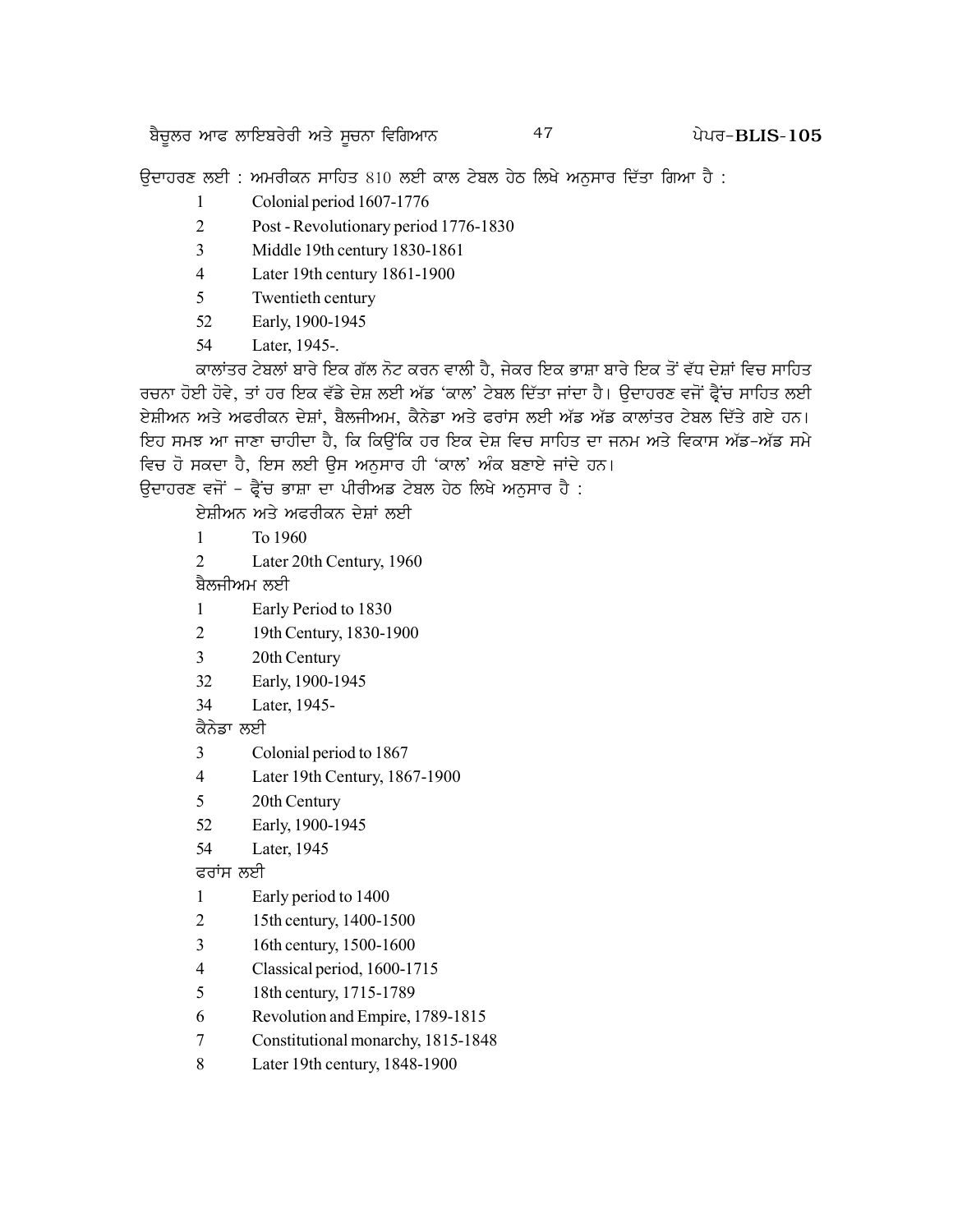ਉਦਾਹਰਣ ਲਈ : ਅਮਰੀਕਨ ਸਾਹਿਤ 810 ਲਈ ਕਾਲ ਟੇਬਲ ਹੇਠ ਲਿਖੇ ਅਨੁਸਾਰ ਦਿੱਤਾ ਗਿਆ ਹੈ :

| | |
|---|---|
| 1 | Colonial period 1607-1776 |
| 2 | Post - Revolutionary period 1776-1830 |
| 3 | Middle 19th century 1830-1861 |
| 4 | Later 19th century 1861-1900 |
| 5 | Twentieth century |
| 52 | Early, 1900-1945 |
| 54 | Later, 1945-. |

ਕਾਲਾਂਤਰ ਟੇਬਲਾਂ ਬਾਰੇ ਇਕ ਗੱਲ ਨੋਟ ਕਰਨ ਵਾਲੀ ਹੈ, ਜੇਕਰ ਇਕ ਭਾਸ਼ਾ ਬਾਰੇ ਇਕ ਤੋਂ ਵੱਧ ਦੇਸ਼ਾਂ ਵਿਚ ਸਾਹਿਤ ਰਚਨਾ ਹੋਈ ਹੋਵੇ, ਤਾਂ ਹਰ ਇਕ ਵੱਡੇ ਦੇਸ਼ ਲਈ ਅੱਡ 'ਕਾਲ' ਟੇਬਲ ਦਿੱਤਾ ਜਾਂਦਾ ਹੈ। ਉਦਾਹਰਣ ਵਜੋਂ ਫ੍ਰੈਂਚ ਸਾਹਿਤ ਲਈ ਏਸ਼ੀਅਨ ਅਤੇ ਅਫਰੀਕਨ ਦੇਸ਼ਾਂ, ਬੈਲਜੀਅਮ, ਕੈਨੇਡਾ ਅਤੇ ਫਰਾਂਸ ਲਈ ਅੱਡ ਅੱਡ ਕਾਲਾਂਤਰ ਟੇਬਲ ਦਿੱਤੇ ਗਏ ਹਨ। ਇਹ ਸਮਝ ਆ ਜਾਣਾ ਚਾਹੀਦਾ ਹੈ, ਕਿ ਕਿਉਂਕਿ ਹਰ ਇਕ ਦੇਸ਼ ਵਿਚ ਸਾਹਿਤ ਦਾ ਜਨਮ ਅਤੇ ਵਿਕਾਸ ਅੱਡ-ਅੱਡ ਸਮੇ ਵਿਚ ਹੋ ਸਕਦਾ ਹੈ, ਇਸ ਲਈ ਉਸ ਅਨੁਸਾਰ ਹੀ 'ਕਾਲ' ਅੰਕ ਬਣਾਏ ਜਾਂਦੇ ਹਨ।

ਉਦਾਹਰਣ ਵਜੋਂ - ਫ੍ਰੈਂਚ ਭਾਸ਼ਾ ਦਾ ਪੀਰੀਅਡ ਟੇਬਲ ਹੇਠ ਲਿਖੇ ਅਨੁਸਾਰ ਹੈ :

ਏਸ਼ੀਅਨ ਅਤੇ ਅਫਰੀਕਨ ਦੇਸ਼ਾਂ ਲਈ

| | |
|---|---|
| 1 | To 1960 |
| 2 | Later 20th Century, 1960 |

ਬੈਲਜੀਅਮ ਲਈ

| | |
|---|---|
| 1 | Early Period to 1830 |
| 2 | 19th Century, 1830-1900 |
| 3 | 20th Century |
| 32 | Early, 1900-1945 |
| 34 | Later, 1945- |

ਕੈਨੇਡਾ ਲਈ

| | |
|---|---|
| 3 | Colonial period to 1867 |
| 4 | Later 19th Century, 1867-1900 |
| 5 | 20th Century |
| 52 | Early, 1900-1945 |
| 54 | Later, 1945 |

ਫਰਾਂਸ ਲਈ

| | |
|---|---|
| 1 | Early period to 1400 |
| 2 | 15th century, 1400-1500 |
| 3 | 16th century, 1500-1600 |
| 4 | Classical period, 1600-1715 |
| 5 | 18th century, 1715-1789 |
| 6 | Revolution and Empire, 1789-1815 |
| 7 | Constitutional monarchy, 1815-1848 |
| 8 | Later 19th century, 1848-1900 |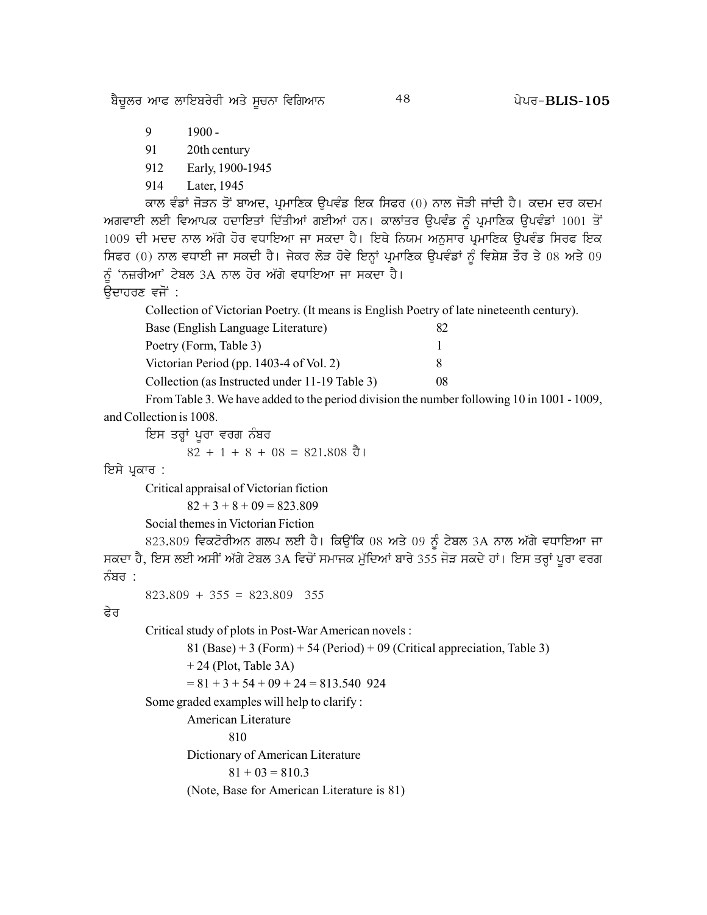| | |
|---|---|
| 9 | 1900 - |
| 91 | 20th century |
| 912 | Early, 1900-1945 |
| 914 | Later, 1945 |

ਕਾਲ ਵੰਡਾਂ ਜੋੜਨ ਤੋਂ ਬਾਅਦ, ਪ੍ਰਮਾਣਿਕ ਉਪਵੰਡ ਇਕ ਸਿਫਰ (0) ਨਾਲ ਜੋੜੀ ਜਾਂਦੀ ਹੈ। ਕਦਮ ਦਰ ਕਦਮ ਅਗਵਾਈ ਲਈ ਵਿਆਪਕ ਹਦਾਇਤਾਂ ਦਿੱਤੀਆਂ ਗਈਆਂ ਹਨ। ਕਾਲਾਂਤਰ ਉਪਵੰਡ ਨੂੰ ਪ੍ਰਮਾਣਿਕ ਉਪਵੰਡਾਂ 1001 ਤੋਂ 1009 ਦੀ ਮਦਦ ਨਾਲ ਅੱਗੇ ਹੋਰ ਵਧਾਇਆ ਜਾ ਸਕਦਾ ਹੈ। ਇਥੇ ਨਿਯਮ ਅਨੁਸਾਰ ਪ੍ਰਮਾਣਿਕ ਉਪਵੰਡ ਸਿਰਫ ਇਕ ਸਿਫਰ (0) ਨਾਲ ਵਧਾਈ ਜਾ ਸਕਦੀ ਹੈ। ਜੇਕਰ ਲੋੜ ਹੋਵੇ ਇਨ੍ਹਾਂ ਪ੍ਰਮਾਣਿਕ ਉਪਵੰਡਾਂ ਨੂੰ ਵਿਸ਼ੇਸ਼ ਤੌਰ ਤੇ 08 ਅਤੇ 09 ਨੂੰ 'ਨਜ਼ਰੀਆ' ਟੇਬਲ 3A ਨਾਲ ਹੋਰ ਅੱਗੇ ਵਧਾਇਆ ਜਾ ਸਕਦਾ ਹੈ।

ਉਦਾਹਰਣ ਵਜੋਂ :

Collection of Victorian Poetry. (It means is English Poetry of late nineteenth century).

| | |
|---|---|
| Base (English Language Literature) | 82 |
| Poetry (Form, Table 3) | 1 |
| Victorian Period (pp. 1403-4 of Vol. 2) | 8 |
| Collection (as Instructed under 11-19 Table 3) | 08 |

From Table 3. We have added to the period division the number following 10 in 1001 - 1009, and Collection is 1008.

ਇਸ ਤਰ੍ਹਾਂ ਪੂਰਾ ਵਰਗ ਨੰਬਰ

82 + 1 + 8 + 08 = 821.808 ਹੈ।

ਇਸੇ ਪ੍ਰਕਾਰ :

Critical appraisal of Victorian fiction

82 + 3 + 8 + 09 = 823.809

Social themes in Victorian Fiction

823.809 ਵਿਕਟੋਰੀਅਨ ਗਲਪ ਲਈ ਹੈ। ਕਿਉਂਕਿ 08 ਅਤੇ 09 ਨੂੰ ਟੇਬਲ 3A ਨਾਲ ਅੱਗੇ ਵਧਾਇਆ ਜਾ ਸਕਦਾ ਹੈ, ਇਸ ਲਈ ਅਸੀਂ ਅੱਗੇ ਟੇਬਲ 3A ਵਿਚੋਂ ਸਮਾਜਕ ਮੁੱਦਿਆਂ ਬਾਰੇ 355 ਜੋੜ ਸਕਦੇ ਹਾਂ। ਇਸ ਤਰ੍ਹਾਂ ਪੂਰਾ ਵਰਗ ਨੰਬਰ :

823.809 + 355 = 823.809 355

ਫੇਰ

Critical study of plots in Post-War American novels :

81 (Base) + 3 (Form) + 54 (Period) + 09 (Critical appreciation, Table 3) + 24 (Plot, Table 3A)

= 81 + 3 + 54 + 09 + 24 = 813.540 924

Some graded examples will help to clarify :

American Literature

810

Dictionary of American Literature

81 + 03 = 810.3

(Note, Base for American Literature is 81)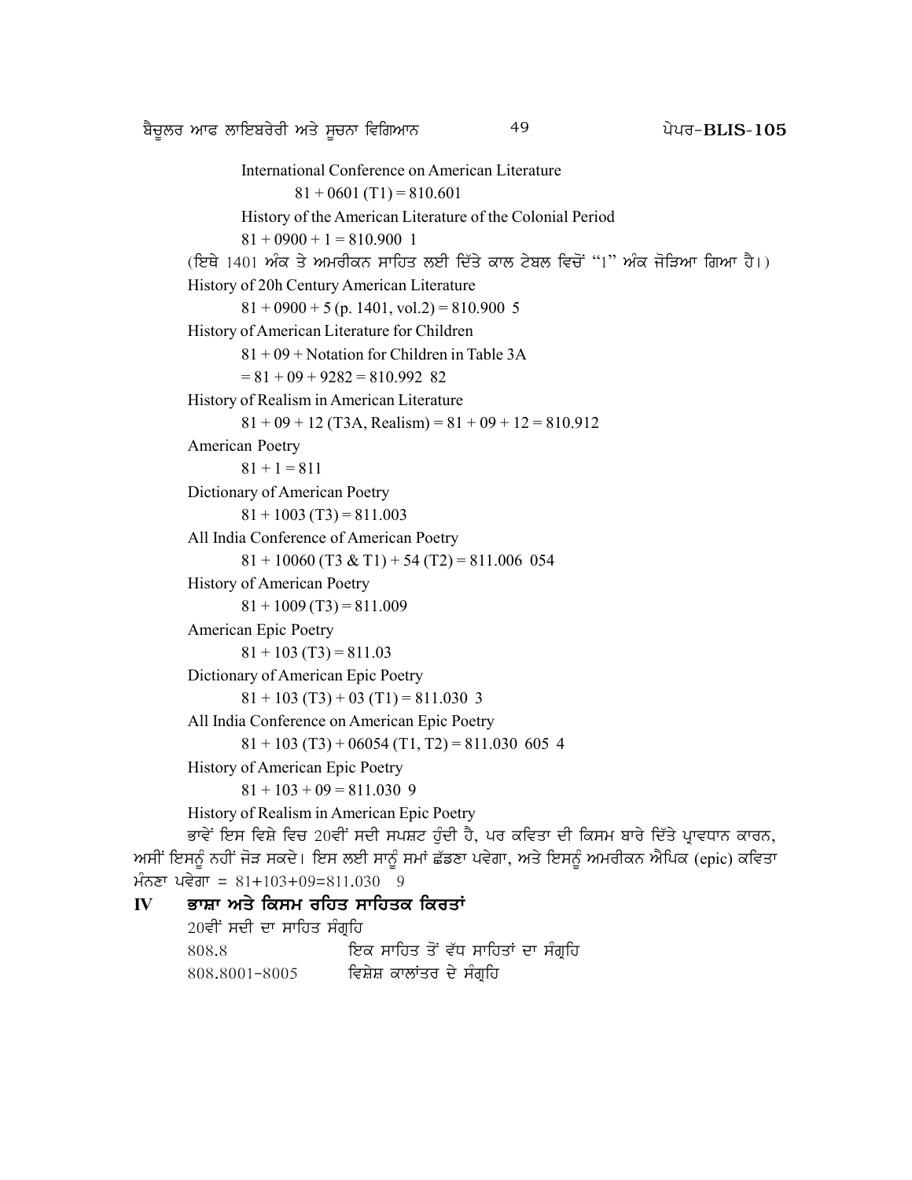International Conference on American Literature

81 + 0601 (T1) = 810.601

History of the American Literature of the Colonial Period

81 + 0900 + 1 = 810.900 1

(ਇਥੇ 1401 ਅੰਕ ਤੇ ਅਮਰੀਕਨ ਸਾਹਿਤ ਲਈ ਦਿੱਤੇ ਕਾਲ ਟੇਬਲ ਵਿਚੋਂ "1" ਅੰਕ ਜੋੜਿਆ ਗਿਆ ਹੈ।)

History of 20h Century American Literature

81 + 0900 + 5 (p. 1401, vol.2) = 810.900 5

History of American Literature for Children

81 + 09 + Notation for Children in Table 3A

= 81 + 09 + 9282 = 810.992 82

History of Realism in American Literature

81 + 09 + 12 (T3A, Realism) = 81 + 09 + 12 = 810.912

American Poetry

81 + 1 = 811

Dictionary of American Poetry

81 + 1003 (T3) = 811.003

All India Conference of American Poetry

81 + 10060 (T3 & T1) + 54 (T2) = 811.006 054

History of American Poetry

81 + 1009 (T3) = 811.009

American Epic Poetry

81 + 103 (T3) = 811.03

Dictionary of American Epic Poetry

81 + 103 (T3) + 03 (T1) = 811.030 3

All India Conference on American Epic Poetry

81 + 103 (T3) + 06054 (T1, T2) = 811.030 605 4

History of American Epic Poetry

81 + 103 + 09 = 811.030 9

History of Realism in American Epic Poetry

ਭਾਵੇਂ ਇਸ ਵਿਸ਼ੇ ਵਿਚ 20ਵੀਂ ਸਦੀ ਸਪਸ਼ਟ ਹੁੰਦੀ ਹੈ, ਪਰ ਕਵਿਤਾ ਦੀ ਕਿਸਮ ਬਾਰੇ ਦਿੱਤੇ ਪ੍ਰਾਵਧਾਨ ਕਾਰਨ, ਅਸੀਂ ਇਸਨੂੰ ਨਹੀਂ ਜੋੜ ਸਕਦੇ। ਇਸ ਲਈ ਸਾਨੂੰ ਸਮਾਂ ਛੱਡਣਾ ਪਵੇਗਾ, ਅਤੇ ਇਸਨੂੰ ਅਮਰੀਕਨ ਐਪਿਕ (epic) ਕਵਿਤਾ ਮੰਨਣਾ ਪਵੇਗਾ = 81+103+09=811.030 9

## IV ਭਾਸ਼ਾ ਅਤੇ ਕਿਸਮ ਰਹਿਤ ਸਾਹਿਤਕ ਕਿਰਤਾਂ

20ਵੀਂ ਸਦੀ ਦਾ ਸਾਹਿਤ ਸੰਗ੍ਰਹਿ

808.8 ਇਕ ਸਾਹਿਤ ਤੋਂ ਵੱਧ ਸਾਹਿਤਾਂ ਦਾ ਸੰਗ੍ਰਹਿ

808.8001-8005 ਵਿਸ਼ੇਸ਼ ਕਾਲਾਂਤਰ ਦੇ ਸੰਗ੍ਰਹਿ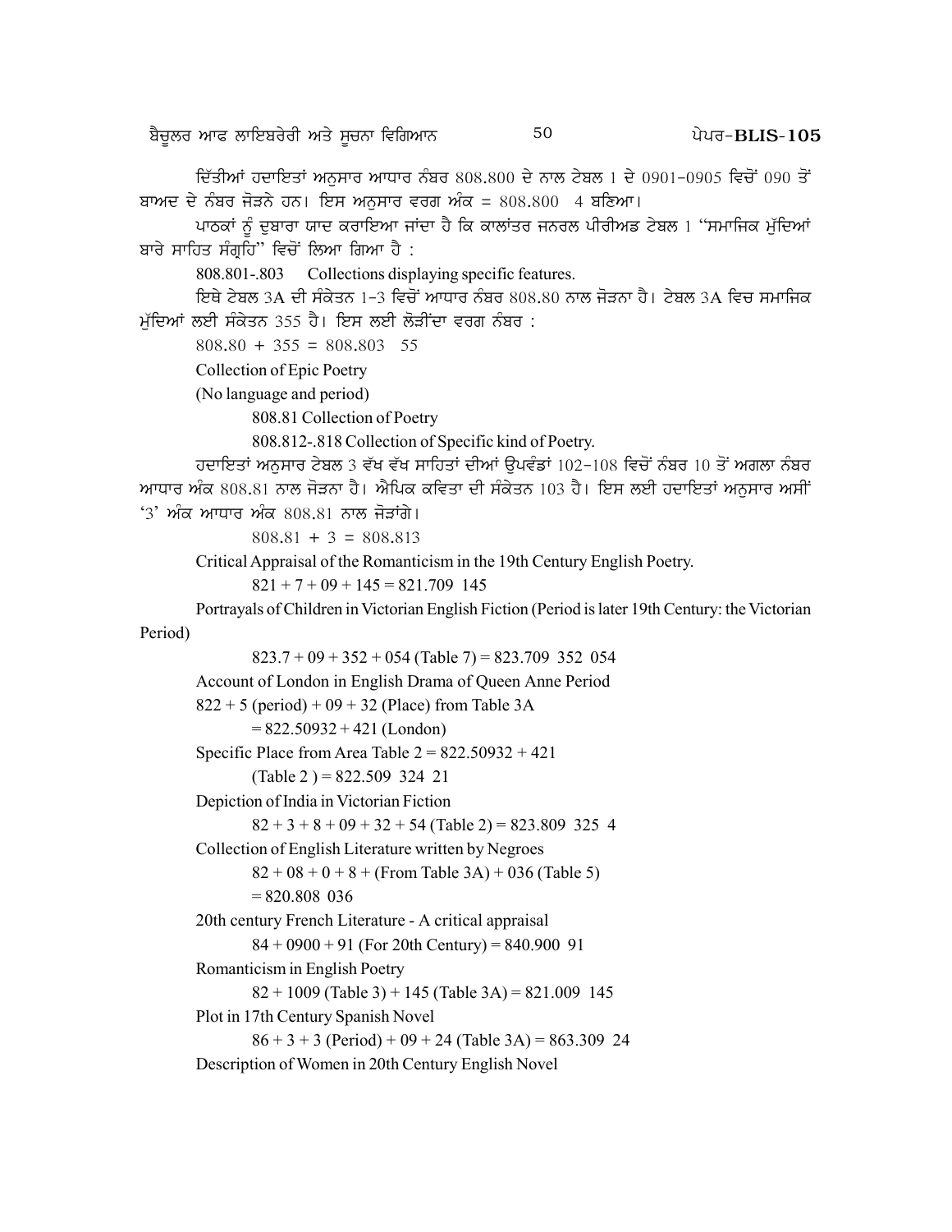ਦਿੱਤੀਆਂ ਹਦਾਇਤਾਂ ਅਨੁਸਾਰ ਆਧਾਰ ਨੰਬਰ 808.800 ਦੇ ਨਾਲ ਟੇਬਲ 1 ਦੇ 0901-0905 ਵਿਚੋਂ 090 ਤੋਂ ਬਾਅਦ ਦੇ ਨੰਬਰ ਜੋੜਨੇ ਹਨ। ਇਸ ਅਨੁਸਾਰ ਵਰਗ ਅੰਕ = 808.800 4 ਬਣਿਆ।

ਪਾਠਕਾਂ ਨੂੰ ਦੁਬਾਰਾ ਯਾਦ ਕਰਾਇਆ ਜਾਂਦਾ ਹੈ ਕਿ ਕਾਲਾਂਤਰ ਜਨਰਲ ਪੀਰੀਅਡ ਟੇਬਲ 1 "ਸਮਾਜਿਕ ਮੁੱਦਿਆਂ ਬਾਰੇ ਸਾਹਿਤ ਸੰਗ੍ਰਹਿ" ਵਿਚੋਂ ਲਿਆ ਗਿਆ ਹੈ :

808.801-.803 Collections displaying specific features.

ਇਥੇ ਟੇਬਲ 3A ਦੀ ਸੰਕੇਤਨ 1-3 ਵਿਚੋਂ ਆਧਾਰ ਨੰਬਰ 808.80 ਨਾਲ ਜੋੜਨਾ ਹੈ। ਟੇਬਲ 3A ਵਿਚ ਸਮਾਜਿਕ ਮੁੱਦਿਆਂ ਲਈ ਸੰਕੇਤਨ 355 ਹੈ। ਇਸ ਲਈ ਲੋੜੀਂਦਾ ਵਰਗ ਨੰਬਰ :

808.80 + 355 = 808.803 55

Collection of Epic Poetry

(No language and period)

808.81 Collection of Poetry

808.812-.818 Collection of Specific kind of Poetry.

ਹਦਾਇਤਾਂ ਅਨੁਸਾਰ ਟੇਬਲ 3 ਵੱਖ ਵੱਖ ਸਾਹਿਤਾਂ ਦੀਆਂ ਉਪਵੰਡਾਂ 102-108 ਵਿਚੋਂ ਨੰਬਰ 10 ਤੋਂ ਅਗਲਾ ਨੰਬਰ ਆਧਾਰ ਅੰਕ 808.81 ਨਾਲ ਜੋੜਨਾ ਹੈ। ਐਪਿਕ ਕਵਿਤਾ ਦੀ ਸੰਕੇਤਨ 103 ਹੈ। ਇਸ ਲਈ ਹਦਾਇਤਾਂ ਅਨੁਸਾਰ ਅਸੀਂ '3' ਅੰਕ ਆਧਾਰ ਅੰਕ 808.81 ਨਾਲ ਜੋੜਾਂਗੇ।

808.81 + 3 = 808.813

Critical Appraisal of the Romanticism in the 19th Century English Poetry.

821 + 7 + 09 + 145 = 821.709 145

Portrayals of Children in Victorian English Fiction (Period is later 19th Century: the Victorian Period)

823.7 + 09 + 352 + 054 (Table 7) = 823.709 352 054

Account of London in English Drama of Queen Anne Period

822 + 5 (period) + 09 + 32 (Place) from Table 3A

= 822.50932 + 421 (London)

Specific Place from Area Table 2 = 822.50932 + 421

(Table 2 ) = 822.509 324 21

Depiction of India in Victorian Fiction

82 + 3 + 8 + 09 + 32 + 54 (Table 2) = 823.809 325 4

Collection of English Literature written by Negroes

82 + 08 + 0 + 8 + (From Table 3A) + 036 (Table 5)

= 820.808 036

20th century French Literature - A critical appraisal

84 + 0900 + 91 (For 20th Century) = 840.900 91

Romanticism in English Poetry

82 + 1009 (Table 3) + 145 (Table 3A) = 821.009 145

Plot in 17th Century Spanish Novel

86 + 3 + 3 (Period) + 09 + 24 (Table 3A) = 863.309 24

Description of Women in 20th Century English Novel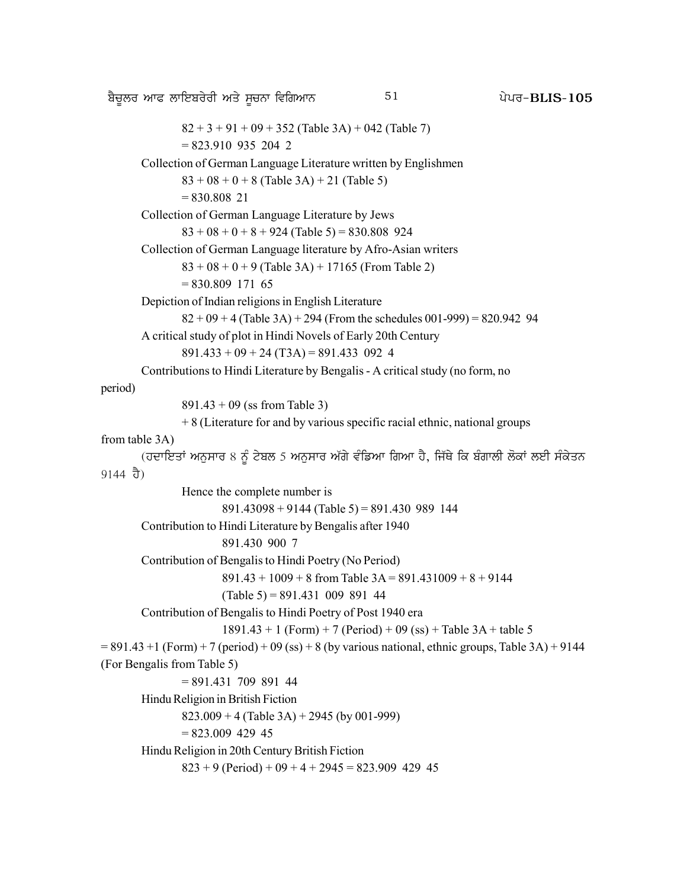82 + 3 + 91 + 09 + 352 (Table 3A) + 042 (Table 7)

= 823.910 935 204 2

Collection of German Language Literature written by Englishmen

83 + 08 + 0 + 8 (Table 3A) + 21 (Table 5)

= 830.808 21

Collection of German Language Literature by Jews

83 + 08 + 0 + 8 + 924 (Table 5) = 830.808 924

Collection of German Language literature by Afro-Asian writers

83 + 08 + 0 + 9 (Table 3A) + 17165 (From Table 2)

= 830.809 171 65

Depiction of Indian religions in English Literature

82 + 09 + 4 (Table 3A) + 294 (From the schedules 001-999) = 820.942 94

A critical study of plot in Hindi Novels of Early 20th Century

891.433 + 09 + 24 (T3A) = 891.433 092 4

Contributions to Hindi Literature by Bengalis - A critical study (no form, no period)

891.43 + 09 (ss from Table 3)

+ 8 (Literature for and by various specific racial ethnic, national groups from table 3A)

(ਹਦਾਇਤਾਂ ਅਨੁਸਾਰ 8 ਨੂੰ ਟੇਬਲ 5 ਅਨੁਸਾਰ ਅੱਗੇ ਵੰਡਿਆ ਗਿਆ ਹੈ, ਜਿੱਥੇ ਕਿ ਬੰਗਾਲੀ ਲੋਕਾਂ ਲਈ ਸੰਕੇਤਨ 9144 ਹੈ)

Hence the complete number is

891.43098 + 9144 (Table 5) = 891.430 989 144

Contribution to Hindi Literature by Bengalis after 1940

891.430 900 7

Contribution of Bengalis to Hindi Poetry (No Period)

891.43 + 1009 + 8 from Table 3A = 891.431009 + 8 + 9144

(Table 5) = 891.431 009 891 44

Contribution of Bengalis to Hindi Poetry of Post 1940 era

1891.43 + 1 (Form) + 7 (Period) + 09 (ss) + Table 3A + table 5

= 891.43 +1 (Form) + 7 (period) + 09 (ss) + 8 (by various national, ethnic groups, Table 3A) + 9144 (For Bengalis from Table 5)

= 891.431 709 891 44

Hindu Religion in British Fiction

823.009 + 4 (Table 3A) + 2945 (by 001-999)

= 823.009 429 45

Hindu Religion in 20th Century British Fiction

823 + 9 (Period) + 09 + 4 + 2945 = 823.909 429 45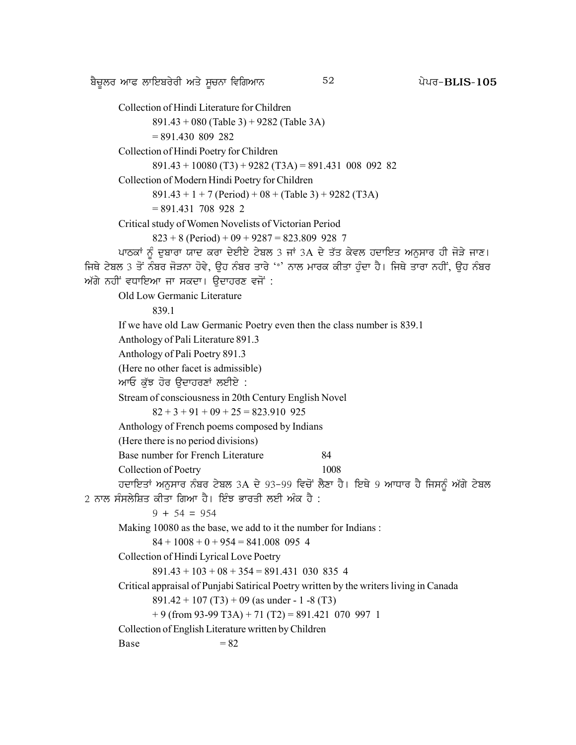Collection of Hindi Literature for Children

891.43 + 080 (Table 3) + 9282 (Table 3A)

= 891.430 809 282

Collection of Hindi Poetry for Children

891.43 + 10080 (T3) + 9282 (T3A) = 891.431 008 092 82

Collection of Modern Hindi Poetry for Children

891.43 + 1 + 7 (Period) + 08 + (Table 3) + 9282 (T3A)

= 891.431 708 928 2

Critical study of Women Novelists of Victorian Period

823 + 8 (Period) + 09 + 9287 = 823.809 928 7

ਪਾਠਕਾਂ ਨੂੰ ਦੁਬਾਰਾ ਯਾਦ ਕਰਾ ਦੇਈਏ ਟੇਬਲ 3 ਜਾਂ 3A ਦੇ ਤੱਤ ਕੇਵਲ ਹਦਾਇਤ ਅਨੁਸਾਰ ਹੀ ਜੋੜੇ ਜਾਣ। ਜਿਥੇ ਟੇਬਲ 3 ਤੋਂ ਨੰਬਰ ਜੋੜਨਾ ਹੋਵੇ, ਉਹ ਨੰਬਰ ਤਾਰੇ '*' ਨਾਲ ਮਾਰਕ ਕੀਤਾ ਹੁੰਦਾ ਹੈ। ਜਿਥੇ ਤਾਰਾ ਨਹੀਂ, ਉਹ ਨੰਬਰ ਅੱਗੇ ਨਹੀਂ ਵਧਾਇਆ ਜਾ ਸਕਦਾ। ਉਦਾਹਰਣ ਵਜੋਂ :

Old Low Germanic Literature

839.1

If we have old Law Germanic Poetry even then the class number is 839.1

Anthology of Pali Literature 891.3

Anthology of Pali Poetry 891.3

(Here no other facet is admissible)

ਆਓ ਕੁੱਝ ਹੋਰ ਉਦਾਹਰਣਾਂ ਲਈਏ :

Stream of consciousness in 20th Century English Novel

82 + 3 + 91 + 09 + 25 = 823.910 925

Anthology of French poems composed by Indians

(Here there is no period divisions)

Base number for French Literature 84

Collection of Poetry 1008

ਹਦਾਇਤਾਂ ਅਨੁਸਾਰ ਨੰਬਰ ਟੇਬਲ 3A ਦੇ 93-99 ਵਿਚੋਂ ਲੈਣਾ ਹੈ। ਇਥੇ 9 ਆਧਾਰ ਹੈ ਜਿਸਨੂੰ ਅੱਗੇ ਟੇਬਲ 2 ਨਾਲ ਸੰਸਲੇਸ਼ਿਤ ਕੀਤਾ ਗਿਆ ਹੈ। ਇੰਝ ਭਾਰਤੀ ਲਈ ਅੰਕ ਹੈ :

9 + 54 = 954

Making 10080 as the base, we add to it the number for Indians :

84 + 1008 + 0 + 954 = 841.008 095 4

Collection of Hindi Lyrical Love Poetry

891.43 + 103 + 08 + 354 = 891.431 030 835 4

Critical appraisal of Punjabi Satirical Poetry written by the writers living in Canada

891.42 + 107 (T3) + 09 (as under - 1 -8 (T3)

+ 9 (from 93-99 T3A) + 71 (T2) = 891.421 070 997 1

Collection of English Literature written by Children

Base = 82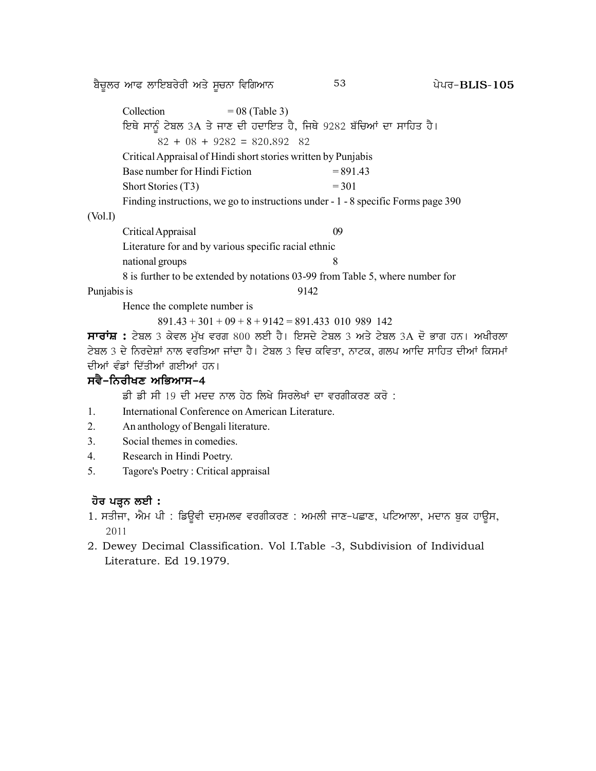Collection = 08 (Table 3)

ਇਥੇ ਸਾਨੂੰ ਟੇਬਲ 3A ਤੇ ਜਾਣ ਦੀ ਹਦਾਇਤ ਹੈ, ਜਿਥੇ 9282 ਬੱਚਿਆਂ ਦਾ ਸਾਹਿਤ ਹੈ।

82 + 08 + 9282 = 820.892 82

Critical Appraisal of Hindi short stories written by Punjabis

Base number for Hindi Fiction = 891.43

Short Stories (T3) = 301

Finding instructions, we go to instructions under - 1 - 8 specific Forms page 390 (Vol.I)

Critical Appraisal 09

Literature for and by various specific racial ethnic national groups 8

8 is further to be extended by notations 03-99 from Table 5, where number for Punjabis is 9142

Hence the complete number is

891.43 + 301 + 09 + 8 + 9142 = 891.433 010 989 142

**ਸਾਰਾਂਸ਼ :** ਟੇਬਲ 3 ਕੇਵਲ ਮੁੱਖ ਵਰਗ 800 ਲਈ ਹੈ। ਇਸਦੇ ਟੇਬਲ 3 ਅਤੇ ਟੇਬਲ 3A ਦੋ ਭਾਗ ਹਨ। ਅਖੀਰਲਾ ਟੇਬਲ 3 ਦੇ ਨਿਰਦੇਸ਼ਾਂ ਨਾਲ ਵਰਤਿਆ ਜਾਂਦਾ ਹੈ। ਟੇਬਲ 3 ਵਿਚ ਕਵਿਤਾ, ਨਾਟਕ, ਗਲਪ ਆਦਿ ਸਾਹਿਤ ਦੀਆਂ ਕਿਸਮਾਂ ਦੀਆਂ ਵੰਡਾਂ ਦਿੱਤੀਆਂ ਗਈਆਂ ਹਨ।

## ਸਵੈ-ਨਿਰੀਖਣ ਅਭਿਆਸ-4

ਡੀ ਡੀ ਸੀ 19 ਦੀ ਮਦਦ ਨਾਲ ਹੇਠ ਲਿਖੇ ਸਿਰਲੇਖਾਂ ਦਾ ਵਰਗੀਕਰਣ ਕਰੋ :

1. International Conference on American Literature.
2. An anthology of Bengali literature.
3. Social themes in comedies.
4. Research in Hindi Poetry.
5. Tagore's Poetry : Critical appraisal

## ਹੋਰ ਪੜ੍ਹਨ ਲਈ :

1. ਸਤੀਜਾ, ਐਮ ਪੀ : ਡਿਊਵੀ ਦਸ਼ਮਲਵ ਵਰਗੀਕਰਣ : ਅਮਲੀ ਜਾਣ-ਪਛਾਣ, ਪਟਿਆਲਾ, ਮਦਾਨ ਬੁਕ ਹਾਊਸ, 2011
2. Dewey Decimal Classification. Vol I.Table -3, Subdivision of Individual Literature. Ed 19.1979.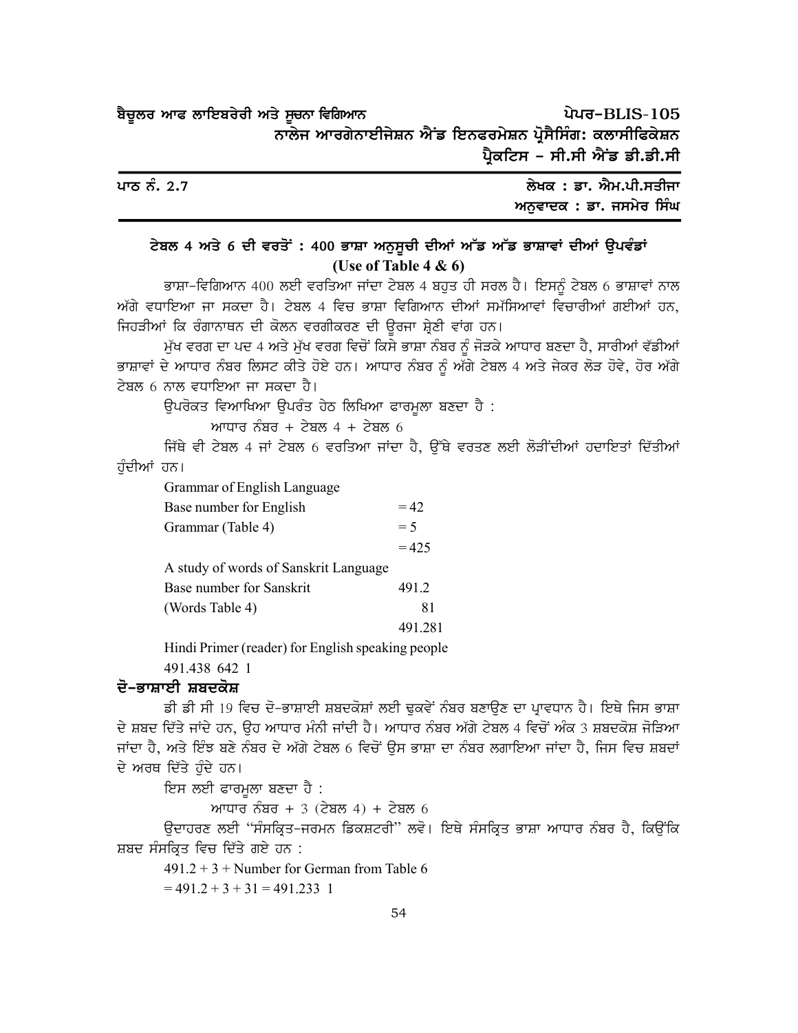ਬੈਚੂਲਰ ਆਫ ਲਾਇਬਰੇਰੀ ਅਤੇ ਸੂਚਨਾ ਵਿਗਿਆਨ — ਪੇਪਰ–BLIS-105

ਨਾਲੇਜ ਆਰਗੇਨਾਈਜੇਸ਼ਨ ਐਂਡ ਇਨਫਰਮੇਸ਼ਨ ਪ੍ਰੋਸੈਸਿੰਗ: ਕਲਾਸੀਫਿਕੇਸ਼ਨ ਪ੍ਰੈਕਟਿਸ – ਸੀ.ਸੀ ਐਂਡ ਡੀ.ਡੀ.ਸੀ

ਪਾਠ ਨੰ. 2.7 — ਲੇਖਕ : ਡਾ. ਐਮ.ਪੀ.ਸਤੀਜਾ

ਅਨੁਵਾਦਕ : ਡਾ. ਜਸਮੇਰ ਸਿੰਘ

## ਟੇਬਲ 4 ਅਤੇ 6 ਦੀ ਵਰਤੋਂ : 400 ਭਾਸ਼ਾ ਅਨੁਸੂਚੀ ਦੀਆਂ ਅੱਡ ਅੱਡ ਭਾਸ਼ਾਵਾਂ ਦੀਆਂ ਉਪਵੰਡਾਂ (Use of Table 4 & 6)

ਭਾਸ਼ਾ–ਵਿਗਿਆਨ 400 ਲਈ ਵਰਤਿਆ ਜਾਂਦਾ ਟੇਬਲ 4 ਬਹੁਤ ਹੀ ਸਰਲ ਹੈ। ਇਸਨੂੰ ਟੇਬਲ 6 ਭਾਸ਼ਾਵਾਂ ਨਾਲ ਅੱਗੇ ਵਧਾਇਆ ਜਾ ਸਕਦਾ ਹੈ। ਟੇਬਲ 4 ਵਿਚ ਭਾਸ਼ਾ ਵਿਗਿਆਨ ਦੀਆਂ ਸਮੱਸਿਆਵਾਂ ਵਿਚਾਰੀਆਂ ਗਈਆਂ ਹਨ, ਜਿਹੜੀਆਂ ਕਿ ਰੰਗਾਨਾਥਨ ਦੀ ਕੋਲਨ ਵਰਗੀਕਰਣ ਦੀ ਊਰਜਾ ਸ਼੍ਰੇਣੀ ਵਾਂਗ ਹਨ।

ਮੁੱਖ ਵਰਗ ਦਾ ਪਦ 4 ਅਤੇ ਮੁੱਖ ਵਰਗ ਵਿਚੋਂ ਕਿਸੇ ਭਾਸ਼ਾ ਨੰਬਰ ਨੂੰ ਜੋੜਕੇ ਆਧਾਰ ਬਣਦਾ ਹੈ, ਸਾਰੀਆਂ ਵੱਡੀਆਂ ਭਾਸ਼ਾਵਾਂ ਦੇ ਆਧਾਰ ਨੰਬਰ ਲਿਸਟ ਕੀਤੇ ਹੋਏ ਹਨ। ਆਧਾਰ ਨੰਬਰ ਨੂੰ ਅੱਗੇ ਟੇਬਲ 4 ਅਤੇ ਜੇਕਰ ਲੋੜ ਹੋਵੇ, ਹੋਰ ਅੱਗੇ ਟੇਬਲ 6 ਨਾਲ ਵਧਾਇਆ ਜਾ ਸਕਦਾ ਹੈ।

ਉਪਰੋਕਤ ਵਿਆਖਿਆ ਉਪਰੰਤ ਹੇਠ ਲਿਖਿਆ ਫਾਰਮੂਲਾ ਬਣਦਾ ਹੈ :

ਆਧਾਰ ਨੰਬਰ + ਟੇਬਲ 4 + ਟੇਬਲ 6

ਜਿੱਥੇ ਵੀ ਟੇਬਲ 4 ਜਾਂ ਟੇਬਲ 6 ਵਰਤਿਆ ਜਾਂਦਾ ਹੈ, ਉੱਥੇ ਵਰਤਣ ਲਈ ਲੋੜੀਂਦੀਆਂ ਹਦਾਇਤਾਂ ਦਿੱਤੀਆਂ ਹੁੰਦੀਆਂ ਹਨ।

Grammar of English Language

| | |
|---|---|
| Base number for English | = 42 |
| Grammar (Table 4) | = 5 |
| | = 425 |

A study of words of Sanskrit Language

| | |
|---|---|
| Base number for Sanskrit | 491.2 |
| (Words Table 4) | 81 |
| | 491.281 |

Hindi Primer (reader) for English speaking people

491.438 642 1

### ਦੋ–ਭਾਸ਼ਾਈ ਸ਼ਬਦਕੋਸ਼

ਡੀ ਡੀ ਸੀ 19 ਵਿਚ ਦੋ–ਭਾਸ਼ਾਈ ਸ਼ਬਦਕੋਸ਼ਾਂ ਲਈ ਢੁਕਵੇਂ ਨੰਬਰ ਬਣਾਉਣ ਦਾ ਪ੍ਰਾਵਧਾਨ ਹੈ। ਇਥੇ ਜਿਸ ਭਾਸ਼ਾ ਦੇ ਸ਼ਬਦ ਦਿੱਤੇ ਜਾਂਦੇ ਹਨ, ਉਹ ਆਧਾਰ ਮੰਨੀ ਜਾਂਦੀ ਹੈ। ਆਧਾਰ ਨੰਬਰ ਅੱਗੇ ਟੇਬਲ 4 ਵਿਚੋਂ ਅੰਕ 3 ਸ਼ਬਦਕੋਸ਼ ਜੋੜਿਆ ਜਾਂਦਾ ਹੈ, ਅਤੇ ਇੰਝ ਬਣੇ ਨੰਬਰ ਦੇ ਅੱਗੇ ਟੇਬਲ 6 ਵਿਚੋਂ ਉਸ ਭਾਸ਼ਾ ਦਾ ਨੰਬਰ ਲਗਾਇਆ ਜਾਂਦਾ ਹੈ, ਜਿਸ ਵਿਚ ਸ਼ਬਦਾਂ ਦੇ ਅਰਥ ਦਿੱਤੇ ਹੁੰਦੇ ਹਨ।

ਇਸ ਲਈ ਫਾਰਮੂਲਾ ਬਣਦਾ ਹੈ :

ਆਧਾਰ ਨੰਬਰ + 3 (ਟੇਬਲ 4) + ਟੇਬਲ 6

ਉਦਾਹਰਣ ਲਈ "ਸੰਸਕ੍ਰਿਤ–ਜਰਮਨ ਡਿਕਸ਼ਟਰੀ" ਲਵੋ। ਇਥੇ ਸੰਸਕ੍ਰਿਤ ਭਾਸ਼ਾ ਆਧਾਰ ਨੰਬਰ ਹੈ, ਕਿਉਂਕਿ ਸ਼ਬਦ ਸੰਸਕ੍ਰਿਤ ਵਿਚ ਦਿੱਤੇ ਗਏ ਹਨ :

491.2 + 3 + Number for German from Table 6

= 491.2 + 3 + 31 = 491.233 1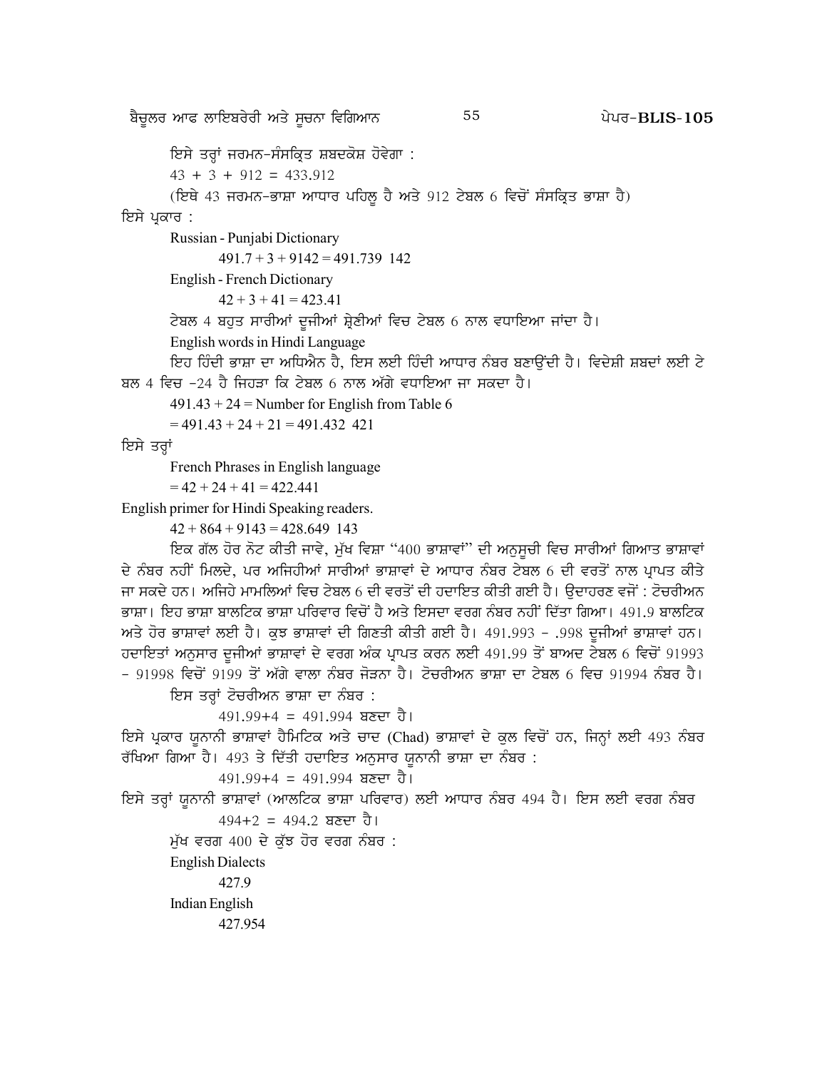ਇਸੇ ਤਰ੍ਹਾਂ ਜਰਮਨ-ਸੰਸਕ੍ਰਿਤ ਸ਼ਬਦਕੋਸ਼ ਹੋਵੇਗਾ :

43 + 3 + 912 = 433.912

(ਇਥੇ 43 ਜਰਮਨ-ਭਾਸ਼ਾ ਆਧਾਰ ਪਹਿਲੂ ਹੈ ਅਤੇ 912 ਟੇਬਲ 6 ਵਿਚੋਂ ਸੰਸਕ੍ਰਿਤ ਭਾਸ਼ਾ ਹੈ)

ਇਸੇ ਪ੍ਰਕਾਰ :

Russian - Punjabi Dictionary

491.7 + 3 + 9142 = 491.739 142

English - French Dictionary

42 + 3 + 41 = 423.41

ਟੇਬਲ 4 ਬਹੁਤ ਸਾਰੀਆਂ ਦੂਜੀਆਂ ਸ਼੍ਰੇਣੀਆਂ ਵਿਚ ਟੇਬਲ 6 ਨਾਲ ਵਧਾਇਆ ਜਾਂਦਾ ਹੈ।

English words in Hindi Language

ਇਹ ਹਿੰਦੀ ਭਾਸ਼ਾ ਦਾ ਅਧਿਐਨ ਹੈ, ਇਸ ਲਈ ਹਿੰਦੀ ਆਧਾਰ ਨੰਬਰ ਬਣਾਉਂਦੀ ਹੈ। ਵਿਦੇਸ਼ੀ ਸ਼ਬਦਾਂ ਲਈ ਟੇਬਲ 4 ਵਿਚ -24 ਹੈ ਜਿਹੜਾ ਕਿ ਟੇਬਲ 6 ਨਾਲ ਅੱਗੇ ਵਧਾਇਆ ਜਾ ਸਕਦਾ ਹੈ।

491.43 + 24 = Number for English from Table 6

= 491.43 + 24 + 21 = 491.432 421

ਇਸੇ ਤਰ੍ਹਾਂ

French Phrases in English language

= 42 + 24 + 41 = 422.441

English primer for Hindi Speaking readers.

42 + 864 + 9143 = 428.649 143

ਇਕ ਗੱਲ ਹੋਰ ਨੋਟ ਕੀਤੀ ਜਾਵੇ, ਮੁੱਖ ਵਿਸ਼ਾ "400 ਭਾਸ਼ਾਵਾਂ" ਦੀ ਅਨੁਸੂਚੀ ਵਿਚ ਸਾਰੀਆਂ ਗਿਆਤ ਭਾਸ਼ਾਵਾਂ ਦੇ ਨੰਬਰ ਨਹੀਂ ਮਿਲਦੇ, ਪਰ ਅਜਿਹੀਆਂ ਸਾਰੀਆਂ ਭਾਸ਼ਾਵਾਂ ਦੇ ਆਧਾਰ ਨੰਬਰ ਟੇਬਲ 6 ਦੀ ਵਰਤੋਂ ਨਾਲ ਪ੍ਰਾਪਤ ਕੀਤੇ ਜਾ ਸਕਦੇ ਹਨ। ਅਜਿਹੇ ਮਾਮਲਿਆਂ ਵਿਚ ਟੇਬਲ 6 ਦੀ ਵਰਤੋਂ ਦੀ ਹਦਾਇਤ ਕੀਤੀ ਗਈ ਹੈ। ਉਦਾਹਰਣ ਵਜੋਂ : ਟੋਚਰੀਅਨ ਭਾਸ਼ਾ। ਇਹ ਭਾਸ਼ਾ ਬਾਲਟਿਕ ਭਾਸ਼ਾ ਪਰਿਵਾਰ ਵਿਚੋਂ ਹੈ ਅਤੇ ਇਸਦਾ ਵਰਗ ਨੰਬਰ ਨਹੀਂ ਦਿੱਤਾ ਗਿਆ। 491.9 ਬਾਲਟਿਕ ਅਤੇ ਹੋਰ ਭਾਸ਼ਾਵਾਂ ਲਈ ਹੈ। ਕੁਝ ਭਾਸ਼ਾਵਾਂ ਦੀ ਗਿਣਤੀ ਕੀਤੀ ਗਈ ਹੈ। 491.993 - .998 ਦੂਜੀਆਂ ਭਾਸ਼ਾਵਾਂ ਹਨ। ਹਦਾਇਤਾਂ ਅਨੁਸਾਰ ਦੂਜੀਆਂ ਭਾਸ਼ਾਵਾਂ ਦੇ ਵਰਗ ਅੰਕ ਪ੍ਰਾਪਤ ਕਰਨ ਲਈ 491.99 ਤੋਂ ਬਾਅਦ ਟੇਬਲ 6 ਵਿਚੋਂ 91993 - 91998 ਵਿਚੋਂ 9199 ਤੋਂ ਅੱਗੇ ਵਾਲਾ ਨੰਬਰ ਜੋੜਨਾ ਹੈ। ਟੋਚਰੀਅਨ ਭਾਸ਼ਾ ਦਾ ਟੇਬਲ 6 ਵਿਚ 91994 ਨੰਬਰ ਹੈ।

ਇਸ ਤਰ੍ਹਾਂ ਟੋਚਰੀਅਨ ਭਾਸ਼ਾ ਦਾ ਨੰਬਰ :

491.99+4 = 491.994 ਬਣਦਾ ਹੈ।

ਇਸੇ ਪ੍ਰਕਾਰ ਯੂਨਾਨੀ ਭਾਸ਼ਾਵਾਂ ਹੈਮਿਟਿਕ ਅਤੇ ਚਾਦ (Chad) ਭਾਸ਼ਾਵਾਂ ਦੇ ਕੁਲ ਵਿਚੋਂ ਹਨ, ਜਿਨ੍ਹਾਂ ਲਈ 493 ਨੰਬਰ ਰੱਖਿਆ ਗਿਆ ਹੈ। 493 ਤੇ ਦਿੱਤੀ ਹਦਾਇਤ ਅਨੁਸਾਰ ਯੂਨਾਨੀ ਭਾਸ਼ਾ ਦਾ ਨੰਬਰ :

491.99+4 = 491.994 ਬਣਦਾ ਹੈ।

ਇਸੇ ਤਰ੍ਹਾਂ ਯੂਨਾਨੀ ਭਾਸ਼ਾਵਾਂ (ਆਲਟਿਕ ਭਾਸ਼ਾ ਪਰਿਵਾਰ) ਲਈ ਆਧਾਰ ਨੰਬਰ 494 ਹੈ। ਇਸ ਲਈ ਵਰਗ ਨੰਬਰ

494+2 = 494.2 ਬਣਦਾ ਹੈ।

ਮੁੱਖ ਵਰਗ 400 ਦੇ ਕੁੱਝ ਹੋਰ ਵਰਗ ਨੰਬਰ :

English Dialects

427.9

Indian English

427.954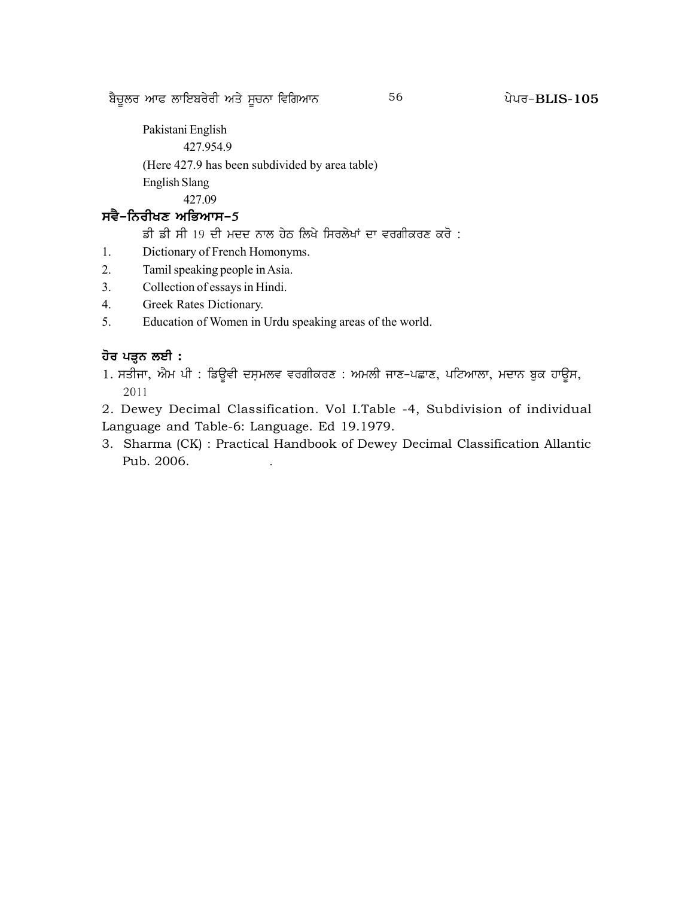Pakistani English

427.954.9

(Here 427.9 has been subdivided by area table)

English Slang

427.09

### ਸਵੈ-ਨਿਰੀਖਣ ਅਭਿਆਸ-5

ਡੀ ਡੀ ਸੀ 19 ਦੀ ਮਦਦ ਨਾਲ ਹੇਠ ਲਿਖੇ ਸਿਰਲੇਖਾਂ ਦਾ ਵਰਗੀਕਰਣ ਕਰੋ :

1. Dictionary of French Homonyms.
2. Tamil speaking people in Asia.
3. Collection of essays in Hindi.
4. Greek Rates Dictionary.
5. Education of Women in Urdu speaking areas of the world.

### ਹੋਰ ਪੜ੍ਹਨ ਲਈ :

1. ਸਤੀਜਾ, ਐਮ ਪੀ : ਡਿਊਵੀ ਦਸ਼ਮਲਵ ਵਰਗੀਕਰਣ : ਅਮਲੀ ਜਾਣ-ਪਛਾਣ, ਪਟਿਆਲਾ, ਮਦਾਨ ਬੁਕ ਹਾਊਸ, 2011
2. Dewey Decimal Classification. Vol I.Table -4, Subdivision of individual Language and Table-6: Language. Ed 19.1979.
3. Sharma (CK) : Practical Handbook of Dewey Decimal Classification Allantic Pub. 2006.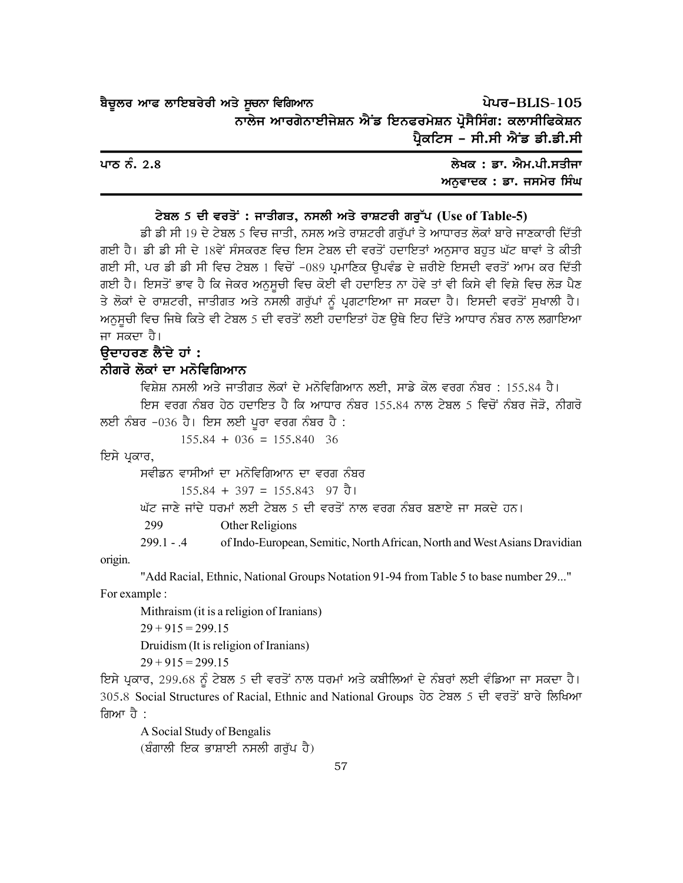ਬੈਚੂਲਰ ਆਫ ਲਾਇਬਰੇਰੀ ਅਤੇ ਸੂਚਨਾ ਵਿਗਿਆਨ — ਪੇਪਰ-BLIS-105

ਨਾਲੇਜ ਆਰਗੇਨਾਈਜੇਸ਼ਨ ਐਂਡ ਇਨਫਰਮੇਸ਼ਨ ਪ੍ਰੋਸੈਸਿੰਗ: ਕਲਾਸੀਫਿਕੇਸ਼ਨ ਪ੍ਰੈਕਟਿਸ – ਸੀ.ਸੀ ਐਂਡ ਡੀ.ਡੀ.ਸੀ

ਪਾਠ ਨੰ. 2.8 — ਲੇਖਕ : ਡਾ. ਐਮ.ਪੀ.ਸਤੀਜਾ

ਅਨੁਵਾਦਕ : ਡਾ. ਜਸਮੇਰ ਸਿੰਘ

## ਟੇਬਲ 5 ਦੀ ਵਰਤੋਂ : ਜਾਤੀਗਤ, ਨਸਲੀ ਅਤੇ ਰਾਸ਼ਟਰੀ ਗਰੁੱਪ (Use of Table-5)

ਡੀ ਡੀ ਸੀ 19 ਦੇ ਟੇਬਲ 5 ਵਿਚ ਜਾਤੀ, ਨਸਲ ਅਤੇ ਰਾਸ਼ਟਰੀ ਗਰੁੱਪਾਂ ਤੇ ਆਧਾਰਤ ਲੋਕਾਂ ਬਾਰੇ ਜਾਣਕਾਰੀ ਦਿੱਤੀ ਗਈ ਹੈ। ਡੀ ਡੀ ਸੀ ਦੇ 18ਵੇਂ ਸੰਸਕਰਣ ਵਿਚ ਇਸ ਟੇਬਲ ਦੀ ਵਰਤੋਂ ਹਦਾਇਤਾਂ ਅਨੁਸਾਰ ਬਹੁਤ ਘੱਟ ਥਾਵਾਂ ਤੇ ਕੀਤੀ ਗਈ ਸੀ, ਪਰ ਡੀ ਡੀ ਸੀ ਵਿਚ ਟੇਬਲ 1 ਵਿਚੋਂ -089 ਪ੍ਰਮਾਣਿਕ ਉਪਵੰਡ ਦੇ ਜ਼ਰੀਏ ਇਸਦੀ ਵਰਤੋਂ ਆਮ ਕਰ ਦਿੱਤੀ ਗਈ ਹੈ। ਇਸਤੋਂ ਭਾਵ ਹੈ ਕਿ ਜੇਕਰ ਅਨੁਸੂਚੀ ਵਿਚ ਕੋਈ ਵੀ ਹਦਾਇਤ ਨਾ ਹੋਵੇ ਤਾਂ ਵੀ ਕਿਸੇ ਵੀ ਵਿਸ਼ੇ ਵਿਚ ਲੋੜ ਪੈਣ ਤੇ ਲੋਕਾਂ ਦੇ ਰਾਸ਼ਟਰੀ, ਜਾਤੀਗਤ ਅਤੇ ਨਸਲੀ ਗਰੁੱਪਾਂ ਨੂੰ ਪ੍ਰਗਟਾਇਆ ਜਾ ਸਕਦਾ ਹੈ। ਇਸਦੀ ਵਰਤੋਂ ਸੁਖਾਲੀ ਹੈ। ਅਨੁਸੂਚੀ ਵਿਚ ਜਿਥੇ ਕਿਤੇ ਵੀ ਟੇਬਲ 5 ਦੀ ਵਰਤੋਂ ਲਈ ਹਦਾਇਤਾਂ ਹੋਣ ਉਥੇ ਇਹ ਦਿੱਤੇ ਆਧਾਰ ਨੰਬਰ ਨਾਲ ਲਗਾਇਆ ਜਾ ਸਕਦਾ ਹੈ।

### ਉਦਾਹਰਣ ਲੈਂਦੇ ਹਾਂ :

### ਨੀਗਰੋ ਲੋਕਾਂ ਦਾ ਮਨੋਵਿਗਿਆਨ

ਵਿਸ਼ੇਸ਼ ਨਸਲੀ ਅਤੇ ਜਾਤੀਗਤ ਲੋਕਾਂ ਦੇ ਮਨੋਵਿਗਿਆਨ ਲਈ, ਸਾਡੇ ਕੋਲ ਵਰਗ ਨੰਬਰ : 155.84 ਹੈ।

ਇਸ ਵਰਗ ਨੰਬਰ ਹੇਠ ਹਦਾਇਤ ਹੈ ਕਿ ਆਧਾਰ ਨੰਬਰ 155.84 ਨਾਲ ਟੇਬਲ 5 ਵਿਚੋਂ ਨੰਬਰ ਜੋੜੋ, ਨੀਗਰੋ ਲਈ ਨੰਬਰ -036 ਹੈ। ਇਸ ਲਈ ਪੂਰਾ ਵਰਗ ਨੰਬਰ ਹੈ :

155.84 + 036 = 155.840 36

ਇਸੇ ਪ੍ਰਕਾਰ,

ਸਵੀਡਨ ਵਾਸੀਆਂ ਦਾ ਮਨੋਵਿਗਿਆਨ ਦਾ ਵਰਗ ਨੰਬਰ

155.84 + 397 = 155.843 97 ਹੈ।

ਘੱਟ ਜਾਣੇ ਜਾਂਦੇ ਧਰਮਾਂ ਲਈ ਟੇਬਲ 5 ਦੀ ਵਰਤੋਂ ਨਾਲ ਵਰਗ ਨੰਬਰ ਬਣਾਏ ਜਾ ਸਕਦੇ ਹਨ।

299 Other Religions

299.1 - .4 of Indo-European, Semitic, North African, North and West Asians Dravidian origin.

"Add Racial, Ethnic, National Groups Notation 91-94 from Table 5 to base number 29..."

For example :

Mithraism (it is a religion of Iranians)

29 + 915 = 299.15

Druidism (It is religion of Iranians)

29 + 915 = 299.15

ਇਸੇ ਪ੍ਰਕਾਰ, 299.68 ਨੂੰ ਟੇਬਲ 5 ਦੀ ਵਰਤੋਂ ਨਾਲ ਧਰਮਾਂ ਅਤੇ ਕਬੀਲਿਆਂ ਦੇ ਨੰਬਰਾਂ ਲਈ ਵੰਡਿਆ ਜਾ ਸਕਦਾ ਹੈ। 305.8 Social Structures of Racial, Ethnic and National Groups ਹੇਠ ਟੇਬਲ 5 ਦੀ ਵਰਤੋਂ ਬਾਰੇ ਲਿਖਿਆ ਗਿਆ ਹੈ :

A Social Study of Bengalis

(ਬੰਗਾਲੀ ਇਕ ਭਾਸ਼ਾਈ ਨਸਲੀ ਗਰੁੱਪ ਹੈ)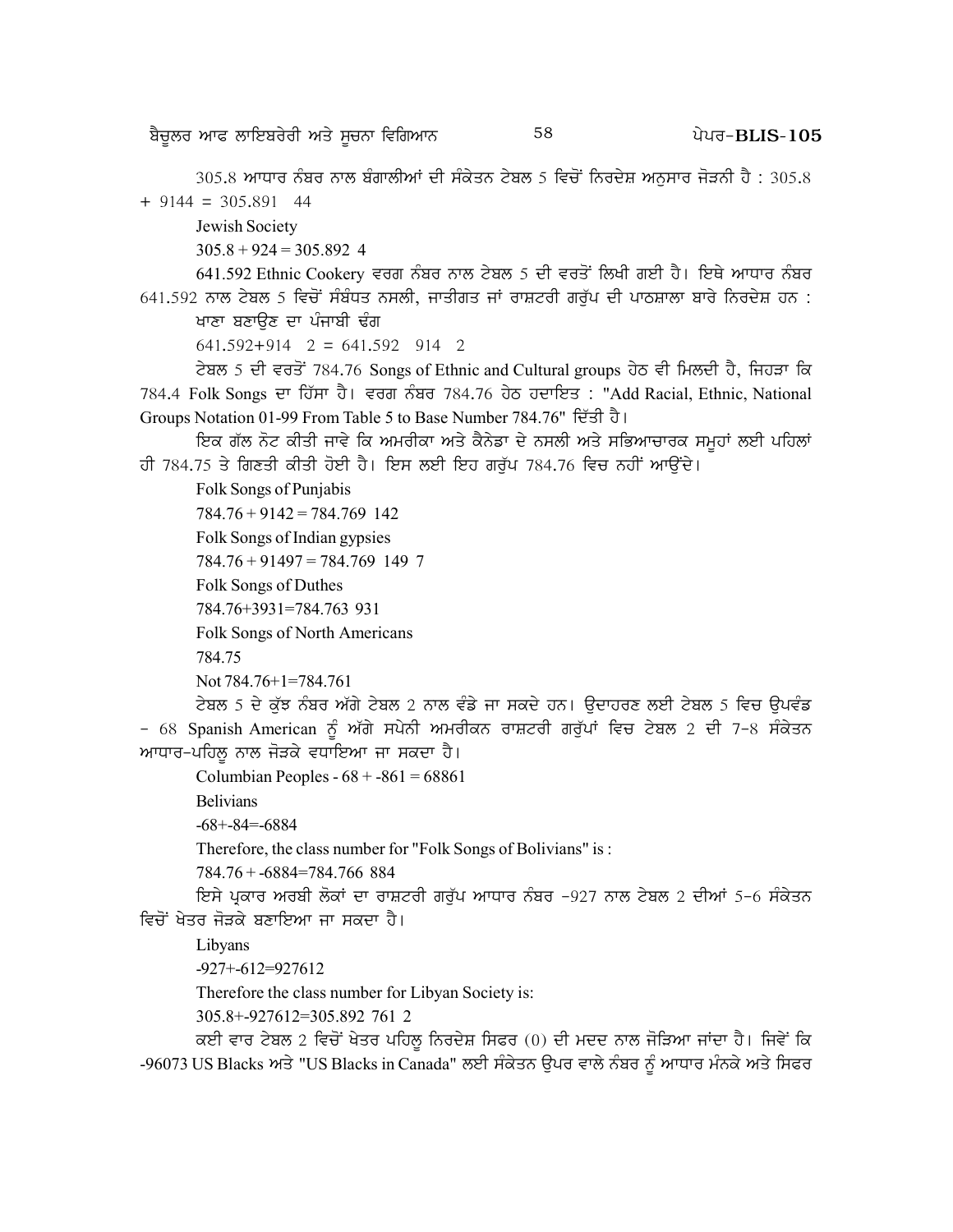305.8 ਆਧਾਰ ਨੰਬਰ ਨਾਲ ਬੰਗਾਲੀਆਂ ਦੀ ਸੰਕੇਤਨ ਟੇਬਲ 5 ਵਿਚੋਂ ਨਿਰਦੇਸ਼ ਅਨੁਸਾਰ ਜੋੜਨੀ ਹੈ : 305.8 + 9144 = 305.891 44

Jewish Society

305.8 + 924 = 305.892 4

641.592 Ethnic Cookery ਵਰਗ ਨੰਬਰ ਨਾਲ ਟੇਬਲ 5 ਦੀ ਵਰਤੋਂ ਲਿਖੀ ਗਈ ਹੈ। ਇਥੇ ਆਧਾਰ ਨੰਬਰ 641.592 ਨਾਲ ਟੇਬਲ 5 ਵਿਚੋਂ ਸੰਬੰਧਤ ਨਸਲੀ, ਜਾਤੀਗਤ ਜਾਂ ਰਾਸ਼ਟਰੀ ਗਰੁੱਪ ਦੀ ਪਾਠਸ਼ਾਲਾ ਬਾਰੇ ਨਿਰਦੇਸ਼ ਹਨ :

ਖਾਣਾ ਬਣਾਉਣ ਦਾ ਪੰਜਾਬੀ ਢੰਗ

641.592+914 2 = 641.592 914 2

ਟੇਬਲ 5 ਦੀ ਵਰਤੋਂ 784.76 Songs of Ethnic and Cultural groups ਹੇਠ ਵੀ ਮਿਲਦੀ ਹੈ, ਜਿਹੜਾ ਕਿ 784.4 Folk Songs ਦਾ ਹਿੱਸਾ ਹੈ। ਵਰਗ ਨੰਬਰ 784.76 ਹੇਠ ਹਦਾਇਤ : "Add Racial, Ethnic, National Groups Notation 01-99 From Table 5 to Base Number 784.76" ਦਿੱਤੀ ਹੈ।

ਇਕ ਗੱਲ ਨੋਟ ਕੀਤੀ ਜਾਵੇ ਕਿ ਅਮਰੀਕਾ ਅਤੇ ਕੈਨੇਡਾ ਦੇ ਨਸਲੀ ਅਤੇ ਸਭਿਆਚਾਰਕ ਸਮੂਹਾਂ ਲਈ ਪਹਿਲਾਂ ਹੀ 784.75 ਤੇ ਗਿਣਤੀ ਕੀਤੀ ਹੋਈ ਹੈ। ਇਸ ਲਈ ਇਹ ਗਰੁੱਪ 784.76 ਵਿਚ ਨਹੀਂ ਆਉਂਦੇ।

Folk Songs of Punjabis

784.76 + 9142 = 784.769 142

Folk Songs of Indian gypsies

784.76 + 91497 = 784.769 149 7

Folk Songs of Duthes

784.76+3931=784.763 931

Folk Songs of North Americans

784.75

Not 784.76+1=784.761

ਟੇਬਲ 5 ਦੇ ਕੁੱਝ ਨੰਬਰ ਅੱਗੇ ਟੇਬਲ 2 ਨਾਲ ਵੰਡੇ ਜਾ ਸਕਦੇ ਹਨ। ਉਦਾਹਰਣ ਲਈ ਟੇਬਲ 5 ਵਿਚ ਉਪਵੰਡ - 68 Spanish American ਨੂੰ ਅੱਗੇ ਸਪੇਨੀ ਅਮਰੀਕਨ ਰਾਸ਼ਟਰੀ ਗਰੁੱਪਾਂ ਵਿਚ ਟੇਬਲ 2 ਦੀ 7-8 ਸੰਕੇਤਨ ਆਧਾਰ-ਪਹਿਲੂ ਨਾਲ ਜੋੜਕੇ ਵਧਾਇਆ ਜਾ ਸਕਦਾ ਹੈ।

Columbian Peoples - 68 + -861 = 68861

Belivians

-68+-84=-6884

Therefore, the class number for "Folk Songs of Bolivians" is :

784.76 + -6884=784.766 884

ਇਸੇ ਪ੍ਰਕਾਰ ਅਰਬੀ ਲੋਕਾਂ ਦਾ ਰਾਸ਼ਟਰੀ ਗਰੁੱਪ ਆਧਾਰ ਨੰਬਰ -927 ਨਾਲ ਟੇਬਲ 2 ਦੀਆਂ 5-6 ਸੰਕੇਤਨ ਵਿਚੋਂ ਖੇਤਰ ਜੋੜਕੇ ਬਣਾਇਆ ਜਾ ਸਕਦਾ ਹੈ।

Libyans

-927+-612=927612

Therefore the class number for Libyan Society is:

305.8+-927612=305.892 761 2

ਕਈ ਵਾਰ ਟੇਬਲ 2 ਵਿਚੋਂ ਖੇਤਰ ਪਹਿਲੂ ਨਿਰਦੇਸ਼ ਸਿਫਰ (0) ਦੀ ਮਦਦ ਨਾਲ ਜੋੜਿਆ ਜਾਂਦਾ ਹੈ। ਜਿਵੇਂ ਕਿ -96073 US Blacks ਅਤੇ "US Blacks in Canada" ਲਈ ਸੰਕੇਤਨ ਉਪਰ ਵਾਲੇ ਨੰਬਰ ਨੂੰ ਆਧਾਰ ਮੰਨਕੇ ਅਤੇ ਸਿਫਰ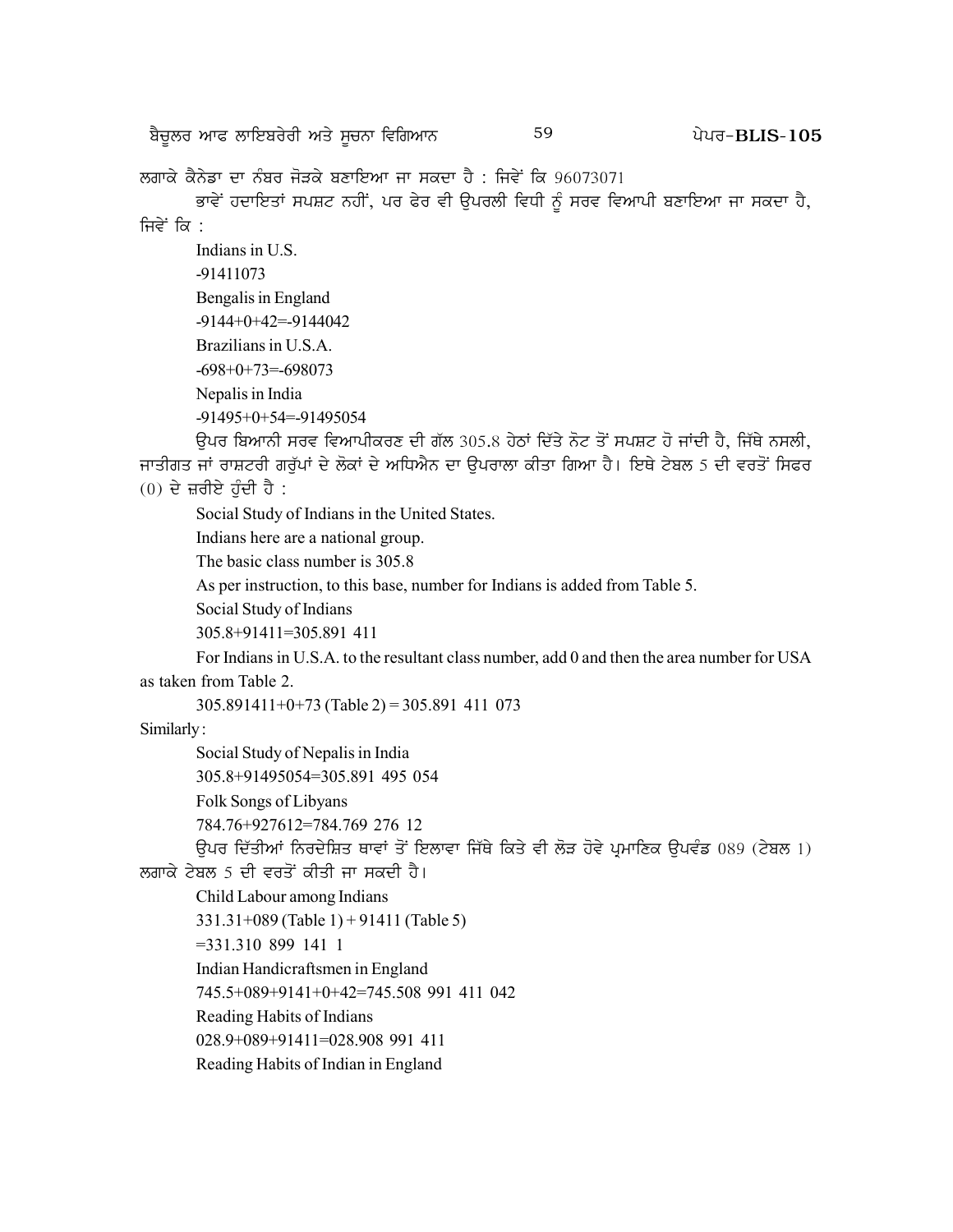ਲਗਾਕੇ ਕੈਨੇਡਾ ਦਾ ਨੰਬਰ ਜੋੜਕੇ ਬਣਾਇਆ ਜਾ ਸਕਦਾ ਹੈ : ਜਿਵੇਂ ਕਿ 96073071

ਭਾਵੇਂ ਹਦਾਇਤਾਂ ਸਪਸ਼ਟ ਨਹੀਂ, ਪਰ ਫੇਰ ਵੀ ਉਪਰਲੀ ਵਿਧੀ ਨੂੰ ਸਰਵ ਵਿਆਪੀ ਬਣਾਇਆ ਜਾ ਸਕਦਾ ਹੈ, ਜਿਵੇਂ ਕਿ :

Indians in U.S.

-91411073

Bengalis in England

-9144+0+42=-9144042

Brazilians in U.S.A.

-698+0+73=-698073

Nepalis in India

-91495+0+54=-91495054

ਉਪਰ ਬਿਆਨੀ ਸਰਵ ਵਿਆਪੀਕਰਣ ਦੀ ਗੱਲ 305.8 ਹੇਠਾਂ ਦਿੱਤੇ ਨੋਟ ਤੋਂ ਸਪਸ਼ਟ ਹੋ ਜਾਂਦੀ ਹੈ, ਜਿੱਥੇ ਨਸਲੀ, ਜਾਤੀਗਤ ਜਾਂ ਰਾਸ਼ਟਰੀ ਗਰੁੱਪਾਂ ਦੇ ਲੋਕਾਂ ਦੇ ਅਧਿਐਨ ਦਾ ਉਪਰਾਲਾ ਕੀਤਾ ਗਿਆ ਹੈ। ਇਥੇ ਟੇਬਲ 5 ਦੀ ਵਰਤੋਂ ਸਿਫਰ (0) ਦੇ ਜ਼ਰੀਏ ਹੁੰਦੀ ਹੈ :

Social Study of Indians in the United States.

Indians here are a national group.

The basic class number is 305.8

As per instruction, to this base, number for Indians is added from Table 5.

Social Study of Indians

305.8+91411=305.891 411

For Indians in U.S.A. to the resultant class number, add 0 and then the area number for USA as taken from Table 2.

305.891411+0+73 (Table 2) = 305.891 411 073

Similarly:

Social Study of Nepalis in India

305.8+91495054=305.891 495 054

Folk Songs of Libyans

784.76+927612=784.769 276 12

ਉਪਰ ਦਿੱਤੀਆਂ ਨਿਰਦੇਸ਼ਿਤ ਥਾਵਾਂ ਤੋਂ ਇਲਾਵਾ ਜਿੱਥੇ ਕਿਤੇ ਵੀ ਲੋੜ ਹੋਵੇ ਪ੍ਰਮਾਣਿਕ ਉਪਵੰਡ 089 (ਟੇਬਲ 1) ਲਗਾਕੇ ਟੇਬਲ 5 ਦੀ ਵਰਤੋਂ ਕੀਤੀ ਜਾ ਸਕਦੀ ਹੈ।

Child Labour among Indians

331.31+089 (Table 1) + 91411 (Table 5)

=331.310 899 141 1

Indian Handicraftsmen in England

745.5+089+9141+0+42=745.508 991 411 042

Reading Habits of Indians

028.9+089+91411=028.908 991 411

Reading Habits of Indian in England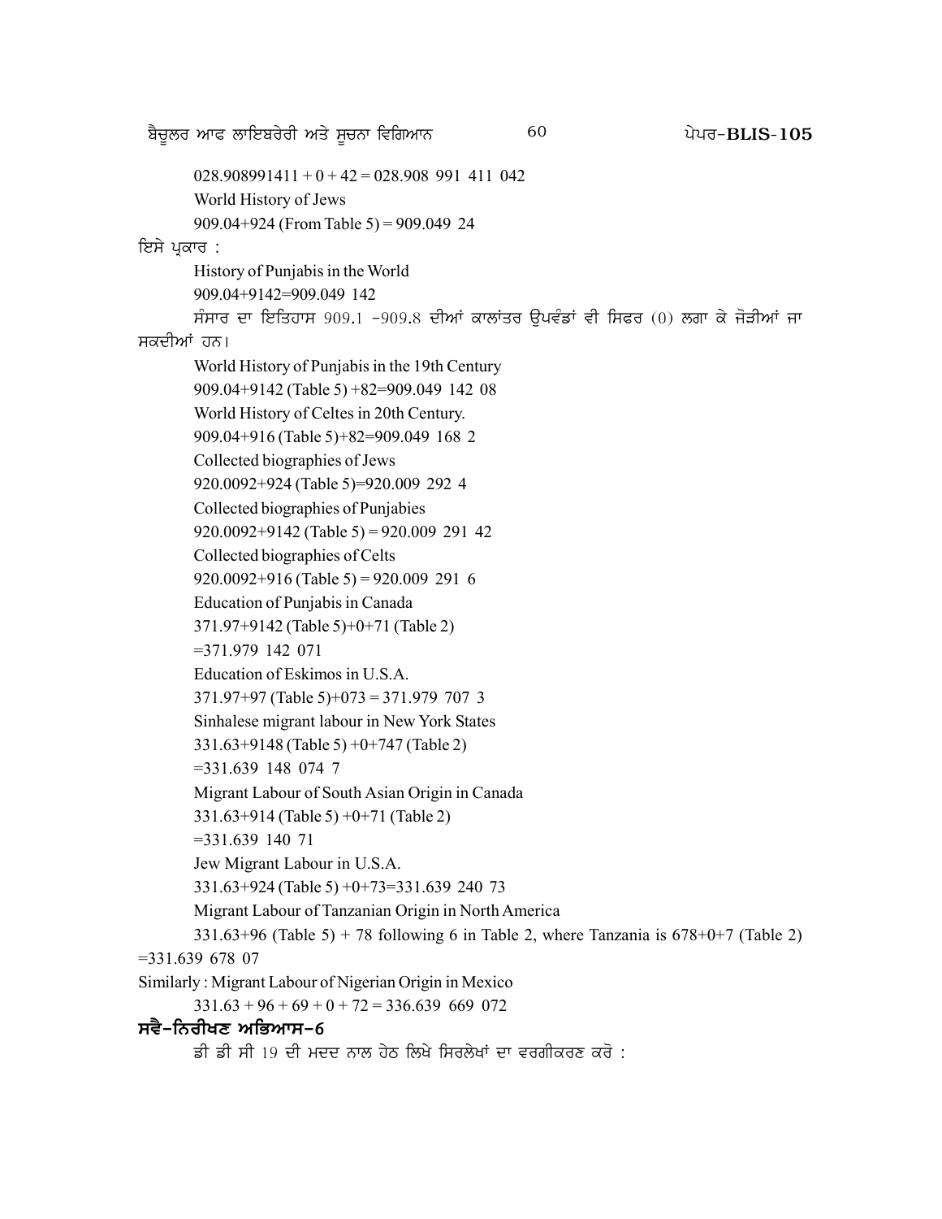028.908991411 + 0 + 42 = 028.908 991 411 042

World History of Jews

909.04+924 (From Table 5) = 909.049 24

ਇਸੇ ਪ੍ਰਕਾਰ :

History of Punjabis in the World

909.04+9142=909.049 142

ਸੰਸਾਰ ਦਾ ਇਤਿਹਾਸ 909.1 –909.8 ਦੀਆਂ ਕਾਲਾਂਤਰ ਉਪਵੰਡਾਂ ਵੀ ਸਿਫਰ (0) ਲਗਾ ਕੇ ਜੋੜੀਆਂ ਜਾ ਸਕਦੀਆਂ ਹਨ।

World History of Punjabis in the 19th Century

909.04+9142 (Table 5) +82=909.049 142 08

World History of Celtes in 20th Century.

909.04+916 (Table 5)+82=909.049 168 2

Collected biographies of Jews

920.0092+924 (Table 5)=920.009 292 4

Collected biographies of Punjabies

920.0092+9142 (Table 5) = 920.009 291 42

Collected biographies of Celts

920.0092+916 (Table 5) = 920.009 291 6

Education of Punjabis in Canada

371.97+9142 (Table 5)+0+71 (Table 2)

=371.979 142 071

Education of Eskimos in U.S.A.

371.97+97 (Table 5)+073 = 371.979 707 3

Sinhalese migrant labour in New York States

331.63+9148 (Table 5) +0+747 (Table 2)

=331.639 148 074 7

Migrant Labour of South Asian Origin in Canada

331.63+914 (Table 5) +0+71 (Table 2)

=331.639 140 71

Jew Migrant Labour in U.S.A.

331.63+924 (Table 5) +0+73=331.639 240 73

Migrant Labour of Tanzanian Origin in North America

331.63+96 (Table 5) + 78 following 6 in Table 2, where Tanzania is 678+0+7 (Table 2) =331.639 678 07

Similarly : Migrant Labour of Nigerian Origin in Mexico

331.63 + 96 + 69 + 0 + 72 = 336.639 669 072

## ਸਵੈ-ਨਿਰੀਖਣ ਅਭਿਆਸ-6

ਡੀ ਡੀ ਸੀ 19 ਦੀ ਮਦਦ ਨਾਲ ਹੇਠ ਲਿਖੇ ਸਿਰਲੇਖਾਂ ਦਾ ਵਰਗੀਕਰਣ ਕਰੋ :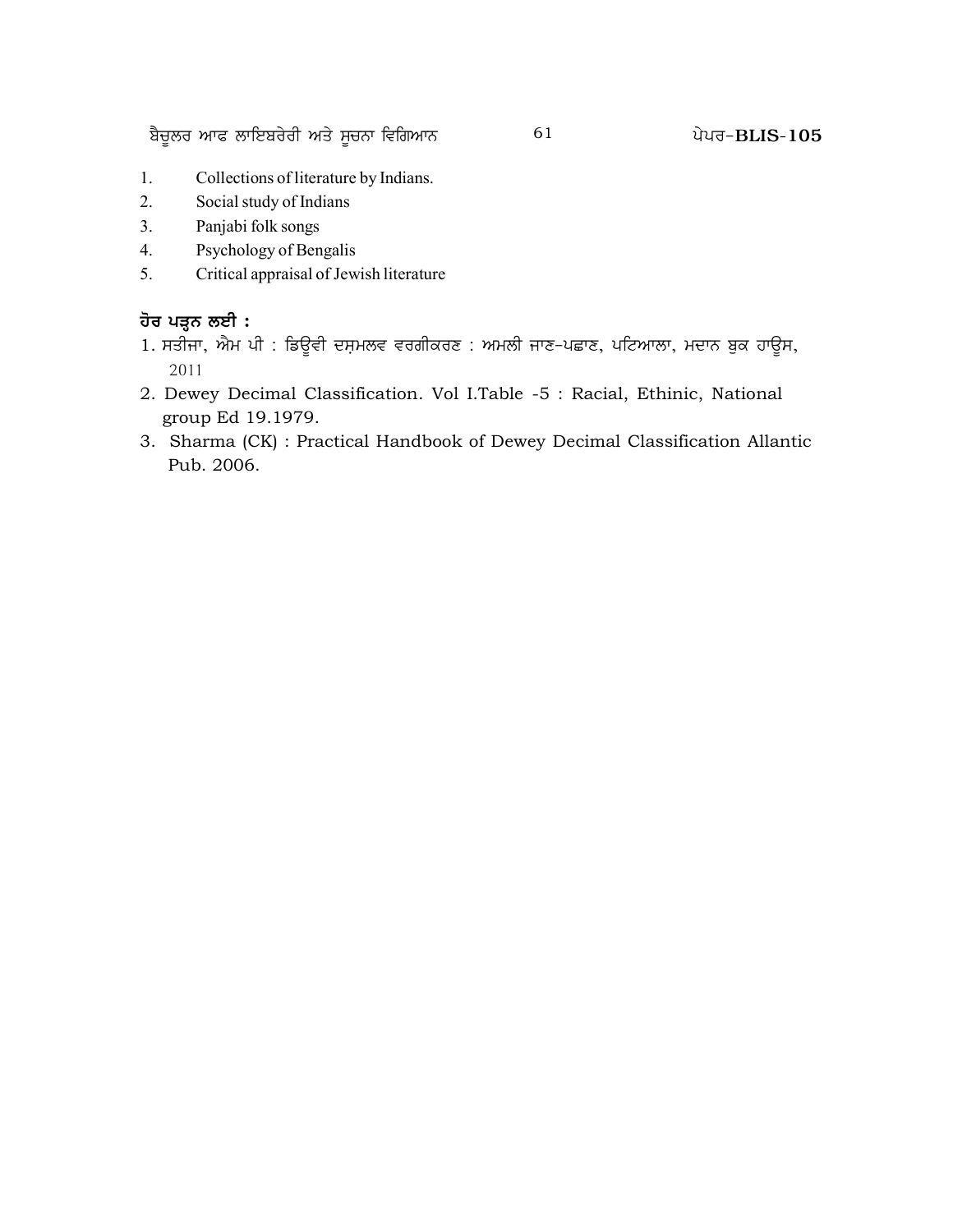1. Collections of literature by Indians.
2. Social study of Indians
3. Panjabi folk songs
4. Psychology of Bengalis
5. Critical appraisal of Jewish literature

**ਹੋਰ ਪੜ੍ਹਨ ਲਈ :**

1. ਸਤੀਜਾ, ਐਮ ਪੀ : ਡਿਊਵੀ ਦਸ਼ਮਲਵ ਵਰਗੀਕਰਣ : ਅਮਲੀ ਜਾਣ-ਪਛਾਣ, ਪਟਿਆਲਾ, ਮਦਾਨ ਬੁਕ ਹਾਊਸ, 2011
2. Dewey Decimal Classification. Vol I.Table -5 : Racial, Ethinic, National group Ed 19.1979.
3. Sharma (CK) : Practical Handbook of Dewey Decimal Classification Allantic Pub. 2006.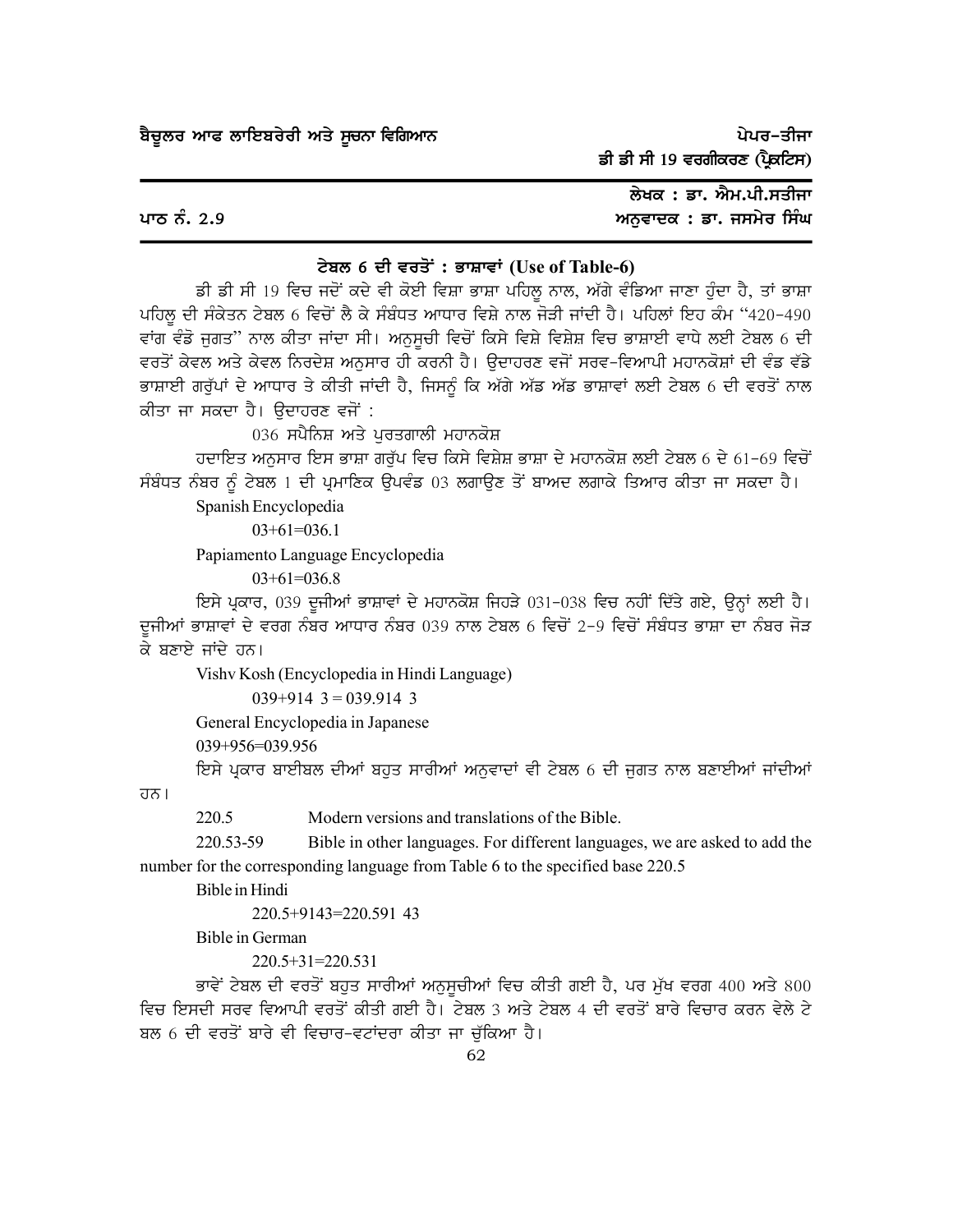ਪਾਠ ਨੰ. 2.9

ਲੇਖਕ : ਡਾ. ਐਮ.ਪੀ.ਸਤੀਜਾ
ਅਨੁਵਾਦਕ : ਡਾ. ਜਸਮੇਰ ਸਿੰਘ

## ਟੇਬਲ 6 ਦੀ ਵਰਤੋਂ : ਭਾਸ਼ਾਵਾਂ (Use of Table-6)

ਡੀ ਡੀ ਸੀ 19 ਵਿਚ ਜਦੋਂ ਕਦੇ ਵੀ ਕੋਈ ਵਿਸ਼ਾ ਭਾਸ਼ਾ ਪਹਿਲੂ ਨਾਲ, ਅੱਗੇ ਵੰਡਿਆ ਜਾਣਾ ਹੁੰਦਾ ਹੈ, ਤਾਂ ਭਾਸ਼ਾ ਪਹਿਲੂ ਦੀ ਸੰਕੇਤਨ ਟੇਬਲ 6 ਵਿਚੋਂ ਲੈ ਕੇ ਸੰਬੰਧਤ ਆਧਾਰ ਵਿਸ਼ੇ ਨਾਲ ਜੋੜੀ ਜਾਂਦੀ ਹੈ। ਪਹਿਲਾਂ ਇਹ ਕੰਮ "420-490 ਵਾਂਗ ਵੰਡੋ ਜੁਗਤ" ਨਾਲ ਕੀਤਾ ਜਾਂਦਾ ਸੀ। ਅਨੁਸੂਚੀ ਵਿਚੋਂ ਕਿਸੇ ਵਿਸ਼ੇ ਵਿਸ਼ੇਸ਼ ਵਿਚ ਭਾਸ਼ਾਈ ਵਾਧੇ ਲਈ ਟੇਬਲ 6 ਦੀ ਵਰਤੋਂ ਕੇਵਲ ਅਤੇ ਕੇਵਲ ਨਿਰਦੇਸ਼ ਅਨੁਸਾਰ ਹੀ ਕਰਨੀ ਹੈ। ਉਦਾਹਰਣ ਵਜੋਂ ਸਰਵ-ਵਿਆਪੀ ਮਹਾਨਕੋਸ਼ਾਂ ਦੀ ਵੰਡ ਵੱਡੇ ਭਾਸ਼ਾਈ ਗਰੁੱਪਾਂ ਦੇ ਆਧਾਰ ਤੇ ਕੀਤੀ ਜਾਂਦੀ ਹੈ, ਜਿਸਨੂੰ ਕਿ ਅੱਗੇ ਅੱਡ ਅੱਡ ਭਾਸ਼ਾਵਾਂ ਲਈ ਟੇਬਲ 6 ਦੀ ਵਰਤੋਂ ਨਾਲ ਕੀਤਾ ਜਾ ਸਕਦਾ ਹੈ। ਉਦਾਹਰਣ ਵਜੋਂ :

036 ਸਪੈਨਿਸ਼ ਅਤੇ ਪੁਰਤਗਾਲੀ ਮਹਾਨਕੋਸ਼

ਹਦਾਇਤ ਅਨੁਸਾਰ ਇਸ ਭਾਸ਼ਾ ਗਰੁੱਪ ਵਿਚ ਕਿਸੇ ਵਿਸ਼ੇਸ਼ ਭਾਸ਼ਾ ਦੇ ਮਹਾਨਕੋਸ਼ ਲਈ ਟੇਬਲ 6 ਦੇ 61-69 ਵਿਚੋਂ ਸੰਬੰਧਤ ਨੰਬਰ ਨੂੰ ਟੇਬਲ 1 ਦੀ ਪ੍ਰਮਾਣਿਕ ਉਪਵੰਡ 03 ਲਗਾਉਣ ਤੋਂ ਬਾਅਦ ਲਗਾਕੇ ਤਿਆਰ ਕੀਤਾ ਜਾ ਸਕਦਾ ਹੈ।

Spanish Encyclopedia

03+61=036.1

Papiamento Language Encyclopedia

03+61=036.8

ਇਸੇ ਪ੍ਰਕਾਰ, 039 ਦੂਜੀਆਂ ਭਾਸ਼ਾਵਾਂ ਦੇ ਮਹਾਨਕੋਸ਼ ਜਿਹੜੇ 031-038 ਵਿਚ ਨਹੀਂ ਦਿੱਤੇ ਗਏ, ਉਨ੍ਹਾਂ ਲਈ ਹੈ। ਦੂਜੀਆਂ ਭਾਸ਼ਾਵਾਂ ਦੇ ਵਰਗ ਨੰਬਰ ਆਧਾਰ ਨੰਬਰ 039 ਨਾਲ ਟੇਬਲ 6 ਵਿਚੋਂ 2-9 ਵਿਚੋਂ ਸੰਬੰਧਤ ਭਾਸ਼ਾ ਦਾ ਨੰਬਰ ਜੋੜ ਕੇ ਬਣਾਏ ਜਾਂਦੇ ਹਨ।

Vishv Kosh (Encyclopedia in Hindi Language)

039+914 3 = 039.914 3

General Encyclopedia in Japanese

039+956=039.956

ਇਸੇ ਪ੍ਰਕਾਰ ਬਾਈਬਲ ਦੀਆਂ ਬਹੁਤ ਸਾਰੀਆਂ ਅਨੁਵਾਦਾਂ ਵੀ ਟੇਬਲ 6 ਦੀ ਜੁਗਤ ਨਾਲ ਬਣਾਈਆਂ ਜਾਂਦੀਆਂ ਹਨ।

220.5 Modern versions and translations of the Bible.

220.53-59 Bible in other languages. For different languages, we are asked to add the number for the corresponding language from Table 6 to the specified base 220.5

Bible in Hindi

220.5+9143=220.591 43

Bible in German

220.5+31=220.531

ਭਾਵੇਂ ਟੇਬਲ ਦੀ ਵਰਤੋਂ ਬਹੁਤ ਸਾਰੀਆਂ ਅਨੁਸੂਚੀਆਂ ਵਿਚ ਕੀਤੀ ਗਈ ਹੈ, ਪਰ ਮੁੱਖ ਵਰਗ 400 ਅਤੇ 800 ਵਿਚ ਇਸਦੀ ਸਰਵ ਵਿਆਪੀ ਵਰਤੋਂ ਕੀਤੀ ਗਈ ਹੈ। ਟੇਬਲ 3 ਅਤੇ ਟੇਬਲ 4 ਦੀ ਵਰਤੋਂ ਬਾਰੇ ਵਿਚਾਰ ਕਰਨ ਵੇਲੇ ਟੇਬਲ 6 ਦੀ ਵਰਤੋਂ ਬਾਰੇ ਵੀ ਵਿਚਾਰ-ਵਟਾਂਦਰਾ ਕੀਤਾ ਜਾ ਚੁੱਕਿਆ ਹੈ।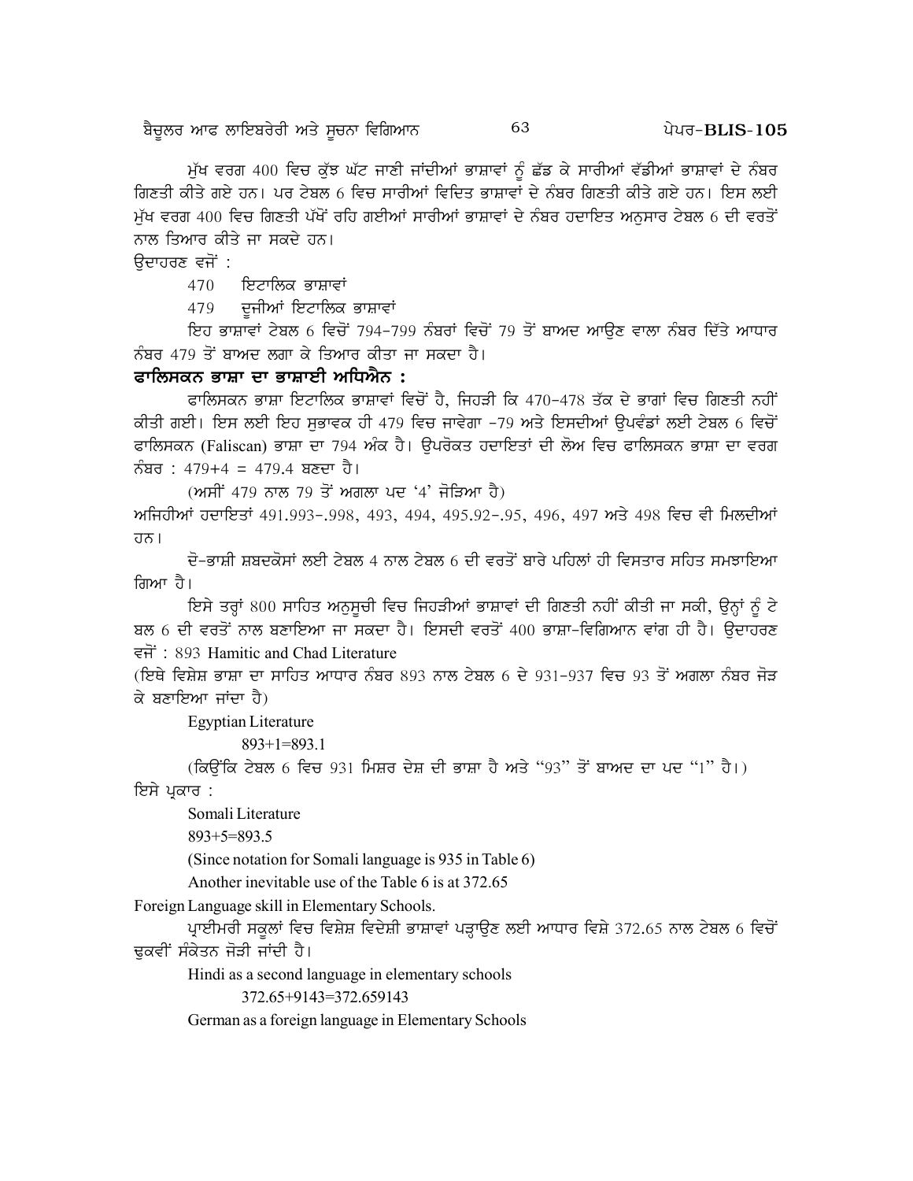ਮੁੱਖ ਵਰਗ 400 ਵਿਚ ਕੁੱਝ ਘੱਟ ਜਾਣੀ ਜਾਂਦੀਆਂ ਭਾਸ਼ਾਵਾਂ ਨੂੰ ਛੱਡ ਕੇ ਸਾਰੀਆਂ ਵੱਡੀਆਂ ਭਾਸ਼ਾਵਾਂ ਦੇ ਨੰਬਰ ਗਿਣਤੀ ਕੀਤੇ ਗਏ ਹਨ। ਪਰ ਟੇਬਲ 6 ਵਿਚ ਸਾਰੀਆਂ ਵਿਦਿਤ ਭਾਸ਼ਾਵਾਂ ਦੇ ਨੰਬਰ ਗਿਣਤੀ ਕੀਤੇ ਗਏ ਹਨ। ਇਸ ਲਈ ਮੁੱਖ ਵਰਗ 400 ਵਿਚ ਗਿਣਤੀ ਪੱਖੋਂ ਰਹਿ ਗਈਆਂ ਸਾਰੀਆਂ ਭਾਸ਼ਾਵਾਂ ਦੇ ਨੰਬਰ ਹਦਾਇਤ ਅਨੁਸਾਰ ਟੇਬਲ 6 ਦੀ ਵਰਤੋਂ ਨਾਲ ਤਿਆਰ ਕੀਤੇ ਜਾ ਸਕਦੇ ਹਨ।

ਉਦਾਹਰਣ ਵਜੋਂ :

470 ਇਟਾਲਿਕ ਭਾਸ਼ਾਵਾਂ

479 ਦੂਜੀਆਂ ਇਟਾਲਿਕ ਭਾਸ਼ਾਵਾਂ

ਇਹ ਭਾਸ਼ਾਵਾਂ ਟੇਬਲ 6 ਵਿਚੋਂ 794-799 ਨੰਬਰਾਂ ਵਿਚੋਂ 79 ਤੋਂ ਬਾਅਦ ਆਉਣ ਵਾਲਾ ਨੰਬਰ ਦਿੱਤੇ ਆਧਾਰ ਨੰਬਰ 479 ਤੋਂ ਬਾਅਦ ਲਗਾ ਕੇ ਤਿਆਰ ਕੀਤਾ ਜਾ ਸਕਦਾ ਹੈ।

**ਫਾਲਿਸਕਨ ਭਾਸ਼ਾ ਦਾ ਭਾਸ਼ਾਈ ਅਧਿਐਨ :**

ਫਾਲਿਸਕਨ ਭਾਸ਼ਾ ਇਟਾਲਿਕ ਭਾਸ਼ਾਵਾਂ ਵਿਚੋਂ ਹੈ, ਜਿਹੜੀ ਕਿ 470-478 ਤੱਕ ਦੇ ਭਾਗਾਂ ਵਿਚ ਗਿਣਤੀ ਨਹੀਂ ਕੀਤੀ ਗਈ। ਇਸ ਲਈ ਇਹ ਸੁਭਾਵਕ ਹੀ 479 ਵਿਚ ਜਾਵੇਗਾ -79 ਅਤੇ ਇਸਦੀਆਂ ਉਪਵੰਡਾਂ ਲਈ ਟੇਬਲ 6 ਵਿਚੋਂ ਫਾਲਿਸਕਨ (Faliscan) ਭਾਸ਼ਾ ਦਾ 794 ਅੰਕ ਹੈ। ਉਪਰੋਕਤ ਹਦਾਇਤਾਂ ਦੀ ਲੋਅ ਵਿਚ ਫਾਲਿਸਕਨ ਭਾਸ਼ਾ ਦਾ ਵਰਗ ਨੰਬਰ : 479+4 = 479.4 ਬਣਦਾ ਹੈ।

(ਅਸੀਂ 479 ਨਾਲ 79 ਤੋਂ ਅਗਲਾ ਪਦ '4' ਜੋੜਿਆ ਹੈ)

ਅਜਿਹੀਆਂ ਹਦਾਇਤਾਂ 491.993-.998, 493, 494, 495.92-.95, 496, 497 ਅਤੇ 498 ਵਿਚ ਵੀ ਮਿਲਦੀਆਂ ਹਨ।

ਦੋ-ਭਾਸ਼ੀ ਸ਼ਬਦਕੋਸਾਂ ਲਈ ਟੇਬਲ 4 ਨਾਲ ਟੇਬਲ 6 ਦੀ ਵਰਤੋਂ ਬਾਰੇ ਪਹਿਲਾਂ ਹੀ ਵਿਸਤਾਰ ਸਹਿਤ ਸਮਝਾਇਆ ਗਿਆ ਹੈ।

ਇਸੇ ਤਰ੍ਹਾਂ 800 ਸਾਹਿਤ ਅਨੁਸੂਚੀ ਵਿਚ ਜਿਹੜੀਆਂ ਭਾਸ਼ਾਵਾਂ ਦੀ ਗਿਣਤੀ ਨਹੀਂ ਕੀਤੀ ਜਾ ਸਕੀ, ਉਨ੍ਹਾਂ ਨੂੰ ਟੇਬਲ 6 ਦੀ ਵਰਤੋਂ ਨਾਲ ਬਣਾਇਆ ਜਾ ਸਕਦਾ ਹੈ। ਇਸਦੀ ਵਰਤੋਂ 400 ਭਾਸ਼ਾ-ਵਿਗਿਆਨ ਵਾਂਗ ਹੀ ਹੈ। ਉਦਾਹਰਣ ਵਜੋਂ : 893 Hamitic and Chad Literature

(ਇਥੇ ਵਿਸ਼ੇਸ਼ ਭਾਸ਼ਾ ਦਾ ਸਾਹਿਤ ਆਧਾਰ ਨੰਬਰ 893 ਨਾਲ ਟੇਬਲ 6 ਦੇ 931-937 ਵਿਚ 93 ਤੋਂ ਅਗਲਾ ਨੰਬਰ ਜੋੜ ਕੇ ਬਣਾਇਆ ਜਾਂਦਾ ਹੈ)

Egyptian Literature

893+1=893.1

(ਕਿਉਂਕਿ ਟੇਬਲ 6 ਵਿਚ 931 ਮਿਸ਼ਰ ਦੇਸ਼ ਦੀ ਭਾਸ਼ਾ ਹੈ ਅਤੇ "93" ਤੋਂ ਬਾਅਦ ਦਾ ਪਦ "1" ਹੈ।)

ਇਸੇ ਪ੍ਰਕਾਰ :

Somali Literature

893+5=893.5

(Since notation for Somali language is 935 in Table 6)

Another inevitable use of the Table 6 is at 372.65

Foreign Language skill in Elementary Schools.

ਪ੍ਰਾਈਮਰੀ ਸਕੂਲਾਂ ਵਿਚ ਵਿਸ਼ੇਸ਼ ਵਿਦੇਸ਼ੀ ਭਾਸ਼ਾਵਾਂ ਪੜ੍ਹਾਉਣ ਲਈ ਆਧਾਰ ਵਿਸ਼ੇ 372.65 ਨਾਲ ਟੇਬਲ 6 ਵਿਚੋਂ ਢੁਕਵੀਂ ਸੰਕੇਤਨ ਜੋੜੀ ਜਾਂਦੀ ਹੈ।

Hindi as a second language in elementary schools

372.65+9143=372.659143

German as a foreign language in Elementary Schools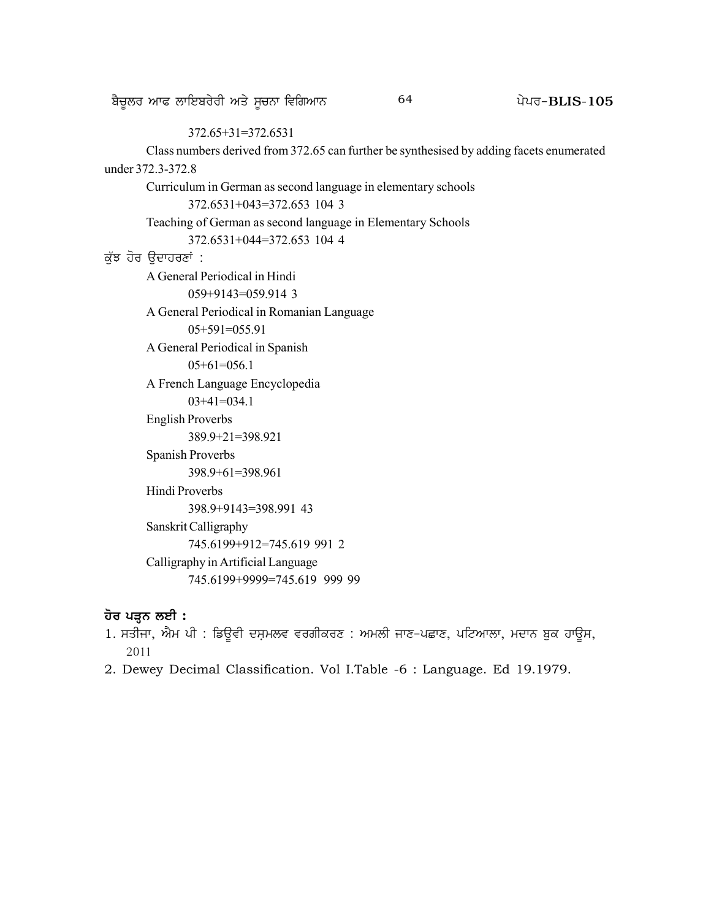372.65+31=372.6531

Class numbers derived from 372.65 can further be synthesised by adding facets enumerated under 372.3-372.8

Curriculum in German as second language in elementary schools

372.6531+043=372.653 104 3

Teaching of German as second language in Elementary Schools

372.6531+044=372.653 104 4

ਕੁੱਝ ਹੋਰ ਉਦਾਹਰਣਾਂ :

A General Periodical in Hindi

059+9143=059.914 3

A General Periodical in Romanian Language

05+591=055.91

A General Periodical in Spanish

05+61=056.1

A French Language Encyclopedia

03+41=034.1

English Proverbs

389.9+21=398.921

Spanish Proverbs

398.9+61=398.961

Hindi Proverbs

398.9+9143=398.991 43

Sanskrit Calligraphy

745.6199+912=745.619 991 2

Calligraphy in Artificial Language

745.6199+9999=745.619 999 99

**ਹੋਰ ਪੜ੍ਹਨ ਲਈ :**

1. ਸਤੀਜਾ, ਐਮ ਪੀ : ਡਿਊਵੀ ਦਸ਼ਮਲਵ ਵਰਗੀਕਰਣ : ਅਮਲੀ ਜਾਣ-ਪਛਾਣ, ਪਟਿਆਲਾ, ਮਦਾਨ ਬੁਕ ਹਾਊਸ, 2011
2. Dewey Decimal Classification. Vol I.Table -6 : Language. Ed 19.1979.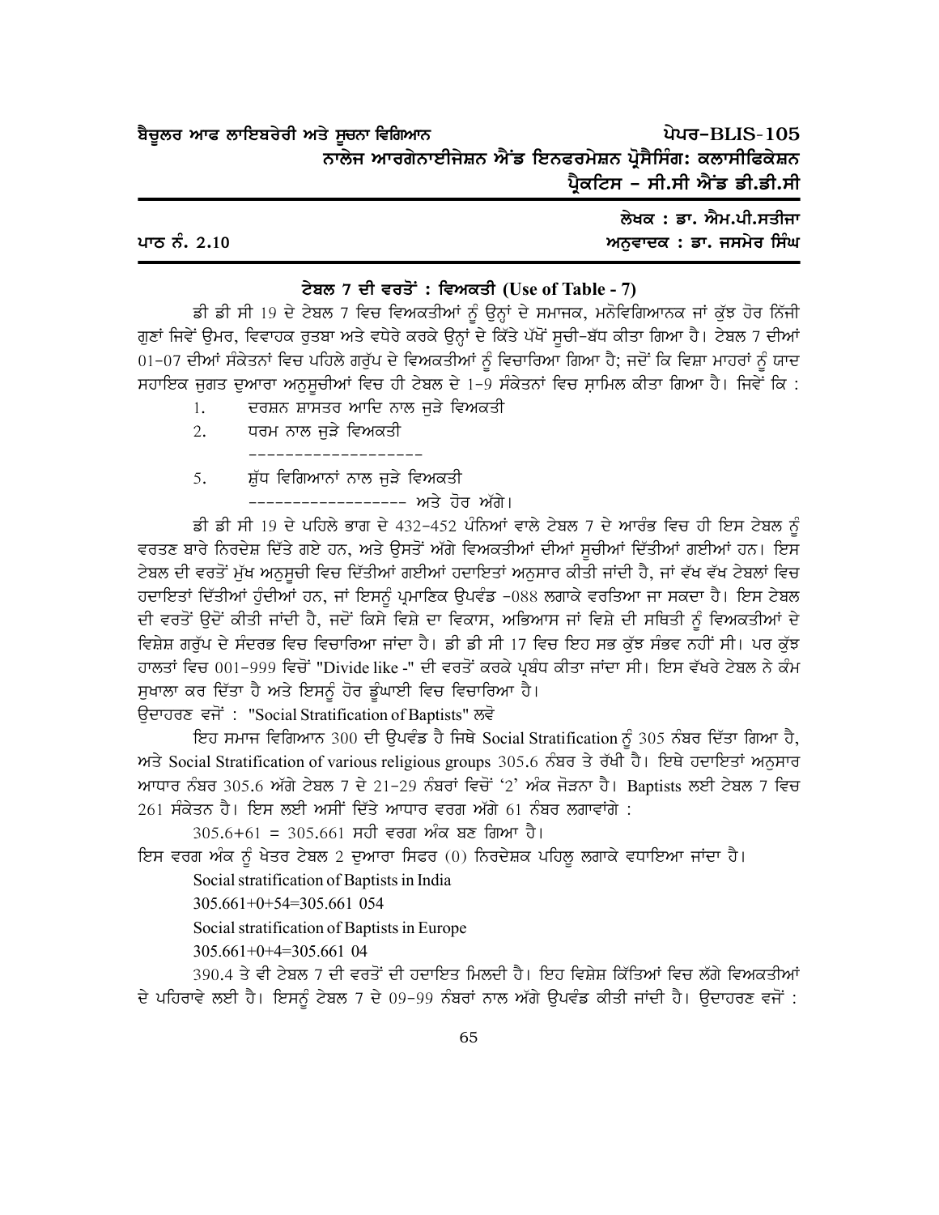ਪਾਠ ਨੰ. 2.10

ਲੇਖਕ : ਡਾ. ਐਮ.ਪੀ.ਸਤੀਜਾ
ਅਨੁਵਾਦਕ : ਡਾ. ਜਸਮੇਰ ਸਿੰਘ

## ਟੇਬਲ 7 ਦੀ ਵਰਤੋਂ : ਵਿਅਕਤੀ (Use of Table - 7)

ਡੀ ਡੀ ਸੀ 19 ਦੇ ਟੇਬਲ 7 ਵਿਚ ਵਿਅਕਤੀਆਂ ਨੂੰ ਉਨ੍ਹਾਂ ਦੇ ਸਮਾਜਕ, ਮਨੋਵਿਗਿਆਨਕ ਜਾਂ ਕੁੱਝ ਹੋਰ ਨਿੱਜੀ ਗੁਣਾਂ ਜਿਵੇਂ ਉਮਰ, ਵਿਵਾਹਕ ਰੁਤਬਾ ਅਤੇ ਵਧੇਰੇ ਕਰਕੇ ਉਨ੍ਹਾਂ ਦੇ ਕਿੱਤੇ ਪੱਖੋਂ ਸੂਚੀ-ਬੱਧ ਕੀਤਾ ਗਿਆ ਹੈ। ਟੇਬਲ 7 ਦੀਆਂ 01-07 ਦੀਆਂ ਸੰਕੇਤਨਾਂ ਵਿਚ ਪਹਿਲੇ ਗਰੁੱਪ ਦੇ ਵਿਅਕਤੀਆਂ ਨੂੰ ਵਿਚਾਰਿਆ ਗਿਆ ਹੈ; ਜਦੋਂ ਕਿ ਵਿਸ਼ਾ ਮਾਹਰਾਂ ਨੂੰ ਯਾਦ ਸਹਾਇਕ ਜੁਗਤ ਦੁਆਰਾ ਅਨੁਸੂਚੀਆਂ ਵਿਚ ਹੀ ਟੇਬਲ ਦੇ 1-9 ਸੰਕੇਤਨਾਂ ਵਿਚ ਸ਼ਾਮਿਲ ਕੀਤਾ ਗਿਆ ਹੈ। ਜਿਵੇਂ ਕਿ :

1. ਦਰਸ਼ਨ ਸ਼ਾਸਤਰ ਆਦਿ ਨਾਲ ਜੁੜੇ ਵਿਅਕਤੀ
2. ਧਰਮ ਨਾਲ ਜੁੜੇ ਵਿਅਕਤੀ

   -------------------

5. ਸ਼ੁੱਧ ਵਿਗਿਆਨਾਂ ਨਾਲ ਜੁੜੇ ਵਿਅਕਤੀ

   ------------------ ਅਤੇ ਹੋਰ ਅੱਗੇ।

ਡੀ ਡੀ ਸੀ 19 ਦੇ ਪਹਿਲੇ ਭਾਗ ਦੇ 432-452 ਪੰਨਿਆਂ ਵਾਲੇ ਟੇਬਲ 7 ਦੇ ਆਰੰਭ ਵਿਚ ਹੀ ਇਸ ਟੇਬਲ ਨੂੰ ਵਰਤਣ ਬਾਰੇ ਨਿਰਦੇਸ਼ ਦਿੱਤੇ ਗਏ ਹਨ, ਅਤੇ ਉਸਤੋਂ ਅੱਗੇ ਵਿਅਕਤੀਆਂ ਦੀਆਂ ਸੂਚੀਆਂ ਦਿੱਤੀਆਂ ਗਈਆਂ ਹਨ। ਇਸ ਟੇਬਲ ਦੀ ਵਰਤੋਂ ਮੁੱਖ ਅਨੁਸੂਚੀ ਵਿਚ ਦਿੱਤੀਆਂ ਗਈਆਂ ਹਦਾਇਤਾਂ ਅਨੁਸਾਰ ਕੀਤੀ ਜਾਂਦੀ ਹੈ, ਜਾਂ ਵੱਖ ਵੱਖ ਟੇਬਲਾਂ ਵਿਚ ਹਦਾਇਤਾਂ ਦਿੱਤੀਆਂ ਹੁੰਦੀਆਂ ਹਨ, ਜਾਂ ਇਸਨੂੰ ਪ੍ਰਮਾਣਿਕ ਉਪਵੰਡ -088 ਲਗਾਕੇ ਵਰਤਿਆ ਜਾ ਸਕਦਾ ਹੈ। ਇਸ ਟੇਬਲ ਦੀ ਵਰਤੋਂ ਉਦੋਂ ਕੀਤੀ ਜਾਂਦੀ ਹੈ, ਜਦੋਂ ਕਿਸੇ ਵਿਸ਼ੇ ਦਾ ਵਿਕਾਸ, ਅਭਿਆਸ ਜਾਂ ਵਿਸ਼ੇ ਦੀ ਸਥਿਤੀ ਨੂੰ ਵਿਅਕਤੀਆਂ ਦੇ ਵਿਸ਼ੇਸ਼ ਗਰੁੱਪ ਦੇ ਸੰਦਰਭ ਵਿਚ ਵਿਚਾਰਿਆ ਜਾਂਦਾ ਹੈ। ਡੀ ਡੀ ਸੀ 17 ਵਿਚ ਇਹ ਸਭ ਕੁੱਝ ਸੰਭਵ ਨਹੀਂ ਸੀ। ਪਰ ਕੁੱਝ ਹਾਲਤਾਂ ਵਿਚ 001-999 ਵਿਚੋਂ "Divide like -" ਦੀ ਵਰਤੋਂ ਕਰਕੇ ਪ੍ਰਬੰਧ ਕੀਤਾ ਜਾਂਦਾ ਸੀ। ਇਸ ਵੱਖਰੇ ਟੇਬਲ ਨੇ ਕੰਮ ਸੁਖਾਲਾ ਕਰ ਦਿੱਤਾ ਹੈ ਅਤੇ ਇਸਨੂੰ ਹੋਰ ਡੂੰਘਾਈ ਵਿਚ ਵਿਚਾਰਿਆ ਹੈ।

ਉਦਾਹਰਣ ਵਜੋਂ : "Social Stratification of Baptists" ਲਵੋ

ਇਹ ਸਮਾਜ ਵਿਗਿਆਨ 300 ਦੀ ਉਪਵੰਡ ਹੈ ਜਿਥੇ Social Stratification ਨੂੰ 305 ਨੰਬਰ ਦਿੱਤਾ ਗਿਆ ਹੈ, ਅਤੇ Social Stratification of various religious groups 305.6 ਨੰਬਰ ਤੇ ਰੱਖੀ ਹੈ। ਇਥੇ ਹਦਾਇਤਾਂ ਅਨੁਸਾਰ ਆਧਾਰ ਨੰਬਰ 305.6 ਅੱਗੇ ਟੇਬਲ 7 ਦੇ 21-29 ਨੰਬਰਾਂ ਵਿਚੋਂ '2' ਅੰਕ ਜੋੜਨਾ ਹੈ। Baptists ਲਈ ਟੇਬਲ 7 ਵਿਚ 261 ਸੰਕੇਤਨ ਹੈ। ਇਸ ਲਈ ਅਸੀਂ ਦਿੱਤੇ ਆਧਾਰ ਵਰਗ ਅੱਗੇ 61 ਨੰਬਰ ਲਗਾਵਾਂਗੇ :

305.6+61 = 305.661 ਸਹੀ ਵਰਗ ਅੰਕ ਬਣ ਗਿਆ ਹੈ।

ਇਸ ਵਰਗ ਅੰਕ ਨੂੰ ਖੇਤਰ ਟੇਬਲ 2 ਦੁਆਰਾ ਸਿਫਰ (0) ਨਿਰਦੇਸ਼ਕ ਪਹਿਲੂ ਲਗਾਕੇ ਵਧਾਇਆ ਜਾਂਦਾ ਹੈ।

Social stratification of Baptists in India

305.661+0+54=305.661 054

Social stratification of Baptists in Europe

305.661+0+4=305.661 04

390.4 ਤੇ ਵੀ ਟੇਬਲ 7 ਦੀ ਵਰਤੋਂ ਦੀ ਹਦਾਇਤ ਮਿਲਦੀ ਹੈ। ਇਹ ਵਿਸ਼ੇਸ਼ ਕਿੱਤਿਆਂ ਵਿਚ ਲੱਗੇ ਵਿਅਕਤੀਆਂ ਦੇ ਪਹਿਰਾਵੇ ਲਈ ਹੈ। ਇਸਨੂੰ ਟੇਬਲ 7 ਦੇ 09-99 ਨੰਬਰਾਂ ਨਾਲ ਅੱਗੇ ਉਪਵੰਡ ਕੀਤੀ ਜਾਂਦੀ ਹੈ। ਉਦਾਹਰਣ ਵਜੋਂ :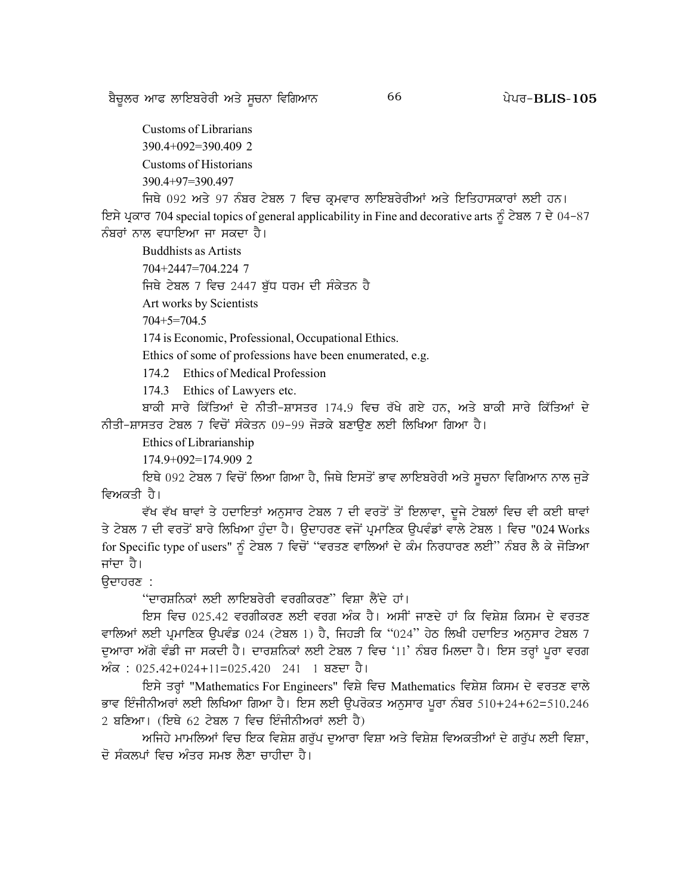Customs of Librarians

390.4+092=390.409 2

Customs of Historians

390.4+97=390.497

ਜਿਥੇ 092 ਅਤੇ 97 ਨੰਬਰ ਟੇਬਲ 7 ਵਿਚ ਕ੍ਰਮਵਾਰ ਲਾਇਬਰੇਰੀਆਂ ਅਤੇ ਇਤਿਹਾਸਕਾਰਾਂ ਲਈ ਹਨ। ਇਸੇ ਪ੍ਰਕਾਰ 704 special topics of general applicability in Fine and decorative arts ਨੂੰ ਟੇਬਲ 7 ਦੇ 04-87 ਨੰਬਰਾਂ ਨਾਲ ਵਧਾਇਆ ਜਾ ਸਕਦਾ ਹੈ।

Buddhists as Artists

704+2447=704.224 7

ਜਿਥੇ ਟੇਬਲ 7 ਵਿਚ 2447 ਬੁੱਧ ਧਰਮ ਦੀ ਸੰਕੇਤਨ ਹੈ

Art works by Scientists

704+5=704.5

174 is Economic, Professional, Occupational Ethics.

Ethics of some of professions have been enumerated, e.g.

174.2 Ethics of Medical Profession

174.3 Ethics of Lawyers etc.

ਬਾਕੀ ਸਾਰੇ ਕਿੱਤਿਆਂ ਦੇ ਨੀਤੀ-ਸ਼ਾਸਤਰ 174.9 ਵਿਚ ਰੱਖੇ ਗਏ ਹਨ, ਅਤੇ ਬਾਕੀ ਸਾਰੇ ਕਿੱਤਿਆਂ ਦੇ ਨੀਤੀ-ਸ਼ਾਸਤਰ ਟੇਬਲ 7 ਵਿਚੋਂ ਸੰਕੇਤਨ 09-99 ਜੋੜਕੇ ਬਣਾਉਣ ਲਈ ਲਿਖਿਆ ਗਿਆ ਹੈ।

Ethics of Librarianship

174.9+092=174.909 2

ਇਥੇ 092 ਟੇਬਲ 7 ਵਿਚੋਂ ਲਿਆ ਗਿਆ ਹੈ, ਜਿਥੇ ਇਸਤੋਂ ਭਾਵ ਲਾਇਬਰੇਰੀ ਅਤੇ ਸੂਚਨਾ ਵਿਗਿਆਨ ਨਾਲ ਜੁੜੇ ਵਿਅਕਤੀ ਹੈ।

ਵੱਖ ਵੱਖ ਥਾਵਾਂ ਤੇ ਹਦਾਇਤਾਂ ਅਨੁਸਾਰ ਟੇਬਲ 7 ਦੀ ਵਰਤੋਂ ਤੋਂ ਇਲਾਵਾ, ਦੂਜੇ ਟੇਬਲਾਂ ਵਿਚ ਵੀ ਕਈ ਥਾਵਾਂ ਤੇ ਟੇਬਲ 7 ਦੀ ਵਰਤੋਂ ਬਾਰੇ ਲਿਖਿਆ ਹੁੰਦਾ ਹੈ। ਉਦਾਹਰਣ ਵਜੋਂ ਪ੍ਰਮਾਣਿਕ ਉਪਵੰਡਾਂ ਵਾਲੇ ਟੇਬਲ 1 ਵਿਚ "024 Works for Specific type of users" ਨੂੰ ਟੇਬਲ 7 ਵਿਚੋਂ "ਵਰਤਣ ਵਾਲਿਆਂ ਦੇ ਕੰਮ ਨਿਰਧਾਰਣ ਲਈ" ਨੰਬਰ ਲੈ ਕੇ ਜੋੜਿਆ ਜਾਂਦਾ ਹੈ।

ਉਦਾਹਰਣ :

"ਦਾਰਸ਼ਨਿਕਾਂ ਲਈ ਲਾਇਬਰੇਰੀ ਵਰਗੀਕਰਣ" ਵਿਸ਼ਾ ਲੈਂਦੇ ਹਾਂ।

ਇਸ ਵਿਚ 025.42 ਵਰਗੀਕਰਨ ਲਈ ਵਰਗ ਅੰਕ ਹੈ। ਅਸੀਂ ਜਾਣਦੇ ਹਾਂ ਕਿ ਵਿਸ਼ੇਸ਼ ਕਿਸਮ ਦੇ ਵਰਤਣ ਵਾਲਿਆਂ ਲਈ ਪ੍ਰਮਾਣਿਕ ਉਪਵੰਡ 024 (ਟੇਬਲ 1) ਹੈ, ਜਿਹੜੀ ਕਿ "024" ਹੇਠ ਲਿਖੀ ਹਦਾਇਤ ਅਨੁਸਾਰ ਟੇਬਲ 7 ਦੁਆਰਾ ਅੱਗੇ ਵੰਡੀ ਜਾ ਸਕਦੀ ਹੈ। ਦਾਰਸ਼ਨਿਕਾਂ ਲਈ ਟੇਬਲ 7 ਵਿਚ '11' ਨੰਬਰ ਮਿਲਦਾ ਹੈ। ਇਸ ਤਰ੍ਹਾਂ ਪੂਰਾ ਵਰਗ ਅੰਕ : 025.42+024+11=025.420 241 1 ਬਣਦਾ ਹੈ।

ਇਸੇ ਤਰ੍ਹਾਂ "Mathematics For Engineers" ਵਿਸ਼ੇ ਵਿਚ Mathematics ਵਿਸ਼ੇਸ਼ ਕਿਸਮ ਦੇ ਵਰਤਣ ਵਾਲੇ ਭਾਵ ਇੰਜੀਨੀਅਰਾਂ ਲਈ ਲਿਖਿਆ ਗਿਆ ਹੈ। ਇਸ ਲਈ ਉਪਰੋਕਤ ਅਨੁਸਾਰ ਪੂਰਾ ਨੰਬਰ 510+24+62=510.246 2 ਬਣਿਆ। (ਇਥੇ 62 ਟੇਬਲ 7 ਵਿਚ ਇੰਜੀਨੀਅਰਾਂ ਲਈ ਹੈ)

ਅਜਿਹੇ ਮਾਮਲਿਆਂ ਵਿਚ ਇਕ ਵਿਸ਼ੇਸ਼ ਗਰੁੱਪ ਦੁਆਰਾ ਵਿਸ਼ਾ ਅਤੇ ਵਿਸ਼ੇਸ਼ ਵਿਅਕਤੀਆਂ ਦੇ ਗਰੁੱਪ ਲਈ ਵਿਸ਼ਾ, ਦੋ ਸੰਕਲਪਾਂ ਵਿਚ ਅੰਤਰ ਸਮਝ ਲੈਣਾ ਚਾਹੀਦਾ ਹੈ।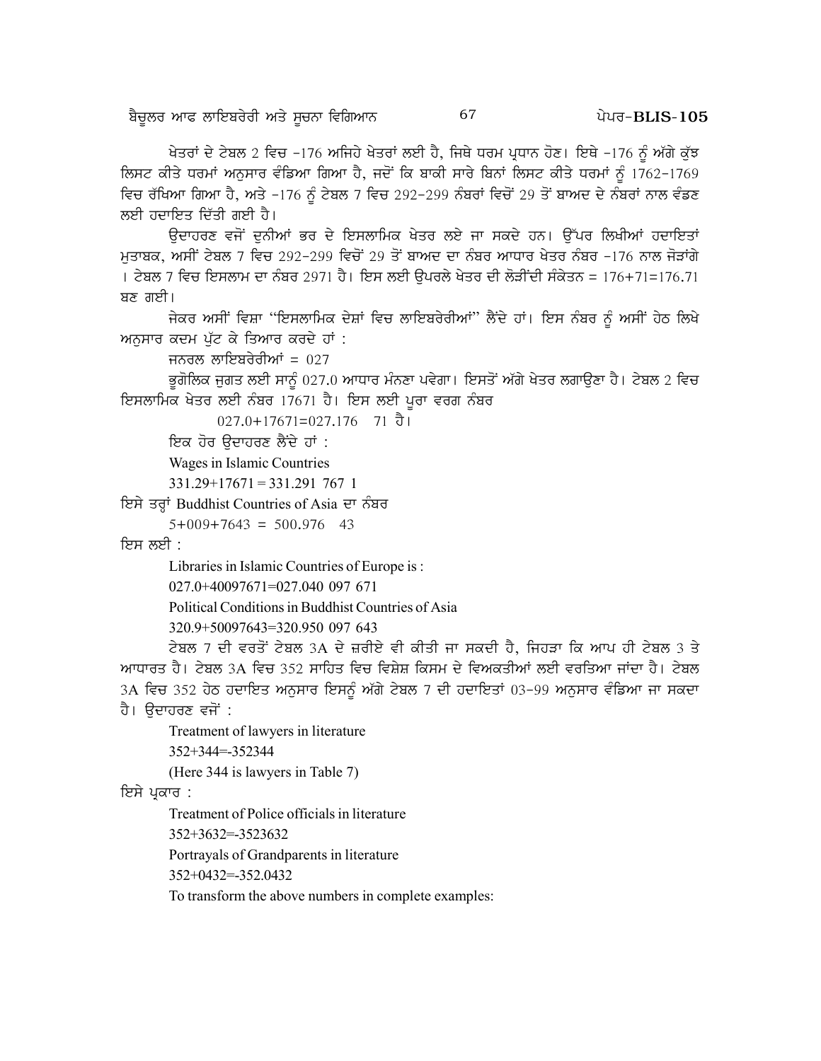ਖੇਤਰਾਂ ਦੇ ਟੇਬਲ 2 ਵਿਚ -176 ਅਜਿਹੇ ਖੇਤਰਾਂ ਲਈ ਹੈ, ਜਿਥੇ ਧਰਮ ਪ੍ਰਧਾਨ ਹੋਣ। ਇਥੇ -176 ਨੂੰ ਅੱਗੇ ਕੁੱਝ ਲਿਸਟ ਕੀਤੇ ਧਰਮਾਂ ਅਨੁਸਾਰ ਵੰਡਿਆ ਗਿਆ ਹੈ, ਜਦੋਂ ਕਿ ਬਾਕੀ ਸਾਰੇ ਬਿਨਾਂ ਲਿਸਟ ਕੀਤੇ ਧਰਮਾਂ ਨੂੰ 1762-1769 ਵਿਚ ਰੱਖਿਆ ਗਿਆ ਹੈ, ਅਤੇ -176 ਨੂੰ ਟੇਬਲ 7 ਵਿਚ 292-299 ਨੰਬਰਾਂ ਵਿਚੋਂ 29 ਤੋਂ ਬਾਅਦ ਦੇ ਨੰਬਰਾਂ ਨਾਲ ਵੰਡਣ ਲਈ ਹਦਾਇਤ ਦਿੱਤੀ ਗਈ ਹੈ।

ਉਦਾਹਰਣ ਵਜੋਂ ਦੁਨੀਆਂ ਭਰ ਦੇ ਇਸਲਾਮਿਕ ਖੇਤਰ ਲਏ ਜਾ ਸਕਦੇ ਹਨ। ਉੱਪਰ ਲਿਖੀਆਂ ਹਦਾਇਤਾਂ ਮੁਤਾਬਕ, ਅਸੀਂ ਟੇਬਲ 7 ਵਿਚ 292-299 ਵਿਚੋਂ 29 ਤੋਂ ਬਾਅਦ ਦਾ ਨੰਬਰ ਆਧਾਰ ਖੇਤਰ ਨੰਬਰ -176 ਨਾਲ ਜੋੜਾਂਗੇ। ਟੇਬਲ 7 ਵਿਚ ਇਸਲਾਮ ਦਾ ਨੰਬਰ 2971 ਹੈ। ਇਸ ਲਈ ਉਪਰਲੇ ਖੇਤਰ ਦੀ ਲੋੜੀਂਦੀ ਸੰਕੇਤਨ = 176+71=176.71 ਬਣ ਗਈ।

ਜੇਕਰ ਅਸੀਂ ਵਿਸ਼ਾ "ਇਸਲਾਮਿਕ ਦੇਸ਼ਾਂ ਵਿਚ ਲਾਇਬਰੇਰੀਆਂ" ਲੈਂਦੇ ਹਾਂ। ਇਸ ਨੰਬਰ ਨੂੰ ਅਸੀਂ ਹੇਠ ਲਿਖੇ ਅਨੁਸਾਰ ਕਦਮ ਪੁੱਟ ਕੇ ਤਿਆਰ ਕਰਦੇ ਹਾਂ :

ਜਨਰਲ ਲਾਇਬਰੇਰੀਆਂ = 027

ਭੂਗੋਲਿਕ ਜੁਗਤ ਲਈ ਸਾਨੂੰ 027.0 ਆਧਾਰ ਮੰਨਣਾ ਪਵੇਗਾ। ਇਸਤੋਂ ਅੱਗੇ ਖੇਤਰ ਲਗਾਉਣਾ ਹੈ। ਟੇਬਲ 2 ਵਿਚ ਇਸਲਾਮਿਕ ਖੇਤਰ ਲਈ ਨੰਬਰ 17671 ਹੈ। ਇਸ ਲਈ ਪੂਰਾ ਵਰਗ ਨੰਬਰ

027.0+17671=027.176 71 ਹੈ।

ਇਕ ਹੋਰ ਉਦਾਹਰਣ ਲੈਂਦੇ ਹਾਂ :

Wages in Islamic Countries

331.29+17671 = 331.291 767 1

ਇਸੇ ਤਰ੍ਹਾਂ Buddhist Countries of Asia ਦਾ ਨੰਬਰ

5+009+7643 = 500.976 43

ਇਸ ਲਈ :

Libraries in Islamic Countries of Europe is :

027.0+40097671=027.040 097 671

Political Conditions in Buddhist Countries of Asia

320.9+50097643=320.950 097 643

ਟੇਬਲ 7 ਦੀ ਵਰਤੋਂ ਟੇਬਲ 3A ਦੇ ਜ਼ਰੀਏ ਵੀ ਕੀਤੀ ਜਾ ਸਕਦੀ ਹੈ, ਜਿਹੜਾ ਕਿ ਆਪ ਹੀ ਟੇਬਲ 3 ਤੇ ਆਧਾਰਤ ਹੈ। ਟੇਬਲ 3A ਵਿਚ 352 ਸਾਹਿਤ ਵਿਚ ਵਿਸ਼ੇਸ਼ ਕਿਸਮ ਦੇ ਵਿਅਕਤੀਆਂ ਲਈ ਵਰਤਿਆ ਜਾਂਦਾ ਹੈ। ਟੇਬਲ 3A ਵਿਚ 352 ਹੇਠ ਹਦਾਇਤ ਅਨੁਸਾਰ ਇਸਨੂੰ ਅੱਗੇ ਟੇਬਲ 7 ਦੀ ਹਦਾਇਤਾਂ 03-99 ਅਨੁਸਾਰ ਵੰਡਿਆ ਜਾ ਸਕਦਾ ਹੈ। ਉਦਾਹਰਣ ਵਜੋਂ :

Treatment of lawyers in literature

352+344=-352344

(Here 344 is lawyers in Table 7)

ਇਸੇ ਪ੍ਰਕਾਰ :

Treatment of Police officials in literature

352+3632=-3523632

Portrayals of Grandparents in literature

352+0432=-352.0432

To transform the above numbers in complete examples: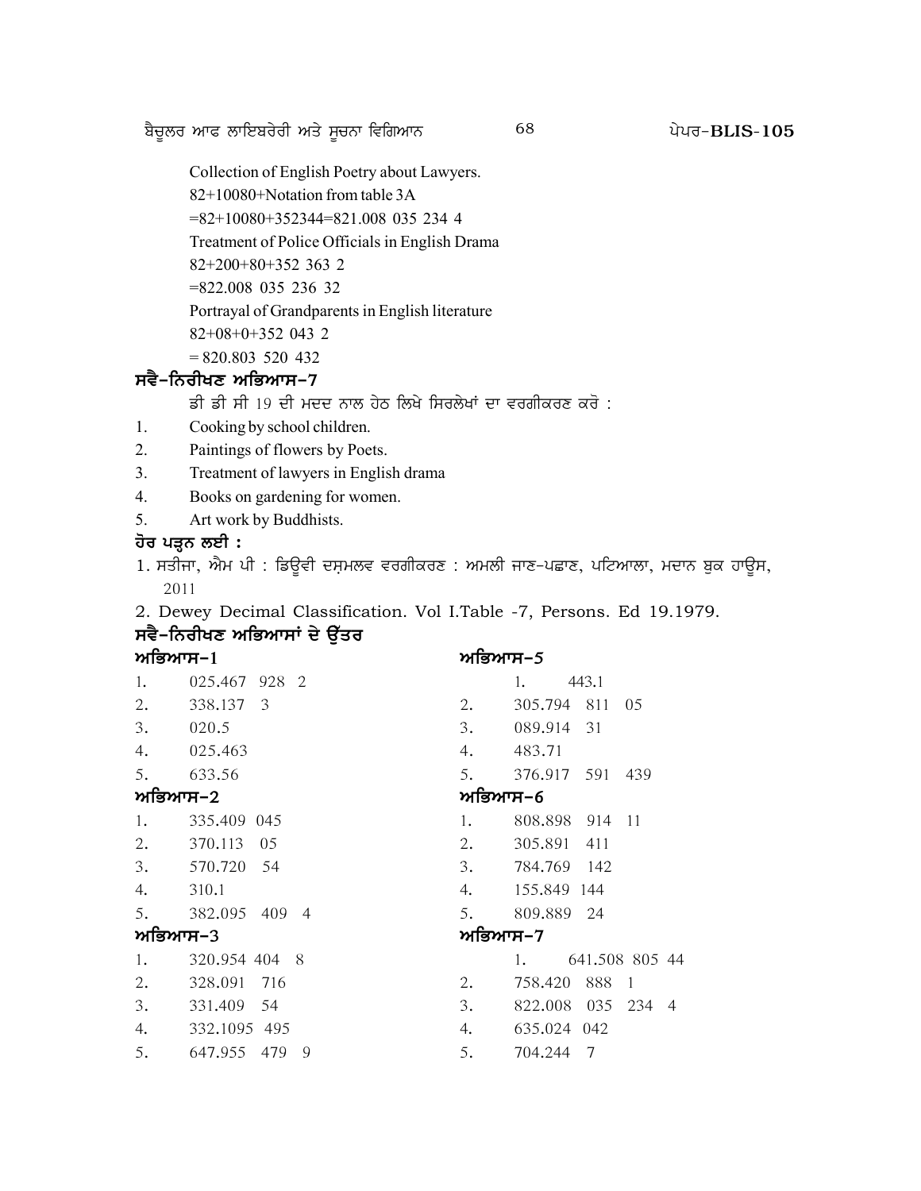Collection of English Poetry about Lawyers.

82+10080+Notation from table 3A

=82+10080+352344=821.008 035 234 4

Treatment of Police Officials in English Drama

82+200+80+352 363 2

=822.008 035 236 32

Portrayal of Grandparents in English literature

82+08+0+352 043 2

= 820.803 520 432

### ਸਵੈ-ਨਿਰੀਖਣ ਅਭਿਆਸ-7

ਡੀ ਡੀ ਸੀ 19 ਦੀ ਮਦਦ ਨਾਲ ਹੇਠ ਲਿਖੇ ਸਿਰਲੇਖਾਂ ਦਾ ਵਰਗੀਕਰਣ ਕਰੋ :

1. Cooking by school children.
2. Paintings of flowers by Poets.
3. Treatment of lawyers in English drama
4. Books on gardening for women.
5. Art work by Buddhists.

### ਹੋਰ ਪੜ੍ਹਨ ਲਈ :

1. ਸਤੀਜਾ, ਐਮ ਪੀ : ਡਿਊਵੀ ਦਸ਼ਮਲਵ ਵਰਗੀਕਰਣ : ਅਮਲੀ ਜਾਣ-ਪਛਾਣ, ਪਟਿਆਲਾ, ਮਦਾਨ ਬੁਕ ਹਾਊਸ, 2011
2. Dewey Decimal Classification. Vol I.Table -7, Persons. Ed 19.1979.

### ਸਵੈ-ਨਿਰੀਖਣ ਅਭਿਆਸਾਂ ਦੇ ਉੱਤਰ

**ਅਭਿਆਸ-1**

1. 025.467 928 2
2. 338.137 3
3. 020.5
4. 025.463
5. 633.56

**ਅਭਿਆਸ-2**

1. 335.409 045
2. 370.113 05
3. 570.720 54
4. 310.1
5. 382.095 409 4

**ਅਭਿਆਸ-3**

1. 320.954 404 8
2. 328.091 716
3. 331.409 54
4. 332.1095 495
5. 647.955 479 9

**ਅਭਿਆਸ-5**

1. 443.1
2. 305.794 811 05
3. 089.914 31
4. 483.71
5. 376.917 591 439

**ਅਭਿਆਸ-6**

1. 808.898 914 11
2. 305.891 411
3. 784.769 142
4. 155.849 144
5. 809.889 24

**ਅਭਿਆਸ-7**

1. 641.508 805 44
2. 758.420 888 1
3. 822.008 035 234 4
4. 635.024 042
5. 704.244 7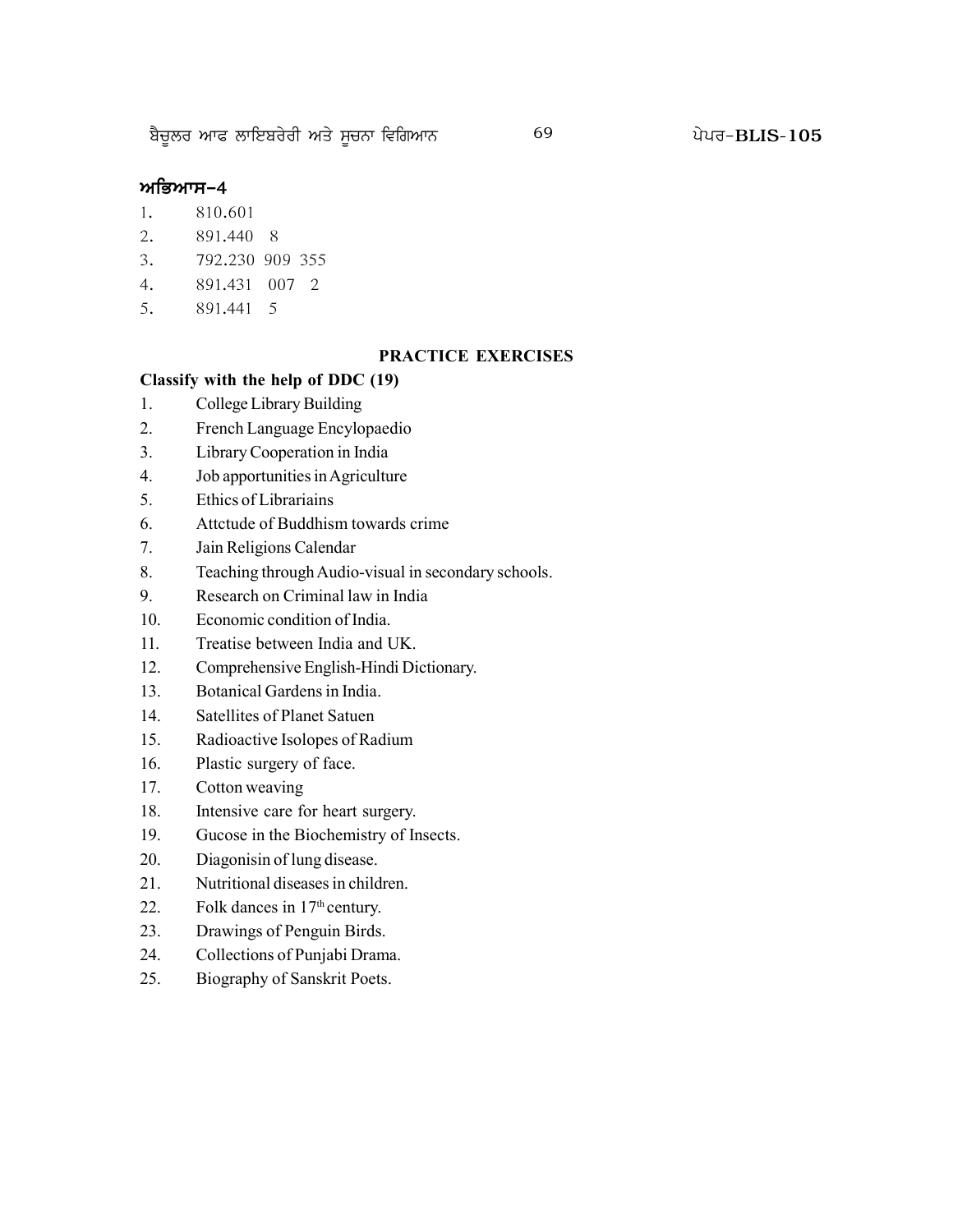## ਅਭਿਆਸ-4

1. 810.601
2. 891.440 8
3. 792.230 909 355
4. 891.431 007 2
5. 891.441 5

### PRACTICE EXERCISES

**Classify with the help of DDC (19)**

1. College Library Building
2. French Language Encylopaedio
3. Library Cooperation in India
4. Job apportunities in Agriculture
5. Ethics of Librariains
6. Attctude of Buddhism towards crime
7. Jain Religions Calendar
8. Teaching through Audio-visual in secondary schools.
9. Research on Criminal law in India
10. Economic condition of India.
11. Treatise between India and UK.
12. Comprehensive English-Hindi Dictionary.
13. Botanical Gardens in India.
14. Satellites of Planet Satuen
15. Radioactive Isolopes of Radium
16. Plastic surgery of face.
17. Cotton weaving
18. Intensive care for heart surgery.
19. Gucose in the Biochemistry of Insects.
20. Diagonisin of lung disease.
21. Nutritional diseases in children.
22. Folk dances in 17th century.
23. Drawings of Penguin Birds.
24. Collections of Punjabi Drama.
25. Biography of Sanskrit Poets.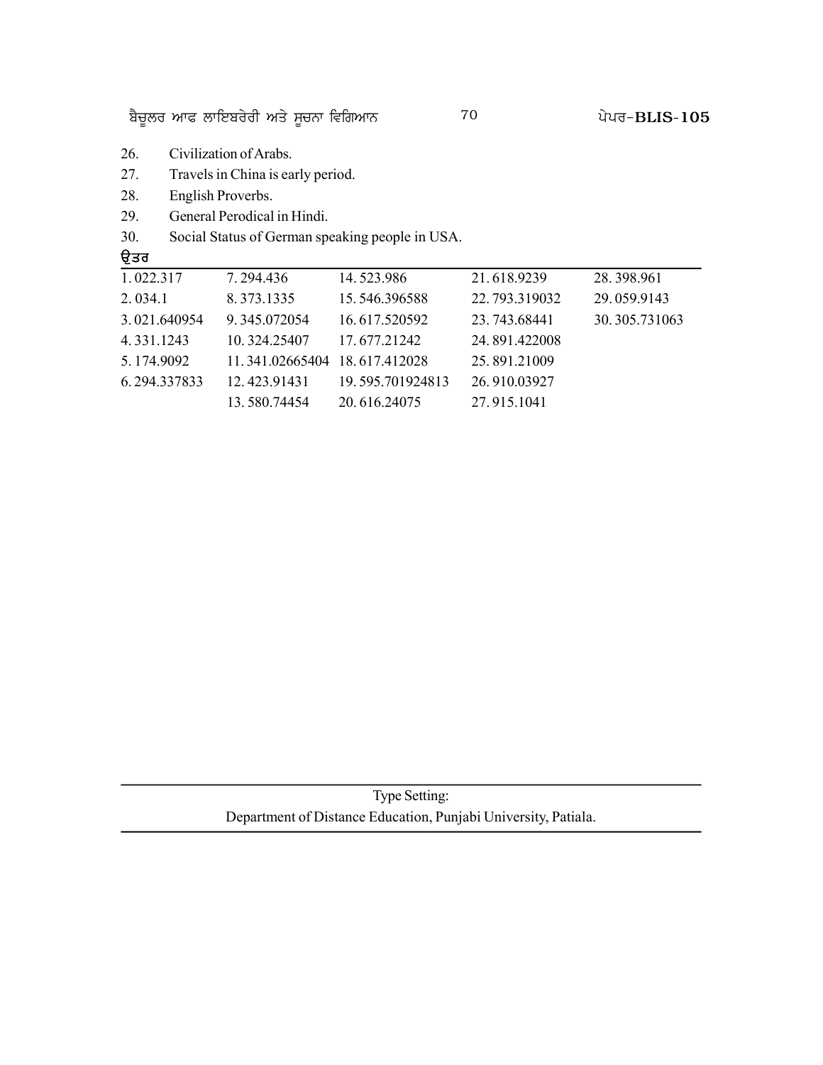26. Civilization of Arabs.
27. Travels in China is early period.
28. English Proverbs.
29. General Perodical in Hindi.
30. Social Status of German speaking people in USA.

**ਉਤਰ**

| | | | | |
|---|---|---|---|---|
| 1. 022.317 | 7. 294.436 | 14. 523.986 | 21. 618.9239 | 28. 398.961 |
| 2. 034.1 | 8. 373.1335 | 15. 546.396588 | 22. 793.319032 | 29. 059.9143 |
| 3. 021.640954 | 9. 345.072054 | 16. 617.520592 | 23. 743.68441 | 30. 305.731063 |
| 4. 331.1243 | 10. 324.25407 | 17. 677.21242 | 24. 891.422008 | |
| 5. 174.9092 | 11. 341.02665404 | 18. 617.412028 | 25. 891.21009 | |
| 6. 294.337833 | 12. 423.91431 | 19. 595.701924813 | 26. 910.03927 | |
| | 13. 580.74454 | 20. 616.24075 | 27. 915.1041 | |

Type Setting:
Department of Distance Education, Punjabi University, Patiala.